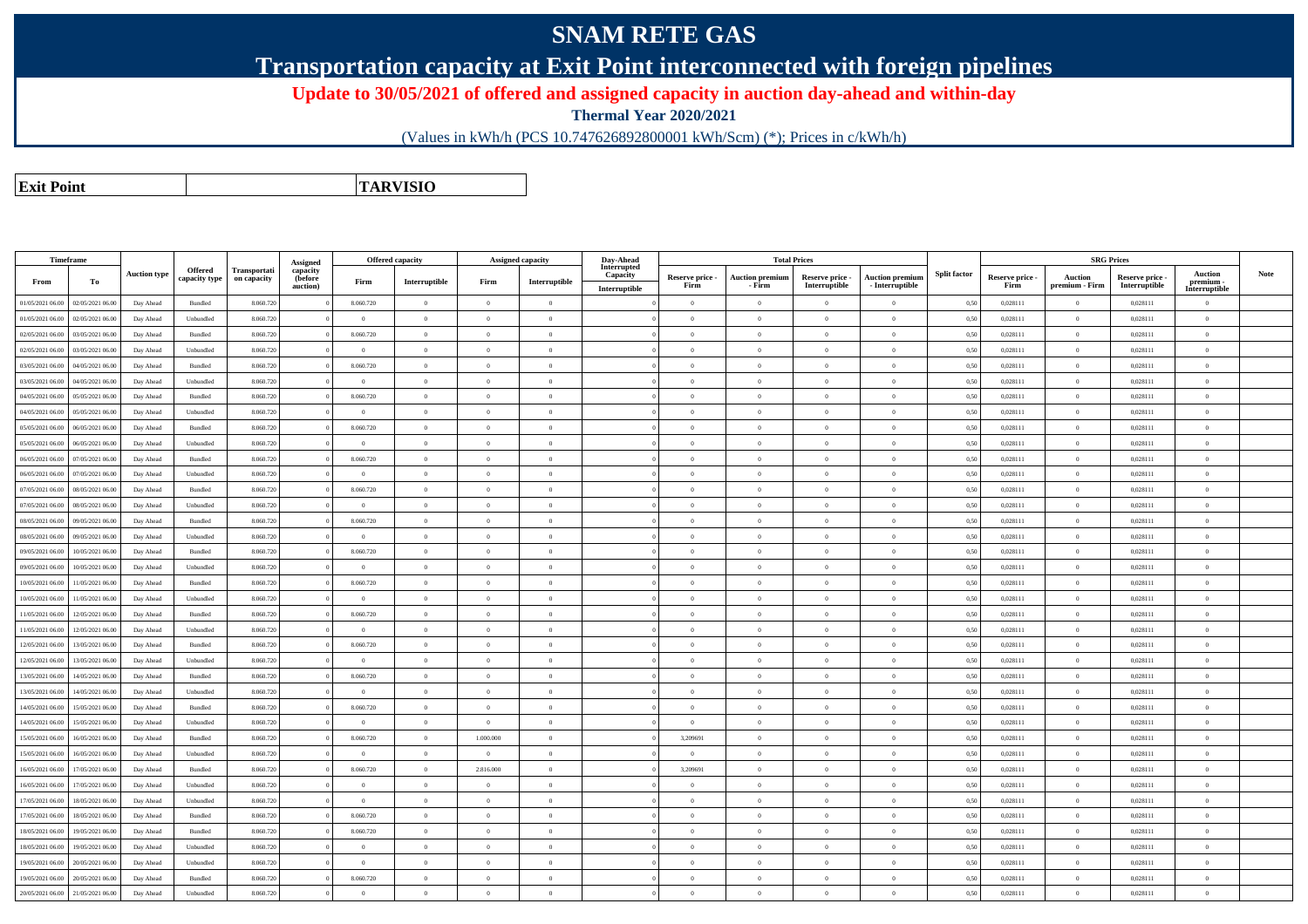# SNAM RETE GAS

## Transportation capacity at Exit Point interconnected with foreign pipelines

**Update to 30/05/2021 of offered and assigned capacity in auction day-ahead and within-day**

**Thermal Year 2020/2021**

(Values in kWh/h (PCS 10.747626892800001 kWh/Scm) (*); Prices in c/kWh/h)

| **Exit Point** | | **TARVISIO** |
|---|---|---|

| Timeframe | | Auction type | Offered capacity type | Transportation capacity | Assigned capacity (before auction) | Offered capacity | | Assigned capacity | | Day-Ahead Interrupted Capacity | Total Prices | | | | Split factor | SRG Prices | | | | Note |
|---|---|---|---|---|---|---|---|---|---|---|---|---|---|---|---|---|---|---|---|---|
| From | To | | | | | Firm | Interruptible | Firm | Interruptible | Interruptible | Reserve price - Firm | Auction premium - Firm | Reserve price - Interruptible | Auction premium - Interruptible | | Reserve price - Firm | Auction premium - Firm | Reserve price - Interruptible | Auction premium - Interruptible | |
| 01/05/2021 06.00 | 02/05/2021 06.00 | Day Ahead | Bundled | 8.060.720 | 0 | 8.060.720 | 0 | 0 | 0 | 0 | 0 | 0 | 0 | 0 | 0,50 | 0,028111 | 0 | 0,028111 | 0 | |
| 01/05/2021 06.00 | 02/05/2021 06.00 | Day Ahead | Unbundled | 8.060.720 | 0 | 0 | 0 | 0 | 0 | 0 | 0 | 0 | 0 | 0 | 0,50 | 0,028111 | 0 | 0,028111 | 0 | |
| 02/05/2021 06.00 | 03/05/2021 06.00 | Day Ahead | Bundled | 8.060.720 | 0 | 8.060.720 | 0 | 0 | 0 | 0 | 0 | 0 | 0 | 0 | 0,50 | 0,028111 | 0 | 0,028111 | 0 | |
| 02/05/2021 06.00 | 03/05/2021 06.00 | Day Ahead | Unbundled | 8.060.720 | 0 | 0 | 0 | 0 | 0 | 0 | 0 | 0 | 0 | 0 | 0,50 | 0,028111 | 0 | 0,028111 | 0 | |
| 03/05/2021 06.00 | 04/05/2021 06.00 | Day Ahead | Bundled | 8.060.720 | 0 | 8.060.720 | 0 | 0 | 0 | 0 | 0 | 0 | 0 | 0 | 0,50 | 0,028111 | 0 | 0,028111 | 0 | |
| 03/05/2021 06.00 | 04/05/2021 06.00 | Day Ahead | Unbundled | 8.060.720 | 0 | 0 | 0 | 0 | 0 | 0 | 0 | 0 | 0 | 0 | 0,50 | 0,028111 | 0 | 0,028111 | 0 | |
| 04/05/2021 06.00 | 05/05/2021 06.00 | Day Ahead | Bundled | 8.060.720 | 0 | 8.060.720 | 0 | 0 | 0 | 0 | 0 | 0 | 0 | 0 | 0,50 | 0,028111 | 0 | 0,028111 | 0 | |
| 04/05/2021 06.00 | 05/05/2021 06.00 | Day Ahead | Unbundled | 8.060.720 | 0 | 0 | 0 | 0 | 0 | 0 | 0 | 0 | 0 | 0 | 0,50 | 0,028111 | 0 | 0,028111 | 0 | |
| 05/05/2021 06.00 | 06/05/2021 06.00 | Day Ahead | Bundled | 8.060.720 | 0 | 8.060.720 | 0 | 0 | 0 | 0 | 0 | 0 | 0 | 0 | 0,50 | 0,028111 | 0 | 0,028111 | 0 | |
| 05/05/2021 06.00 | 06/05/2021 06.00 | Day Ahead | Unbundled | 8.060.720 | 0 | 0 | 0 | 0 | 0 | 0 | 0 | 0 | 0 | 0 | 0,50 | 0,028111 | 0 | 0,028111 | 0 | |
| 06/05/2021 06.00 | 07/05/2021 06.00 | Day Ahead | Bundled | 8.060.720 | 0 | 8.060.720 | 0 | 0 | 0 | 0 | 0 | 0 | 0 | 0 | 0,50 | 0,028111 | 0 | 0,028111 | 0 | |
| 06/05/2021 06.00 | 07/05/2021 06.00 | Day Ahead | Unbundled | 8.060.720 | 0 | 0 | 0 | 0 | 0 | 0 | 0 | 0 | 0 | 0 | 0,50 | 0,028111 | 0 | 0,028111 | 0 | |
| 07/05/2021 06.00 | 08/05/2021 06.00 | Day Ahead | Bundled | 8.060.720 | 0 | 8.060.720 | 0 | 0 | 0 | 0 | 0 | 0 | 0 | 0 | 0,50 | 0,028111 | 0 | 0,028111 | 0 | |
| 07/05/2021 06.00 | 08/05/2021 06.00 | Day Ahead | Unbundled | 8.060.720 | 0 | 0 | 0 | 0 | 0 | 0 | 0 | 0 | 0 | 0 | 0,50 | 0,028111 | 0 | 0,028111 | 0 | |
| 08/05/2021 06.00 | 09/05/2021 06.00 | Day Ahead | Bundled | 8.060.720 | 0 | 8.060.720 | 0 | 0 | 0 | 0 | 0 | 0 | 0 | 0 | 0,50 | 0,028111 | 0 | 0,028111 | 0 | |
| 08/05/2021 06.00 | 09/05/2021 06.00 | Day Ahead | Unbundled | 8.060.720 | 0 | 0 | 0 | 0 | 0 | 0 | 0 | 0 | 0 | 0 | 0,50 | 0,028111 | 0 | 0,028111 | 0 | |
| 09/05/2021 06.00 | 10/05/2021 06.00 | Day Ahead | Bundled | 8.060.720 | 0 | 8.060.720 | 0 | 0 | 0 | 0 | 0 | 0 | 0 | 0 | 0,50 | 0,028111 | 0 | 0,028111 | 0 | |
| 09/05/2021 06.00 | 10/05/2021 06.00 | Day Ahead | Unbundled | 8.060.720 | 0 | 0 | 0 | 0 | 0 | 0 | 0 | 0 | 0 | 0 | 0,50 | 0,028111 | 0 | 0,028111 | 0 | |
| 10/05/2021 06.00 | 11/05/2021 06.00 | Day Ahead | Bundled | 8.060.720 | 0 | 8.060.720 | 0 | 0 | 0 | 0 | 0 | 0 | 0 | 0 | 0,50 | 0,028111 | 0 | 0,028111 | 0 | |
| 10/05/2021 06.00 | 11/05/2021 06.00 | Day Ahead | Unbundled | 8.060.720 | 0 | 0 | 0 | 0 | 0 | 0 | 0 | 0 | 0 | 0 | 0,50 | 0,028111 | 0 | 0,028111 | 0 | |
| 11/05/2021 06.00 | 12/05/2021 06.00 | Day Ahead | Bundled | 8.060.720 | 0 | 8.060.720 | 0 | 0 | 0 | 0 | 0 | 0 | 0 | 0 | 0,50 | 0,028111 | 0 | 0,028111 | 0 | |
| 11/05/2021 06.00 | 12/05/2021 06.00 | Day Ahead | Unbundled | 8.060.720 | 0 | 0 | 0 | 0 | 0 | 0 | 0 | 0 | 0 | 0 | 0,50 | 0,028111 | 0 | 0,028111 | 0 | |
| 12/05/2021 06.00 | 13/05/2021 06.00 | Day Ahead | Bundled | 8.060.720 | 0 | 8.060.720 | 0 | 0 | 0 | 0 | 0 | 0 | 0 | 0 | 0,50 | 0,028111 | 0 | 0,028111 | 0 | |
| 12/05/2021 06.00 | 13/05/2021 06.00 | Day Ahead | Unbundled | 8.060.720 | 0 | 0 | 0 | 0 | 0 | 0 | 0 | 0 | 0 | 0 | 0,50 | 0,028111 | 0 | 0,028111 | 0 | |
| 13/05/2021 06.00 | 14/05/2021 06.00 | Day Ahead | Bundled | 8.060.720 | 0 | 8.060.720 | 0 | 0 | 0 | 0 | 0 | 0 | 0 | 0 | 0,50 | 0,028111 | 0 | 0,028111 | 0 | |
| 13/05/2021 06.00 | 14/05/2021 06.00 | Day Ahead | Unbundled | 8.060.720 | 0 | 0 | 0 | 0 | 0 | 0 | 0 | 0 | 0 | 0 | 0,50 | 0,028111 | 0 | 0,028111 | 0 | |
| 14/05/2021 06.00 | 15/05/2021 06.00 | Day Ahead | Bundled | 8.060.720 | 0 | 8.060.720 | 0 | 0 | 0 | 0 | 0 | 0 | 0 | 0 | 0,50 | 0,028111 | 0 | 0,028111 | 0 | |
| 14/05/2021 06.00 | 15/05/2021 06.00 | Day Ahead | Unbundled | 8.060.720 | 0 | 0 | 0 | 0 | 0 | 0 | 0 | 0 | 0 | 0 | 0,50 | 0,028111 | 0 | 0,028111 | 0 | |
| 15/05/2021 06.00 | 16/05/2021 06.00 | Day Ahead | Bundled | 8.060.720 | 0 | 8.060.720 | 0 | 1.000.000 | 0 | 0 | 3,209691 | 0 | 0 | 0 | 0,50 | 0,028111 | 0 | 0,028111 | 0 | |
| 15/05/2021 06.00 | 16/05/2021 06.00 | Day Ahead | Unbundled | 8.060.720 | 0 | 0 | 0 | 0 | 0 | 0 | 0 | 0 | 0 | 0 | 0,50 | 0,028111 | 0 | 0,028111 | 0 | |
| 16/05/2021 06.00 | 17/05/2021 06.00 | Day Ahead | Bundled | 8.060.720 | 0 | 8.060.720 | 0 | 2.816.000 | 0 | 0 | 3,209691 | 0 | 0 | 0 | 0,50 | 0,028111 | 0 | 0,028111 | 0 | |
| 16/05/2021 06.00 | 17/05/2021 06.00 | Day Ahead | Unbundled | 8.060.720 | 0 | 0 | 0 | 0 | 0 | 0 | 0 | 0 | 0 | 0 | 0,50 | 0,028111 | 0 | 0,028111 | 0 | |
| 17/05/2021 06.00 | 18/05/2021 06.00 | Day Ahead | Unbundled | 8.060.720 | 0 | 0 | 0 | 0 | 0 | 0 | 0 | 0 | 0 | 0 | 0,50 | 0,028111 | 0 | 0,028111 | 0 | |
| 17/05/2021 06.00 | 18/05/2021 06.00 | Day Ahead | Bundled | 8.060.720 | 0 | 8.060.720 | 0 | 0 | 0 | 0 | 0 | 0 | 0 | 0 | 0,50 | 0,028111 | 0 | 0,028111 | 0 | |
| 18/05/2021 06.00 | 19/05/2021 06.00 | Day Ahead | Bundled | 8.060.720 | 0 | 8.060.720 | 0 | 0 | 0 | 0 | 0 | 0 | 0 | 0 | 0,50 | 0,028111 | 0 | 0,028111 | 0 | |
| 18/05/2021 06.00 | 19/05/2021 06.00 | Day Ahead | Unbundled | 8.060.720 | 0 | 0 | 0 | 0 | 0 | 0 | 0 | 0 | 0 | 0 | 0,50 | 0,028111 | 0 | 0,028111 | 0 | |
| 19/05/2021 06.00 | 20/05/2021 06.00 | Day Ahead | Unbundled | 8.060.720 | 0 | 0 | 0 | 0 | 0 | 0 | 0 | 0 | 0 | 0 | 0,50 | 0,028111 | 0 | 0,028111 | 0 | |
| 19/05/2021 06.00 | 20/05/2021 06.00 | Day Ahead | Bundled | 8.060.720 | 0 | 8.060.720 | 0 | 0 | 0 | 0 | 0 | 0 | 0 | 0 | 0,50 | 0,028111 | 0 | 0,028111 | 0 | |
| 20/05/2021 06.00 | 21/05/2021 06.00 | Day Ahead | Unbundled | 8.060.720 | 0 | 0 | 0 | 0 | 0 | 0 | 0 | 0 | 0 | 0 | 0,50 | 0,028111 | 0 | 0,028111 | 0 | |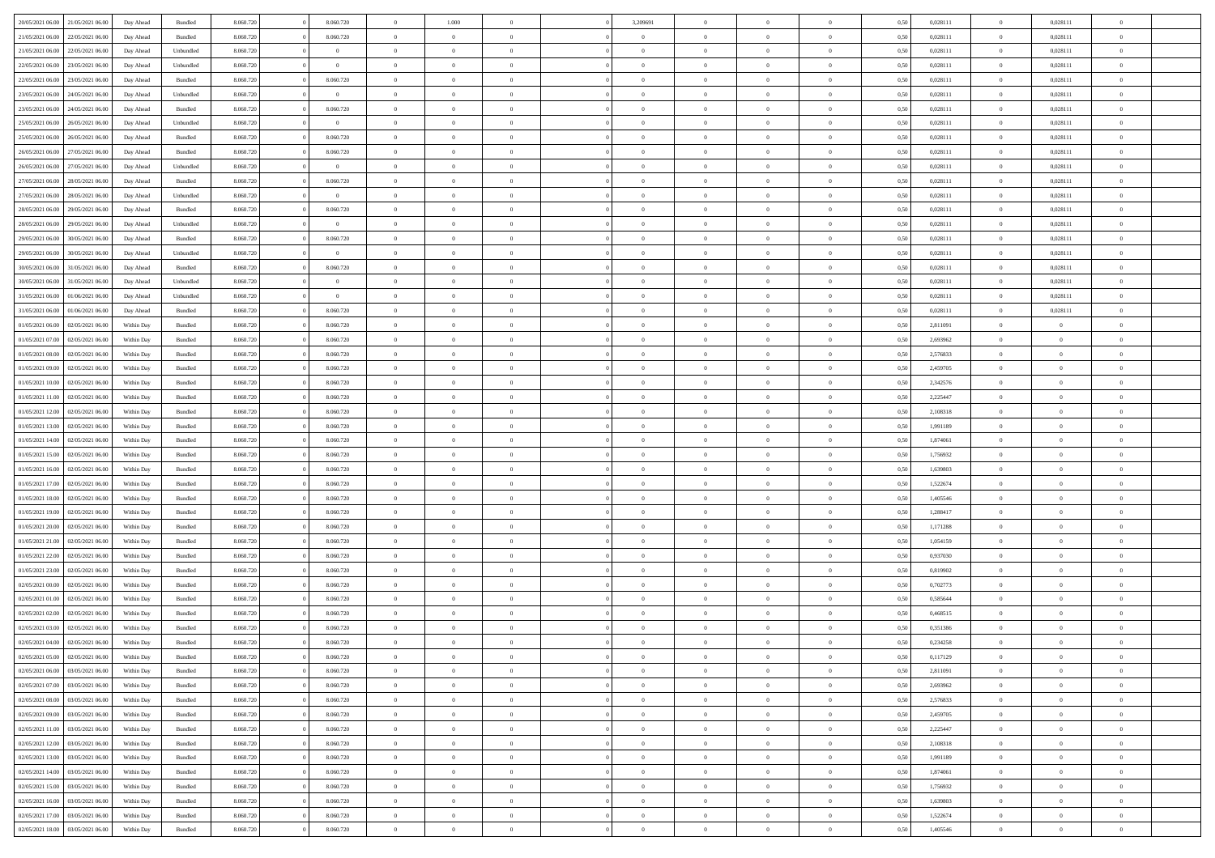| | | | | | | | | | | | | | | | | | | | | | |
|---|---|---|---|---|---|---|---|---|---|---|---|---|---|---|---|---|---|---|---|---|---|
| 20/05/2021 06.00 | 21/05/2021 06.00 | Day Ahead | Bundled | 8.060.720 | 0 | 8.060.720 | 0 | 1.000 | 0 | | 3,209691 | 0 | 0 | 0 | 0,50 | 0,028111 | 0 | 0,028111 | 0 | | |
| 21/05/2021 06.00 | 22/05/2021 06.00 | Day Ahead | Bundled | 8.060.720 | 0 | 8.060.720 | 0 | 0 | 0 | | 0 | 0 | 0 | 0 | 0,50 | 0,028111 | 0 | 0,028111 | 0 | | |
| 21/05/2021 06.00 | 22/05/2021 06.00 | Day Ahead | Unbundled | 8.060.720 | 0 | 0 | 0 | 0 | 0 | | 0 | 0 | 0 | 0 | 0,50 | 0,028111 | 0 | 0,028111 | 0 | | |
| 22/05/2021 06.00 | 23/05/2021 06.00 | Day Ahead | Unbundled | 8.060.720 | 0 | 0 | 0 | 0 | 0 | | 0 | 0 | 0 | 0 | 0,50 | 0,028111 | 0 | 0,028111 | 0 | | |
| 22/05/2021 06.00 | 23/05/2021 06.00 | Day Ahead | Bundled | 8.060.720 | 0 | 8.060.720 | 0 | 0 | 0 | | 0 | 0 | 0 | 0 | 0,50 | 0,028111 | 0 | 0,028111 | 0 | | |
| 23/05/2021 06.00 | 24/05/2021 06.00 | Day Ahead | Unbundled | 8.060.720 | 0 | 0 | 0 | 0 | 0 | | 0 | 0 | 0 | 0 | 0,50 | 0,028111 | 0 | 0,028111 | 0 | | |
| 23/05/2021 06.00 | 24/05/2021 06.00 | Day Ahead | Bundled | 8.060.720 | 0 | 8.060.720 | 0 | 0 | 0 | | 0 | 0 | 0 | 0 | 0,50 | 0,028111 | 0 | 0,028111 | 0 | | |
| 25/05/2021 06.00 | 26/05/2021 06.00 | Day Ahead | Unbundled | 8.060.720 | 0 | 0 | 0 | 0 | 0 | | 0 | 0 | 0 | 0 | 0,50 | 0,028111 | 0 | 0,028111 | 0 | | |
| 25/05/2021 06.00 | 26/05/2021 06.00 | Day Ahead | Bundled | 8.060.720 | 0 | 8.060.720 | 0 | 0 | 0 | | 0 | 0 | 0 | 0 | 0,50 | 0,028111 | 0 | 0,028111 | 0 | | |
| 26/05/2021 06.00 | 27/05/2021 06.00 | Day Ahead | Bundled | 8.060.720 | 0 | 8.060.720 | 0 | 0 | 0 | | 0 | 0 | 0 | 0 | 0,50 | 0,028111 | 0 | 0,028111 | 0 | | |
| 26/05/2021 06.00 | 27/05/2021 06.00 | Day Ahead | Unbundled | 8.060.720 | 0 | 0 | 0 | 0 | 0 | | 0 | 0 | 0 | 0 | 0,50 | 0,028111 | 0 | 0,028111 | 0 | | |
| 27/05/2021 06.00 | 28/05/2021 06.00 | Day Ahead | Bundled | 8.060.720 | 0 | 8.060.720 | 0 | 0 | 0 | | 0 | 0 | 0 | 0 | 0,50 | 0,028111 | 0 | 0,028111 | 0 | | |
| 27/05/2021 06.00 | 28/05/2021 06.00 | Day Ahead | Unbundled | 8.060.720 | 0 | 0 | 0 | 0 | 0 | | 0 | 0 | 0 | 0 | 0,50 | 0,028111 | 0 | 0,028111 | 0 | | |
| 28/05/2021 06.00 | 29/05/2021 06.00 | Day Ahead | Bundled | 8.060.720 | 0 | 8.060.720 | 0 | 0 | 0 | | 0 | 0 | 0 | 0 | 0,50 | 0,028111 | 0 | 0,028111 | 0 | | |
| 28/05/2021 06.00 | 29/05/2021 06.00 | Day Ahead | Unbundled | 8.060.720 | 0 | 0 | 0 | 0 | 0 | | 0 | 0 | 0 | 0 | 0,50 | 0,028111 | 0 | 0,028111 | 0 | | |
| 29/05/2021 06.00 | 30/05/2021 06.00 | Day Ahead | Bundled | 8.060.720 | 0 | 8.060.720 | 0 | 0 | 0 | | 0 | 0 | 0 | 0 | 0,50 | 0,028111 | 0 | 0,028111 | 0 | | |
| 29/05/2021 06.00 | 30/05/2021 06.00 | Day Ahead | Unbundled | 8.060.720 | 0 | 0 | 0 | 0 | 0 | | 0 | 0 | 0 | 0 | 0,50 | 0,028111 | 0 | 0,028111 | 0 | | |
| 30/05/2021 06.00 | 31/05/2021 06.00 | Day Ahead | Bundled | 8.060.720 | 0 | 8.060.720 | 0 | 0 | 0 | | 0 | 0 | 0 | 0 | 0,50 | 0,028111 | 0 | 0,028111 | 0 | | |
| 30/05/2021 06.00 | 31/05/2021 06.00 | Day Ahead | Unbundled | 8.060.720 | 0 | 0 | 0 | 0 | 0 | | 0 | 0 | 0 | 0 | 0,50 | 0,028111 | 0 | 0,028111 | 0 | | |
| 31/05/2021 06.00 | 01/06/2021 06.00 | Day Ahead | Unbundled | 8.060.720 | 0 | 0 | 0 | 0 | 0 | | 0 | 0 | 0 | 0 | 0,50 | 0,028111 | 0 | 0,028111 | 0 | | |
| 31/05/2021 06.00 | 01/06/2021 06.00 | Day Ahead | Bundled | 8.060.720 | 0 | 8.060.720 | 0 | 0 | 0 | | 0 | 0 | 0 | 0 | 0,50 | 0,028111 | 0 | 0,028111 | 0 | | |
| 01/05/2021 06.00 | 02/05/2021 06.00 | Within Day | Bundled | 8.060.720 | 0 | 8.060.720 | 0 | 0 | 0 | | 0 | 0 | 0 | 0 | 0,50 | 2,811091 | 0 | 0 | 0 | | |
| 01/05/2021 07.00 | 02/05/2021 06.00 | Within Day | Bundled | 8.060.720 | 0 | 8.060.720 | 0 | 0 | 0 | | 0 | 0 | 0 | 0 | 0,50 | 2,693962 | 0 | 0 | 0 | | |
| 01/05/2021 08.00 | 02/05/2021 06.00 | Within Day | Bundled | 8.060.720 | 0 | 8.060.720 | 0 | 0 | 0 | | 0 | 0 | 0 | 0 | 0,50 | 2,576833 | 0 | 0 | 0 | | |
| 01/05/2021 09.00 | 02/05/2021 06.00 | Within Day | Bundled | 8.060.720 | 0 | 8.060.720 | 0 | 0 | 0 | | 0 | 0 | 0 | 0 | 0,50 | 2,459705 | 0 | 0 | 0 | | |
| 01/05/2021 10.00 | 02/05/2021 06.00 | Within Day | Bundled | 8.060.720 | 0 | 8.060.720 | 0 | 0 | 0 | | 0 | 0 | 0 | 0 | 0,50 | 2,342576 | 0 | 0 | 0 | | |
| 01/05/2021 11.00 | 02/05/2021 06.00 | Within Day | Bundled | 8.060.720 | 0 | 8.060.720 | 0 | 0 | 0 | | 0 | 0 | 0 | 0 | 0,50 | 2,225447 | 0 | 0 | 0 | | |
| 01/05/2021 12.00 | 02/05/2021 06.00 | Within Day | Bundled | 8.060.720 | 0 | 8.060.720 | 0 | 0 | 0 | | 0 | 0 | 0 | 0 | 0,50 | 2,108318 | 0 | 0 | 0 | | |
| 01/05/2021 13.00 | 02/05/2021 06.00 | Within Day | Bundled | 8.060.720 | 0 | 8.060.720 | 0 | 0 | 0 | | 0 | 0 | 0 | 0 | 0,50 | 1,991189 | 0 | 0 | 0 | | |
| 01/05/2021 14.00 | 02/05/2021 06.00 | Within Day | Bundled | 8.060.720 | 0 | 8.060.720 | 0 | 0 | 0 | | 0 | 0 | 0 | 0 | 0,50 | 1,874061 | 0 | 0 | 0 | | |
| 01/05/2021 15.00 | 02/05/2021 06.00 | Within Day | Bundled | 8.060.720 | 0 | 8.060.720 | 0 | 0 | 0 | | 0 | 0 | 0 | 0 | 0,50 | 1,756932 | 0 | 0 | 0 | | |
| 01/05/2021 16.00 | 02/05/2021 06.00 | Within Day | Bundled | 8.060.720 | 0 | 8.060.720 | 0 | 0 | 0 | | 0 | 0 | 0 | 0 | 0,50 | 1,639803 | 0 | 0 | 0 | | |
| 01/05/2021 17.00 | 02/05/2021 06.00 | Within Day | Bundled | 8.060.720 | 0 | 8.060.720 | 0 | 0 | 0 | | 0 | 0 | 0 | 0 | 0,50 | 1,522674 | 0 | 0 | 0 | | |
| 01/05/2021 18.00 | 02/05/2021 06.00 | Within Day | Bundled | 8.060.720 | 0 | 8.060.720 | 0 | 0 | 0 | | 0 | 0 | 0 | 0 | 0,50 | 1,405546 | 0 | 0 | 0 | | |
| 01/05/2021 19.00 | 02/05/2021 06.00 | Within Day | Bundled | 8.060.720 | 0 | 8.060.720 | 0 | 0 | 0 | | 0 | 0 | 0 | 0 | 0,50 | 1,288417 | 0 | 0 | 0 | | |
| 01/05/2021 20.00 | 02/05/2021 06.00 | Within Day | Bundled | 8.060.720 | 0 | 8.060.720 | 0 | 0 | 0 | | 0 | 0 | 0 | 0 | 0,50 | 1,171288 | 0 | 0 | 0 | | |
| 01/05/2021 21.00 | 02/05/2021 06.00 | Within Day | Bundled | 8.060.720 | 0 | 8.060.720 | 0 | 0 | 0 | | 0 | 0 | 0 | 0 | 0,50 | 1,054159 | 0 | 0 | 0 | | |
| 01/05/2021 22.00 | 02/05/2021 06.00 | Within Day | Bundled | 8.060.720 | 0 | 8.060.720 | 0 | 0 | 0 | | 0 | 0 | 0 | 0 | 0,50 | 0,937030 | 0 | 0 | 0 | | |
| 01/05/2021 23.00 | 02/05/2021 06.00 | Within Day | Bundled | 8.060.720 | 0 | 8.060.720 | 0 | 0 | 0 | | 0 | 0 | 0 | 0 | 0,50 | 0,819902 | 0 | 0 | 0 | | |
| 02/05/2021 00.00 | 02/05/2021 06.00 | Within Day | Bundled | 8.060.720 | 0 | 8.060.720 | 0 | 0 | 0 | | 0 | 0 | 0 | 0 | 0,50 | 0,702773 | 0 | 0 | 0 | | |
| 02/05/2021 01.00 | 02/05/2021 06.00 | Within Day | Bundled | 8.060.720 | 0 | 8.060.720 | 0 | 0 | 0 | | 0 | 0 | 0 | 0 | 0,50 | 0,585644 | 0 | 0 | 0 | | |
| 02/05/2021 02.00 | 02/05/2021 06.00 | Within Day | Bundled | 8.060.720 | 0 | 8.060.720 | 0 | 0 | 0 | | 0 | 0 | 0 | 0 | 0,50 | 0,468515 | 0 | 0 | 0 | | |
| 02/05/2021 03.00 | 02/05/2021 06.00 | Within Day | Bundled | 8.060.720 | 0 | 8.060.720 | 0 | 0 | 0 | | 0 | 0 | 0 | 0 | 0,50 | 0,351386 | 0 | 0 | 0 | | |
| 02/05/2021 04.00 | 02/05/2021 06.00 | Within Day | Bundled | 8.060.720 | 0 | 8.060.720 | 0 | 0 | 0 | | 0 | 0 | 0 | 0 | 0,50 | 0,234258 | 0 | 0 | 0 | | |
| 02/05/2021 05.00 | 02/05/2021 06.00 | Within Day | Bundled | 8.060.720 | 0 | 8.060.720 | 0 | 0 | 0 | | 0 | 0 | 0 | 0 | 0,50 | 0,117129 | 0 | 0 | 0 | | |
| 02/05/2021 06.00 | 03/05/2021 06.00 | Within Day | Bundled | 8.060.720 | 0 | 8.060.720 | 0 | 0 | 0 | | 0 | 0 | 0 | 0 | 0,50 | 2,811091 | 0 | 0 | 0 | | |
| 02/05/2021 07.00 | 03/05/2021 06.00 | Within Day | Bundled | 8.060.720 | 0 | 8.060.720 | 0 | 0 | 0 | | 0 | 0 | 0 | 0 | 0,50 | 2,693962 | 0 | 0 | 0 | | |
| 02/05/2021 08.00 | 03/05/2021 06.00 | Within Day | Bundled | 8.060.720 | 0 | 8.060.720 | 0 | 0 | 0 | | 0 | 0 | 0 | 0 | 0,50 | 2,576833 | 0 | 0 | 0 | | |
| 02/05/2021 09.00 | 03/05/2021 06.00 | Within Day | Bundled | 8.060.720 | 0 | 8.060.720 | 0 | 0 | 0 | | 0 | 0 | 0 | 0 | 0,50 | 2,459705 | 0 | 0 | 0 | | |
| 02/05/2021 11.00 | 03/05/2021 06.00 | Within Day | Bundled | 8.060.720 | 0 | 8.060.720 | 0 | 0 | 0 | | 0 | 0 | 0 | 0 | 0,50 | 2,225447 | 0 | 0 | 0 | | |
| 02/05/2021 12.00 | 03/05/2021 06.00 | Within Day | Bundled | 8.060.720 | 0 | 8.060.720 | 0 | 0 | 0 | | 0 | 0 | 0 | 0 | 0,50 | 2,108318 | 0 | 0 | 0 | | |
| 02/05/2021 13.00 | 03/05/2021 06.00 | Within Day | Bundled | 8.060.720 | 0 | 8.060.720 | 0 | 0 | 0 | | 0 | 0 | 0 | 0 | 0,50 | 1,991189 | 0 | 0 | 0 | | |
| 02/05/2021 14.00 | 03/05/2021 06.00 | Within Day | Bundled | 8.060.720 | 0 | 8.060.720 | 0 | 0 | 0 | | 0 | 0 | 0 | 0 | 0,50 | 1,874061 | 0 | 0 | 0 | | |
| 02/05/2021 15.00 | 03/05/2021 06.00 | Within Day | Bundled | 8.060.720 | 0 | 8.060.720 | 0 | 0 | 0 | | 0 | 0 | 0 | 0 | 0,50 | 1,756932 | 0 | 0 | 0 | | |
| 02/05/2021 16.00 | 03/05/2021 06.00 | Within Day | Bundled | 8.060.720 | 0 | 8.060.720 | 0 | 0 | 0 | | 0 | 0 | 0 | 0 | 0,50 | 1,639803 | 0 | 0 | 0 | | |
| 02/05/2021 17.00 | 03/05/2021 06.00 | Within Day | Bundled | 8.060.720 | 0 | 8.060.720 | 0 | 0 | 0 | | 0 | 0 | 0 | 0 | 0,50 | 1,522674 | 0 | 0 | 0 | | |
| 02/05/2021 18.00 | 03/05/2021 06.00 | Within Day | Bundled | 8.060.720 | 0 | 8.060.720 | 0 | 0 | 0 | | 0 | 0 | 0 | 0 | 0,50 | 1,405546 | 0 | 0 | 0 | | |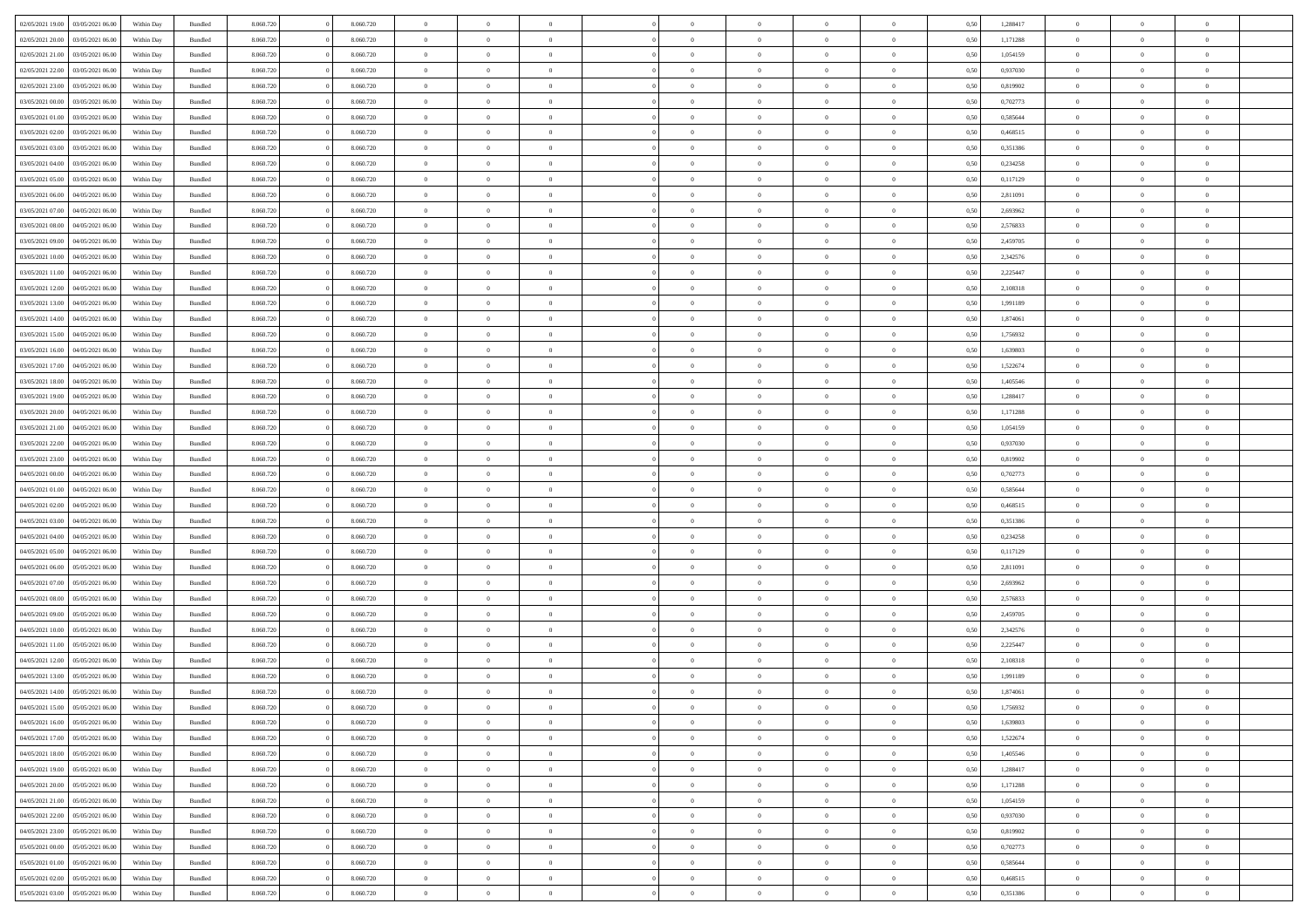| | | | | | | | | | | | | | | | | | | | | |
|---|---|---|---|---|---|---|---|---|---|---|---|---|---|---|---|---|---|---|---|---|
| 02/05/2021 19:00 | 03/05/2021 06:00 | Within Day | Bundled | 8.060.720 | 0 | 8.060.720 | 0 | 0 | 0 | | 0 | 0 | 0 | 0 | 0,50 | 1,288417 | 0 | 0 | 0 | |
| 02/05/2021 20:00 | 03/05/2021 06:00 | Within Day | Bundled | 8.060.720 | 0 | 8.060.720 | 0 | 0 | 0 | | 0 | 0 | 0 | 0 | 0,50 | 1,171288 | 0 | 0 | 0 | |
| 02/05/2021 21:00 | 03/05/2021 06:00 | Within Day | Bundled | 8.060.720 | 0 | 8.060.720 | 0 | 0 | 0 | | 0 | 0 | 0 | 0 | 0,50 | 1,054159 | 0 | 0 | 0 | |
| 02/05/2021 22:00 | 03/05/2021 06:00 | Within Day | Bundled | 8.060.720 | 0 | 8.060.720 | 0 | 0 | 0 | | 0 | 0 | 0 | 0 | 0,50 | 0,937030 | 0 | 0 | 0 | |
| 02/05/2021 23:00 | 03/05/2021 06:00 | Within Day | Bundled | 8.060.720 | 0 | 8.060.720 | 0 | 0 | 0 | | 0 | 0 | 0 | 0 | 0,50 | 0,819902 | 0 | 0 | 0 | |
| 03/05/2021 00:00 | 03/05/2021 06:00 | Within Day | Bundled | 8.060.720 | 0 | 8.060.720 | 0 | 0 | 0 | | 0 | 0 | 0 | 0 | 0,50 | 0,702773 | 0 | 0 | 0 | |
| 03/05/2021 01:00 | 03/05/2021 06:00 | Within Day | Bundled | 8.060.720 | 0 | 8.060.720 | 0 | 0 | 0 | | 0 | 0 | 0 | 0 | 0,50 | 0,585644 | 0 | 0 | 0 | |
| 03/05/2021 02:00 | 03/05/2021 06:00 | Within Day | Bundled | 8.060.720 | 0 | 8.060.720 | 0 | 0 | 0 | | 0 | 0 | 0 | 0 | 0,50 | 0,468515 | 0 | 0 | 0 | |
| 03/05/2021 03:00 | 03/05/2021 06:00 | Within Day | Bundled | 8.060.720 | 0 | 8.060.720 | 0 | 0 | 0 | | 0 | 0 | 0 | 0 | 0,50 | 0,351386 | 0 | 0 | 0 | |
| 03/05/2021 04:00 | 03/05/2021 06:00 | Within Day | Bundled | 8.060.720 | 0 | 8.060.720 | 0 | 0 | 0 | | 0 | 0 | 0 | 0 | 0,50 | 0,234258 | 0 | 0 | 0 | |
| 03/05/2021 05:00 | 03/05/2021 06:00 | Within Day | Bundled | 8.060.720 | 0 | 8.060.720 | 0 | 0 | 0 | | 0 | 0 | 0 | 0 | 0,50 | 0,117129 | 0 | 0 | 0 | |
| 03/05/2021 06:00 | 04/05/2021 06:00 | Within Day | Bundled | 8.060.720 | 0 | 8.060.720 | 0 | 0 | 0 | | 0 | 0 | 0 | 0 | 0,50 | 2,811091 | 0 | 0 | 0 | |
| 03/05/2021 07:00 | 04/05/2021 06:00 | Within Day | Bundled | 8.060.720 | 0 | 8.060.720 | 0 | 0 | 0 | | 0 | 0 | 0 | 0 | 0,50 | 2,693962 | 0 | 0 | 0 | |
| 03/05/2021 08:00 | 04/05/2021 06:00 | Within Day | Bundled | 8.060.720 | 0 | 8.060.720 | 0 | 0 | 0 | | 0 | 0 | 0 | 0 | 0,50 | 2,576833 | 0 | 0 | 0 | |
| 03/05/2021 09:00 | 04/05/2021 06:00 | Within Day | Bundled | 8.060.720 | 0 | 8.060.720 | 0 | 0 | 0 | | 0 | 0 | 0 | 0 | 0,50 | 2,459705 | 0 | 0 | 0 | |
| 03/05/2021 10:00 | 04/05/2021 06:00 | Within Day | Bundled | 8.060.720 | 0 | 8.060.720 | 0 | 0 | 0 | | 0 | 0 | 0 | 0 | 0,50 | 2,342576 | 0 | 0 | 0 | |
| 03/05/2021 11:00 | 04/05/2021 06:00 | Within Day | Bundled | 8.060.720 | 0 | 8.060.720 | 0 | 0 | 0 | | 0 | 0 | 0 | 0 | 0,50 | 2,225447 | 0 | 0 | 0 | |
| 03/05/2021 12:00 | 04/05/2021 06:00 | Within Day | Bundled | 8.060.720 | 0 | 8.060.720 | 0 | 0 | 0 | | 0 | 0 | 0 | 0 | 0,50 | 2,108318 | 0 | 0 | 0 | |
| 03/05/2021 13:00 | 04/05/2021 06:00 | Within Day | Bundled | 8.060.720 | 0 | 8.060.720 | 0 | 0 | 0 | | 0 | 0 | 0 | 0 | 0,50 | 1,991189 | 0 | 0 | 0 | |
| 03/05/2021 14:00 | 04/05/2021 06:00 | Within Day | Bundled | 8.060.720 | 0 | 8.060.720 | 0 | 0 | 0 | | 0 | 0 | 0 | 0 | 0,50 | 1,874061 | 0 | 0 | 0 | |
| 03/05/2021 15:00 | 04/05/2021 06:00 | Within Day | Bundled | 8.060.720 | 0 | 8.060.720 | 0 | 0 | 0 | | 0 | 0 | 0 | 0 | 0,50 | 1,756932 | 0 | 0 | 0 | |
| 03/05/2021 16:00 | 04/05/2021 06:00 | Within Day | Bundled | 8.060.720 | 0 | 8.060.720 | 0 | 0 | 0 | | 0 | 0 | 0 | 0 | 0,50 | 1,639803 | 0 | 0 | 0 | |
| 03/05/2021 17:00 | 04/05/2021 06:00 | Within Day | Bundled | 8.060.720 | 0 | 8.060.720 | 0 | 0 | 0 | | 0 | 0 | 0 | 0 | 0,50 | 1,522674 | 0 | 0 | 0 | |
| 03/05/2021 18:00 | 04/05/2021 06:00 | Within Day | Bundled | 8.060.720 | 0 | 8.060.720 | 0 | 0 | 0 | | 0 | 0 | 0 | 0 | 0,50 | 1,405546 | 0 | 0 | 0 | |
| 03/05/2021 19:00 | 04/05/2021 06:00 | Within Day | Bundled | 8.060.720 | 0 | 8.060.720 | 0 | 0 | 0 | | 0 | 0 | 0 | 0 | 0,50 | 1,288417 | 0 | 0 | 0 | |
| 03/05/2021 20:00 | 04/05/2021 06:00 | Within Day | Bundled | 8.060.720 | 0 | 8.060.720 | 0 | 0 | 0 | | 0 | 0 | 0 | 0 | 0,50 | 1,171288 | 0 | 0 | 0 | |
| 03/05/2021 21:00 | 04/05/2021 06:00 | Within Day | Bundled | 8.060.720 | 0 | 8.060.720 | 0 | 0 | 0 | | 0 | 0 | 0 | 0 | 0,50 | 1,054159 | 0 | 0 | 0 | |
| 03/05/2021 22:00 | 04/05/2021 06:00 | Within Day | Bundled | 8.060.720 | 0 | 8.060.720 | 0 | 0 | 0 | | 0 | 0 | 0 | 0 | 0,50 | 0,937030 | 0 | 0 | 0 | |
| 03/05/2021 23:00 | 04/05/2021 06:00 | Within Day | Bundled | 8.060.720 | 0 | 8.060.720 | 0 | 0 | 0 | | 0 | 0 | 0 | 0 | 0,50 | 0,819902 | 0 | 0 | 0 | |
| 04/05/2021 00:00 | 04/05/2021 06:00 | Within Day | Bundled | 8.060.720 | 0 | 8.060.720 | 0 | 0 | 0 | | 0 | 0 | 0 | 0 | 0,50 | 0,702773 | 0 | 0 | 0 | |
| 04/05/2021 01:00 | 04/05/2021 06:00 | Within Day | Bundled | 8.060.720 | 0 | 8.060.720 | 0 | 0 | 0 | | 0 | 0 | 0 | 0 | 0,50 | 0,585644 | 0 | 0 | 0 | |
| 04/05/2021 02:00 | 04/05/2021 06:00 | Within Day | Bundled | 8.060.720 | 0 | 8.060.720 | 0 | 0 | 0 | | 0 | 0 | 0 | 0 | 0,50 | 0,468515 | 0 | 0 | 0 | |
| 04/05/2021 03:00 | 04/05/2021 06:00 | Within Day | Bundled | 8.060.720 | 0 | 8.060.720 | 0 | 0 | 0 | | 0 | 0 | 0 | 0 | 0,50 | 0,351386 | 0 | 0 | 0 | |
| 04/05/2021 04:00 | 04/05/2021 06:00 | Within Day | Bundled | 8.060.720 | 0 | 8.060.720 | 0 | 0 | 0 | | 0 | 0 | 0 | 0 | 0,50 | 0,234258 | 0 | 0 | 0 | |
| 04/05/2021 05:00 | 04/05/2021 06:00 | Within Day | Bundled | 8.060.720 | 0 | 8.060.720 | 0 | 0 | 0 | | 0 | 0 | 0 | 0 | 0,50 | 0,117129 | 0 | 0 | 0 | |
| 04/05/2021 06:00 | 05/05/2021 06:00 | Within Day | Bundled | 8.060.720 | 0 | 8.060.720 | 0 | 0 | 0 | | 0 | 0 | 0 | 0 | 0,50 | 2,811091 | 0 | 0 | 0 | |
| 04/05/2021 07:00 | 05/05/2021 06:00 | Within Day | Bundled | 8.060.720 | 0 | 8.060.720 | 0 | 0 | 0 | | 0 | 0 | 0 | 0 | 0,50 | 2,693962 | 0 | 0 | 0 | |
| 04/05/2021 08:00 | 05/05/2021 06:00 | Within Day | Bundled | 8.060.720 | 0 | 8.060.720 | 0 | 0 | 0 | | 0 | 0 | 0 | 0 | 0,50 | 2,576833 | 0 | 0 | 0 | |
| 04/05/2021 09:00 | 05/05/2021 06:00 | Within Day | Bundled | 8.060.720 | 0 | 8.060.720 | 0 | 0 | 0 | | 0 | 0 | 0 | 0 | 0,50 | 2,459705 | 0 | 0 | 0 | |
| 04/05/2021 10:00 | 05/05/2021 06:00 | Within Day | Bundled | 8.060.720 | 0 | 8.060.720 | 0 | 0 | 0 | | 0 | 0 | 0 | 0 | 0,50 | 2,342576 | 0 | 0 | 0 | |
| 04/05/2021 11:00 | 05/05/2021 06:00 | Within Day | Bundled | 8.060.720 | 0 | 8.060.720 | 0 | 0 | 0 | | 0 | 0 | 0 | 0 | 0,50 | 2,225447 | 0 | 0 | 0 | |
| 04/05/2021 12:00 | 05/05/2021 06:00 | Within Day | Bundled | 8.060.720 | 0 | 8.060.720 | 0 | 0 | 0 | | 0 | 0 | 0 | 0 | 0,50 | 2,108318 | 0 | 0 | 0 | |
| 04/05/2021 13:00 | 05/05/2021 06:00 | Within Day | Bundled | 8.060.720 | 0 | 8.060.720 | 0 | 0 | 0 | | 0 | 0 | 0 | 0 | 0,50 | 1,991189 | 0 | 0 | 0 | |
| 04/05/2021 14:00 | 05/05/2021 06:00 | Within Day | Bundled | 8.060.720 | 0 | 8.060.720 | 0 | 0 | 0 | | 0 | 0 | 0 | 0 | 0,50 | 1,874061 | 0 | 0 | 0 | |
| 04/05/2021 15:00 | 05/05/2021 06:00 | Within Day | Bundled | 8.060.720 | 0 | 8.060.720 | 0 | 0 | 0 | | 0 | 0 | 0 | 0 | 0,50 | 1,756932 | 0 | 0 | 0 | |
| 04/05/2021 16:00 | 05/05/2021 06:00 | Within Day | Bundled | 8.060.720 | 0 | 8.060.720 | 0 | 0 | 0 | | 0 | 0 | 0 | 0 | 0,50 | 1,639803 | 0 | 0 | 0 | |
| 04/05/2021 17:00 | 05/05/2021 06:00 | Within Day | Bundled | 8.060.720 | 0 | 8.060.720 | 0 | 0 | 0 | | 0 | 0 | 0 | 0 | 0,50 | 1,522674 | 0 | 0 | 0 | |
| 04/05/2021 18:00 | 05/05/2021 06:00 | Within Day | Bundled | 8.060.720 | 0 | 8.060.720 | 0 | 0 | 0 | | 0 | 0 | 0 | 0 | 0,50 | 1,405546 | 0 | 0 | 0 | |
| 04/05/2021 19:00 | 05/05/2021 06:00 | Within Day | Bundled | 8.060.720 | 0 | 8.060.720 | 0 | 0 | 0 | | 0 | 0 | 0 | 0 | 0,50 | 1,288417 | 0 | 0 | 0 | |
| 04/05/2021 20:00 | 05/05/2021 06:00 | Within Day | Bundled | 8.060.720 | 0 | 8.060.720 | 0 | 0 | 0 | | 0 | 0 | 0 | 0 | 0,50 | 1,171288 | 0 | 0 | 0 | |
| 04/05/2021 21:00 | 05/05/2021 06:00 | Within Day | Bundled | 8.060.720 | 0 | 8.060.720 | 0 | 0 | 0 | | 0 | 0 | 0 | 0 | 0,50 | 1,054159 | 0 | 0 | 0 | |
| 04/05/2021 22:00 | 05/05/2021 06:00 | Within Day | Bundled | 8.060.720 | 0 | 8.060.720 | 0 | 0 | 0 | | 0 | 0 | 0 | 0 | 0,50 | 0,937030 | 0 | 0 | 0 | |
| 04/05/2021 23:00 | 05/05/2021 06:00 | Within Day | Bundled | 8.060.720 | 0 | 8.060.720 | 0 | 0 | 0 | | 0 | 0 | 0 | 0 | 0,50 | 0,819902 | 0 | 0 | 0 | |
| 05/05/2021 00:00 | 05/05/2021 06:00 | Within Day | Bundled | 8.060.720 | 0 | 8.060.720 | 0 | 0 | 0 | | 0 | 0 | 0 | 0 | 0,50 | 0,702773 | 0 | 0 | 0 | |
| 05/05/2021 01:00 | 05/05/2021 06:00 | Within Day | Bundled | 8.060.720 | 0 | 8.060.720 | 0 | 0 | 0 | | 0 | 0 | 0 | 0 | 0,50 | 0,585644 | 0 | 0 | 0 | |
| 05/05/2021 02:00 | 05/05/2021 06:00 | Within Day | Bundled | 8.060.720 | 0 | 8.060.720 | 0 | 0 | 0 | | 0 | 0 | 0 | 0 | 0,50 | 0,468515 | 0 | 0 | 0 | |
| 05/05/2021 03:00 | 05/05/2021 06:00 | Within Day | Bundled | 8.060.720 | 0 | 8.060.720 | 0 | 0 | 0 | | 0 | 0 | 0 | 0 | 0,50 | 0,351386 | 0 | 0 | 0 | |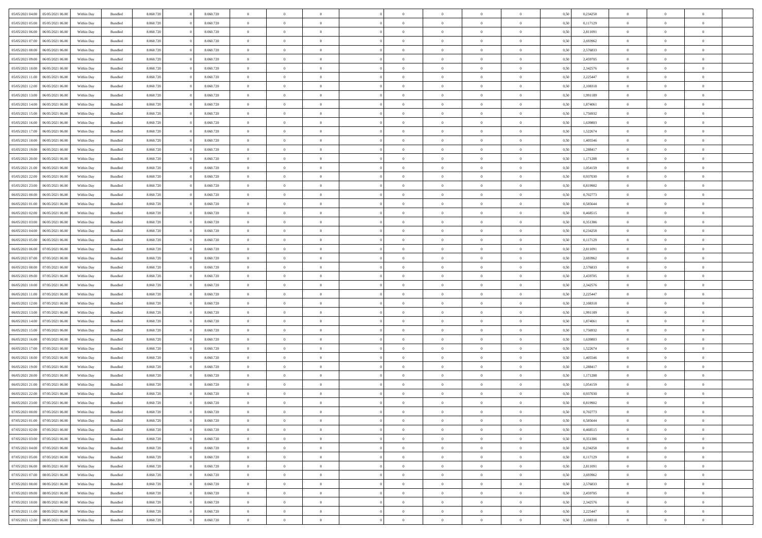| | | | | | | | | | | | | | | | | | | | | |
|---|---|---|---|---|---|---|---|---|---|---|---|---|---|---|---|---|---|---|---|---|
| 05/05/2021 04:00 | 05/05/2021 06:00 | Within Day | Bundled | 8.060.720 | 0 | 8.060.720 | 0 | 0 | 0 | | 0 | 0 | 0 | 0 | 0,50 | 0,234258 | 0 | 0 | 0 | |
| 05/05/2021 05:00 | 05/05/2021 06:00 | Within Day | Bundled | 8.060.720 | 0 | 8.060.720 | 0 | 0 | 0 | | 0 | 0 | 0 | 0 | 0,50 | 0,117129 | 0 | 0 | 0 | |
| 05/05/2021 06:00 | 06/05/2021 06:00 | Within Day | Bundled | 8.060.720 | 0 | 8.060.720 | 0 | 0 | 0 | | 0 | 0 | 0 | 0 | 0,50 | 2,811091 | 0 | 0 | 0 | |
| 05/05/2021 07:00 | 06/05/2021 06:00 | Within Day | Bundled | 8.060.720 | 0 | 8.060.720 | 0 | 0 | 0 | | 0 | 0 | 0 | 0 | 0,50 | 2,693962 | 0 | 0 | 0 | |
| 05/05/2021 08:00 | 06/05/2021 06:00 | Within Day | Bundled | 8.060.720 | 0 | 8.060.720 | 0 | 0 | 0 | | 0 | 0 | 0 | 0 | 0,50 | 2,576833 | 0 | 0 | 0 | |
| 05/05/2021 09:00 | 06/05/2021 06:00 | Within Day | Bundled | 8.060.720 | 0 | 8.060.720 | 0 | 0 | 0 | | 0 | 0 | 0 | 0 | 0,50 | 2,459705 | 0 | 0 | 0 | |
| 05/05/2021 10:00 | 06/05/2021 06:00 | Within Day | Bundled | 8.060.720 | 0 | 8.060.720 | 0 | 0 | 0 | | 0 | 0 | 0 | 0 | 0,50 | 2,342576 | 0 | 0 | 0 | |
| 05/05/2021 11:00 | 06/05/2021 06:00 | Within Day | Bundled | 8.060.720 | 0 | 8.060.720 | 0 | 0 | 0 | | 0 | 0 | 0 | 0 | 0,50 | 2,225447 | 0 | 0 | 0 | |
| 05/05/2021 12:00 | 06/05/2021 06:00 | Within Day | Bundled | 8.060.720 | 0 | 8.060.720 | 0 | 0 | 0 | | 0 | 0 | 0 | 0 | 0,50 | 2,108318 | 0 | 0 | 0 | |
| 05/05/2021 13:00 | 06/05/2021 06:00 | Within Day | Bundled | 8.060.720 | 0 | 8.060.720 | 0 | 0 | 0 | | 0 | 0 | 0 | 0 | 0,50 | 1,991189 | 0 | 0 | 0 | |
| 05/05/2021 14:00 | 06/05/2021 06:00 | Within Day | Bundled | 8.060.720 | 0 | 8.060.720 | 0 | 0 | 0 | | 0 | 0 | 0 | 0 | 0,50 | 1,874061 | 0 | 0 | 0 | |
| 05/05/2021 15:00 | 06/05/2021 06:00 | Within Day | Bundled | 8.060.720 | 0 | 8.060.720 | 0 | 0 | 0 | | 0 | 0 | 0 | 0 | 0,50 | 1,756932 | 0 | 0 | 0 | |
| 05/05/2021 16:00 | 06/05/2021 06:00 | Within Day | Bundled | 8.060.720 | 0 | 8.060.720 | 0 | 0 | 0 | | 0 | 0 | 0 | 0 | 0,50 | 1,639803 | 0 | 0 | 0 | |
| 05/05/2021 17:00 | 06/05/2021 06:00 | Within Day | Bundled | 8.060.720 | 0 | 8.060.720 | 0 | 0 | 0 | | 0 | 0 | 0 | 0 | 0,50 | 1,522674 | 0 | 0 | 0 | |
| 05/05/2021 18:00 | 06/05/2021 06:00 | Within Day | Bundled | 8.060.720 | 0 | 8.060.720 | 0 | 0 | 0 | | 0 | 0 | 0 | 0 | 0,50 | 1,405546 | 0 | 0 | 0 | |
| 05/05/2021 19:00 | 06/05/2021 06:00 | Within Day | Bundled | 8.060.720 | 0 | 8.060.720 | 0 | 0 | 0 | | 0 | 0 | 0 | 0 | 0,50 | 1,288417 | 0 | 0 | 0 | |
| 05/05/2021 20:00 | 06/05/2021 06:00 | Within Day | Bundled | 8.060.720 | 0 | 8.060.720 | 0 | 0 | 0 | | 0 | 0 | 0 | 0 | 0,50 | 1,171288 | 0 | 0 | 0 | |
| 05/05/2021 21:00 | 06/05/2021 06:00 | Within Day | Bundled | 8.060.720 | 0 | 8.060.720 | 0 | 0 | 0 | | 0 | 0 | 0 | 0 | 0,50 | 1,054159 | 0 | 0 | 0 | |
| 05/05/2021 22:00 | 06/05/2021 06:00 | Within Day | Bundled | 8.060.720 | 0 | 8.060.720 | 0 | 0 | 0 | | 0 | 0 | 0 | 0 | 0,50 | 0,937030 | 0 | 0 | 0 | |
| 05/05/2021 23:00 | 06/05/2021 06:00 | Within Day | Bundled | 8.060.720 | 0 | 8.060.720 | 0 | 0 | 0 | | 0 | 0 | 0 | 0 | 0,50 | 0,819902 | 0 | 0 | 0 | |
| 06/05/2021 00:00 | 06/05/2021 06:00 | Within Day | Bundled | 8.060.720 | 0 | 8.060.720 | 0 | 0 | 0 | | 0 | 0 | 0 | 0 | 0,50 | 0,702773 | 0 | 0 | 0 | |
| 06/05/2021 01:00 | 06/05/2021 06:00 | Within Day | Bundled | 8.060.720 | 0 | 8.060.720 | 0 | 0 | 0 | | 0 | 0 | 0 | 0 | 0,50 | 0,585644 | 0 | 0 | 0 | |
| 06/05/2021 02:00 | 06/05/2021 06:00 | Within Day | Bundled | 8.060.720 | 0 | 8.060.720 | 0 | 0 | 0 | | 0 | 0 | 0 | 0 | 0,50 | 0,468515 | 0 | 0 | 0 | |
| 06/05/2021 03:00 | 06/05/2021 06:00 | Within Day | Bundled | 8.060.720 | 0 | 8.060.720 | 0 | 0 | 0 | | 0 | 0 | 0 | 0 | 0,50 | 0,351386 | 0 | 0 | 0 | |
| 06/05/2021 04:00 | 06/05/2021 06:00 | Within Day | Bundled | 8.060.720 | 0 | 8.060.720 | 0 | 0 | 0 | | 0 | 0 | 0 | 0 | 0,50 | 0,234258 | 0 | 0 | 0 | |
| 06/05/2021 05:00 | 06/05/2021 06:00 | Within Day | Bundled | 8.060.720 | 0 | 8.060.720 | 0 | 0 | 0 | | 0 | 0 | 0 | 0 | 0,50 | 0,117129 | 0 | 0 | 0 | |
| 06/05/2021 06:00 | 07/05/2021 06:00 | Within Day | Bundled | 8.060.720 | 0 | 8.060.720 | 0 | 0 | 0 | | 0 | 0 | 0 | 0 | 0,50 | 2,811091 | 0 | 0 | 0 | |
| 06/05/2021 07:00 | 07/05/2021 06:00 | Within Day | Bundled | 8.060.720 | 0 | 8.060.720 | 0 | 0 | 0 | | 0 | 0 | 0 | 0 | 0,50 | 2,693962 | 0 | 0 | 0 | |
| 06/05/2021 08:00 | 07/05/2021 06:00 | Within Day | Bundled | 8.060.720 | 0 | 8.060.720 | 0 | 0 | 0 | | 0 | 0 | 0 | 0 | 0,50 | 2,576833 | 0 | 0 | 0 | |
| 06/05/2021 09:00 | 07/05/2021 06:00 | Within Day | Bundled | 8.060.720 | 0 | 8.060.720 | 0 | 0 | 0 | | 0 | 0 | 0 | 0 | 0,50 | 2,459705 | 0 | 0 | 0 | |
| 06/05/2021 10:00 | 07/05/2021 06:00 | Within Day | Bundled | 8.060.720 | 0 | 8.060.720 | 0 | 0 | 0 | | 0 | 0 | 0 | 0 | 0,50 | 2,342576 | 0 | 0 | 0 | |
| 06/05/2021 11:00 | 07/05/2021 06:00 | Within Day | Bundled | 8.060.720 | 0 | 8.060.720 | 0 | 0 | 0 | | 0 | 0 | 0 | 0 | 0,50 | 2,225447 | 0 | 0 | 0 | |
| 06/05/2021 12:00 | 07/05/2021 06:00 | Within Day | Bundled | 8.060.720 | 0 | 8.060.720 | 0 | 0 | 0 | | 0 | 0 | 0 | 0 | 0,50 | 2,108318 | 0 | 0 | 0 | |
| 06/05/2021 13:00 | 07/05/2021 06:00 | Within Day | Bundled | 8.060.720 | 0 | 8.060.720 | 0 | 0 | 0 | | 0 | 0 | 0 | 0 | 0,50 | 1,991189 | 0 | 0 | 0 | |
| 06/05/2021 14:00 | 07/05/2021 06:00 | Within Day | Bundled | 8.060.720 | 0 | 8.060.720 | 0 | 0 | 0 | | 0 | 0 | 0 | 0 | 0,50 | 1,874061 | 0 | 0 | 0 | |
| 06/05/2021 15:00 | 07/05/2021 06:00 | Within Day | Bundled | 8.060.720 | 0 | 8.060.720 | 0 | 0 | 0 | | 0 | 0 | 0 | 0 | 0,50 | 1,756932 | 0 | 0 | 0 | |
| 06/05/2021 16:00 | 07/05/2021 06:00 | Within Day | Bundled | 8.060.720 | 0 | 8.060.720 | 0 | 0 | 0 | | 0 | 0 | 0 | 0 | 0,50 | 1,639803 | 0 | 0 | 0 | |
| 06/05/2021 17:00 | 07/05/2021 06:00 | Within Day | Bundled | 8.060.720 | 0 | 8.060.720 | 0 | 0 | 0 | | 0 | 0 | 0 | 0 | 0,50 | 1,522674 | 0 | 0 | 0 | |
| 06/05/2021 18:00 | 07/05/2021 06:00 | Within Day | Bundled | 8.060.720 | 0 | 8.060.720 | 0 | 0 | 0 | | 0 | 0 | 0 | 0 | 0,50 | 1,405546 | 0 | 0 | 0 | |
| 06/05/2021 19:00 | 07/05/2021 06:00 | Within Day | Bundled | 8.060.720 | 0 | 8.060.720 | 0 | 0 | 0 | | 0 | 0 | 0 | 0 | 0,50 | 1,288417 | 0 | 0 | 0 | |
| 06/05/2021 20:00 | 07/05/2021 06:00 | Within Day | Bundled | 8.060.720 | 0 | 8.060.720 | 0 | 0 | 0 | | 0 | 0 | 0 | 0 | 0,50 | 1,171288 | 0 | 0 | 0 | |
| 06/05/2021 21:00 | 07/05/2021 06:00 | Within Day | Bundled | 8.060.720 | 0 | 8.060.720 | 0 | 0 | 0 | | 0 | 0 | 0 | 0 | 0,50 | 1,054159 | 0 | 0 | 0 | |
| 06/05/2021 22:00 | 07/05/2021 06:00 | Within Day | Bundled | 8.060.720 | 0 | 8.060.720 | 0 | 0 | 0 | | 0 | 0 | 0 | 0 | 0,50 | 0,937030 | 0 | 0 | 0 | |
| 06/05/2021 23:00 | 07/05/2021 06:00 | Within Day | Bundled | 8.060.720 | 0 | 8.060.720 | 0 | 0 | 0 | | 0 | 0 | 0 | 0 | 0,50 | 0,819902 | 0 | 0 | 0 | |
| 07/05/2021 00:00 | 07/05/2021 06:00 | Within Day | Bundled | 8.060.720 | 0 | 8.060.720 | 0 | 0 | 0 | | 0 | 0 | 0 | 0 | 0,50 | 0,702773 | 0 | 0 | 0 | |
| 07/05/2021 01:00 | 07/05/2021 06:00 | Within Day | Bundled | 8.060.720 | 0 | 8.060.720 | 0 | 0 | 0 | | 0 | 0 | 0 | 0 | 0,50 | 0,585644 | 0 | 0 | 0 | |
| 07/05/2021 02:00 | 07/05/2021 06:00 | Within Day | Bundled | 8.060.720 | 0 | 8.060.720 | 0 | 0 | 0 | | 0 | 0 | 0 | 0 | 0,50 | 0,468515 | 0 | 0 | 0 | |
| 07/05/2021 03:00 | 07/05/2021 06:00 | Within Day | Bundled | 8.060.720 | 0 | 8.060.720 | 0 | 0 | 0 | | 0 | 0 | 0 | 0 | 0,50 | 0,351386 | 0 | 0 | 0 | |
| 07/05/2021 04:00 | 07/05/2021 06:00 | Within Day | Bundled | 8.060.720 | 0 | 8.060.720 | 0 | 0 | 0 | | 0 | 0 | 0 | 0 | 0,50 | 0,234258 | 0 | 0 | 0 | |
| 07/05/2021 05:00 | 07/05/2021 06:00 | Within Day | Bundled | 8.060.720 | 0 | 8.060.720 | 0 | 0 | 0 | | 0 | 0 | 0 | 0 | 0,50 | 0,117129 | 0 | 0 | 0 | |
| 07/05/2021 06:00 | 08/05/2021 06:00 | Within Day | Bundled | 8.060.720 | 0 | 8.060.720 | 0 | 0 | 0 | | 0 | 0 | 0 | 0 | 0,50 | 2,811091 | 0 | 0 | 0 | |
| 07/05/2021 07:00 | 08/05/2021 06:00 | Within Day | Bundled | 8.060.720 | 0 | 8.060.720 | 0 | 0 | 0 | | 0 | 0 | 0 | 0 | 0,50 | 2,693962 | 0 | 0 | 0 | |
| 07/05/2021 08:00 | 08/05/2021 06:00 | Within Day | Bundled | 8.060.720 | 0 | 8.060.720 | 0 | 0 | 0 | | 0 | 0 | 0 | 0 | 0,50 | 2,576833 | 0 | 0 | 0 | |
| 07/05/2021 09:00 | 08/05/2021 06:00 | Within Day | Bundled | 8.060.720 | 0 | 8.060.720 | 0 | 0 | 0 | | 0 | 0 | 0 | 0 | 0,50 | 2,459705 | 0 | 0 | 0 | |
| 07/05/2021 10:00 | 08/05/2021 06:00 | Within Day | Bundled | 8.060.720 | 0 | 8.060.720 | 0 | 0 | 0 | | 0 | 0 | 0 | 0 | 0,50 | 2,342576 | 0 | 0 | 0 | |
| 07/05/2021 11:00 | 08/05/2021 06:00 | Within Day | Bundled | 8.060.720 | 0 | 8.060.720 | 0 | 0 | 0 | | 0 | 0 | 0 | 0 | 0,50 | 2,225447 | 0 | 0 | 0 | |
| 07/05/2021 12:00 | 08/05/2021 06:00 | Within Day | Bundled | 8.060.720 | 0 | 8.060.720 | 0 | 0 | 0 | | 0 | 0 | 0 | 0 | 0,50 | 2,108318 | 0 | 0 | 0 | |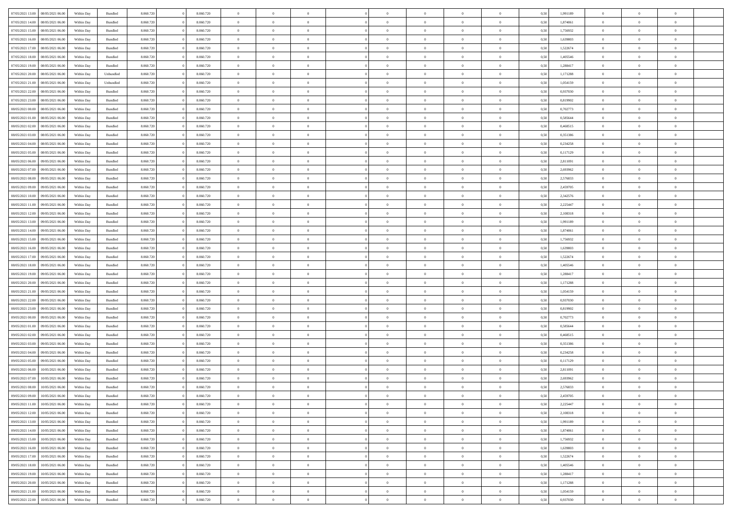| | | | | | | | | | | | | | | | | | | | | |
|---|---|---|---|---|---|---|---|---|---|---|---|---|---|---|---|---|---|---|---|---|
| 07/05/2021 13:00 | 08/05/2021 06:00 | Within Day | Bundled | 8.060.720 | 0 | 8.060.720 | 0 | 0 | 0 | | 0 | 0 | 0 | 0 | 0,50 | 1,991189 | 0 | 0 | 0 | |
| 07/05/2021 14:00 | 08/05/2021 06:00 | Within Day | Bundled | 8.060.720 | 0 | 8.060.720 | 0 | 0 | 0 | | 0 | 0 | 0 | 0 | 0,50 | 1,874061 | 0 | 0 | 0 | |
| 07/05/2021 15:00 | 08/05/2021 06:00 | Within Day | Bundled | 8.060.720 | 0 | 8.060.720 | 0 | 0 | 0 | | 0 | 0 | 0 | 0 | 0,50 | 1,756932 | 0 | 0 | 0 | |
| 07/05/2021 16:00 | 08/05/2021 06:00 | Within Day | Bundled | 8.060.720 | 0 | 8.060.720 | 0 | 0 | 0 | | 0 | 0 | 0 | 0 | 0,50 | 1,639803 | 0 | 0 | 0 | |
| 07/05/2021 17:00 | 08/05/2021 06:00 | Within Day | Bundled | 8.060.720 | 0 | 8.060.720 | 0 | 0 | 0 | | 0 | 0 | 0 | 0 | 0,50 | 1,522674 | 0 | 0 | 0 | |
| 07/05/2021 18:00 | 08/05/2021 06:00 | Within Day | Bundled | 8.060.720 | 0 | 8.060.720 | 0 | 0 | 0 | | 0 | 0 | 0 | 0 | 0,50 | 1,405546 | 0 | 0 | 0 | |
| 07/05/2021 19:00 | 08/05/2021 06:00 | Within Day | Bundled | 8.060.720 | 0 | 8.060.720 | 0 | 0 | 0 | | 0 | 0 | 0 | 0 | 0,50 | 1,288417 | 0 | 0 | 0 | |
| 07/05/2021 20:00 | 08/05/2021 06:00 | Within Day | Unbundled | 8.060.720 | 0 | 8.060.720 | 0 | 0 | 0 | | 0 | 0 | 0 | 0 | 0,50 | 1,171288 | 0 | 0 | 0 | |
| 07/05/2021 21:00 | 08/05/2021 06:00 | Within Day | Unbundled | 8.060.720 | 0 | 8.060.720 | 0 | 0 | 0 | | 0 | 0 | 0 | 0 | 0,50 | 1,054159 | 0 | 0 | 0 | |
| 07/05/2021 22:00 | 08/05/2021 06:00 | Within Day | Bundled | 8.060.720 | 0 | 8.060.720 | 0 | 0 | 0 | | 0 | 0 | 0 | 0 | 0,50 | 0,937030 | 0 | 0 | 0 | |
| 07/05/2021 23:00 | 08/05/2021 06:00 | Within Day | Bundled | 8.060.720 | 0 | 8.060.720 | 0 | 0 | 0 | | 0 | 0 | 0 | 0 | 0,50 | 0,819902 | 0 | 0 | 0 | |
| 08/05/2021 00:00 | 08/05/2021 06:00 | Within Day | Bundled | 8.060.720 | 0 | 8.060.720 | 0 | 0 | 0 | | 0 | 0 | 0 | 0 | 0,50 | 0,702773 | 0 | 0 | 0 | |
| 08/05/2021 01:00 | 08/05/2021 06:00 | Within Day | Bundled | 8.060.720 | 0 | 8.060.720 | 0 | 0 | 0 | | 0 | 0 | 0 | 0 | 0,50 | 0,585644 | 0 | 0 | 0 | |
| 08/05/2021 02:00 | 08/05/2021 06:00 | Within Day | Bundled | 8.060.720 | 0 | 8.060.720 | 0 | 0 | 0 | | 0 | 0 | 0 | 0 | 0,50 | 0,468515 | 0 | 0 | 0 | |
| 08/05/2021 03:00 | 08/05/2021 06:00 | Within Day | Bundled | 8.060.720 | 0 | 8.060.720 | 0 | 0 | 0 | | 0 | 0 | 0 | 0 | 0,50 | 0,351386 | 0 | 0 | 0 | |
| 08/05/2021 04:00 | 08/05/2021 06:00 | Within Day | Bundled | 8.060.720 | 0 | 8.060.720 | 0 | 0 | 0 | | 0 | 0 | 0 | 0 | 0,50 | 0,234258 | 0 | 0 | 0 | |
| 08/05/2021 05:00 | 08/05/2021 06:00 | Within Day | Bundled | 8.060.720 | 0 | 8.060.720 | 0 | 0 | 0 | | 0 | 0 | 0 | 0 | 0,50 | 0,117129 | 0 | 0 | 0 | |
| 08/05/2021 06:00 | 09/05/2021 06:00 | Within Day | Bundled | 8.060.720 | 0 | 8.060.720 | 0 | 0 | 0 | | 0 | 0 | 0 | 0 | 0,50 | 2,811091 | 0 | 0 | 0 | |
| 08/05/2021 07:00 | 09/05/2021 06:00 | Within Day | Bundled | 8.060.720 | 0 | 8.060.720 | 0 | 0 | 0 | | 0 | 0 | 0 | 0 | 0,50 | 2,693962 | 0 | 0 | 0 | |
| 08/05/2021 08:00 | 09/05/2021 06:00 | Within Day | Bundled | 8.060.720 | 0 | 8.060.720 | 0 | 0 | 0 | | 0 | 0 | 0 | 0 | 0,50 | 2,576833 | 0 | 0 | 0 | |
| 08/05/2021 09:00 | 09/05/2021 06:00 | Within Day | Bundled | 8.060.720 | 0 | 8.060.720 | 0 | 0 | 0 | | 0 | 0 | 0 | 0 | 0,50 | 2,459705 | 0 | 0 | 0 | |
| 08/05/2021 10:00 | 09/05/2021 06:00 | Within Day | Bundled | 8.060.720 | 0 | 8.060.720 | 0 | 0 | 0 | | 0 | 0 | 0 | 0 | 0,50 | 2,342576 | 0 | 0 | 0 | |
| 08/05/2021 11:00 | 09/05/2021 06:00 | Within Day | Bundled | 8.060.720 | 0 | 8.060.720 | 0 | 0 | 0 | | 0 | 0 | 0 | 0 | 0,50 | 2,225447 | 0 | 0 | 0 | |
| 08/05/2021 12:00 | 09/05/2021 06:00 | Within Day | Bundled | 8.060.720 | 0 | 8.060.720 | 0 | 0 | 0 | | 0 | 0 | 0 | 0 | 0,50 | 2,108318 | 0 | 0 | 0 | |
| 08/05/2021 13:00 | 09/05/2021 06:00 | Within Day | Bundled | 8.060.720 | 0 | 8.060.720 | 0 | 0 | 0 | | 0 | 0 | 0 | 0 | 0,50 | 1,991189 | 0 | 0 | 0 | |
| 08/05/2021 14:00 | 09/05/2021 06:00 | Within Day | Bundled | 8.060.720 | 0 | 8.060.720 | 0 | 0 | 0 | | 0 | 0 | 0 | 0 | 0,50 | 1,874061 | 0 | 0 | 0 | |
| 08/05/2021 15:00 | 09/05/2021 06:00 | Within Day | Bundled | 8.060.720 | 0 | 8.060.720 | 0 | 0 | 0 | | 0 | 0 | 0 | 0 | 0,50 | 1,756932 | 0 | 0 | 0 | |
| 08/05/2021 16:00 | 09/05/2021 06:00 | Within Day | Bundled | 8.060.720 | 0 | 8.060.720 | 0 | 0 | 0 | | 0 | 0 | 0 | 0 | 0,50 | 1,639803 | 0 | 0 | 0 | |
| 08/05/2021 17:00 | 09/05/2021 06:00 | Within Day | Bundled | 8.060.720 | 0 | 8.060.720 | 0 | 0 | 0 | | 0 | 0 | 0 | 0 | 0,50 | 1,522674 | 0 | 0 | 0 | |
| 08/05/2021 18:00 | 09/05/2021 06:00 | Within Day | Bundled | 8.060.720 | 0 | 8.060.720 | 0 | 0 | 0 | | 0 | 0 | 0 | 0 | 0,50 | 1,405546 | 0 | 0 | 0 | |
| 08/05/2021 19:00 | 09/05/2021 06:00 | Within Day | Bundled | 8.060.720 | 0 | 8.060.720 | 0 | 0 | 0 | | 0 | 0 | 0 | 0 | 0,50 | 1,288417 | 0 | 0 | 0 | |
| 08/05/2021 20:00 | 09/05/2021 06:00 | Within Day | Bundled | 8.060.720 | 0 | 8.060.720 | 0 | 0 | 0 | | 0 | 0 | 0 | 0 | 0,50 | 1,171288 | 0 | 0 | 0 | |
| 08/05/2021 21:00 | 09/05/2021 06:00 | Within Day | Bundled | 8.060.720 | 0 | 8.060.720 | 0 | 0 | 0 | | 0 | 0 | 0 | 0 | 0,50 | 1,054159 | 0 | 0 | 0 | |
| 08/05/2021 22:00 | 09/05/2021 06:00 | Within Day | Bundled | 8.060.720 | 0 | 8.060.720 | 0 | 0 | 0 | | 0 | 0 | 0 | 0 | 0,50 | 0,937030 | 0 | 0 | 0 | |
| 08/05/2021 23:00 | 09/05/2021 06:00 | Within Day | Bundled | 8.060.720 | 0 | 8.060.720 | 0 | 0 | 0 | | 0 | 0 | 0 | 0 | 0,50 | 0,819902 | 0 | 0 | 0 | |
| 09/05/2021 00:00 | 09/05/2021 06:00 | Within Day | Bundled | 8.060.720 | 0 | 8.060.720 | 0 | 0 | 0 | | 0 | 0 | 0 | 0 | 0,50 | 0,702773 | 0 | 0 | 0 | |
| 09/05/2021 01:00 | 09/05/2021 06:00 | Within Day | Bundled | 8.060.720 | 0 | 8.060.720 | 0 | 0 | 0 | | 0 | 0 | 0 | 0 | 0,50 | 0,585644 | 0 | 0 | 0 | |
| 09/05/2021 02:00 | 09/05/2021 06:00 | Within Day | Bundled | 8.060.720 | 0 | 8.060.720 | 0 | 0 | 0 | | 0 | 0 | 0 | 0 | 0,50 | 0,468515 | 0 | 0 | 0 | |
| 09/05/2021 03:00 | 09/05/2021 06:00 | Within Day | Bundled | 8.060.720 | 0 | 8.060.720 | 0 | 0 | 0 | | 0 | 0 | 0 | 0 | 0,50 | 0,351386 | 0 | 0 | 0 | |
| 09/05/2021 04:00 | 09/05/2021 06:00 | Within Day | Bundled | 8.060.720 | 0 | 8.060.720 | 0 | 0 | 0 | | 0 | 0 | 0 | 0 | 0,50 | 0,234258 | 0 | 0 | 0 | |
| 09/05/2021 05:00 | 09/05/2021 06:00 | Within Day | Bundled | 8.060.720 | 0 | 8.060.720 | 0 | 0 | 0 | | 0 | 0 | 0 | 0 | 0,50 | 0,117129 | 0 | 0 | 0 | |
| 09/05/2021 06:00 | 10/05/2021 06:00 | Within Day | Bundled | 8.060.720 | 0 | 8.060.720 | 0 | 0 | 0 | | 0 | 0 | 0 | 0 | 0,50 | 2,811091 | 0 | 0 | 0 | |
| 09/05/2021 07:00 | 10/05/2021 06:00 | Within Day | Bundled | 8.060.720 | 0 | 8.060.720 | 0 | 0 | 0 | | 0 | 0 | 0 | 0 | 0,50 | 2,693962 | 0 | 0 | 0 | |
| 09/05/2021 08:00 | 10/05/2021 06:00 | Within Day | Bundled | 8.060.720 | 0 | 8.060.720 | 0 | 0 | 0 | | 0 | 0 | 0 | 0 | 0,50 | 2,576833 | 0 | 0 | 0 | |
| 09/05/2021 09:00 | 10/05/2021 06:00 | Within Day | Bundled | 8.060.720 | 0 | 8.060.720 | 0 | 0 | 0 | | 0 | 0 | 0 | 0 | 0,50 | 2,459705 | 0 | 0 | 0 | |
| 09/05/2021 11:00 | 10/05/2021 06:00 | Within Day | Bundled | 8.060.720 | 0 | 8.060.720 | 0 | 0 | 0 | | 0 | 0 | 0 | 0 | 0,50 | 2,225447 | 0 | 0 | 0 | |
| 09/05/2021 12:00 | 10/05/2021 06:00 | Within Day | Bundled | 8.060.720 | 0 | 8.060.720 | 0 | 0 | 0 | | 0 | 0 | 0 | 0 | 0,50 | 2,108318 | 0 | 0 | 0 | |
| 09/05/2021 13:00 | 10/05/2021 06:00 | Within Day | Bundled | 8.060.720 | 0 | 8.060.720 | 0 | 0 | 0 | | 0 | 0 | 0 | 0 | 0,50 | 1,991189 | 0 | 0 | 0 | |
| 09/05/2021 14:00 | 10/05/2021 06:00 | Within Day | Bundled | 8.060.720 | 0 | 8.060.720 | 0 | 0 | 0 | | 0 | 0 | 0 | 0 | 0,50 | 1,874061 | 0 | 0 | 0 | |
| 09/05/2021 15:00 | 10/05/2021 06:00 | Within Day | Bundled | 8.060.720 | 0 | 8.060.720 | 0 | 0 | 0 | | 0 | 0 | 0 | 0 | 0,50 | 1,756932 | 0 | 0 | 0 | |
| 09/05/2021 16:00 | 10/05/2021 06:00 | Within Day | Bundled | 8.060.720 | 0 | 8.060.720 | 0 | 0 | 0 | | 0 | 0 | 0 | 0 | 0,50 | 1,639803 | 0 | 0 | 0 | |
| 09/05/2021 17:00 | 10/05/2021 06:00 | Within Day | Bundled | 8.060.720 | 0 | 8.060.720 | 0 | 0 | 0 | | 0 | 0 | 0 | 0 | 0,50 | 1,522674 | 0 | 0 | 0 | |
| 09/05/2021 18:00 | 10/05/2021 06:00 | Within Day | Bundled | 8.060.720 | 0 | 8.060.720 | 0 | 0 | 0 | | 0 | 0 | 0 | 0 | 0,50 | 1,405546 | 0 | 0 | 0 | |
| 09/05/2021 19:00 | 10/05/2021 06:00 | Within Day | Bundled | 8.060.720 | 0 | 8.060.720 | 0 | 0 | 0 | | 0 | 0 | 0 | 0 | 0,50 | 1,288417 | 0 | 0 | 0 | |
| 09/05/2021 20:00 | 10/05/2021 06:00 | Within Day | Bundled | 8.060.720 | 0 | 8.060.720 | 0 | 0 | 0 | | 0 | 0 | 0 | 0 | 0,50 | 1,171288 | 0 | 0 | 0 | |
| 09/05/2021 21:00 | 10/05/2021 06:00 | Within Day | Bundled | 8.060.720 | 0 | 8.060.720 | 0 | 0 | 0 | | 0 | 0 | 0 | 0 | 0,50 | 1,054159 | 0 | 0 | 0 | |
| 09/05/2021 22:00 | 10/05/2021 06:00 | Within Day | Bundled | 8.060.720 | 0 | 8.060.720 | 0 | 0 | 0 | | 0 | 0 | 0 | 0 | 0,50 | 0,937030 | 0 | 0 | 0 | |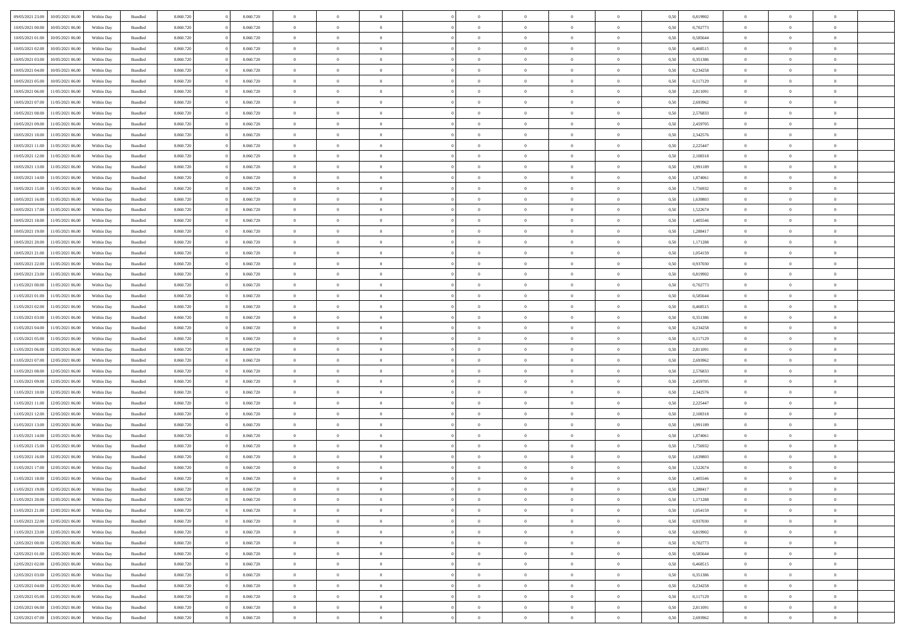| | | | | | | | | | | | | | | | | | | | | |
|---|---|---|---|---|---|---|---|---|---|---|---|---|---|---|---|---|---|---|---|---|
| 09/05/2021 23:00 | 10/05/2021 06:00 | Within Day | Bundled | 8.060.720 | 0 | 8.060.720 | 0 | 0 | 0 | | 0 | 0 | 0 | 0 | 0,50 | 0,819902 | 0 | 0 | 0 | |
| 10/05/2021 00:00 | 10/05/2021 06:00 | Within Day | Bundled | 8.060.720 | 0 | 8.060.720 | 0 | 0 | 0 | | 0 | 0 | 0 | 0 | 0,50 | 0,702773 | 0 | 0 | 0 | |
| 10/05/2021 01:00 | 10/05/2021 06:00 | Within Day | Bundled | 8.060.720 | 0 | 8.060.720 | 0 | 0 | 0 | | 0 | 0 | 0 | 0 | 0,50 | 0,585644 | 0 | 0 | 0 | |
| 10/05/2021 02:00 | 10/05/2021 06:00 | Within Day | Bundled | 8.060.720 | 0 | 8.060.720 | 0 | 0 | 0 | | 0 | 0 | 0 | 0 | 0,50 | 0,468515 | 0 | 0 | 0 | |
| 10/05/2021 03:00 | 10/05/2021 06:00 | Within Day | Bundled | 8.060.720 | 0 | 8.060.720 | 0 | 0 | 0 | | 0 | 0 | 0 | 0 | 0,50 | 0,351386 | 0 | 0 | 0 | |
| 10/05/2021 04:00 | 10/05/2021 06:00 | Within Day | Bundled | 8.060.720 | 0 | 8.060.720 | 0 | 0 | 0 | | 0 | 0 | 0 | 0 | 0,50 | 0,234258 | 0 | 0 | 0 | |
| 10/05/2021 05:00 | 10/05/2021 06:00 | Within Day | Bundled | 8.060.720 | 0 | 8.060.720 | 0 | 0 | 0 | | 0 | 0 | 0 | 0 | 0,50 | 0,117129 | 0 | 0 | 0 | |
| 10/05/2021 06:00 | 11/05/2021 06:00 | Within Day | Bundled | 8.060.720 | 0 | 8.060.720 | 0 | 0 | 0 | | 0 | 0 | 0 | 0 | 0,50 | 2,811091 | 0 | 0 | 0 | |
| 10/05/2021 07:00 | 11/05/2021 06:00 | Within Day | Bundled | 8.060.720 | 0 | 8.060.720 | 0 | 0 | 0 | | 0 | 0 | 0 | 0 | 0,50 | 2,693962 | 0 | 0 | 0 | |
| 10/05/2021 08:00 | 11/05/2021 06:00 | Within Day | Bundled | 8.060.720 | 0 | 8.060.720 | 0 | 0 | 0 | | 0 | 0 | 0 | 0 | 0,50 | 2,576833 | 0 | 0 | 0 | |
| 10/05/2021 09:00 | 11/05/2021 06:00 | Within Day | Bundled | 8.060.720 | 0 | 8.060.720 | 0 | 0 | 0 | | 0 | 0 | 0 | 0 | 0,50 | 2,459705 | 0 | 0 | 0 | |
| 10/05/2021 10:00 | 11/05/2021 06:00 | Within Day | Bundled | 8.060.720 | 0 | 8.060.720 | 0 | 0 | 0 | | 0 | 0 | 0 | 0 | 0,50 | 2,342576 | 0 | 0 | 0 | |
| 10/05/2021 11:00 | 11/05/2021 06:00 | Within Day | Bundled | 8.060.720 | 0 | 8.060.720 | 0 | 0 | 0 | | 0 | 0 | 0 | 0 | 0,50 | 2,225447 | 0 | 0 | 0 | |
| 10/05/2021 12:00 | 11/05/2021 06:00 | Within Day | Bundled | 8.060.720 | 0 | 8.060.720 | 0 | 0 | 0 | | 0 | 0 | 0 | 0 | 0,50 | 2,108318 | 0 | 0 | 0 | |
| 10/05/2021 13:00 | 11/05/2021 06:00 | Within Day | Bundled | 8.060.720 | 0 | 8.060.720 | 0 | 0 | 0 | | 0 | 0 | 0 | 0 | 0,50 | 1,991189 | 0 | 0 | 0 | |
| 10/05/2021 14:00 | 11/05/2021 06:00 | Within Day | Bundled | 8.060.720 | 0 | 8.060.720 | 0 | 0 | 0 | | 0 | 0 | 0 | 0 | 0,50 | 1,874061 | 0 | 0 | 0 | |
| 10/05/2021 15:00 | 11/05/2021 06:00 | Within Day | Bundled | 8.060.720 | 0 | 8.060.720 | 0 | 0 | 0 | | 0 | 0 | 0 | 0 | 0,50 | 1,756932 | 0 | 0 | 0 | |
| 10/05/2021 16:00 | 11/05/2021 06:00 | Within Day | Bundled | 8.060.720 | 0 | 8.060.720 | 0 | 0 | 0 | | 0 | 0 | 0 | 0 | 0,50 | 1,639803 | 0 | 0 | 0 | |
| 10/05/2021 17:00 | 11/05/2021 06:00 | Within Day | Bundled | 8.060.720 | 0 | 8.060.720 | 0 | 0 | 0 | | 0 | 0 | 0 | 0 | 0,50 | 1,522674 | 0 | 0 | 0 | |
| 10/05/2021 18:00 | 11/05/2021 06:00 | Within Day | Bundled | 8.060.720 | 0 | 8.060.720 | 0 | 0 | 0 | | 0 | 0 | 0 | 0 | 0,50 | 1,405546 | 0 | 0 | 0 | |
| 10/05/2021 19:00 | 11/05/2021 06:00 | Within Day | Bundled | 8.060.720 | 0 | 8.060.720 | 0 | 0 | 0 | | 0 | 0 | 0 | 0 | 0,50 | 1,288417 | 0 | 0 | 0 | |
| 10/05/2021 20:00 | 11/05/2021 06:00 | Within Day | Bundled | 8.060.720 | 0 | 8.060.720 | 0 | 0 | 0 | | 0 | 0 | 0 | 0 | 0,50 | 1,171288 | 0 | 0 | 0 | |
| 10/05/2021 21:00 | 11/05/2021 06:00 | Within Day | Bundled | 8.060.720 | 0 | 8.060.720 | 0 | 0 | 0 | | 0 | 0 | 0 | 0 | 0,50 | 1,054159 | 0 | 0 | 0 | |
| 10/05/2021 22:00 | 11/05/2021 06:00 | Within Day | Bundled | 8.060.720 | 0 | 8.060.720 | 0 | 0 | 0 | | 0 | 0 | 0 | 0 | 0,50 | 0,937030 | 0 | 0 | 0 | |
| 10/05/2021 23:00 | 11/05/2021 06:00 | Within Day | Bundled | 8.060.720 | 0 | 8.060.720 | 0 | 0 | 0 | | 0 | 0 | 0 | 0 | 0,50 | 0,819902 | 0 | 0 | 0 | |
| 11/05/2021 00:00 | 11/05/2021 06:00 | Within Day | Bundled | 8.060.720 | 0 | 8.060.720 | 0 | 0 | 0 | | 0 | 0 | 0 | 0 | 0,50 | 0,702773 | 0 | 0 | 0 | |
| 11/05/2021 01:00 | 11/05/2021 06:00 | Within Day | Bundled | 8.060.720 | 0 | 8.060.720 | 0 | 0 | 0 | | 0 | 0 | 0 | 0 | 0,50 | 0,585644 | 0 | 0 | 0 | |
| 11/05/2021 02:00 | 11/05/2021 06:00 | Within Day | Bundled | 8.060.720 | 0 | 8.060.720 | 0 | 0 | 0 | | 0 | 0 | 0 | 0 | 0,50 | 0,468515 | 0 | 0 | 0 | |
| 11/05/2021 03:00 | 11/05/2021 06:00 | Within Day | Bundled | 8.060.720 | 0 | 8.060.720 | 0 | 0 | 0 | | 0 | 0 | 0 | 0 | 0,50 | 0,351386 | 0 | 0 | 0 | |
| 11/05/2021 04:00 | 11/05/2021 06:00 | Within Day | Bundled | 8.060.720 | 0 | 8.060.720 | 0 | 0 | 0 | | 0 | 0 | 0 | 0 | 0,50 | 0,234258 | 0 | 0 | 0 | |
| 11/05/2021 05:00 | 11/05/2021 06:00 | Within Day | Bundled | 8.060.720 | 0 | 8.060.720 | 0 | 0 | 0 | | 0 | 0 | 0 | 0 | 0,50 | 0,117129 | 0 | 0 | 0 | |
| 11/05/2021 06:00 | 12/05/2021 06:00 | Within Day | Bundled | 8.060.720 | 0 | 8.060.720 | 0 | 0 | 0 | | 0 | 0 | 0 | 0 | 0,50 | 2,811091 | 0 | 0 | 0 | |
| 11/05/2021 07:00 | 12/05/2021 06:00 | Within Day | Bundled | 8.060.720 | 0 | 8.060.720 | 0 | 0 | 0 | | 0 | 0 | 0 | 0 | 0,50 | 2,693962 | 0 | 0 | 0 | |
| 11/05/2021 08:00 | 12/05/2021 06:00 | Within Day | Bundled | 8.060.720 | 0 | 8.060.720 | 0 | 0 | 0 | | 0 | 0 | 0 | 0 | 0,50 | 2,576833 | 0 | 0 | 0 | |
| 11/05/2021 09:00 | 12/05/2021 06:00 | Within Day | Bundled | 8.060.720 | 0 | 8.060.720 | 0 | 0 | 0 | | 0 | 0 | 0 | 0 | 0,50 | 2,459705 | 0 | 0 | 0 | |
| 11/05/2021 10:00 | 12/05/2021 06:00 | Within Day | Bundled | 8.060.720 | 0 | 8.060.720 | 0 | 0 | 0 | | 0 | 0 | 0 | 0 | 0,50 | 2,342576 | 0 | 0 | 0 | |
| 11/05/2021 11:00 | 12/05/2021 06:00 | Within Day | Bundled | 8.060.720 | 0 | 8.060.720 | 0 | 0 | 0 | | 0 | 0 | 0 | 0 | 0,50 | 2,225447 | 0 | 0 | 0 | |
| 11/05/2021 12:00 | 12/05/2021 06:00 | Within Day | Bundled | 8.060.720 | 0 | 8.060.720 | 0 | 0 | 0 | | 0 | 0 | 0 | 0 | 0,50 | 2,108318 | 0 | 0 | 0 | |
| 11/05/2021 13:00 | 12/05/2021 06:00 | Within Day | Bundled | 8.060.720 | 0 | 8.060.720 | 0 | 0 | 0 | | 0 | 0 | 0 | 0 | 0,50 | 1,991189 | 0 | 0 | 0 | |
| 11/05/2021 14:00 | 12/05/2021 06:00 | Within Day | Bundled | 8.060.720 | 0 | 8.060.720 | 0 | 0 | 0 | | 0 | 0 | 0 | 0 | 0,50 | 1,874061 | 0 | 0 | 0 | |
| 11/05/2021 15:00 | 12/05/2021 06:00 | Within Day | Bundled | 8.060.720 | 0 | 8.060.720 | 0 | 0 | 0 | | 0 | 0 | 0 | 0 | 0,50 | 1,756932 | 0 | 0 | 0 | |
| 11/05/2021 16:00 | 12/05/2021 06:00 | Within Day | Bundled | 8.060.720 | 0 | 8.060.720 | 0 | 0 | 0 | | 0 | 0 | 0 | 0 | 0,50 | 1,639803 | 0 | 0 | 0 | |
| 11/05/2021 17:00 | 12/05/2021 06:00 | Within Day | Bundled | 8.060.720 | 0 | 8.060.720 | 0 | 0 | 0 | | 0 | 0 | 0 | 0 | 0,50 | 1,522674 | 0 | 0 | 0 | |
| 11/05/2021 18:00 | 12/05/2021 06:00 | Within Day | Bundled | 8.060.720 | 0 | 8.060.720 | 0 | 0 | 0 | | 0 | 0 | 0 | 0 | 0,50 | 1,405546 | 0 | 0 | 0 | |
| 11/05/2021 19:00 | 12/05/2021 06:00 | Within Day | Bundled | 8.060.720 | 0 | 8.060.720 | 0 | 0 | 0 | | 0 | 0 | 0 | 0 | 0,50 | 1,288417 | 0 | 0 | 0 | |
| 11/05/2021 20:00 | 12/05/2021 06:00 | Within Day | Bundled | 8.060.720 | 0 | 8.060.720 | 0 | 0 | 0 | | 0 | 0 | 0 | 0 | 0,50 | 1,171288 | 0 | 0 | 0 | |
| 11/05/2021 21:00 | 12/05/2021 06:00 | Within Day | Bundled | 8.060.720 | 0 | 8.060.720 | 0 | 0 | 0 | | 0 | 0 | 0 | 0 | 0,50 | 1,054159 | 0 | 0 | 0 | |
| 11/05/2021 22:00 | 12/05/2021 06:00 | Within Day | Bundled | 8.060.720 | 0 | 8.060.720 | 0 | 0 | 0 | | 0 | 0 | 0 | 0 | 0,50 | 0,937030 | 0 | 0 | 0 | |
| 11/05/2021 23:00 | 12/05/2021 06:00 | Within Day | Bundled | 8.060.720 | 0 | 8.060.720 | 0 | 0 | 0 | | 0 | 0 | 0 | 0 | 0,50 | 0,819902 | 0 | 0 | 0 | |
| 12/05/2021 00:00 | 12/05/2021 06:00 | Within Day | Bundled | 8.060.720 | 0 | 8.060.720 | 0 | 0 | 0 | | 0 | 0 | 0 | 0 | 0,50 | 0,702773 | 0 | 0 | 0 | |
| 12/05/2021 01:00 | 12/05/2021 06:00 | Within Day | Bundled | 8.060.720 | 0 | 8.060.720 | 0 | 0 | 0 | | 0 | 0 | 0 | 0 | 0,50 | 0,585644 | 0 | 0 | 0 | |
| 12/05/2021 02:00 | 12/05/2021 06:00 | Within Day | Bundled | 8.060.720 | 0 | 8.060.720 | 0 | 0 | 0 | | 0 | 0 | 0 | 0 | 0,50 | 0,468515 | 0 | 0 | 0 | |
| 12/05/2021 03:00 | 12/05/2021 06:00 | Within Day | Bundled | 8.060.720 | 0 | 8.060.720 | 0 | 0 | 0 | | 0 | 0 | 0 | 0 | 0,50 | 0,351386 | 0 | 0 | 0 | |
| 12/05/2021 04:00 | 12/05/2021 06:00 | Within Day | Bundled | 8.060.720 | 0 | 8.060.720 | 0 | 0 | 0 | | 0 | 0 | 0 | 0 | 0,50 | 0,234258 | 0 | 0 | 0 | |
| 12/05/2021 05:00 | 12/05/2021 06:00 | Within Day | Bundled | 8.060.720 | 0 | 8.060.720 | 0 | 0 | 0 | | 0 | 0 | 0 | 0 | 0,50 | 0,117129 | 0 | 0 | 0 | |
| 12/05/2021 06:00 | 13/05/2021 06:00 | Within Day | Bundled | 8.060.720 | 0 | 8.060.720 | 0 | 0 | 0 | | 0 | 0 | 0 | 0 | 0,50 | 2,811091 | 0 | 0 | 0 | |
| 12/05/2021 07:00 | 13/05/2021 06:00 | Within Day | Bundled | 8.060.720 | 0 | 8.060.720 | 0 | 0 | 0 | | 0 | 0 | 0 | 0 | 0,50 | 2,693962 | 0 | 0 | 0 | |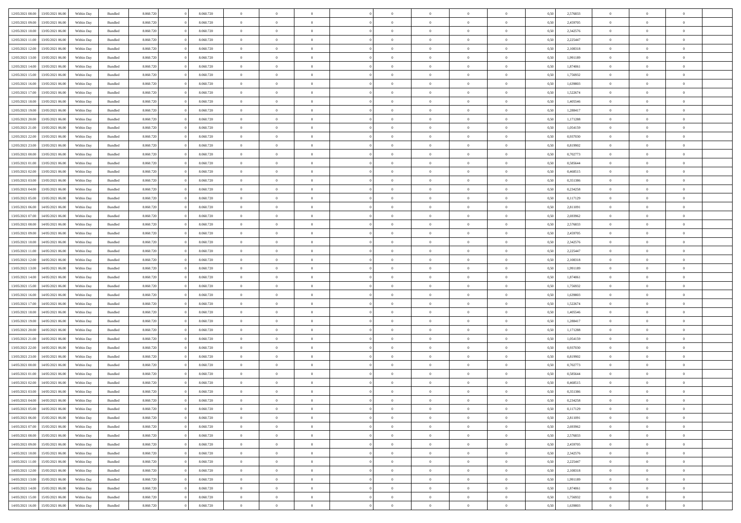| 12/05/2021 08:00 | 13/05/2021 06:00 | Within Day | Bundled | 8.060.720 | 0 | 8.060.720 | 0 | 0 | 0 | | 0 | 0 | 0 | 0 | 0,50 | 2,576833 | 0 | 0 | 0 | |
|---|---|---|---|---|---|---|---|---|---|---|---|---|---|---|---|---|---|---|---|---|
| 12/05/2021 09:00 | 13/05/2021 06:00 | Within Day | Bundled | 8.060.720 | 0 | 8.060.720 | 0 | 0 | 0 | | 0 | 0 | 0 | 0 | 0,50 | 2,459705 | 0 | 0 | 0 | |
| 12/05/2021 10:00 | 13/05/2021 06:00 | Within Day | Bundled | 8.060.720 | 0 | 8.060.720 | 0 | 0 | 0 | | 0 | 0 | 0 | 0 | 0,50 | 2,342576 | 0 | 0 | 0 | |
| 12/05/2021 11:00 | 13/05/2021 06:00 | Within Day | Bundled | 8.060.720 | 0 | 8.060.720 | 0 | 0 | 0 | | 0 | 0 | 0 | 0 | 0,50 | 2,225447 | 0 | 0 | 0 | |
| 12/05/2021 12:00 | 13/05/2021 06:00 | Within Day | Bundled | 8.060.720 | 0 | 8.060.720 | 0 | 0 | 0 | | 0 | 0 | 0 | 0 | 0,50 | 2,108318 | 0 | 0 | 0 | |
| 12/05/2021 13:00 | 13/05/2021 06:00 | Within Day | Bundled | 8.060.720 | 0 | 8.060.720 | 0 | 0 | 0 | | 0 | 0 | 0 | 0 | 0,50 | 1,991189 | 0 | 0 | 0 | |
| 12/05/2021 14:00 | 13/05/2021 06:00 | Within Day | Bundled | 8.060.720 | 0 | 8.060.720 | 0 | 0 | 0 | | 0 | 0 | 0 | 0 | 0,50 | 1,874061 | 0 | 0 | 0 | |
| 12/05/2021 15:00 | 13/05/2021 06:00 | Within Day | Bundled | 8.060.720 | 0 | 8.060.720 | 0 | 0 | 0 | | 0 | 0 | 0 | 0 | 0,50 | 1,756932 | 0 | 0 | 0 | |
| 12/05/2021 16:00 | 13/05/2021 06:00 | Within Day | Bundled | 8.060.720 | 0 | 8.060.720 | 0 | 0 | 0 | | 0 | 0 | 0 | 0 | 0,50 | 1,639803 | 0 | 0 | 0 | |
| 12/05/2021 17:00 | 13/05/2021 06:00 | Within Day | Bundled | 8.060.720 | 0 | 8.060.720 | 0 | 0 | 0 | | 0 | 0 | 0 | 0 | 0,50 | 1,522674 | 0 | 0 | 0 | |
| 12/05/2021 18:00 | 13/05/2021 06:00 | Within Day | Bundled | 8.060.720 | 0 | 8.060.720 | 0 | 0 | 0 | | 0 | 0 | 0 | 0 | 0,50 | 1,405546 | 0 | 0 | 0 | |
| 12/05/2021 19:00 | 13/05/2021 06:00 | Within Day | Bundled | 8.060.720 | 0 | 8.060.720 | 0 | 0 | 0 | | 0 | 0 | 0 | 0 | 0,50 | 1,288417 | 0 | 0 | 0 | |
| 12/05/2021 20:00 | 13/05/2021 06:00 | Within Day | Bundled | 8.060.720 | 0 | 8.060.720 | 0 | 0 | 0 | | 0 | 0 | 0 | 0 | 0,50 | 1,171288 | 0 | 0 | 0 | |
| 12/05/2021 21:00 | 13/05/2021 06:00 | Within Day | Bundled | 8.060.720 | 0 | 8.060.720 | 0 | 0 | 0 | | 0 | 0 | 0 | 0 | 0,50 | 1,054159 | 0 | 0 | 0 | |
| 12/05/2021 22:00 | 13/05/2021 06:00 | Within Day | Bundled | 8.060.720 | 0 | 8.060.720 | 0 | 0 | 0 | | 0 | 0 | 0 | 0 | 0,50 | 0,937030 | 0 | 0 | 0 | |
| 12/05/2021 23:00 | 13/05/2021 06:00 | Within Day | Bundled | 8.060.720 | 0 | 8.060.720 | 0 | 0 | 0 | | 0 | 0 | 0 | 0 | 0,50 | 0,819902 | 0 | 0 | 0 | |
| 13/05/2021 00:00 | 13/05/2021 06:00 | Within Day | Bundled | 8.060.720 | 0 | 8.060.720 | 0 | 0 | 0 | | 0 | 0 | 0 | 0 | 0,50 | 0,702773 | 0 | 0 | 0 | |
| 13/05/2021 01:00 | 13/05/2021 06:00 | Within Day | Bundled | 8.060.720 | 0 | 8.060.720 | 0 | 0 | 0 | | 0 | 0 | 0 | 0 | 0,50 | 0,585644 | 0 | 0 | 0 | |
| 13/05/2021 02:00 | 13/05/2021 06:00 | Within Day | Bundled | 8.060.720 | 0 | 8.060.720 | 0 | 0 | 0 | | 0 | 0 | 0 | 0 | 0,50 | 0,468515 | 0 | 0 | 0 | |
| 13/05/2021 03:00 | 13/05/2021 06:00 | Within Day | Bundled | 8.060.720 | 0 | 8.060.720 | 0 | 0 | 0 | | 0 | 0 | 0 | 0 | 0,50 | 0,351386 | 0 | 0 | 0 | |
| 13/05/2021 04:00 | 13/05/2021 06:00 | Within Day | Bundled | 8.060.720 | 0 | 8.060.720 | 0 | 0 | 0 | | 0 | 0 | 0 | 0 | 0,50 | 0,234258 | 0 | 0 | 0 | |
| 13/05/2021 05:00 | 13/05/2021 06:00 | Within Day | Bundled | 8.060.720 | 0 | 8.060.720 | 0 | 0 | 0 | | 0 | 0 | 0 | 0 | 0,50 | 0,117129 | 0 | 0 | 0 | |
| 13/05/2021 06:00 | 14/05/2021 06:00 | Within Day | Bundled | 8.060.720 | 0 | 8.060.720 | 0 | 0 | 0 | | 0 | 0 | 0 | 0 | 0,50 | 2,811091 | 0 | 0 | 0 | |
| 13/05/2021 07:00 | 14/05/2021 06:00 | Within Day | Bundled | 8.060.720 | 0 | 8.060.720 | 0 | 0 | 0 | | 0 | 0 | 0 | 0 | 0,50 | 2,693962 | 0 | 0 | 0 | |
| 13/05/2021 08:00 | 14/05/2021 06:00 | Within Day | Bundled | 8.060.720 | 0 | 8.060.720 | 0 | 0 | 0 | | 0 | 0 | 0 | 0 | 0,50 | 2,576833 | 0 | 0 | 0 | |
| 13/05/2021 09:00 | 14/05/2021 06:00 | Within Day | Bundled | 8.060.720 | 0 | 8.060.720 | 0 | 0 | 0 | | 0 | 0 | 0 | 0 | 0,50 | 2,459705 | 0 | 0 | 0 | |
| 13/05/2021 10:00 | 14/05/2021 06:00 | Within Day | Bundled | 8.060.720 | 0 | 8.060.720 | 0 | 0 | 0 | | 0 | 0 | 0 | 0 | 0,50 | 2,342576 | 0 | 0 | 0 | |
| 13/05/2021 11:00 | 14/05/2021 06:00 | Within Day | Bundled | 8.060.720 | 0 | 8.060.720 | 0 | 0 | 0 | | 0 | 0 | 0 | 0 | 0,50 | 2,225447 | 0 | 0 | 0 | |
| 13/05/2021 12:00 | 14/05/2021 06:00 | Within Day | Bundled | 8.060.720 | 0 | 8.060.720 | 0 | 0 | 0 | | 0 | 0 | 0 | 0 | 0,50 | 2,108318 | 0 | 0 | 0 | |
| 13/05/2021 13:00 | 14/05/2021 06:00 | Within Day | Bundled | 8.060.720 | 0 | 8.060.720 | 0 | 0 | 0 | | 0 | 0 | 0 | 0 | 0,50 | 1,991189 | 0 | 0 | 0 | |
| 13/05/2021 14:00 | 14/05/2021 06:00 | Within Day | Bundled | 8.060.720 | 0 | 8.060.720 | 0 | 0 | 0 | | 0 | 0 | 0 | 0 | 0,50 | 1,874061 | 0 | 0 | 0 | |
| 13/05/2021 15:00 | 14/05/2021 06:00 | Within Day | Bundled | 8.060.720 | 0 | 8.060.720 | 0 | 0 | 0 | | 0 | 0 | 0 | 0 | 0,50 | 1,756932 | 0 | 0 | 0 | |
| 13/05/2021 16:00 | 14/05/2021 06:00 | Within Day | Bundled | 8.060.720 | 0 | 8.060.720 | 0 | 0 | 0 | | 0 | 0 | 0 | 0 | 0,50 | 1,639803 | 0 | 0 | 0 | |
| 13/05/2021 17:00 | 14/05/2021 06:00 | Within Day | Bundled | 8.060.720 | 0 | 8.060.720 | 0 | 0 | 0 | | 0 | 0 | 0 | 0 | 0,50 | 1,522674 | 0 | 0 | 0 | |
| 13/05/2021 18:00 | 14/05/2021 06:00 | Within Day | Bundled | 8.060.720 | 0 | 8.060.720 | 0 | 0 | 0 | | 0 | 0 | 0 | 0 | 0,50 | 1,405546 | 0 | 0 | 0 | |
| 13/05/2021 19:00 | 14/05/2021 06:00 | Within Day | Bundled | 8.060.720 | 0 | 8.060.720 | 0 | 0 | 0 | | 0 | 0 | 0 | 0 | 0,50 | 1,288417 | 0 | 0 | 0 | |
| 13/05/2021 20:00 | 14/05/2021 06:00 | Within Day | Bundled | 8.060.720 | 0 | 8.060.720 | 0 | 0 | 0 | | 0 | 0 | 0 | 0 | 0,50 | 1,171288 | 0 | 0 | 0 | |
| 13/05/2021 21:00 | 14/05/2021 06:00 | Within Day | Bundled | 8.060.720 | 0 | 8.060.720 | 0 | 0 | 0 | | 0 | 0 | 0 | 0 | 0,50 | 1,054159 | 0 | 0 | 0 | |
| 13/05/2021 22:00 | 14/05/2021 06:00 | Within Day | Bundled | 8.060.720 | 0 | 8.060.720 | 0 | 0 | 0 | | 0 | 0 | 0 | 0 | 0,50 | 0,937030 | 0 | 0 | 0 | |
| 13/05/2021 23:00 | 14/05/2021 06:00 | Within Day | Bundled | 8.060.720 | 0 | 8.060.720 | 0 | 0 | 0 | | 0 | 0 | 0 | 0 | 0,50 | 0,819902 | 0 | 0 | 0 | |
| 14/05/2021 00:00 | 14/05/2021 06:00 | Within Day | Bundled | 8.060.720 | 0 | 8.060.720 | 0 | 0 | 0 | | 0 | 0 | 0 | 0 | 0,50 | 0,702773 | 0 | 0 | 0 | |
| 14/05/2021 01:00 | 14/05/2021 06:00 | Within Day | Bundled | 8.060.720 | 0 | 8.060.720 | 0 | 0 | 0 | | 0 | 0 | 0 | 0 | 0,50 | 0,585644 | 0 | 0 | 0 | |
| 14/05/2021 02:00 | 14/05/2021 06:00 | Within Day | Bundled | 8.060.720 | 0 | 8.060.720 | 0 | 0 | 0 | | 0 | 0 | 0 | 0 | 0,50 | 0,468515 | 0 | 0 | 0 | |
| 14/05/2021 03:00 | 14/05/2021 06:00 | Within Day | Bundled | 8.060.720 | 0 | 8.060.720 | 0 | 0 | 0 | | 0 | 0 | 0 | 0 | 0,50 | 0,351386 | 0 | 0 | 0 | |
| 14/05/2021 04:00 | 14/05/2021 06:00 | Within Day | Bundled | 8.060.720 | 0 | 8.060.720 | 0 | 0 | 0 | | 0 | 0 | 0 | 0 | 0,50 | 0,234258 | 0 | 0 | 0 | |
| 14/05/2021 05:00 | 14/05/2021 06:00 | Within Day | Bundled | 8.060.720 | 0 | 8.060.720 | 0 | 0 | 0 | | 0 | 0 | 0 | 0 | 0,50 | 0,117129 | 0 | 0 | 0 | |
| 14/05/2021 06:00 | 15/05/2021 06:00 | Within Day | Bundled | 8.060.720 | 0 | 8.060.720 | 0 | 0 | 0 | | 0 | 0 | 0 | 0 | 0,50 | 2,811091 | 0 | 0 | 0 | |
| 14/05/2021 07:00 | 15/05/2021 06:00 | Within Day | Bundled | 8.060.720 | 0 | 8.060.720 | 0 | 0 | 0 | | 0 | 0 | 0 | 0 | 0,50 | 2,693962 | 0 | 0 | 0 | |
| 14/05/2021 08:00 | 15/05/2021 06:00 | Within Day | Bundled | 8.060.720 | 0 | 8.060.720 | 0 | 0 | 0 | | 0 | 0 | 0 | 0 | 0,50 | 2,576833 | 0 | 0 | 0 | |
| 14/05/2021 09:00 | 15/05/2021 06:00 | Within Day | Bundled | 8.060.720 | 0 | 8.060.720 | 0 | 0 | 0 | | 0 | 0 | 0 | 0 | 0,50 | 2,459705 | 0 | 0 | 0 | |
| 14/05/2021 10:00 | 15/05/2021 06:00 | Within Day | Bundled | 8.060.720 | 0 | 8.060.720 | 0 | 0 | 0 | | 0 | 0 | 0 | 0 | 0,50 | 2,342576 | 0 | 0 | 0 | |
| 14/05/2021 11:00 | 15/05/2021 06:00 | Within Day | Bundled | 8.060.720 | 0 | 8.060.720 | 0 | 0 | 0 | | 0 | 0 | 0 | 0 | 0,50 | 2,225447 | 0 | 0 | 0 | |
| 14/05/2021 12:00 | 15/05/2021 06:00 | Within Day | Bundled | 8.060.720 | 0 | 8.060.720 | 0 | 0 | 0 | | 0 | 0 | 0 | 0 | 0,50 | 2,108318 | 0 | 0 | 0 | |
| 14/05/2021 13:00 | 15/05/2021 06:00 | Within Day | Bundled | 8.060.720 | 0 | 8.060.720 | 0 | 0 | 0 | | 0 | 0 | 0 | 0 | 0,50 | 1,991189 | 0 | 0 | 0 | |
| 14/05/2021 14:00 | 15/05/2021 06:00 | Within Day | Bundled | 8.060.720 | 0 | 8.060.720 | 0 | 0 | 0 | | 0 | 0 | 0 | 0 | 0,50 | 1,874061 | 0 | 0 | 0 | |
| 14/05/2021 15:00 | 15/05/2021 06:00 | Within Day | Bundled | 8.060.720 | 0 | 8.060.720 | 0 | 0 | 0 | | 0 | 0 | 0 | 0 | 0,50 | 1,756932 | 0 | 0 | 0 | |
| 14/05/2021 16:00 | 15/05/2021 06:00 | Within Day | Bundled | 8.060.720 | 0 | 8.060.720 | 0 | 0 | 0 | | 0 | 0 | 0 | 0 | 0,50 | 1,639803 | 0 | 0 | 0 | |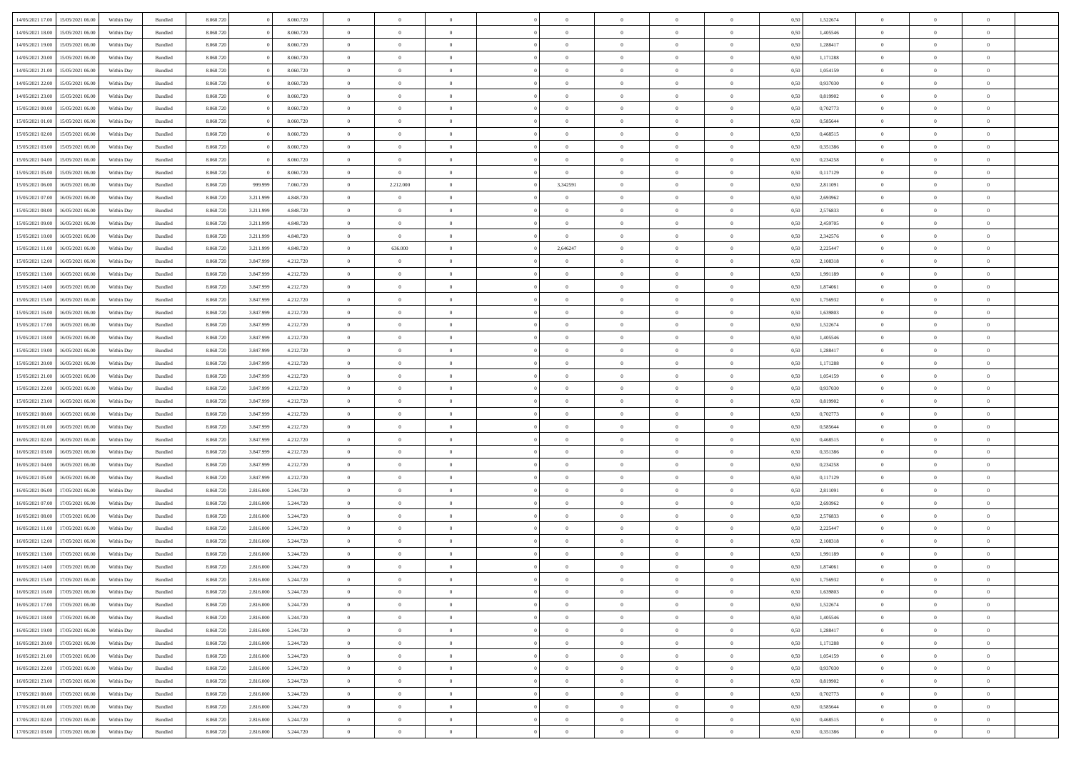| | | | | | | | | | | | | | | | | | | | | | |
|---|---|---|---|---|---|---|---|---|---|---|---|---|---|---|---|---|---|---|---|---|---|
| 14/05/2021 17:00 | 15/05/2021 06:00 | Within Day | Bundled | 8.060.720 | 0 | 8.060.720 | 0 | 0 | 0 | | 0 | 0 | 0 | 0 | 0 | 0,50 | 1,522674 | 0 | 0 | 0 | |
| 14/05/2021 18:00 | 15/05/2021 06:00 | Within Day | Bundled | 8.060.720 | 0 | 8.060.720 | 0 | 0 | 0 | | 0 | 0 | 0 | 0 | 0 | 0,50 | 1,405546 | 0 | 0 | 0 | |
| 14/05/2021 19:00 | 15/05/2021 06:00 | Within Day | Bundled | 8.060.720 | 0 | 8.060.720 | 0 | 0 | 0 | | 0 | 0 | 0 | 0 | 0 | 0,50 | 1,288417 | 0 | 0 | 0 | |
| 14/05/2021 20:00 | 15/05/2021 06:00 | Within Day | Bundled | 8.060.720 | 0 | 8.060.720 | 0 | 0 | 0 | | 0 | 0 | 0 | 0 | 0 | 0,50 | 1,171288 | 0 | 0 | 0 | |
| 14/05/2021 21:00 | 15/05/2021 06:00 | Within Day | Bundled | 8.060.720 | 0 | 8.060.720 | 0 | 0 | 0 | | 0 | 0 | 0 | 0 | 0 | 0,50 | 1,054159 | 0 | 0 | 0 | |
| 14/05/2021 22:00 | 15/05/2021 06:00 | Within Day | Bundled | 8.060.720 | 0 | 8.060.720 | 0 | 0 | 0 | | 0 | 0 | 0 | 0 | 0 | 0,50 | 0,937030 | 0 | 0 | 0 | |
| 14/05/2021 23:00 | 15/05/2021 06:00 | Within Day | Bundled | 8.060.720 | 0 | 8.060.720 | 0 | 0 | 0 | | 0 | 0 | 0 | 0 | 0 | 0,50 | 0,819902 | 0 | 0 | 0 | |
| 15/05/2021 00:00 | 15/05/2021 06:00 | Within Day | Bundled | 8.060.720 | 0 | 8.060.720 | 0 | 0 | 0 | | 0 | 0 | 0 | 0 | 0 | 0,50 | 0,702773 | 0 | 0 | 0 | |
| 15/05/2021 01:00 | 15/05/2021 06:00 | Within Day | Bundled | 8.060.720 | 0 | 8.060.720 | 0 | 0 | 0 | | 0 | 0 | 0 | 0 | 0 | 0,50 | 0,585644 | 0 | 0 | 0 | |
| 15/05/2021 02:00 | 15/05/2021 06:00 | Within Day | Bundled | 8.060.720 | 0 | 8.060.720 | 0 | 0 | 0 | | 0 | 0 | 0 | 0 | 0 | 0,50 | 0,468515 | 0 | 0 | 0 | |
| 15/05/2021 03:00 | 15/05/2021 06:00 | Within Day | Bundled | 8.060.720 | 0 | 8.060.720 | 0 | 0 | 0 | | 0 | 0 | 0 | 0 | 0 | 0,50 | 0,351386 | 0 | 0 | 0 | |
| 15/05/2021 04:00 | 15/05/2021 06:00 | Within Day | Bundled | 8.060.720 | 0 | 8.060.720 | 0 | 0 | 0 | | 0 | 0 | 0 | 0 | 0 | 0,50 | 0,234258 | 0 | 0 | 0 | |
| 15/05/2021 05:00 | 15/05/2021 06:00 | Within Day | Bundled | 8.060.720 | 0 | 8.060.720 | 0 | 0 | 0 | | 0 | 0 | 0 | 0 | 0 | 0,50 | 0,117129 | 0 | 0 | 0 | |
| 15/05/2021 06:00 | 16/05/2021 06:00 | Within Day | Bundled | 8.060.720 | 999.999 | 7.060.720 | 0 | 2.212.000 | 0 | | 3,342591 | 0 | 0 | 0 | 0 | 0,50 | 2,811091 | 0 | 0 | 0 | |
| 15/05/2021 07:00 | 16/05/2021 06:00 | Within Day | Bundled | 8.060.720 | 3.211.999 | 4.848.720 | 0 | 0 | 0 | | 0 | 0 | 0 | 0 | 0 | 0,50 | 2,693962 | 0 | 0 | 0 | |
| 15/05/2021 08:00 | 16/05/2021 06:00 | Within Day | Bundled | 8.060.720 | 3.211.999 | 4.848.720 | 0 | 0 | 0 | | 0 | 0 | 0 | 0 | 0 | 0,50 | 2,576833 | 0 | 0 | 0 | |
| 15/05/2021 09:00 | 16/05/2021 06:00 | Within Day | Bundled | 8.060.720 | 3.211.999 | 4.848.720 | 0 | 0 | 0 | | 0 | 0 | 0 | 0 | 0 | 0,50 | 2,459705 | 0 | 0 | 0 | |
| 15/05/2021 10:00 | 16/05/2021 06:00 | Within Day | Bundled | 8.060.720 | 3.211.999 | 4.848.720 | 0 | 0 | 0 | | 0 | 0 | 0 | 0 | 0 | 0,50 | 2,342576 | 0 | 0 | 0 | |
| 15/05/2021 11:00 | 16/05/2021 06:00 | Within Day | Bundled | 8.060.720 | 3.211.999 | 4.848.720 | 0 | 636.000 | 0 | | 2,646247 | 0 | 0 | 0 | 0 | 0,50 | 2,225447 | 0 | 0 | 0 | |
| 15/05/2021 12:00 | 16/05/2021 06:00 | Within Day | Bundled | 8.060.720 | 3.847.999 | 4.212.720 | 0 | 0 | 0 | | 0 | 0 | 0 | 0 | 0 | 0,50 | 2,108318 | 0 | 0 | 0 | |
| 15/05/2021 13:00 | 16/05/2021 06:00 | Within Day | Bundled | 8.060.720 | 3.847.999 | 4.212.720 | 0 | 0 | 0 | | 0 | 0 | 0 | 0 | 0 | 0,50 | 1,991189 | 0 | 0 | 0 | |
| 15/05/2021 14:00 | 16/05/2021 06:00 | Within Day | Bundled | 8.060.720 | 3.847.999 | 4.212.720 | 0 | 0 | 0 | | 0 | 0 | 0 | 0 | 0 | 0,50 | 1,874061 | 0 | 0 | 0 | |
| 15/05/2021 15:00 | 16/05/2021 06:00 | Within Day | Bundled | 8.060.720 | 3.847.999 | 4.212.720 | 0 | 0 | 0 | | 0 | 0 | 0 | 0 | 0 | 0,50 | 1,756932 | 0 | 0 | 0 | |
| 15/05/2021 16:00 | 16/05/2021 06:00 | Within Day | Bundled | 8.060.720 | 3.847.999 | 4.212.720 | 0 | 0 | 0 | | 0 | 0 | 0 | 0 | 0 | 0,50 | 1,639803 | 0 | 0 | 0 | |
| 15/05/2021 17:00 | 16/05/2021 06:00 | Within Day | Bundled | 8.060.720 | 3.847.999 | 4.212.720 | 0 | 0 | 0 | | 0 | 0 | 0 | 0 | 0 | 0,50 | 1,522674 | 0 | 0 | 0 | |
| 15/05/2021 18:00 | 16/05/2021 06:00 | Within Day | Bundled | 8.060.720 | 3.847.999 | 4.212.720 | 0 | 0 | 0 | | 0 | 0 | 0 | 0 | 0 | 0,50 | 1,405546 | 0 | 0 | 0 | |
| 15/05/2021 19:00 | 16/05/2021 06:00 | Within Day | Bundled | 8.060.720 | 3.847.999 | 4.212.720 | 0 | 0 | 0 | | 0 | 0 | 0 | 0 | 0 | 0,50 | 1,288417 | 0 | 0 | 0 | |
| 15/05/2021 20:00 | 16/05/2021 06:00 | Within Day | Bundled | 8.060.720 | 3.847.999 | 4.212.720 | 0 | 0 | 0 | | 0 | 0 | 0 | 0 | 0 | 0,50 | 1,171288 | 0 | 0 | 0 | |
| 15/05/2021 21:00 | 16/05/2021 06:00 | Within Day | Bundled | 8.060.720 | 3.847.999 | 4.212.720 | 0 | 0 | 0 | | 0 | 0 | 0 | 0 | 0 | 0,50 | 1,054159 | 0 | 0 | 0 | |
| 15/05/2021 22:00 | 16/05/2021 06:00 | Within Day | Bundled | 8.060.720 | 3.847.999 | 4.212.720 | 0 | 0 | 0 | | 0 | 0 | 0 | 0 | 0 | 0,50 | 0,937030 | 0 | 0 | 0 | |
| 15/05/2021 23:00 | 16/05/2021 06:00 | Within Day | Bundled | 8.060.720 | 3.847.999 | 4.212.720 | 0 | 0 | 0 | | 0 | 0 | 0 | 0 | 0 | 0,50 | 0,819902 | 0 | 0 | 0 | |
| 16/05/2021 00:00 | 16/05/2021 06:00 | Within Day | Bundled | 8.060.720 | 3.847.999 | 4.212.720 | 0 | 0 | 0 | | 0 | 0 | 0 | 0 | 0 | 0,50 | 0,702773 | 0 | 0 | 0 | |
| 16/05/2021 01:00 | 16/05/2021 06:00 | Within Day | Bundled | 8.060.720 | 3.847.999 | 4.212.720 | 0 | 0 | 0 | | 0 | 0 | 0 | 0 | 0 | 0,50 | 0,585644 | 0 | 0 | 0 | |
| 16/05/2021 02:00 | 16/05/2021 06:00 | Within Day | Bundled | 8.060.720 | 3.847.999 | 4.212.720 | 0 | 0 | 0 | | 0 | 0 | 0 | 0 | 0 | 0,50 | 0,468515 | 0 | 0 | 0 | |
| 16/05/2021 03:00 | 16/05/2021 06:00 | Within Day | Bundled | 8.060.720 | 3.847.999 | 4.212.720 | 0 | 0 | 0 | | 0 | 0 | 0 | 0 | 0 | 0,50 | 0,351386 | 0 | 0 | 0 | |
| 16/05/2021 04:00 | 16/05/2021 06:00 | Within Day | Bundled | 8.060.720 | 3.847.999 | 4.212.720 | 0 | 0 | 0 | | 0 | 0 | 0 | 0 | 0 | 0,50 | 0,234258 | 0 | 0 | 0 | |
| 16/05/2021 05:00 | 16/05/2021 06:00 | Within Day | Bundled | 8.060.720 | 3.847.999 | 4.212.720 | 0 | 0 | 0 | | 0 | 0 | 0 | 0 | 0 | 0,50 | 0,117129 | 0 | 0 | 0 | |
| 16/05/2021 06:00 | 17/05/2021 06:00 | Within Day | Bundled | 8.060.720 | 2.816.000 | 5.244.720 | 0 | 0 | 0 | | 0 | 0 | 0 | 0 | 0 | 0,50 | 2,811091 | 0 | 0 | 0 | |
| 16/05/2021 07:00 | 17/05/2021 06:00 | Within Day | Bundled | 8.060.720 | 2.816.000 | 5.244.720 | 0 | 0 | 0 | | 0 | 0 | 0 | 0 | 0 | 0,50 | 2,693962 | 0 | 0 | 0 | |
| 16/05/2021 08:00 | 17/05/2021 06:00 | Within Day | Bundled | 8.060.720 | 2.816.000 | 5.244.720 | 0 | 0 | 0 | | 0 | 0 | 0 | 0 | 0 | 0,50 | 2,576833 | 0 | 0 | 0 | |
| 16/05/2021 11:00 | 17/05/2021 06:00 | Within Day | Bundled | 8.060.720 | 2.816.000 | 5.244.720 | 0 | 0 | 0 | | 0 | 0 | 0 | 0 | 0 | 0,50 | 2,225447 | 0 | 0 | 0 | |
| 16/05/2021 12:00 | 17/05/2021 06:00 | Within Day | Bundled | 8.060.720 | 2.816.000 | 5.244.720 | 0 | 0 | 0 | | 0 | 0 | 0 | 0 | 0 | 0,50 | 2,108318 | 0 | 0 | 0 | |
| 16/05/2021 13:00 | 17/05/2021 06:00 | Within Day | Bundled | 8.060.720 | 2.816.000 | 5.244.720 | 0 | 0 | 0 | | 0 | 0 | 0 | 0 | 0 | 0,50 | 1,991189 | 0 | 0 | 0 | |
| 16/05/2021 14:00 | 17/05/2021 06:00 | Within Day | Bundled | 8.060.720 | 2.816.000 | 5.244.720 | 0 | 0 | 0 | | 0 | 0 | 0 | 0 | 0 | 0,50 | 1,874061 | 0 | 0 | 0 | |
| 16/05/2021 15:00 | 17/05/2021 06:00 | Within Day | Bundled | 8.060.720 | 2.816.000 | 5.244.720 | 0 | 0 | 0 | | 0 | 0 | 0 | 0 | 0 | 0,50 | 1,756932 | 0 | 0 | 0 | |
| 16/05/2021 16:00 | 17/05/2021 06:00 | Within Day | Bundled | 8.060.720 | 2.816.000 | 5.244.720 | 0 | 0 | 0 | | 0 | 0 | 0 | 0 | 0 | 0,50 | 1,639803 | 0 | 0 | 0 | |
| 16/05/2021 17:00 | 17/05/2021 06:00 | Within Day | Bundled | 8.060.720 | 2.816.000 | 5.244.720 | 0 | 0 | 0 | | 0 | 0 | 0 | 0 | 0 | 0,50 | 1,522674 | 0 | 0 | 0 | |
| 16/05/2021 18:00 | 17/05/2021 06:00 | Within Day | Bundled | 8.060.720 | 2.816.000 | 5.244.720 | 0 | 0 | 0 | | 0 | 0 | 0 | 0 | 0 | 0,50 | 1,405546 | 0 | 0 | 0 | |
| 16/05/2021 19:00 | 17/05/2021 06:00 | Within Day | Bundled | 8.060.720 | 2.816.000 | 5.244.720 | 0 | 0 | 0 | | 0 | 0 | 0 | 0 | 0 | 0,50 | 1,288417 | 0 | 0 | 0 | |
| 16/05/2021 20:00 | 17/05/2021 06:00 | Within Day | Bundled | 8.060.720 | 2.816.000 | 5.244.720 | 0 | 0 | 0 | | 0 | 0 | 0 | 0 | 0 | 0,50 | 1,171288 | 0 | 0 | 0 | |
| 16/05/2021 21:00 | 17/05/2021 06:00 | Within Day | Bundled | 8.060.720 | 2.816.000 | 5.244.720 | 0 | 0 | 0 | | 0 | 0 | 0 | 0 | 0 | 0,50 | 1,054159 | 0 | 0 | 0 | |
| 16/05/2021 22:00 | 17/05/2021 06:00 | Within Day | Bundled | 8.060.720 | 2.816.000 | 5.244.720 | 0 | 0 | 0 | | 0 | 0 | 0 | 0 | 0 | 0,50 | 0,937030 | 0 | 0 | 0 | |
| 16/05/2021 23:00 | 17/05/2021 06:00 | Within Day | Bundled | 8.060.720 | 2.816.000 | 5.244.720 | 0 | 0 | 0 | | 0 | 0 | 0 | 0 | 0 | 0,50 | 0,819902 | 0 | 0 | 0 | |
| 17/05/2021 00:00 | 17/05/2021 06:00 | Within Day | Bundled | 8.060.720 | 2.816.000 | 5.244.720 | 0 | 0 | 0 | | 0 | 0 | 0 | 0 | 0 | 0,50 | 0,702773 | 0 | 0 | 0 | |
| 17/05/2021 01:00 | 17/05/2021 06:00 | Within Day | Bundled | 8.060.720 | 2.816.000 | 5.244.720 | 0 | 0 | 0 | | 0 | 0 | 0 | 0 | 0 | 0,50 | 0,585644 | 0 | 0 | 0 | |
| 17/05/2021 02:00 | 17/05/2021 06:00 | Within Day | Bundled | 8.060.720 | 2.816.000 | 5.244.720 | 0 | 0 | 0 | | 0 | 0 | 0 | 0 | 0 | 0,50 | 0,468515 | 0 | 0 | 0 | |
| 17/05/2021 03:00 | 17/05/2021 06:00 | Within Day | Bundled | 8.060.720 | 2.816.000 | 5.244.720 | 0 | 0 | 0 | | 0 | 0 | 0 | 0 | 0 | 0,50 | 0,351386 | 0 | 0 | 0 | |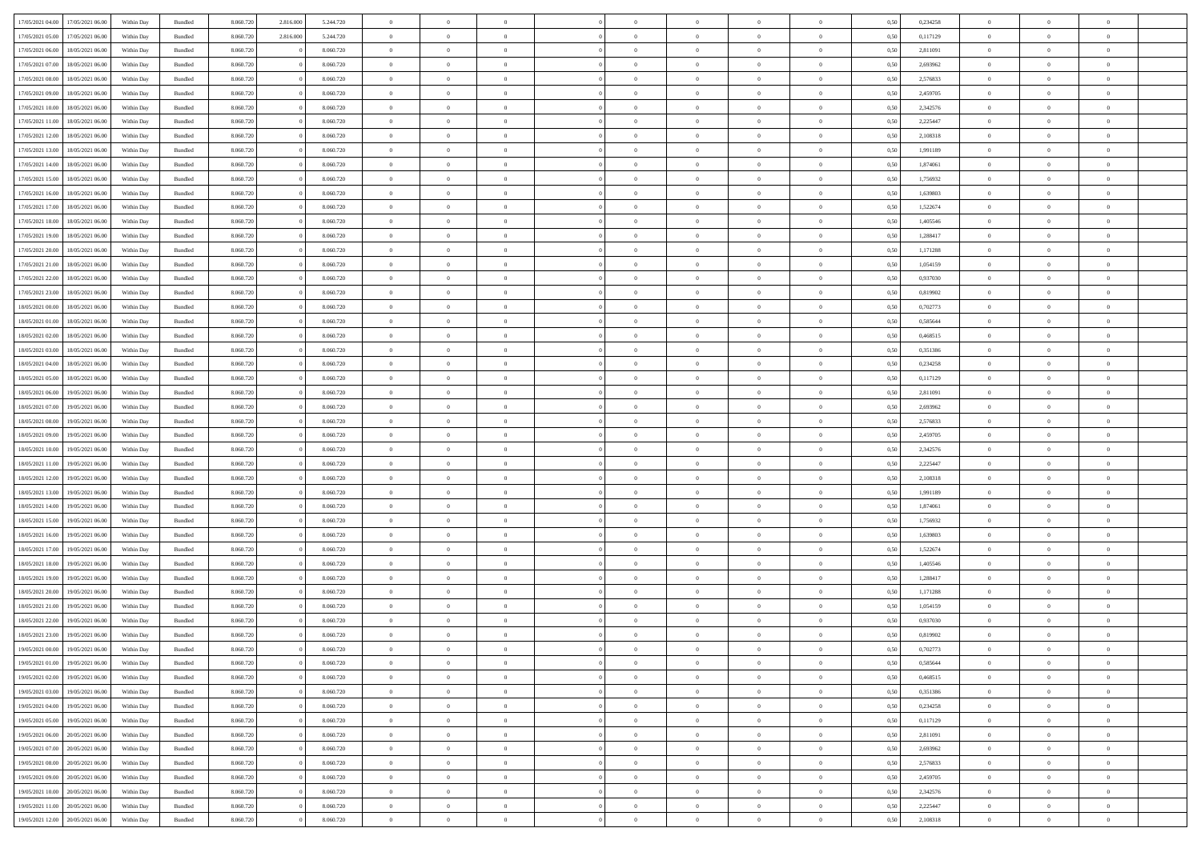| 17/05/2021 04:00 | 17/05/2021 06:00 | Within Day | Bundled | 8.060.720 | 2.816.000 | 5.244.720 | 0 | 0 | 0 | | 0 | 0 | 0 | 0 | 0,50 | 0,234258 | 0 | 0 | 0 |
|---|---|---|---|---|---|---|---|---|---|---|---|---|---|---|---|---|---|---|---|
| 17/05/2021 05:00 | 17/05/2021 06:00 | Within Day | Bundled | 8.060.720 | 2.816.000 | 5.244.720 | 0 | 0 | 0 | | 0 | 0 | 0 | 0 | 0,50 | 0,117129 | 0 | 0 | 0 |
| 17/05/2021 06:00 | 18/05/2021 06:00 | Within Day | Bundled | 8.060.720 | 0 | 8.060.720 | 0 | 0 | 0 | | 0 | 0 | 0 | 0 | 0,50 | 2,811091 | 0 | 0 | 0 |
| 17/05/2021 07:00 | 18/05/2021 06:00 | Within Day | Bundled | 8.060.720 | 0 | 8.060.720 | 0 | 0 | 0 | | 0 | 0 | 0 | 0 | 0,50 | 2,693962 | 0 | 0 | 0 |
| 17/05/2021 08:00 | 18/05/2021 06:00 | Within Day | Bundled | 8.060.720 | 0 | 8.060.720 | 0 | 0 | 0 | | 0 | 0 | 0 | 0 | 0,50 | 2,576833 | 0 | 0 | 0 |
| 17/05/2021 09:00 | 18/05/2021 06:00 | Within Day | Bundled | 8.060.720 | 0 | 8.060.720 | 0 | 0 | 0 | | 0 | 0 | 0 | 0 | 0,50 | 2,459705 | 0 | 0 | 0 |
| 17/05/2021 10:00 | 18/05/2021 06:00 | Within Day | Bundled | 8.060.720 | 0 | 8.060.720 | 0 | 0 | 0 | | 0 | 0 | 0 | 0 | 0,50 | 2,342576 | 0 | 0 | 0 |
| 17/05/2021 11:00 | 18/05/2021 06:00 | Within Day | Bundled | 8.060.720 | 0 | 8.060.720 | 0 | 0 | 0 | | 0 | 0 | 0 | 0 | 0,50 | 2,225447 | 0 | 0 | 0 |
| 17/05/2021 12:00 | 18/05/2021 06:00 | Within Day | Bundled | 8.060.720 | 0 | 8.060.720 | 0 | 0 | 0 | | 0 | 0 | 0 | 0 | 0,50 | 2,108318 | 0 | 0 | 0 |
| 17/05/2021 13:00 | 18/05/2021 06:00 | Within Day | Bundled | 8.060.720 | 0 | 8.060.720 | 0 | 0 | 0 | | 0 | 0 | 0 | 0 | 0,50 | 1,991189 | 0 | 0 | 0 |
| 17/05/2021 14:00 | 18/05/2021 06:00 | Within Day | Bundled | 8.060.720 | 0 | 8.060.720 | 0 | 0 | 0 | | 0 | 0 | 0 | 0 | 0,50 | 1,874061 | 0 | 0 | 0 |
| 17/05/2021 15:00 | 18/05/2021 06:00 | Within Day | Bundled | 8.060.720 | 0 | 8.060.720 | 0 | 0 | 0 | | 0 | 0 | 0 | 0 | 0,50 | 1,756932 | 0 | 0 | 0 |
| 17/05/2021 16:00 | 18/05/2021 06:00 | Within Day | Bundled | 8.060.720 | 0 | 8.060.720 | 0 | 0 | 0 | | 0 | 0 | 0 | 0 | 0,50 | 1,639803 | 0 | 0 | 0 |
| 17/05/2021 17:00 | 18/05/2021 06:00 | Within Day | Bundled | 8.060.720 | 0 | 8.060.720 | 0 | 0 | 0 | | 0 | 0 | 0 | 0 | 0,50 | 1,522674 | 0 | 0 | 0 |
| 17/05/2021 18:00 | 18/05/2021 06:00 | Within Day | Bundled | 8.060.720 | 0 | 8.060.720 | 0 | 0 | 0 | | 0 | 0 | 0 | 0 | 0,50 | 1,405546 | 0 | 0 | 0 |
| 17/05/2021 19:00 | 18/05/2021 06:00 | Within Day | Bundled | 8.060.720 | 0 | 8.060.720 | 0 | 0 | 0 | | 0 | 0 | 0 | 0 | 0,50 | 1,288417 | 0 | 0 | 0 |
| 17/05/2021 20:00 | 18/05/2021 06:00 | Within Day | Bundled | 8.060.720 | 0 | 8.060.720 | 0 | 0 | 0 | | 0 | 0 | 0 | 0 | 0,50 | 1,171288 | 0 | 0 | 0 |
| 17/05/2021 21:00 | 18/05/2021 06:00 | Within Day | Bundled | 8.060.720 | 0 | 8.060.720 | 0 | 0 | 0 | | 0 | 0 | 0 | 0 | 0,50 | 1,054159 | 0 | 0 | 0 |
| 17/05/2021 22:00 | 18/05/2021 06:00 | Within Day | Bundled | 8.060.720 | 0 | 8.060.720 | 0 | 0 | 0 | | 0 | 0 | 0 | 0 | 0,50 | 0,937030 | 0 | 0 | 0 |
| 17/05/2021 23:00 | 18/05/2021 06:00 | Within Day | Bundled | 8.060.720 | 0 | 8.060.720 | 0 | 0 | 0 | | 0 | 0 | 0 | 0 | 0,50 | 0,819902 | 0 | 0 | 0 |
| 18/05/2021 00:00 | 18/05/2021 06:00 | Within Day | Bundled | 8.060.720 | 0 | 8.060.720 | 0 | 0 | 0 | | 0 | 0 | 0 | 0 | 0,50 | 0,702773 | 0 | 0 | 0 |
| 18/05/2021 01:00 | 18/05/2021 06:00 | Within Day | Bundled | 8.060.720 | 0 | 8.060.720 | 0 | 0 | 0 | | 0 | 0 | 0 | 0 | 0,50 | 0,585644 | 0 | 0 | 0 |
| 18/05/2021 02:00 | 18/05/2021 06:00 | Within Day | Bundled | 8.060.720 | 0 | 8.060.720 | 0 | 0 | 0 | | 0 | 0 | 0 | 0 | 0,50 | 0,468515 | 0 | 0 | 0 |
| 18/05/2021 03:00 | 18/05/2021 06:00 | Within Day | Bundled | 8.060.720 | 0 | 8.060.720 | 0 | 0 | 0 | | 0 | 0 | 0 | 0 | 0,50 | 0,351386 | 0 | 0 | 0 |
| 18/05/2021 04:00 | 18/05/2021 06:00 | Within Day | Bundled | 8.060.720 | 0 | 8.060.720 | 0 | 0 | 0 | | 0 | 0 | 0 | 0 | 0,50 | 0,234258 | 0 | 0 | 0 |
| 18/05/2021 05:00 | 18/05/2021 06:00 | Within Day | Bundled | 8.060.720 | 0 | 8.060.720 | 0 | 0 | 0 | | 0 | 0 | 0 | 0 | 0,50 | 0,117129 | 0 | 0 | 0 |
| 18/05/2021 06:00 | 19/05/2021 06:00 | Within Day | Bundled | 8.060.720 | 0 | 8.060.720 | 0 | 0 | 0 | | 0 | 0 | 0 | 0 | 0,50 | 2,811091 | 0 | 0 | 0 |
| 18/05/2021 07:00 | 19/05/2021 06:00 | Within Day | Bundled | 8.060.720 | 0 | 8.060.720 | 0 | 0 | 0 | | 0 | 0 | 0 | 0 | 0,50 | 2,693962 | 0 | 0 | 0 |
| 18/05/2021 08:00 | 19/05/2021 06:00 | Within Day | Bundled | 8.060.720 | 0 | 8.060.720 | 0 | 0 | 0 | | 0 | 0 | 0 | 0 | 0,50 | 2,576833 | 0 | 0 | 0 |
| 18/05/2021 09:00 | 19/05/2021 06:00 | Within Day | Bundled | 8.060.720 | 0 | 8.060.720 | 0 | 0 | 0 | | 0 | 0 | 0 | 0 | 0,50 | 2,459705 | 0 | 0 | 0 |
| 18/05/2021 10:00 | 19/05/2021 06:00 | Within Day | Bundled | 8.060.720 | 0 | 8.060.720 | 0 | 0 | 0 | | 0 | 0 | 0 | 0 | 0,50 | 2,342576 | 0 | 0 | 0 |
| 18/05/2021 11:00 | 19/05/2021 06:00 | Within Day | Bundled | 8.060.720 | 0 | 8.060.720 | 0 | 0 | 0 | | 0 | 0 | 0 | 0 | 0,50 | 2,225447 | 0 | 0 | 0 |
| 18/05/2021 12:00 | 19/05/2021 06:00 | Within Day | Bundled | 8.060.720 | 0 | 8.060.720 | 0 | 0 | 0 | | 0 | 0 | 0 | 0 | 0,50 | 2,108318 | 0 | 0 | 0 |
| 18/05/2021 13:00 | 19/05/2021 06:00 | Within Day | Bundled | 8.060.720 | 0 | 8.060.720 | 0 | 0 | 0 | | 0 | 0 | 0 | 0 | 0,50 | 1,991189 | 0 | 0 | 0 |
| 18/05/2021 14:00 | 19/05/2021 06:00 | Within Day | Bundled | 8.060.720 | 0 | 8.060.720 | 0 | 0 | 0 | | 0 | 0 | 0 | 0 | 0,50 | 1,874061 | 0 | 0 | 0 |
| 18/05/2021 15:00 | 19/05/2021 06:00 | Within Day | Bundled | 8.060.720 | 0 | 8.060.720 | 0 | 0 | 0 | | 0 | 0 | 0 | 0 | 0,50 | 1,756932 | 0 | 0 | 0 |
| 18/05/2021 16:00 | 19/05/2021 06:00 | Within Day | Bundled | 8.060.720 | 0 | 8.060.720 | 0 | 0 | 0 | | 0 | 0 | 0 | 0 | 0,50 | 1,639803 | 0 | 0 | 0 |
| 18/05/2021 17:00 | 19/05/2021 06:00 | Within Day | Bundled | 8.060.720 | 0 | 8.060.720 | 0 | 0 | 0 | | 0 | 0 | 0 | 0 | 0,50 | 1,522674 | 0 | 0 | 0 |
| 18/05/2021 18:00 | 19/05/2021 06:00 | Within Day | Bundled | 8.060.720 | 0 | 8.060.720 | 0 | 0 | 0 | | 0 | 0 | 0 | 0 | 0,50 | 1,405546 | 0 | 0 | 0 |
| 18/05/2021 19:00 | 19/05/2021 06:00 | Within Day | Bundled | 8.060.720 | 0 | 8.060.720 | 0 | 0 | 0 | | 0 | 0 | 0 | 0 | 0,50 | 1,288417 | 0 | 0 | 0 |
| 18/05/2021 20:00 | 19/05/2021 06:00 | Within Day | Bundled | 8.060.720 | 0 | 8.060.720 | 0 | 0 | 0 | | 0 | 0 | 0 | 0 | 0,50 | 1,171288 | 0 | 0 | 0 |
| 18/05/2021 21:00 | 19/05/2021 06:00 | Within Day | Bundled | 8.060.720 | 0 | 8.060.720 | 0 | 0 | 0 | | 0 | 0 | 0 | 0 | 0,50 | 1,054159 | 0 | 0 | 0 |
| 18/05/2021 22:00 | 19/05/2021 06:00 | Within Day | Bundled | 8.060.720 | 0 | 8.060.720 | 0 | 0 | 0 | | 0 | 0 | 0 | 0 | 0,50 | 0,937030 | 0 | 0 | 0 |
| 18/05/2021 23:00 | 19/05/2021 06:00 | Within Day | Bundled | 8.060.720 | 0 | 8.060.720 | 0 | 0 | 0 | | 0 | 0 | 0 | 0 | 0,50 | 0,819902 | 0 | 0 | 0 |
| 19/05/2021 00:00 | 19/05/2021 06:00 | Within Day | Bundled | 8.060.720 | 0 | 8.060.720 | 0 | 0 | 0 | | 0 | 0 | 0 | 0 | 0,50 | 0,702773 | 0 | 0 | 0 |
| 19/05/2021 01:00 | 19/05/2021 06:00 | Within Day | Bundled | 8.060.720 | 0 | 8.060.720 | 0 | 0 | 0 | | 0 | 0 | 0 | 0 | 0,50 | 0,585644 | 0 | 0 | 0 |
| 19/05/2021 02:00 | 19/05/2021 06:00 | Within Day | Bundled | 8.060.720 | 0 | 8.060.720 | 0 | 0 | 0 | | 0 | 0 | 0 | 0 | 0,50 | 0,468515 | 0 | 0 | 0 |
| 19/05/2021 03:00 | 19/05/2021 06:00 | Within Day | Bundled | 8.060.720 | 0 | 8.060.720 | 0 | 0 | 0 | | 0 | 0 | 0 | 0 | 0,50 | 0,351386 | 0 | 0 | 0 |
| 19/05/2021 04:00 | 19/05/2021 06:00 | Within Day | Bundled | 8.060.720 | 0 | 8.060.720 | 0 | 0 | 0 | | 0 | 0 | 0 | 0 | 0,50 | 0,234258 | 0 | 0 | 0 |
| 19/05/2021 05:00 | 19/05/2021 06:00 | Within Day | Bundled | 8.060.720 | 0 | 8.060.720 | 0 | 0 | 0 | | 0 | 0 | 0 | 0 | 0,50 | 0,117129 | 0 | 0 | 0 |
| 19/05/2021 06:00 | 20/05/2021 06:00 | Within Day | Bundled | 8.060.720 | 0 | 8.060.720 | 0 | 0 | 0 | | 0 | 0 | 0 | 0 | 0,50 | 2,811091 | 0 | 0 | 0 |
| 19/05/2021 07:00 | 20/05/2021 06:00 | Within Day | Bundled | 8.060.720 | 0 | 8.060.720 | 0 | 0 | 0 | | 0 | 0 | 0 | 0 | 0,50 | 2,693962 | 0 | 0 | 0 |
| 19/05/2021 08:00 | 20/05/2021 06:00 | Within Day | Bundled | 8.060.720 | 0 | 8.060.720 | 0 | 0 | 0 | | 0 | 0 | 0 | 0 | 0,50 | 2,576833 | 0 | 0 | 0 |
| 19/05/2021 09:00 | 20/05/2021 06:00 | Within Day | Bundled | 8.060.720 | 0 | 8.060.720 | 0 | 0 | 0 | | 0 | 0 | 0 | 0 | 0,50 | 2,459705 | 0 | 0 | 0 |
| 19/05/2021 10:00 | 20/05/2021 06:00 | Within Day | Bundled | 8.060.720 | 0 | 8.060.720 | 0 | 0 | 0 | | 0 | 0 | 0 | 0 | 0,50 | 2,342576 | 0 | 0 | 0 |
| 19/05/2021 11:00 | 20/05/2021 06:00 | Within Day | Bundled | 8.060.720 | 0 | 8.060.720 | 0 | 0 | 0 | | 0 | 0 | 0 | 0 | 0,50 | 2,225447 | 0 | 0 | 0 |
| 19/05/2021 12:00 | 20/05/2021 06:00 | Within Day | Bundled | 8.060.720 | 0 | 8.060.720 | 0 | 0 | 0 | | 0 | 0 | 0 | 0 | 0,50 | 2,108318 | 0 | 0 | 0 |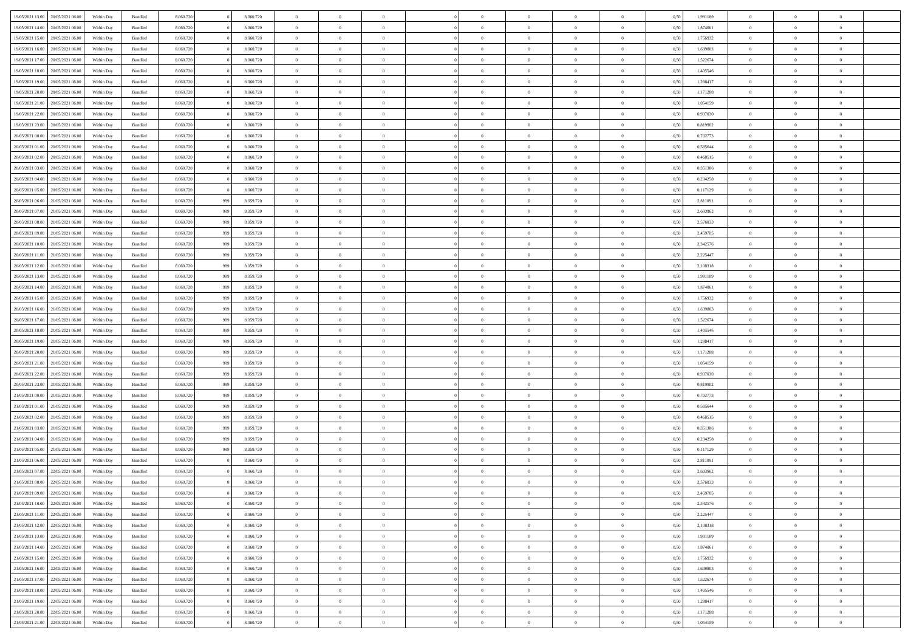| | | | | | | | | | | | | | | | | | | | | |
|---|---|---|---|---|---|---|---|---|---|---|---|---|---|---|---|---|---|---|---|---|
| 19/05/2021 13:00 | 20/05/2021 06:00 | Within Day | Bundled | 8.060.720 | 0 | 8.060.720 | 0 | 0 | 0 | | 0 | 0 | 0 | 0 | 0,50 | 1,991189 | 0 | 0 | 0 | |
| 19/05/2021 14:00 | 20/05/2021 06:00 | Within Day | Bundled | 8.060.720 | 0 | 8.060.720 | 0 | 0 | 0 | | 0 | 0 | 0 | 0 | 0,50 | 1,874061 | 0 | 0 | 0 | |
| 19/05/2021 15:00 | 20/05/2021 06:00 | Within Day | Bundled | 8.060.720 | 0 | 8.060.720 | 0 | 0 | 0 | | 0 | 0 | 0 | 0 | 0,50 | 1,756932 | 0 | 0 | 0 | |
| 19/05/2021 16:00 | 20/05/2021 06:00 | Within Day | Bundled | 8.060.720 | 0 | 8.060.720 | 0 | 0 | 0 | | 0 | 0 | 0 | 0 | 0,50 | 1,639803 | 0 | 0 | 0 | |
| 19/05/2021 17:00 | 20/05/2021 06:00 | Within Day | Bundled | 8.060.720 | 0 | 8.060.720 | 0 | 0 | 0 | | 0 | 0 | 0 | 0 | 0,50 | 1,522674 | 0 | 0 | 0 | |
| 19/05/2021 18:00 | 20/05/2021 06:00 | Within Day | Bundled | 8.060.720 | 0 | 8.060.720 | 0 | 0 | 0 | | 0 | 0 | 0 | 0 | 0,50 | 1,405546 | 0 | 0 | 0 | |
| 19/05/2021 19:00 | 20/05/2021 06:00 | Within Day | Bundled | 8.060.720 | 0 | 8.060.720 | 0 | 0 | 0 | | 0 | 0 | 0 | 0 | 0,50 | 1,288417 | 0 | 0 | 0 | |
| 19/05/2021 20:00 | 20/05/2021 06:00 | Within Day | Bundled | 8.060.720 | 0 | 8.060.720 | 0 | 0 | 0 | | 0 | 0 | 0 | 0 | 0,50 | 1,171288 | 0 | 0 | 0 | |
| 19/05/2021 21:00 | 20/05/2021 06:00 | Within Day | Bundled | 8.060.720 | 0 | 8.060.720 | 0 | 0 | 0 | | 0 | 0 | 0 | 0 | 0,50 | 1,054159 | 0 | 0 | 0 | |
| 19/05/2021 22:00 | 20/05/2021 06:00 | Within Day | Bundled | 8.060.720 | 0 | 8.060.720 | 0 | 0 | 0 | | 0 | 0 | 0 | 0 | 0,50 | 0,937030 | 0 | 0 | 0 | |
| 19/05/2021 23:00 | 20/05/2021 06:00 | Within Day | Bundled | 8.060.720 | 0 | 8.060.720 | 0 | 0 | 0 | | 0 | 0 | 0 | 0 | 0,50 | 0,819902 | 0 | 0 | 0 | |
| 20/05/2021 00:00 | 20/05/2021 06:00 | Within Day | Bundled | 8.060.720 | 0 | 8.060.720 | 0 | 0 | 0 | | 0 | 0 | 0 | 0 | 0,50 | 0,702773 | 0 | 0 | 0 | |
| 20/05/2021 01:00 | 20/05/2021 06:00 | Within Day | Bundled | 8.060.720 | 0 | 8.060.720 | 0 | 0 | 0 | | 0 | 0 | 0 | 0 | 0,50 | 0,585644 | 0 | 0 | 0 | |
| 20/05/2021 02:00 | 20/05/2021 06:00 | Within Day | Bundled | 8.060.720 | 0 | 8.060.720 | 0 | 0 | 0 | | 0 | 0 | 0 | 0 | 0,50 | 0,468515 | 0 | 0 | 0 | |
| 20/05/2021 03:00 | 20/05/2021 06:00 | Within Day | Bundled | 8.060.720 | 0 | 8.060.720 | 0 | 0 | 0 | | 0 | 0 | 0 | 0 | 0,50 | 0,351386 | 0 | 0 | 0 | |
| 20/05/2021 04:00 | 20/05/2021 06:00 | Within Day | Bundled | 8.060.720 | 0 | 8.060.720 | 0 | 0 | 0 | | 0 | 0 | 0 | 0 | 0,50 | 0,234258 | 0 | 0 | 0 | |
| 20/05/2021 05:00 | 20/05/2021 06:00 | Within Day | Bundled | 8.060.720 | 0 | 8.060.720 | 0 | 0 | 0 | | 0 | 0 | 0 | 0 | 0,50 | 0,117129 | 0 | 0 | 0 | |
| 20/05/2021 06:00 | 21/05/2021 06:00 | Within Day | Bundled | 8.060.720 | 999 | 8.059.720 | 0 | 0 | 0 | | 0 | 0 | 0 | 0 | 0,50 | 2,811091 | 0 | 0 | 0 | |
| 20/05/2021 07:00 | 21/05/2021 06:00 | Within Day | Bundled | 8.060.720 | 999 | 8.059.720 | 0 | 0 | 0 | | 0 | 0 | 0 | 0 | 0,50 | 2,693962 | 0 | 0 | 0 | |
| 20/05/2021 08:00 | 21/05/2021 06:00 | Within Day | Bundled | 8.060.720 | 999 | 8.059.720 | 0 | 0 | 0 | | 0 | 0 | 0 | 0 | 0,50 | 2,576833 | 0 | 0 | 0 | |
| 20/05/2021 09:00 | 21/05/2021 06:00 | Within Day | Bundled | 8.060.720 | 999 | 8.059.720 | 0 | 0 | 0 | | 0 | 0 | 0 | 0 | 0,50 | 2,459705 | 0 | 0 | 0 | |
| 20/05/2021 10:00 | 21/05/2021 06:00 | Within Day | Bundled | 8.060.720 | 999 | 8.059.720 | 0 | 0 | 0 | | 0 | 0 | 0 | 0 | 0,50 | 2,342576 | 0 | 0 | 0 | |
| 20/05/2021 11:00 | 21/05/2021 06:00 | Within Day | Bundled | 8.060.720 | 999 | 8.059.720 | 0 | 0 | 0 | | 0 | 0 | 0 | 0 | 0,50 | 2,225447 | 0 | 0 | 0 | |
| 20/05/2021 12:00 | 21/05/2021 06:00 | Within Day | Bundled | 8.060.720 | 999 | 8.059.720 | 0 | 0 | 0 | | 0 | 0 | 0 | 0 | 0,50 | 2,108318 | 0 | 0 | 0 | |
| 20/05/2021 13:00 | 21/05/2021 06:00 | Within Day | Bundled | 8.060.720 | 999 | 8.059.720 | 0 | 0 | 0 | | 0 | 0 | 0 | 0 | 0,50 | 1,991189 | 0 | 0 | 0 | |
| 20/05/2021 14:00 | 21/05/2021 06:00 | Within Day | Bundled | 8.060.720 | 999 | 8.059.720 | 0 | 0 | 0 | | 0 | 0 | 0 | 0 | 0,50 | 1,874061 | 0 | 0 | 0 | |
| 20/05/2021 15:00 | 21/05/2021 06:00 | Within Day | Bundled | 8.060.720 | 999 | 8.059.720 | 0 | 0 | 0 | | 0 | 0 | 0 | 0 | 0,50 | 1,756932 | 0 | 0 | 0 | |
| 20/05/2021 16:00 | 21/05/2021 06:00 | Within Day | Bundled | 8.060.720 | 999 | 8.059.720 | 0 | 0 | 0 | | 0 | 0 | 0 | 0 | 0,50 | 1,639803 | 0 | 0 | 0 | |
| 20/05/2021 17:00 | 21/05/2021 06:00 | Within Day | Bundled | 8.060.720 | 999 | 8.059.720 | 0 | 0 | 0 | | 0 | 0 | 0 | 0 | 0,50 | 1,522674 | 0 | 0 | 0 | |
| 20/05/2021 18:00 | 21/05/2021 06:00 | Within Day | Bundled | 8.060.720 | 999 | 8.059.720 | 0 | 0 | 0 | | 0 | 0 | 0 | 0 | 0,50 | 1,405546 | 0 | 0 | 0 | |
| 20/05/2021 19:00 | 21/05/2021 06:00 | Within Day | Bundled | 8.060.720 | 999 | 8.059.720 | 0 | 0 | 0 | | 0 | 0 | 0 | 0 | 0,50 | 1,288417 | 0 | 0 | 0 | |
| 20/05/2021 20:00 | 21/05/2021 06:00 | Within Day | Bundled | 8.060.720 | 999 | 8.059.720 | 0 | 0 | 0 | | 0 | 0 | 0 | 0 | 0,50 | 1,171288 | 0 | 0 | 0 | |
| 20/05/2021 21:00 | 21/05/2021 06:00 | Within Day | Bundled | 8.060.720 | 999 | 8.059.720 | 0 | 0 | 0 | | 0 | 0 | 0 | 0 | 0,50 | 1,054159 | 0 | 0 | 0 | |
| 20/05/2021 22:00 | 21/05/2021 06:00 | Within Day | Bundled | 8.060.720 | 999 | 8.059.720 | 0 | 0 | 0 | | 0 | 0 | 0 | 0 | 0,50 | 0,937030 | 0 | 0 | 0 | |
| 20/05/2021 23:00 | 21/05/2021 06:00 | Within Day | Bundled | 8.060.720 | 999 | 8.059.720 | 0 | 0 | 0 | | 0 | 0 | 0 | 0 | 0,50 | 0,819902 | 0 | 0 | 0 | |
| 21/05/2021 00:00 | 21/05/2021 06:00 | Within Day | Bundled | 8.060.720 | 999 | 8.059.720 | 0 | 0 | 0 | | 0 | 0 | 0 | 0 | 0,50 | 0,702773 | 0 | 0 | 0 | |
| 21/05/2021 01:00 | 21/05/2021 06:00 | Within Day | Bundled | 8.060.720 | 999 | 8.059.720 | 0 | 0 | 0 | | 0 | 0 | 0 | 0 | 0,50 | 0,585644 | 0 | 0 | 0 | |
| 21/05/2021 02:00 | 21/05/2021 06:00 | Within Day | Bundled | 8.060.720 | 999 | 8.059.720 | 0 | 0 | 0 | | 0 | 0 | 0 | 0 | 0,50 | 0,468515 | 0 | 0 | 0 | |
| 21/05/2021 03:00 | 21/05/2021 06:00 | Within Day | Bundled | 8.060.720 | 999 | 8.059.720 | 0 | 0 | 0 | | 0 | 0 | 0 | 0 | 0,50 | 0,351386 | 0 | 0 | 0 | |
| 21/05/2021 04:00 | 21/05/2021 06:00 | Within Day | Bundled | 8.060.720 | 999 | 8.059.720 | 0 | 0 | 0 | | 0 | 0 | 0 | 0 | 0,50 | 0,234258 | 0 | 0 | 0 | |
| 21/05/2021 05:00 | 21/05/2021 06:00 | Within Day | Bundled | 8.060.720 | 999 | 8.059.720 | 0 | 0 | 0 | | 0 | 0 | 0 | 0 | 0,50 | 0,117129 | 0 | 0 | 0 | |
| 21/05/2021 06:00 | 22/05/2021 06:00 | Within Day | Bundled | 8.060.720 | 0 | 8.060.720 | 0 | 0 | 0 | | 0 | 0 | 0 | 0 | 0,50 | 2,811091 | 0 | 0 | 0 | |
| 21/05/2021 07:00 | 22/05/2021 06:00 | Within Day | Bundled | 8.060.720 | 0 | 8.060.720 | 0 | 0 | 0 | | 0 | 0 | 0 | 0 | 0,50 | 2,693962 | 0 | 0 | 0 | |
| 21/05/2021 08:00 | 22/05/2021 06:00 | Within Day | Bundled | 8.060.720 | 0 | 8.060.720 | 0 | 0 | 0 | | 0 | 0 | 0 | 0 | 0,50 | 2,576833 | 0 | 0 | 0 | |
| 21/05/2021 09:00 | 22/05/2021 06:00 | Within Day | Bundled | 8.060.720 | 0 | 8.060.720 | 0 | 0 | 0 | | 0 | 0 | 0 | 0 | 0,50 | 2,459705 | 0 | 0 | 0 | |
| 21/05/2021 10:00 | 22/05/2021 06:00 | Within Day | Bundled | 8.060.720 | 0 | 8.060.720 | 0 | 0 | 0 | | 0 | 0 | 0 | 0 | 0,50 | 2,342576 | 0 | 0 | 0 | |
| 21/05/2021 11:00 | 22/05/2021 06:00 | Within Day | Bundled | 8.060.720 | 0 | 8.060.720 | 0 | 0 | 0 | | 0 | 0 | 0 | 0 | 0,50 | 2,225447 | 0 | 0 | 0 | |
| 21/05/2021 12:00 | 22/05/2021 06:00 | Within Day | Bundled | 8.060.720 | 0 | 8.060.720 | 0 | 0 | 0 | | 0 | 0 | 0 | 0 | 0,50 | 2,108318 | 0 | 0 | 0 | |
| 21/05/2021 13:00 | 22/05/2021 06:00 | Within Day | Bundled | 8.060.720 | 0 | 8.060.720 | 0 | 0 | 0 | | 0 | 0 | 0 | 0 | 0,50 | 1,991189 | 0 | 0 | 0 | |
| 21/05/2021 14:00 | 22/05/2021 06:00 | Within Day | Bundled | 8.060.720 | 0 | 8.060.720 | 0 | 0 | 0 | | 0 | 0 | 0 | 0 | 0,50 | 1,874061 | 0 | 0 | 0 | |
| 21/05/2021 15:00 | 22/05/2021 06:00 | Within Day | Bundled | 8.060.720 | 0 | 8.060.720 | 0 | 0 | 0 | | 0 | 0 | 0 | 0 | 0,50 | 1,756932 | 0 | 0 | 0 | |
| 21/05/2021 16:00 | 22/05/2021 06:00 | Within Day | Bundled | 8.060.720 | 0 | 8.060.720 | 0 | 0 | 0 | | 0 | 0 | 0 | 0 | 0,50 | 1,639803 | 0 | 0 | 0 | |
| 21/05/2021 17:00 | 22/05/2021 06:00 | Within Day | Bundled | 8.060.720 | 0 | 8.060.720 | 0 | 0 | 0 | | 0 | 0 | 0 | 0 | 0,50 | 1,522674 | 0 | 0 | 0 | |
| 21/05/2021 18:00 | 22/05/2021 06:00 | Within Day | Bundled | 8.060.720 | 0 | 8.060.720 | 0 | 0 | 0 | | 0 | 0 | 0 | 0 | 0,50 | 1,405546 | 0 | 0 | 0 | |
| 21/05/2021 19:00 | 22/05/2021 06:00 | Within Day | Bundled | 8.060.720 | 0 | 8.060.720 | 0 | 0 | 0 | | 0 | 0 | 0 | 0 | 0,50 | 1,288417 | 0 | 0 | 0 | |
| 21/05/2021 20:00 | 22/05/2021 06:00 | Within Day | Bundled | 8.060.720 | 0 | 8.060.720 | 0 | 0 | 0 | | 0 | 0 | 0 | 0 | 0,50 | 1,171288 | 0 | 0 | 0 | |
| 21/05/2021 21:00 | 22/05/2021 06:00 | Within Day | Bundled | 8.060.720 | 0 | 8.060.720 | 0 | 0 | 0 | | 0 | 0 | 0 | 0 | 0,50 | 1,054159 | 0 | 0 | 0 | |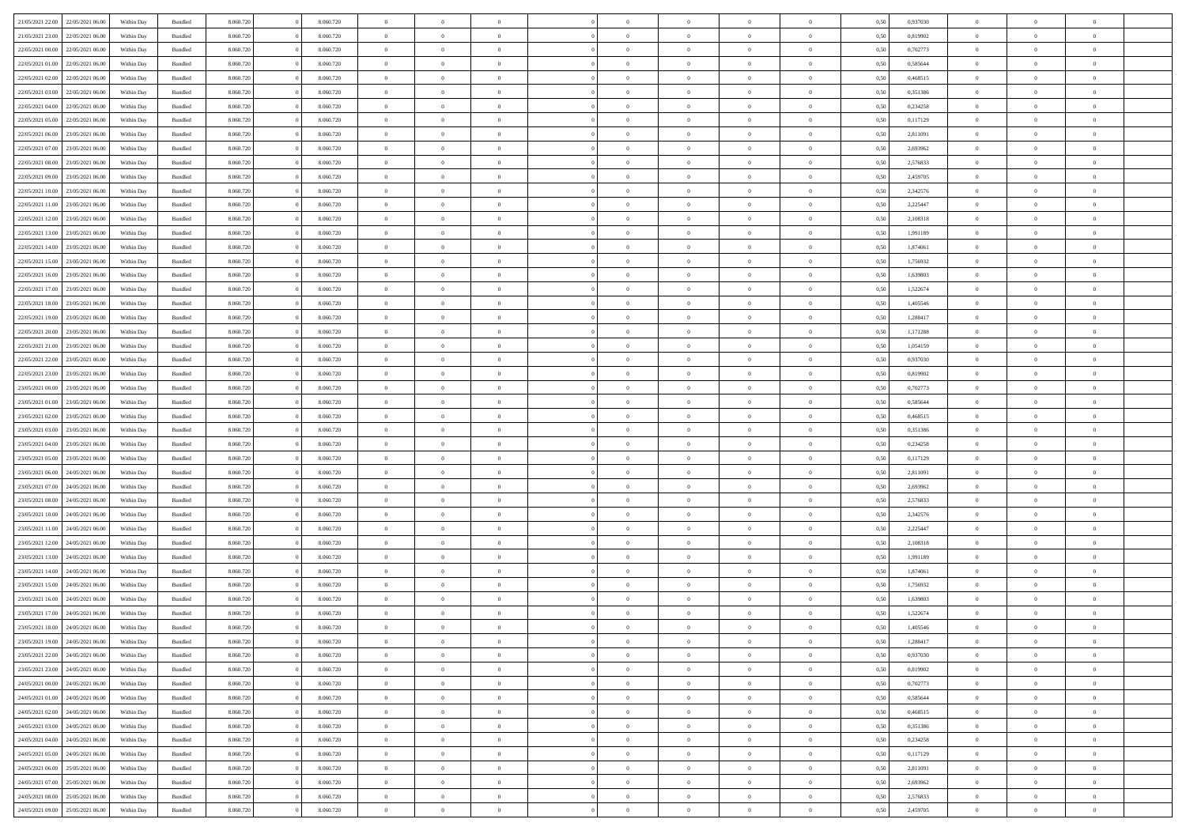| | | | | | | | | | | | | | | | | | | | | |
|---|---|---|---|---|---|---|---|---|---|---|---|---|---|---|---|---|---|---|---|---|
| 21/05/2021 22:00 | 22/05/2021 06:00 | Within Day | Bundled | 8.060.720 | 0 | 8.060.720 | 0 | 0 | 0 | | 0 | 0 | 0 | 0 | 0,50 | 0,937030 | 0 | 0 | 0 | |
| 21/05/2021 23:00 | 22/05/2021 06:00 | Within Day | Bundled | 8.060.720 | 0 | 8.060.720 | 0 | 0 | 0 | | 0 | 0 | 0 | 0 | 0,50 | 0,819902 | 0 | 0 | 0 | |
| 22/05/2021 00:00 | 22/05/2021 06:00 | Within Day | Bundled | 8.060.720 | 0 | 8.060.720 | 0 | 0 | 0 | | 0 | 0 | 0 | 0 | 0,50 | 0,702773 | 0 | 0 | 0 | |
| 22/05/2021 01:00 | 22/05/2021 06:00 | Within Day | Bundled | 8.060.720 | 0 | 8.060.720 | 0 | 0 | 0 | | 0 | 0 | 0 | 0 | 0,50 | 0,585644 | 0 | 0 | 0 | |
| 22/05/2021 02:00 | 22/05/2021 06:00 | Within Day | Bundled | 8.060.720 | 0 | 8.060.720 | 0 | 0 | 0 | | 0 | 0 | 0 | 0 | 0,50 | 0,468515 | 0 | 0 | 0 | |
| 22/05/2021 03:00 | 22/05/2021 06:00 | Within Day | Bundled | 8.060.720 | 0 | 8.060.720 | 0 | 0 | 0 | | 0 | 0 | 0 | 0 | 0,50 | 0,351386 | 0 | 0 | 0 | |
| 22/05/2021 04:00 | 22/05/2021 06:00 | Within Day | Bundled | 8.060.720 | 0 | 8.060.720 | 0 | 0 | 0 | | 0 | 0 | 0 | 0 | 0,50 | 0,234258 | 0 | 0 | 0 | |
| 22/05/2021 05:00 | 22/05/2021 06:00 | Within Day | Bundled | 8.060.720 | 0 | 8.060.720 | 0 | 0 | 0 | | 0 | 0 | 0 | 0 | 0,50 | 0,117129 | 0 | 0 | 0 | |
| 22/05/2021 06:00 | 23/05/2021 06:00 | Within Day | Bundled | 8.060.720 | 0 | 8.060.720 | 0 | 0 | 0 | | 0 | 0 | 0 | 0 | 0,50 | 2,811091 | 0 | 0 | 0 | |
| 22/05/2021 07:00 | 23/05/2021 06:00 | Within Day | Bundled | 8.060.720 | 0 | 8.060.720 | 0 | 0 | 0 | | 0 | 0 | 0 | 0 | 0,50 | 2,693962 | 0 | 0 | 0 | |
| 22/05/2021 08:00 | 23/05/2021 06:00 | Within Day | Bundled | 8.060.720 | 0 | 8.060.720 | 0 | 0 | 0 | | 0 | 0 | 0 | 0 | 0,50 | 2,576833 | 0 | 0 | 0 | |
| 22/05/2021 09:00 | 23/05/2021 06:00 | Within Day | Bundled | 8.060.720 | 0 | 8.060.720 | 0 | 0 | 0 | | 0 | 0 | 0 | 0 | 0,50 | 2,459705 | 0 | 0 | 0 | |
| 22/05/2021 10:00 | 23/05/2021 06:00 | Within Day | Bundled | 8.060.720 | 0 | 8.060.720 | 0 | 0 | 0 | | 0 | 0 | 0 | 0 | 0,50 | 2,342576 | 0 | 0 | 0 | |
| 22/05/2021 11:00 | 23/05/2021 06:00 | Within Day | Bundled | 8.060.720 | 0 | 8.060.720 | 0 | 0 | 0 | | 0 | 0 | 0 | 0 | 0,50 | 2,225447 | 0 | 0 | 0 | |
| 22/05/2021 12:00 | 23/05/2021 06:00 | Within Day | Bundled | 8.060.720 | 0 | 8.060.720 | 0 | 0 | 0 | | 0 | 0 | 0 | 0 | 0,50 | 2,108318 | 0 | 0 | 0 | |
| 22/05/2021 13:00 | 23/05/2021 06:00 | Within Day | Bundled | 8.060.720 | 0 | 8.060.720 | 0 | 0 | 0 | | 0 | 0 | 0 | 0 | 0,50 | 1,991189 | 0 | 0 | 0 | |
| 22/05/2021 14:00 | 23/05/2021 06:00 | Within Day | Bundled | 8.060.720 | 0 | 8.060.720 | 0 | 0 | 0 | | 0 | 0 | 0 | 0 | 0,50 | 1,874061 | 0 | 0 | 0 | |
| 22/05/2021 15:00 | 23/05/2021 06:00 | Within Day | Bundled | 8.060.720 | 0 | 8.060.720 | 0 | 0 | 0 | | 0 | 0 | 0 | 0 | 0,50 | 1,756932 | 0 | 0 | 0 | |
| 22/05/2021 16:00 | 23/05/2021 06:00 | Within Day | Bundled | 8.060.720 | 0 | 8.060.720 | 0 | 0 | 0 | | 0 | 0 | 0 | 0 | 0,50 | 1,639803 | 0 | 0 | 0 | |
| 22/05/2021 17:00 | 23/05/2021 06:00 | Within Day | Bundled | 8.060.720 | 0 | 8.060.720 | 0 | 0 | 0 | | 0 | 0 | 0 | 0 | 0,50 | 1,522674 | 0 | 0 | 0 | |
| 22/05/2021 18:00 | 23/05/2021 06:00 | Within Day | Bundled | 8.060.720 | 0 | 8.060.720 | 0 | 0 | 0 | | 0 | 0 | 0 | 0 | 0,50 | 1,405546 | 0 | 0 | 0 | |
| 22/05/2021 19:00 | 23/05/2021 06:00 | Within Day | Bundled | 8.060.720 | 0 | 8.060.720 | 0 | 0 | 0 | | 0 | 0 | 0 | 0 | 0,50 | 1,288417 | 0 | 0 | 0 | |
| 22/05/2021 20:00 | 23/05/2021 06:00 | Within Day | Bundled | 8.060.720 | 0 | 8.060.720 | 0 | 0 | 0 | | 0 | 0 | 0 | 0 | 0,50 | 1,171288 | 0 | 0 | 0 | |
| 22/05/2021 21:00 | 23/05/2021 06:00 | Within Day | Bundled | 8.060.720 | 0 | 8.060.720 | 0 | 0 | 0 | | 0 | 0 | 0 | 0 | 0,50 | 1,054159 | 0 | 0 | 0 | |
| 22/05/2021 22:00 | 23/05/2021 06:00 | Within Day | Bundled | 8.060.720 | 0 | 8.060.720 | 0 | 0 | 0 | | 0 | 0 | 0 | 0 | 0,50 | 0,937030 | 0 | 0 | 0 | |
| 22/05/2021 23:00 | 23/05/2021 06:00 | Within Day | Bundled | 8.060.720 | 0 | 8.060.720 | 0 | 0 | 0 | | 0 | 0 | 0 | 0 | 0,50 | 0,819902 | 0 | 0 | 0 | |
| 23/05/2021 00:00 | 23/05/2021 06:00 | Within Day | Bundled | 8.060.720 | 0 | 8.060.720 | 0 | 0 | 0 | | 0 | 0 | 0 | 0 | 0,50 | 0,702773 | 0 | 0 | 0 | |
| 23/05/2021 01:00 | 23/05/2021 06:00 | Within Day | Bundled | 8.060.720 | 0 | 8.060.720 | 0 | 0 | 0 | | 0 | 0 | 0 | 0 | 0,50 | 0,585644 | 0 | 0 | 0 | |
| 23/05/2021 02:00 | 23/05/2021 06:00 | Within Day | Bundled | 8.060.720 | 0 | 8.060.720 | 0 | 0 | 0 | | 0 | 0 | 0 | 0 | 0,50 | 0,468515 | 0 | 0 | 0 | |
| 23/05/2021 03:00 | 23/05/2021 06:00 | Within Day | Bundled | 8.060.720 | 0 | 8.060.720 | 0 | 0 | 0 | | 0 | 0 | 0 | 0 | 0,50 | 0,351386 | 0 | 0 | 0 | |
| 23/05/2021 04:00 | 23/05/2021 06:00 | Within Day | Bundled | 8.060.720 | 0 | 8.060.720 | 0 | 0 | 0 | | 0 | 0 | 0 | 0 | 0,50 | 0,234258 | 0 | 0 | 0 | |
| 23/05/2021 05:00 | 23/05/2021 06:00 | Within Day | Bundled | 8.060.720 | 0 | 8.060.720 | 0 | 0 | 0 | | 0 | 0 | 0 | 0 | 0,50 | 0,117129 | 0 | 0 | 0 | |
| 23/05/2021 06:00 | 24/05/2021 06:00 | Within Day | Bundled | 8.060.720 | 0 | 8.060.720 | 0 | 0 | 0 | | 0 | 0 | 0 | 0 | 0,50 | 2,811091 | 0 | 0 | 0 | |
| 23/05/2021 07:00 | 24/05/2021 06:00 | Within Day | Bundled | 8.060.720 | 0 | 8.060.720 | 0 | 0 | 0 | | 0 | 0 | 0 | 0 | 0,50 | 2,693962 | 0 | 0 | 0 | |
| 23/05/2021 08:00 | 24/05/2021 06:00 | Within Day | Bundled | 8.060.720 | 0 | 8.060.720 | 0 | 0 | 0 | | 0 | 0 | 0 | 0 | 0,50 | 2,576833 | 0 | 0 | 0 | |
| 23/05/2021 10:00 | 24/05/2021 06:00 | Within Day | Bundled | 8.060.720 | 0 | 8.060.720 | 0 | 0 | 0 | | 0 | 0 | 0 | 0 | 0,50 | 2,342576 | 0 | 0 | 0 | |
| 23/05/2021 11:00 | 24/05/2021 06:00 | Within Day | Bundled | 8.060.720 | 0 | 8.060.720 | 0 | 0 | 0 | | 0 | 0 | 0 | 0 | 0,50 | 2,225447 | 0 | 0 | 0 | |
| 23/05/2021 12:00 | 24/05/2021 06:00 | Within Day | Bundled | 8.060.720 | 0 | 8.060.720 | 0 | 0 | 0 | | 0 | 0 | 0 | 0 | 0,50 | 2,108318 | 0 | 0 | 0 | |
| 23/05/2021 13:00 | 24/05/2021 06:00 | Within Day | Bundled | 8.060.720 | 0 | 8.060.720 | 0 | 0 | 0 | | 0 | 0 | 0 | 0 | 0,50 | 1,991189 | 0 | 0 | 0 | |
| 23/05/2021 14:00 | 24/05/2021 06:00 | Within Day | Bundled | 8.060.720 | 0 | 8.060.720 | 0 | 0 | 0 | | 0 | 0 | 0 | 0 | 0,50 | 1,874061 | 0 | 0 | 0 | |
| 23/05/2021 15:00 | 24/05/2021 06:00 | Within Day | Bundled | 8.060.720 | 0 | 8.060.720 | 0 | 0 | 0 | | 0 | 0 | 0 | 0 | 0,50 | 1,756932 | 0 | 0 | 0 | |
| 23/05/2021 16:00 | 24/05/2021 06:00 | Within Day | Bundled | 8.060.720 | 0 | 8.060.720 | 0 | 0 | 0 | | 0 | 0 | 0 | 0 | 0,50 | 1,639803 | 0 | 0 | 0 | |
| 23/05/2021 17:00 | 24/05/2021 06:00 | Within Day | Bundled | 8.060.720 | 0 | 8.060.720 | 0 | 0 | 0 | | 0 | 0 | 0 | 0 | 0,50 | 1,522674 | 0 | 0 | 0 | |
| 23/05/2021 18:00 | 24/05/2021 06:00 | Within Day | Bundled | 8.060.720 | 0 | 8.060.720 | 0 | 0 | 0 | | 0 | 0 | 0 | 0 | 0,50 | 1,405546 | 0 | 0 | 0 | |
| 23/05/2021 19:00 | 24/05/2021 06:00 | Within Day | Bundled | 8.060.720 | 0 | 8.060.720 | 0 | 0 | 0 | | 0 | 0 | 0 | 0 | 0,50 | 1,288417 | 0 | 0 | 0 | |
| 23/05/2021 22:00 | 24/05/2021 06:00 | Within Day | Bundled | 8.060.720 | 0 | 8.060.720 | 0 | 0 | 0 | | 0 | 0 | 0 | 0 | 0,50 | 0,937030 | 0 | 0 | 0 | |
| 23/05/2021 23:00 | 24/05/2021 06:00 | Within Day | Bundled | 8.060.720 | 0 | 8.060.720 | 0 | 0 | 0 | | 0 | 0 | 0 | 0 | 0,50 | 0,819902 | 0 | 0 | 0 | |
| 24/05/2021 00:00 | 24/05/2021 06:00 | Within Day | Bundled | 8.060.720 | 0 | 8.060.720 | 0 | 0 | 0 | | 0 | 0 | 0 | 0 | 0,50 | 0,702773 | 0 | 0 | 0 | |
| 24/05/2021 01:00 | 24/05/2021 06:00 | Within Day | Bundled | 8.060.720 | 0 | 8.060.720 | 0 | 0 | 0 | | 0 | 0 | 0 | 0 | 0,50 | 0,585644 | 0 | 0 | 0 | |
| 24/05/2021 02:00 | 24/05/2021 06:00 | Within Day | Bundled | 8.060.720 | 0 | 8.060.720 | 0 | 0 | 0 | | 0 | 0 | 0 | 0 | 0,50 | 0,468515 | 0 | 0 | 0 | |
| 24/05/2021 03:00 | 24/05/2021 06:00 | Within Day | Bundled | 8.060.720 | 0 | 8.060.720 | 0 | 0 | 0 | | 0 | 0 | 0 | 0 | 0,50 | 0,351386 | 0 | 0 | 0 | |
| 24/05/2021 04:00 | 24/05/2021 06:00 | Within Day | Bundled | 8.060.720 | 0 | 8.060.720 | 0 | 0 | 0 | | 0 | 0 | 0 | 0 | 0,50 | 0,234258 | 0 | 0 | 0 | |
| 24/05/2021 05:00 | 24/05/2021 06:00 | Within Day | Bundled | 8.060.720 | 0 | 8.060.720 | 0 | 0 | 0 | | 0 | 0 | 0 | 0 | 0,50 | 0,117129 | 0 | 0 | 0 | |
| 24/05/2021 06:00 | 25/05/2021 06:00 | Within Day | Bundled | 8.060.720 | 0 | 8.060.720 | 0 | 0 | 0 | | 0 | 0 | 0 | 0 | 0,50 | 2,811091 | 0 | 0 | 0 | |
| 24/05/2021 07:00 | 25/05/2021 06:00 | Within Day | Bundled | 8.060.720 | 0 | 8.060.720 | 0 | 0 | 0 | | 0 | 0 | 0 | 0 | 0,50 | 2,693962 | 0 | 0 | 0 | |
| 24/05/2021 08:00 | 25/05/2021 06:00 | Within Day | Bundled | 8.060.720 | 0 | 8.060.720 | 0 | 0 | 0 | | 0 | 0 | 0 | 0 | 0,50 | 2,576833 | 0 | 0 | 0 | |
| 24/05/2021 09:00 | 25/05/2021 06:00 | Within Day | Bundled | 8.060.720 | 0 | 8.060.720 | 0 | 0 | 0 | | 0 | 0 | 0 | 0 | 0,50 | 2,459705 | 0 | 0 | 0 | |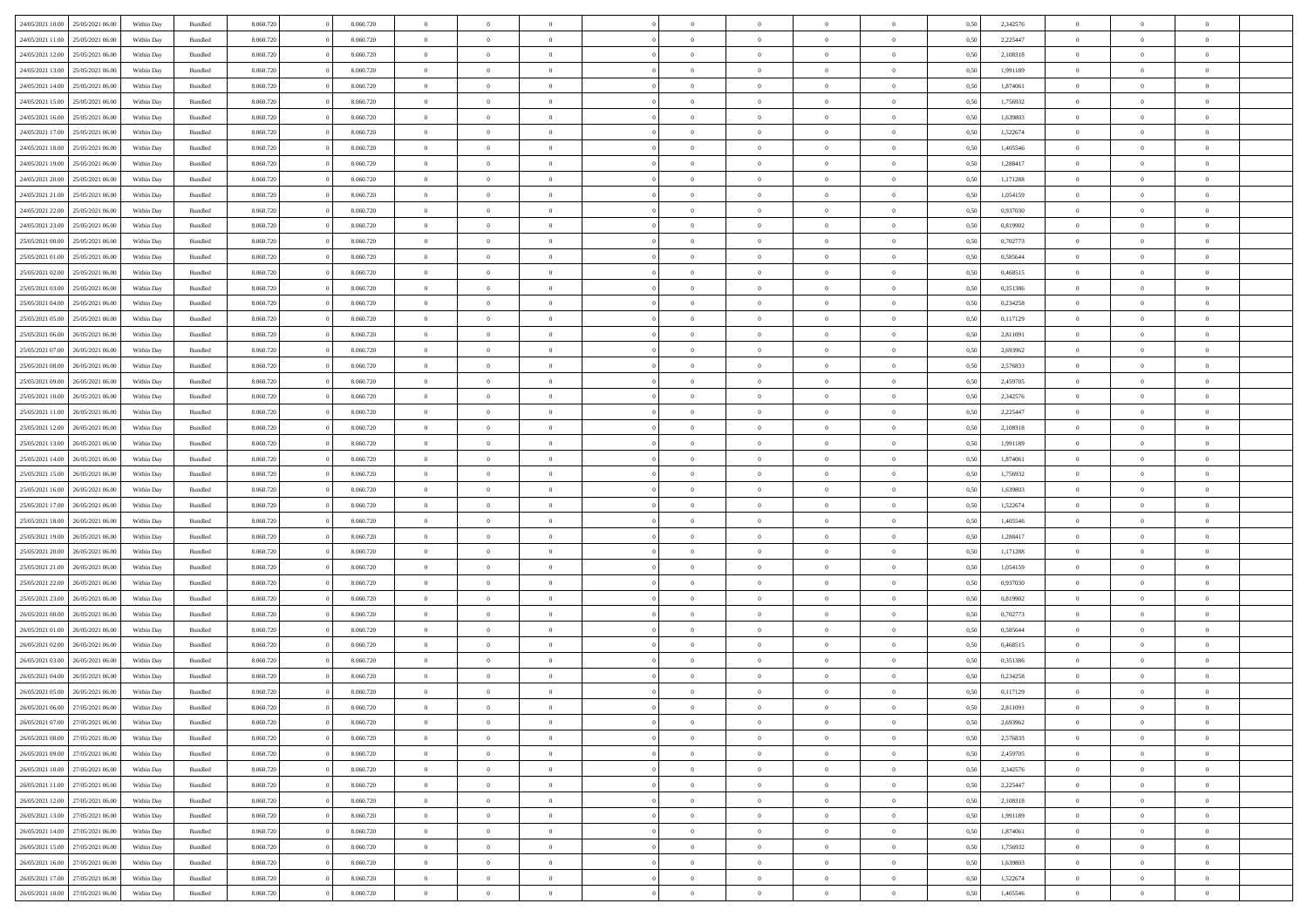| | | | | | | | | | | | | | | | | | | | | |
|---|---|---|---|---|---|---|---|---|---|---|---|---|---|---|---|---|---|---|---|---|
| 24/05/2021 10:00 | 25/05/2021 06:00 | Within Day | Bundled | 8.060.720 | 0 | 8.060.720 | 0 | 0 | 0 | | 0 | 0 | 0 | 0 | 0,50 | 2,342576 | 0 | 0 | 0 | |
| 24/05/2021 11:00 | 25/05/2021 06:00 | Within Day | Bundled | 8.060.720 | 0 | 8.060.720 | 0 | 0 | 0 | | 0 | 0 | 0 | 0 | 0,50 | 2,225447 | 0 | 0 | 0 | |
| 24/05/2021 12:00 | 25/05/2021 06:00 | Within Day | Bundled | 8.060.720 | 0 | 8.060.720 | 0 | 0 | 0 | | 0 | 0 | 0 | 0 | 0,50 | 2,108318 | 0 | 0 | 0 | |
| 24/05/2021 13:00 | 25/05/2021 06:00 | Within Day | Bundled | 8.060.720 | 0 | 8.060.720 | 0 | 0 | 0 | | 0 | 0 | 0 | 0 | 0,50 | 1,991189 | 0 | 0 | 0 | |
| 24/05/2021 14:00 | 25/05/2021 06:00 | Within Day | Bundled | 8.060.720 | 0 | 8.060.720 | 0 | 0 | 0 | | 0 | 0 | 0 | 0 | 0,50 | 1,874061 | 0 | 0 | 0 | |
| 24/05/2021 15:00 | 25/05/2021 06:00 | Within Day | Bundled | 8.060.720 | 0 | 8.060.720 | 0 | 0 | 0 | | 0 | 0 | 0 | 0 | 0,50 | 1,756932 | 0 | 0 | 0 | |
| 24/05/2021 16:00 | 25/05/2021 06:00 | Within Day | Bundled | 8.060.720 | 0 | 8.060.720 | 0 | 0 | 0 | | 0 | 0 | 0 | 0 | 0,50 | 1,639803 | 0 | 0 | 0 | |
| 24/05/2021 17:00 | 25/05/2021 06:00 | Within Day | Bundled | 8.060.720 | 0 | 8.060.720 | 0 | 0 | 0 | | 0 | 0 | 0 | 0 | 0,50 | 1,522674 | 0 | 0 | 0 | |
| 24/05/2021 18:00 | 25/05/2021 06:00 | Within Day | Bundled | 8.060.720 | 0 | 8.060.720 | 0 | 0 | 0 | | 0 | 0 | 0 | 0 | 0,50 | 1,405546 | 0 | 0 | 0 | |
| 24/05/2021 19:00 | 25/05/2021 06:00 | Within Day | Bundled | 8.060.720 | 0 | 8.060.720 | 0 | 0 | 0 | | 0 | 0 | 0 | 0 | 0,50 | 1,288417 | 0 | 0 | 0 | |
| 24/05/2021 20:00 | 25/05/2021 06:00 | Within Day | Bundled | 8.060.720 | 0 | 8.060.720 | 0 | 0 | 0 | | 0 | 0 | 0 | 0 | 0,50 | 1,171288 | 0 | 0 | 0 | |
| 24/05/2021 21:00 | 25/05/2021 06:00 | Within Day | Bundled | 8.060.720 | 0 | 8.060.720 | 0 | 0 | 0 | | 0 | 0 | 0 | 0 | 0,50 | 1,054159 | 0 | 0 | 0 | |
| 24/05/2021 22:00 | 25/05/2021 06:00 | Within Day | Bundled | 8.060.720 | 0 | 8.060.720 | 0 | 0 | 0 | | 0 | 0 | 0 | 0 | 0,50 | 0,937030 | 0 | 0 | 0 | |
| 24/05/2021 23:00 | 25/05/2021 06:00 | Within Day | Bundled | 8.060.720 | 0 | 8.060.720 | 0 | 0 | 0 | | 0 | 0 | 0 | 0 | 0,50 | 0,819902 | 0 | 0 | 0 | |
| 25/05/2021 00:00 | 25/05/2021 06:00 | Within Day | Bundled | 8.060.720 | 0 | 8.060.720 | 0 | 0 | 0 | | 0 | 0 | 0 | 0 | 0,50 | 0,702773 | 0 | 0 | 0 | |
| 25/05/2021 01:00 | 25/05/2021 06:00 | Within Day | Bundled | 8.060.720 | 0 | 8.060.720 | 0 | 0 | 0 | | 0 | 0 | 0 | 0 | 0,50 | 0,585644 | 0 | 0 | 0 | |
| 25/05/2021 02:00 | 25/05/2021 06:00 | Within Day | Bundled | 8.060.720 | 0 | 8.060.720 | 0 | 0 | 0 | | 0 | 0 | 0 | 0 | 0,50 | 0,468515 | 0 | 0 | 0 | |
| 25/05/2021 03:00 | 25/05/2021 06:00 | Within Day | Bundled | 8.060.720 | 0 | 8.060.720 | 0 | 0 | 0 | | 0 | 0 | 0 | 0 | 0,50 | 0,351386 | 0 | 0 | 0 | |
| 25/05/2021 04:00 | 25/05/2021 06:00 | Within Day | Bundled | 8.060.720 | 0 | 8.060.720 | 0 | 0 | 0 | | 0 | 0 | 0 | 0 | 0,50 | 0,234258 | 0 | 0 | 0 | |
| 25/05/2021 05:00 | 25/05/2021 06:00 | Within Day | Bundled | 8.060.720 | 0 | 8.060.720 | 0 | 0 | 0 | | 0 | 0 | 0 | 0 | 0,50 | 0,117129 | 0 | 0 | 0 | |
| 25/05/2021 06:00 | 26/05/2021 06:00 | Within Day | Bundled | 8.060.720 | 0 | 8.060.720 | 0 | 0 | 0 | | 0 | 0 | 0 | 0 | 0,50 | 2,811091 | 0 | 0 | 0 | |
| 25/05/2021 07:00 | 26/05/2021 06:00 | Within Day | Bundled | 8.060.720 | 0 | 8.060.720 | 0 | 0 | 0 | | 0 | 0 | 0 | 0 | 0,50 | 2,693962 | 0 | 0 | 0 | |
| 25/05/2021 08:00 | 26/05/2021 06:00 | Within Day | Bundled | 8.060.720 | 0 | 8.060.720 | 0 | 0 | 0 | | 0 | 0 | 0 | 0 | 0,50 | 2,576833 | 0 | 0 | 0 | |
| 25/05/2021 09:00 | 26/05/2021 06:00 | Within Day | Bundled | 8.060.720 | 0 | 8.060.720 | 0 | 0 | 0 | | 0 | 0 | 0 | 0 | 0,50 | 2,459705 | 0 | 0 | 0 | |
| 25/05/2021 10:00 | 26/05/2021 06:00 | Within Day | Bundled | 8.060.720 | 0 | 8.060.720 | 0 | 0 | 0 | | 0 | 0 | 0 | 0 | 0,50 | 2,342576 | 0 | 0 | 0 | |
| 25/05/2021 11:00 | 26/05/2021 06:00 | Within Day | Bundled | 8.060.720 | 0 | 8.060.720 | 0 | 0 | 0 | | 0 | 0 | 0 | 0 | 0,50 | 2,225447 | 0 | 0 | 0 | |
| 25/05/2021 12:00 | 26/05/2021 06:00 | Within Day | Bundled | 8.060.720 | 0 | 8.060.720 | 0 | 0 | 0 | | 0 | 0 | 0 | 0 | 0,50 | 2,108318 | 0 | 0 | 0 | |
| 25/05/2021 13:00 | 26/05/2021 06:00 | Within Day | Bundled | 8.060.720 | 0 | 8.060.720 | 0 | 0 | 0 | | 0 | 0 | 0 | 0 | 0,50 | 1,991189 | 0 | 0 | 0 | |
| 25/05/2021 14:00 | 26/05/2021 06:00 | Within Day | Bundled | 8.060.720 | 0 | 8.060.720 | 0 | 0 | 0 | | 0 | 0 | 0 | 0 | 0,50 | 1,874061 | 0 | 0 | 0 | |
| 25/05/2021 15:00 | 26/05/2021 06:00 | Within Day | Bundled | 8.060.720 | 0 | 8.060.720 | 0 | 0 | 0 | | 0 | 0 | 0 | 0 | 0,50 | 1,756932 | 0 | 0 | 0 | |
| 25/05/2021 16:00 | 26/05/2021 06:00 | Within Day | Bundled | 8.060.720 | 0 | 8.060.720 | 0 | 0 | 0 | | 0 | 0 | 0 | 0 | 0,50 | 1,639803 | 0 | 0 | 0 | |
| 25/05/2021 17:00 | 26/05/2021 06:00 | Within Day | Bundled | 8.060.720 | 0 | 8.060.720 | 0 | 0 | 0 | | 0 | 0 | 0 | 0 | 0,50 | 1,522674 | 0 | 0 | 0 | |
| 25/05/2021 18:00 | 26/05/2021 06:00 | Within Day | Bundled | 8.060.720 | 0 | 8.060.720 | 0 | 0 | 0 | | 0 | 0 | 0 | 0 | 0,50 | 1,405546 | 0 | 0 | 0 | |
| 25/05/2021 19:00 | 26/05/2021 06:00 | Within Day | Bundled | 8.060.720 | 0 | 8.060.720 | 0 | 0 | 0 | | 0 | 0 | 0 | 0 | 0,50 | 1,288417 | 0 | 0 | 0 | |
| 25/05/2021 20:00 | 26/05/2021 06:00 | Within Day | Bundled | 8.060.720 | 0 | 8.060.720 | 0 | 0 | 0 | | 0 | 0 | 0 | 0 | 0,50 | 1,171288 | 0 | 0 | 0 | |
| 25/05/2021 21:00 | 26/05/2021 06:00 | Within Day | Bundled | 8.060.720 | 0 | 8.060.720 | 0 | 0 | 0 | | 0 | 0 | 0 | 0 | 0,50 | 1,054159 | 0 | 0 | 0 | |
| 25/05/2021 22:00 | 26/05/2021 06:00 | Within Day | Bundled | 8.060.720 | 0 | 8.060.720 | 0 | 0 | 0 | | 0 | 0 | 0 | 0 | 0,50 | 0,937030 | 0 | 0 | 0 | |
| 25/05/2021 23:00 | 26/05/2021 06:00 | Within Day | Bundled | 8.060.720 | 0 | 8.060.720 | 0 | 0 | 0 | | 0 | 0 | 0 | 0 | 0,50 | 0,819902 | 0 | 0 | 0 | |
| 26/05/2021 00:00 | 26/05/2021 06:00 | Within Day | Bundled | 8.060.720 | 0 | 8.060.720 | 0 | 0 | 0 | | 0 | 0 | 0 | 0 | 0,50 | 0,702773 | 0 | 0 | 0 | |
| 26/05/2021 01:00 | 26/05/2021 06:00 | Within Day | Bundled | 8.060.720 | 0 | 8.060.720 | 0 | 0 | 0 | | 0 | 0 | 0 | 0 | 0,50 | 0,585644 | 0 | 0 | 0 | |
| 26/05/2021 02:00 | 26/05/2021 06:00 | Within Day | Bundled | 8.060.720 | 0 | 8.060.720 | 0 | 0 | 0 | | 0 | 0 | 0 | 0 | 0,50 | 0,468515 | 0 | 0 | 0 | |
| 26/05/2021 03:00 | 26/05/2021 06:00 | Within Day | Bundled | 8.060.720 | 0 | 8.060.720 | 0 | 0 | 0 | | 0 | 0 | 0 | 0 | 0,50 | 0,351386 | 0 | 0 | 0 | |
| 26/05/2021 04:00 | 26/05/2021 06:00 | Within Day | Bundled | 8.060.720 | 0 | 8.060.720 | 0 | 0 | 0 | | 0 | 0 | 0 | 0 | 0,50 | 0,234258 | 0 | 0 | 0 | |
| 26/05/2021 05:00 | 26/05/2021 06:00 | Within Day | Bundled | 8.060.720 | 0 | 8.060.720 | 0 | 0 | 0 | | 0 | 0 | 0 | 0 | 0,50 | 0,117129 | 0 | 0 | 0 | |
| 26/05/2021 06:00 | 27/05/2021 06:00 | Within Day | Bundled | 8.060.720 | 0 | 8.060.720 | 0 | 0 | 0 | | 0 | 0 | 0 | 0 | 0,50 | 2,811091 | 0 | 0 | 0 | |
| 26/05/2021 07:00 | 27/05/2021 06:00 | Within Day | Bundled | 8.060.720 | 0 | 8.060.720 | 0 | 0 | 0 | | 0 | 0 | 0 | 0 | 0,50 | 2,693962 | 0 | 0 | 0 | |
| 26/05/2021 08:00 | 27/05/2021 06:00 | Within Day | Bundled | 8.060.720 | 0 | 8.060.720 | 0 | 0 | 0 | | 0 | 0 | 0 | 0 | 0,50 | 2,576833 | 0 | 0 | 0 | |
| 26/05/2021 09:00 | 27/05/2021 06:00 | Within Day | Bundled | 8.060.720 | 0 | 8.060.720 | 0 | 0 | 0 | | 0 | 0 | 0 | 0 | 0,50 | 2,459705 | 0 | 0 | 0 | |
| 26/05/2021 10:00 | 27/05/2021 06:00 | Within Day | Bundled | 8.060.720 | 0 | 8.060.720 | 0 | 0 | 0 | | 0 | 0 | 0 | 0 | 0,50 | 2,342576 | 0 | 0 | 0 | |
| 26/05/2021 11:00 | 27/05/2021 06:00 | Within Day | Bundled | 8.060.720 | 0 | 8.060.720 | 0 | 0 | 0 | | 0 | 0 | 0 | 0 | 0,50 | 2,225447 | 0 | 0 | 0 | |
| 26/05/2021 12:00 | 27/05/2021 06:00 | Within Day | Bundled | 8.060.720 | 0 | 8.060.720 | 0 | 0 | 0 | | 0 | 0 | 0 | 0 | 0,50 | 2,108318 | 0 | 0 | 0 | |
| 26/05/2021 13:00 | 27/05/2021 06:00 | Within Day | Bundled | 8.060.720 | 0 | 8.060.720 | 0 | 0 | 0 | | 0 | 0 | 0 | 0 | 0,50 | 1,991189 | 0 | 0 | 0 | |
| 26/05/2021 14:00 | 27/05/2021 06:00 | Within Day | Bundled | 8.060.720 | 0 | 8.060.720 | 0 | 0 | 0 | | 0 | 0 | 0 | 0 | 0,50 | 1,874061 | 0 | 0 | 0 | |
| 26/05/2021 15:00 | 27/05/2021 06:00 | Within Day | Bundled | 8.060.720 | 0 | 8.060.720 | 0 | 0 | 0 | | 0 | 0 | 0 | 0 | 0,50 | 1,756932 | 0 | 0 | 0 | |
| 26/05/2021 16:00 | 27/05/2021 06:00 | Within Day | Bundled | 8.060.720 | 0 | 8.060.720 | 0 | 0 | 0 | | 0 | 0 | 0 | 0 | 0,50 | 1,639803 | 0 | 0 | 0 | |
| 26/05/2021 17:00 | 27/05/2021 06:00 | Within Day | Bundled | 8.060.720 | 0 | 8.060.720 | 0 | 0 | 0 | | 0 | 0 | 0 | 0 | 0,50 | 1,522674 | 0 | 0 | 0 | |
| 26/05/2021 18:00 | 27/05/2021 06:00 | Within Day | Bundled | 8.060.720 | 0 | 8.060.720 | 0 | 0 | 0 | | 0 | 0 | 0 | 0 | 0,50 | 1,405546 | 0 | 0 | 0 | |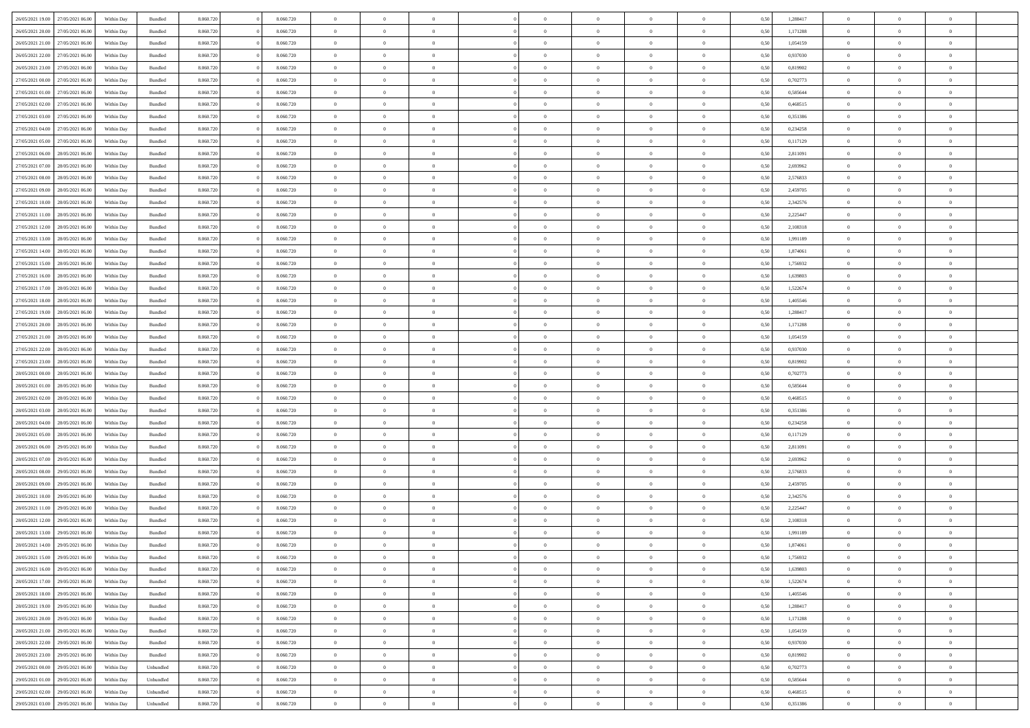| 26/05/2021 19:00 | 27/05/2021 06:00 | Within Day | Bundled | 8.060.720 | 0 | 8.060.720 | 0 | 0 | 0 | | 0 | 0 | 0 | 0 | 0,50 | 1,288417 | 0 | 0 | 0 | |
|---|---|---|---|---|---|---|---|---|---|---|---|---|---|---|---|---|---|---|---|---|
| 26/05/2021 20:00 | 27/05/2021 06:00 | Within Day | Bundled | 8.060.720 | 0 | 8.060.720 | 0 | 0 | 0 | | 0 | 0 | 0 | 0 | 0,50 | 1,171288 | 0 | 0 | 0 | |
| 26/05/2021 21:00 | 27/05/2021 06:00 | Within Day | Bundled | 8.060.720 | 0 | 8.060.720 | 0 | 0 | 0 | | 0 | 0 | 0 | 0 | 0,50 | 1,054159 | 0 | 0 | 0 | |
| 26/05/2021 22:00 | 27/05/2021 06:00 | Within Day | Bundled | 8.060.720 | 0 | 8.060.720 | 0 | 0 | 0 | | 0 | 0 | 0 | 0 | 0,50 | 0,937030 | 0 | 0 | 0 | |
| 26/05/2021 23:00 | 27/05/2021 06:00 | Within Day | Bundled | 8.060.720 | 0 | 8.060.720 | 0 | 0 | 0 | | 0 | 0 | 0 | 0 | 0,50 | 0,819902 | 0 | 0 | 0 | |
| 27/05/2021 00:00 | 27/05/2021 06:00 | Within Day | Bundled | 8.060.720 | 0 | 8.060.720 | 0 | 0 | 0 | | 0 | 0 | 0 | 0 | 0,50 | 0,702773 | 0 | 0 | 0 | |
| 27/05/2021 01:00 | 27/05/2021 06:00 | Within Day | Bundled | 8.060.720 | 0 | 8.060.720 | 0 | 0 | 0 | | 0 | 0 | 0 | 0 | 0,50 | 0,585644 | 0 | 0 | 0 | |
| 27/05/2021 02:00 | 27/05/2021 06:00 | Within Day | Bundled | 8.060.720 | 0 | 8.060.720 | 0 | 0 | 0 | | 0 | 0 | 0 | 0 | 0,50 | 0,468515 | 0 | 0 | 0 | |
| 27/05/2021 03:00 | 27/05/2021 06:00 | Within Day | Bundled | 8.060.720 | 0 | 8.060.720 | 0 | 0 | 0 | | 0 | 0 | 0 | 0 | 0,50 | 0,351386 | 0 | 0 | 0 | |
| 27/05/2021 04:00 | 27/05/2021 06:00 | Within Day | Bundled | 8.060.720 | 0 | 8.060.720 | 0 | 0 | 0 | | 0 | 0 | 0 | 0 | 0,50 | 0,234258 | 0 | 0 | 0 | |
| 27/05/2021 05:00 | 27/05/2021 06:00 | Within Day | Bundled | 8.060.720 | 0 | 8.060.720 | 0 | 0 | 0 | | 0 | 0 | 0 | 0 | 0,50 | 0,117129 | 0 | 0 | 0 | |
| 27/05/2021 06:00 | 28/05/2021 06:00 | Within Day | Bundled | 8.060.720 | 0 | 8.060.720 | 0 | 0 | 0 | | 0 | 0 | 0 | 0 | 0,50 | 2,811091 | 0 | 0 | 0 | |
| 27/05/2021 07:00 | 28/05/2021 06:00 | Within Day | Bundled | 8.060.720 | 0 | 8.060.720 | 0 | 0 | 0 | | 0 | 0 | 0 | 0 | 0,50 | 2,693962 | 0 | 0 | 0 | |
| 27/05/2021 08:00 | 28/05/2021 06:00 | Within Day | Bundled | 8.060.720 | 0 | 8.060.720 | 0 | 0 | 0 | | 0 | 0 | 0 | 0 | 0,50 | 2,576833 | 0 | 0 | 0 | |
| 27/05/2021 09:00 | 28/05/2021 06:00 | Within Day | Bundled | 8.060.720 | 0 | 8.060.720 | 0 | 0 | 0 | | 0 | 0 | 0 | 0 | 0,50 | 2,459705 | 0 | 0 | 0 | |
| 27/05/2021 10:00 | 28/05/2021 06:00 | Within Day | Bundled | 8.060.720 | 0 | 8.060.720 | 0 | 0 | 0 | | 0 | 0 | 0 | 0 | 0,50 | 2,342576 | 0 | 0 | 0 | |
| 27/05/2021 11:00 | 28/05/2021 06:00 | Within Day | Bundled | 8.060.720 | 0 | 8.060.720 | 0 | 0 | 0 | | 0 | 0 | 0 | 0 | 0,50 | 2,225447 | 0 | 0 | 0 | |
| 27/05/2021 12:00 | 28/05/2021 06:00 | Within Day | Bundled | 8.060.720 | 0 | 8.060.720 | 0 | 0 | 0 | | 0 | 0 | 0 | 0 | 0,50 | 2,108318 | 0 | 0 | 0 | |
| 27/05/2021 13:00 | 28/05/2021 06:00 | Within Day | Bundled | 8.060.720 | 0 | 8.060.720 | 0 | 0 | 0 | | 0 | 0 | 0 | 0 | 0,50 | 1,991189 | 0 | 0 | 0 | |
| 27/05/2021 14:00 | 28/05/2021 06:00 | Within Day | Bundled | 8.060.720 | 0 | 8.060.720 | 0 | 0 | 0 | | 0 | 0 | 0 | 0 | 0,50 | 1,874061 | 0 | 0 | 0 | |
| 27/05/2021 15:00 | 28/05/2021 06:00 | Within Day | Bundled | 8.060.720 | 0 | 8.060.720 | 0 | 0 | 0 | | 0 | 0 | 0 | 0 | 0,50 | 1,756932 | 0 | 0 | 0 | |
| 27/05/2021 16:00 | 28/05/2021 06:00 | Within Day | Bundled | 8.060.720 | 0 | 8.060.720 | 0 | 0 | 0 | | 0 | 0 | 0 | 0 | 0,50 | 1,639803 | 0 | 0 | 0 | |
| 27/05/2021 17:00 | 28/05/2021 06:00 | Within Day | Bundled | 8.060.720 | 0 | 8.060.720 | 0 | 0 | 0 | | 0 | 0 | 0 | 0 | 0,50 | 1,522674 | 0 | 0 | 0 | |
| 27/05/2021 18:00 | 28/05/2021 06:00 | Within Day | Bundled | 8.060.720 | 0 | 8.060.720 | 0 | 0 | 0 | | 0 | 0 | 0 | 0 | 0,50 | 1,405546 | 0 | 0 | 0 | |
| 27/05/2021 19:00 | 28/05/2021 06:00 | Within Day | Bundled | 8.060.720 | 0 | 8.060.720 | 0 | 0 | 0 | | 0 | 0 | 0 | 0 | 0,50 | 1,288417 | 0 | 0 | 0 | |
| 27/05/2021 20:00 | 28/05/2021 06:00 | Within Day | Bundled | 8.060.720 | 0 | 8.060.720 | 0 | 0 | 0 | | 0 | 0 | 0 | 0 | 0,50 | 1,171288 | 0 | 0 | 0 | |
| 27/05/2021 21:00 | 28/05/2021 06:00 | Within Day | Bundled | 8.060.720 | 0 | 8.060.720 | 0 | 0 | 0 | | 0 | 0 | 0 | 0 | 0,50 | 1,054159 | 0 | 0 | 0 | |
| 27/05/2021 22:00 | 28/05/2021 06:00 | Within Day | Bundled | 8.060.720 | 0 | 8.060.720 | 0 | 0 | 0 | | 0 | 0 | 0 | 0 | 0,50 | 0,937030 | 0 | 0 | 0 | |
| 27/05/2021 23:00 | 28/05/2021 06:00 | Within Day | Bundled | 8.060.720 | 0 | 8.060.720 | 0 | 0 | 0 | | 0 | 0 | 0 | 0 | 0,50 | 0,819902 | 0 | 0 | 0 | |
| 28/05/2021 00:00 | 28/05/2021 06:00 | Within Day | Bundled | 8.060.720 | 0 | 8.060.720 | 0 | 0 | 0 | | 0 | 0 | 0 | 0 | 0,50 | 0,702773 | 0 | 0 | 0 | |
| 28/05/2021 01:00 | 28/05/2021 06:00 | Within Day | Bundled | 8.060.720 | 0 | 8.060.720 | 0 | 0 | 0 | | 0 | 0 | 0 | 0 | 0,50 | 0,585644 | 0 | 0 | 0 | |
| 28/05/2021 02:00 | 28/05/2021 06:00 | Within Day | Bundled | 8.060.720 | 0 | 8.060.720 | 0 | 0 | 0 | | 0 | 0 | 0 | 0 | 0,50 | 0,468515 | 0 | 0 | 0 | |
| 28/05/2021 03:00 | 28/05/2021 06:00 | Within Day | Bundled | 8.060.720 | 0 | 8.060.720 | 0 | 0 | 0 | | 0 | 0 | 0 | 0 | 0,50 | 0,351386 | 0 | 0 | 0 | |
| 28/05/2021 04:00 | 28/05/2021 06:00 | Within Day | Bundled | 8.060.720 | 0 | 8.060.720 | 0 | 0 | 0 | | 0 | 0 | 0 | 0 | 0,50 | 0,234258 | 0 | 0 | 0 | |
| 28/05/2021 05:00 | 28/05/2021 06:00 | Within Day | Bundled | 8.060.720 | 0 | 8.060.720 | 0 | 0 | 0 | | 0 | 0 | 0 | 0 | 0,50 | 0,117129 | 0 | 0 | 0 | |
| 28/05/2021 06:00 | 29/05/2021 06:00 | Within Day | Bundled | 8.060.720 | 0 | 8.060.720 | 0 | 0 | 0 | | 0 | 0 | 0 | 0 | 0,50 | 2,811091 | 0 | 0 | 0 | |
| 28/05/2021 07:00 | 29/05/2021 06:00 | Within Day | Bundled | 8.060.720 | 0 | 8.060.720 | 0 | 0 | 0 | | 0 | 0 | 0 | 0 | 0,50 | 2,693962 | 0 | 0 | 0 | |
| 28/05/2021 08:00 | 29/05/2021 06:00 | Within Day | Bundled | 8.060.720 | 0 | 8.060.720 | 0 | 0 | 0 | | 0 | 0 | 0 | 0 | 0,50 | 2,576833 | 0 | 0 | 0 | |
| 28/05/2021 09:00 | 29/05/2021 06:00 | Within Day | Bundled | 8.060.720 | 0 | 8.060.720 | 0 | 0 | 0 | | 0 | 0 | 0 | 0 | 0,50 | 2,459705 | 0 | 0 | 0 | |
| 28/05/2021 10:00 | 29/05/2021 06:00 | Within Day | Bundled | 8.060.720 | 0 | 8.060.720 | 0 | 0 | 0 | | 0 | 0 | 0 | 0 | 0,50 | 2,342576 | 0 | 0 | 0 | |
| 28/05/2021 11:00 | 29/05/2021 06:00 | Within Day | Bundled | 8.060.720 | 0 | 8.060.720 | 0 | 0 | 0 | | 0 | 0 | 0 | 0 | 0,50 | 2,225447 | 0 | 0 | 0 | |
| 28/05/2021 12:00 | 29/05/2021 06:00 | Within Day | Bundled | 8.060.720 | 0 | 8.060.720 | 0 | 0 | 0 | | 0 | 0 | 0 | 0 | 0,50 | 2,108318 | 0 | 0 | 0 | |
| 28/05/2021 13:00 | 29/05/2021 06:00 | Within Day | Bundled | 8.060.720 | 0 | 8.060.720 | 0 | 0 | 0 | | 0 | 0 | 0 | 0 | 0,50 | 1,991189 | 0 | 0 | 0 | |
| 28/05/2021 14:00 | 29/05/2021 06:00 | Within Day | Bundled | 8.060.720 | 0 | 8.060.720 | 0 | 0 | 0 | | 0 | 0 | 0 | 0 | 0,50 | 1,874061 | 0 | 0 | 0 | |
| 28/05/2021 15:00 | 29/05/2021 06:00 | Within Day | Bundled | 8.060.720 | 0 | 8.060.720 | 0 | 0 | 0 | | 0 | 0 | 0 | 0 | 0,50 | 1,756932 | 0 | 0 | 0 | |
| 28/05/2021 16:00 | 29/05/2021 06:00 | Within Day | Bundled | 8.060.720 | 0 | 8.060.720 | 0 | 0 | 0 | | 0 | 0 | 0 | 0 | 0,50 | 1,639803 | 0 | 0 | 0 | |
| 28/05/2021 17:00 | 29/05/2021 06:00 | Within Day | Bundled | 8.060.720 | 0 | 8.060.720 | 0 | 0 | 0 | | 0 | 0 | 0 | 0 | 0,50 | 1,522674 | 0 | 0 | 0 | |
| 28/05/2021 18:00 | 29/05/2021 06:00 | Within Day | Bundled | 8.060.720 | 0 | 8.060.720 | 0 | 0 | 0 | | 0 | 0 | 0 | 0 | 0,50 | 1,405546 | 0 | 0 | 0 | |
| 28/05/2021 19:00 | 29/05/2021 06:00 | Within Day | Bundled | 8.060.720 | 0 | 8.060.720 | 0 | 0 | 0 | | 0 | 0 | 0 | 0 | 0,50 | 1,288417 | 0 | 0 | 0 | |
| 28/05/2021 20:00 | 29/05/2021 06:00 | Within Day | Bundled | 8.060.720 | 0 | 8.060.720 | 0 | 0 | 0 | | 0 | 0 | 0 | 0 | 0,50 | 1,171288 | 0 | 0 | 0 | |
| 28/05/2021 21:00 | 29/05/2021 06:00 | Within Day | Bundled | 8.060.720 | 0 | 8.060.720 | 0 | 0 | 0 | | 0 | 0 | 0 | 0 | 0,50 | 1,054159 | 0 | 0 | 0 | |
| 28/05/2021 22:00 | 29/05/2021 06:00 | Within Day | Bundled | 8.060.720 | 0 | 8.060.720 | 0 | 0 | 0 | | 0 | 0 | 0 | 0 | 0,50 | 0,937030 | 0 | 0 | 0 | |
| 28/05/2021 23:00 | 29/05/2021 06:00 | Within Day | Bundled | 8.060.720 | 0 | 8.060.720 | 0 | 0 | 0 | | 0 | 0 | 0 | 0 | 0,50 | 0,819902 | 0 | 0 | 0 | |
| 29/05/2021 00:00 | 29/05/2021 06:00 | Within Day | Unbundled | 8.060.720 | 0 | 8.060.720 | 0 | 0 | 0 | | 0 | 0 | 0 | 0 | 0,50 | 0,702773 | 0 | 0 | 0 | |
| 29/05/2021 01:00 | 29/05/2021 06:00 | Within Day | Unbundled | 8.060.720 | 0 | 8.060.720 | 0 | 0 | 0 | | 0 | 0 | 0 | 0 | 0,50 | 0,585644 | 0 | 0 | 0 | |
| 29/05/2021 02:00 | 29/05/2021 06:00 | Within Day | Unbundled | 8.060.720 | 0 | 8.060.720 | 0 | 0 | 0 | | 0 | 0 | 0 | 0 | 0,50 | 0,468515 | 0 | 0 | 0 | |
| 29/05/2021 03:00 | 29/05/2021 06:00 | Within Day | Unbundled | 8.060.720 | 0 | 8.060.720 | 0 | 0 | 0 | | 0 | 0 | 0 | 0 | 0,50 | 0,351386 | 0 | 0 | 0 | |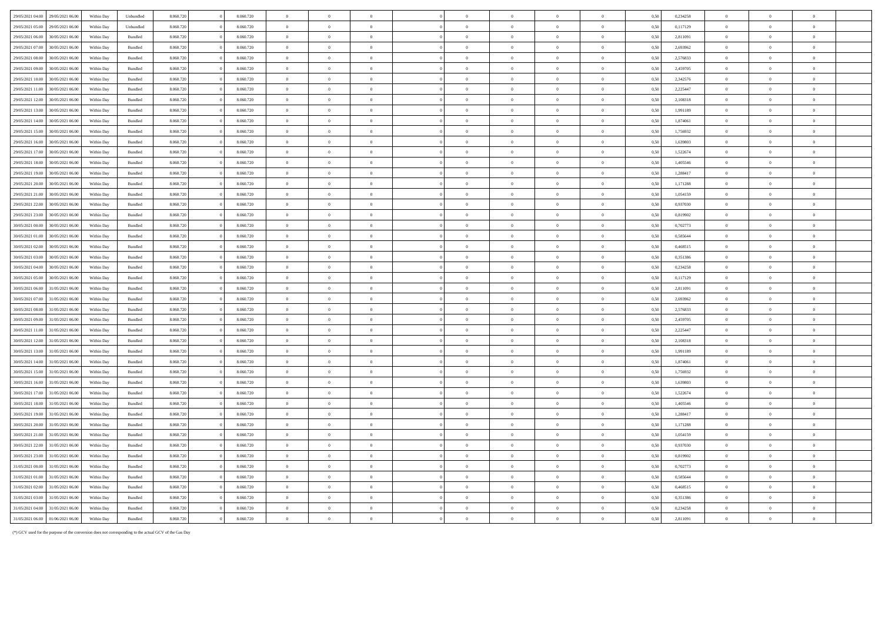| | | | | | | | | | | | | | | | | | | | | | |
|---|---|---|---|---|---|---|---|---|---|---|---|---|---|---|---|---|---|---|---|---|---|
| 29/05/2021 04:00 | 29/05/2021 06:00 | Within Day | Unbundled | 8.060.720 | 0 | 8.060.720 | 0 | 0 | 0 | | 0 | 0 | 0 | 0 | 0 | 0,50 | 0,234258 | 0 | 0 | 0 | |
| 29/05/2021 05:00 | 29/05/2021 06:00 | Within Day | Unbundled | 8.060.720 | 0 | 8.060.720 | 0 | 0 | 0 | | 0 | 0 | 0 | 0 | 0 | 0,50 | 0,117129 | 0 | 0 | 0 | |
| 29/05/2021 06:00 | 30/05/2021 06:00 | Within Day | Bundled | 8.060.720 | 0 | 8.060.720 | 0 | 0 | 0 | | 0 | 0 | 0 | 0 | 0 | 0,50 | 2,811091 | 0 | 0 | 0 | |
| 29/05/2021 07:00 | 30/05/2021 06:00 | Within Day | Bundled | 8.060.720 | 0 | 8.060.720 | 0 | 0 | 0 | | 0 | 0 | 0 | 0 | 0 | 0,50 | 2,693962 | 0 | 0 | 0 | |
| 29/05/2021 08:00 | 30/05/2021 06:00 | Within Day | Bundled | 8.060.720 | 0 | 8.060.720 | 0 | 0 | 0 | | 0 | 0 | 0 | 0 | 0 | 0,50 | 2,576833 | 0 | 0 | 0 | |
| 29/05/2021 09:00 | 30/05/2021 06:00 | Within Day | Bundled | 8.060.720 | 0 | 8.060.720 | 0 | 0 | 0 | | 0 | 0 | 0 | 0 | 0 | 0,50 | 2,459705 | 0 | 0 | 0 | |
| 29/05/2021 10:00 | 30/05/2021 06:00 | Within Day | Bundled | 8.060.720 | 0 | 8.060.720 | 0 | 0 | 0 | | 0 | 0 | 0 | 0 | 0 | 0,50 | 2,342576 | 0 | 0 | 0 | |
| 29/05/2021 11:00 | 30/05/2021 06:00 | Within Day | Bundled | 8.060.720 | 0 | 8.060.720 | 0 | 0 | 0 | | 0 | 0 | 0 | 0 | 0 | 0,50 | 2,225447 | 0 | 0 | 0 | |
| 29/05/2021 12:00 | 30/05/2021 06:00 | Within Day | Bundled | 8.060.720 | 0 | 8.060.720 | 0 | 0 | 0 | | 0 | 0 | 0 | 0 | 0 | 0,50 | 2,108318 | 0 | 0 | 0 | |
| 29/05/2021 13:00 | 30/05/2021 06:00 | Within Day | Bundled | 8.060.720 | 0 | 8.060.720 | 0 | 0 | 0 | | 0 | 0 | 0 | 0 | 0 | 0,50 | 1,991189 | 0 | 0 | 0 | |
| 29/05/2021 14:00 | 30/05/2021 06:00 | Within Day | Bundled | 8.060.720 | 0 | 8.060.720 | 0 | 0 | 0 | | 0 | 0 | 0 | 0 | 0 | 0,50 | 1,874061 | 0 | 0 | 0 | |
| 29/05/2021 15:00 | 30/05/2021 06:00 | Within Day | Bundled | 8.060.720 | 0 | 8.060.720 | 0 | 0 | 0 | | 0 | 0 | 0 | 0 | 0 | 0,50 | 1,756932 | 0 | 0 | 0 | |
| 29/05/2021 16:00 | 30/05/2021 06:00 | Within Day | Bundled | 8.060.720 | 0 | 8.060.720 | 0 | 0 | 0 | | 0 | 0 | 0 | 0 | 0 | 0,50 | 1,639803 | 0 | 0 | 0 | |
| 29/05/2021 17:00 | 30/05/2021 06:00 | Within Day | Bundled | 8.060.720 | 0 | 8.060.720 | 0 | 0 | 0 | | 0 | 0 | 0 | 0 | 0 | 0,50 | 1,522674 | 0 | 0 | 0 | |
| 29/05/2021 18:00 | 30/05/2021 06:00 | Within Day | Bundled | 8.060.720 | 0 | 8.060.720 | 0 | 0 | 0 | | 0 | 0 | 0 | 0 | 0 | 0,50 | 1,405546 | 0 | 0 | 0 | |
| 29/05/2021 19:00 | 30/05/2021 06:00 | Within Day | Bundled | 8.060.720 | 0 | 8.060.720 | 0 | 0 | 0 | | 0 | 0 | 0 | 0 | 0 | 0,50 | 1,288417 | 0 | 0 | 0 | |
| 29/05/2021 20:00 | 30/05/2021 06:00 | Within Day | Bundled | 8.060.720 | 0 | 8.060.720 | 0 | 0 | 0 | | 0 | 0 | 0 | 0 | 0 | 0,50 | 1,171288 | 0 | 0 | 0 | |
| 29/05/2021 21:00 | 30/05/2021 06:00 | Within Day | Bundled | 8.060.720 | 0 | 8.060.720 | 0 | 0 | 0 | | 0 | 0 | 0 | 0 | 0 | 0,50 | 1,054159 | 0 | 0 | 0 | |
| 29/05/2021 22:00 | 30/05/2021 06:00 | Within Day | Bundled | 8.060.720 | 0 | 8.060.720 | 0 | 0 | 0 | | 0 | 0 | 0 | 0 | 0 | 0,50 | 0,937030 | 0 | 0 | 0 | |
| 29/05/2021 23:00 | 30/05/2021 06:00 | Within Day | Bundled | 8.060.720 | 0 | 8.060.720 | 0 | 0 | 0 | | 0 | 0 | 0 | 0 | 0 | 0,50 | 0,819902 | 0 | 0 | 0 | |
| 30/05/2021 00:00 | 30/05/2021 06:00 | Within Day | Bundled | 8.060.720 | 0 | 8.060.720 | 0 | 0 | 0 | | 0 | 0 | 0 | 0 | 0 | 0,50 | 0,702773 | 0 | 0 | 0 | |
| 30/05/2021 01:00 | 30/05/2021 06:00 | Within Day | Bundled | 8.060.720 | 0 | 8.060.720 | 0 | 0 | 0 | | 0 | 0 | 0 | 0 | 0 | 0,50 | 0,585644 | 0 | 0 | 0 | |
| 30/05/2021 02:00 | 30/05/2021 06:00 | Within Day | Bundled | 8.060.720 | 0 | 8.060.720 | 0 | 0 | 0 | | 0 | 0 | 0 | 0 | 0 | 0,50 | 0,468515 | 0 | 0 | 0 | |
| 30/05/2021 03:00 | 30/05/2021 06:00 | Within Day | Bundled | 8.060.720 | 0 | 8.060.720 | 0 | 0 | 0 | | 0 | 0 | 0 | 0 | 0 | 0,50 | 0,351386 | 0 | 0 | 0 | |
| 30/05/2021 04:00 | 30/05/2021 06:00 | Within Day | Bundled | 8.060.720 | 0 | 8.060.720 | 0 | 0 | 0 | | 0 | 0 | 0 | 0 | 0 | 0,50 | 0,234258 | 0 | 0 | 0 | |
| 30/05/2021 05:00 | 30/05/2021 06:00 | Within Day | Bundled | 8.060.720 | 0 | 8.060.720 | 0 | 0 | 0 | | 0 | 0 | 0 | 0 | 0 | 0,50 | 0,117129 | 0 | 0 | 0 | |
| 30/05/2021 06:00 | 31/05/2021 06:00 | Within Day | Bundled | 8.060.720 | 0 | 8.060.720 | 0 | 0 | 0 | | 0 | 0 | 0 | 0 | 0 | 0,50 | 2,811091 | 0 | 0 | 0 | |
| 30/05/2021 07:00 | 31/05/2021 06:00 | Within Day | Bundled | 8.060.720 | 0 | 8.060.720 | 0 | 0 | 0 | | 0 | 0 | 0 | 0 | 0 | 0,50 | 2,693962 | 0 | 0 | 0 | |
| 30/05/2021 08:00 | 31/05/2021 06:00 | Within Day | Bundled | 8.060.720 | 0 | 8.060.720 | 0 | 0 | 0 | | 0 | 0 | 0 | 0 | 0 | 0,50 | 2,576833 | 0 | 0 | 0 | |
| 30/05/2021 09:00 | 31/05/2021 06:00 | Within Day | Bundled | 8.060.720 | 0 | 8.060.720 | 0 | 0 | 0 | | 0 | 0 | 0 | 0 | 0 | 0,50 | 2,459705 | 0 | 0 | 0 | |
| 30/05/2021 11:00 | 31/05/2021 06:00 | Within Day | Bundled | 8.060.720 | 0 | 8.060.720 | 0 | 0 | 0 | | 0 | 0 | 0 | 0 | 0 | 0,50 | 2,225447 | 0 | 0 | 0 | |
| 30/05/2021 12:00 | 31/05/2021 06:00 | Within Day | Bundled | 8.060.720 | 0 | 8.060.720 | 0 | 0 | 0 | | 0 | 0 | 0 | 0 | 0 | 0,50 | 2,108318 | 0 | 0 | 0 | |
| 30/05/2021 13:00 | 31/05/2021 06:00 | Within Day | Bundled | 8.060.720 | 0 | 8.060.720 | 0 | 0 | 0 | | 0 | 0 | 0 | 0 | 0 | 0,50 | 1,991189 | 0 | 0 | 0 | |
| 30/05/2021 14:00 | 31/05/2021 06:00 | Within Day | Bundled | 8.060.720 | 0 | 8.060.720 | 0 | 0 | 0 | | 0 | 0 | 0 | 0 | 0 | 0,50 | 1,874061 | 0 | 0 | 0 | |
| 30/05/2021 15:00 | 31/05/2021 06:00 | Within Day | Bundled | 8.060.720 | 0 | 8.060.720 | 0 | 0 | 0 | | 0 | 0 | 0 | 0 | 0 | 0,50 | 1,756932 | 0 | 0 | 0 | |
| 30/05/2021 16:00 | 31/05/2021 06:00 | Within Day | Bundled | 8.060.720 | 0 | 8.060.720 | 0 | 0 | 0 | | 0 | 0 | 0 | 0 | 0 | 0,50 | 1,639803 | 0 | 0 | 0 | |
| 30/05/2021 17:00 | 31/05/2021 06:00 | Within Day | Bundled | 8.060.720 | 0 | 8.060.720 | 0 | 0 | 0 | | 0 | 0 | 0 | 0 | 0 | 0,50 | 1,522674 | 0 | 0 | 0 | |
| 30/05/2021 18:00 | 31/05/2021 06:00 | Within Day | Bundled | 8.060.720 | 0 | 8.060.720 | 0 | 0 | 0 | | 0 | 0 | 0 | 0 | 0 | 0,50 | 1,405546 | 0 | 0 | 0 | |
| 30/05/2021 19:00 | 31/05/2021 06:00 | Within Day | Bundled | 8.060.720 | 0 | 8.060.720 | 0 | 0 | 0 | | 0 | 0 | 0 | 0 | 0 | 0,50 | 1,288417 | 0 | 0 | 0 | |
| 30/05/2021 20:00 | 31/05/2021 06:00 | Within Day | Bundled | 8.060.720 | 0 | 8.060.720 | 0 | 0 | 0 | | 0 | 0 | 0 | 0 | 0 | 0,50 | 1,171288 | 0 | 0 | 0 | |
| 30/05/2021 21:00 | 31/05/2021 06:00 | Within Day | Bundled | 8.060.720 | 0 | 8.060.720 | 0 | 0 | 0 | | 0 | 0 | 0 | 0 | 0 | 0,50 | 1,054159 | 0 | 0 | 0 | |
| 30/05/2021 22:00 | 31/05/2021 06:00 | Within Day | Bundled | 8.060.720 | 0 | 8.060.720 | 0 | 0 | 0 | | 0 | 0 | 0 | 0 | 0 | 0,50 | 0,937030 | 0 | 0 | 0 | |
| 30/05/2021 23:00 | 31/05/2021 06:00 | Within Day | Bundled | 8.060.720 | 0 | 8.060.720 | 0 | 0 | 0 | | 0 | 0 | 0 | 0 | 0 | 0,50 | 0,819902 | 0 | 0 | 0 | |
| 31/05/2021 00:00 | 31/05/2021 06:00 | Within Day | Bundled | 8.060.720 | 0 | 8.060.720 | 0 | 0 | 0 | | 0 | 0 | 0 | 0 | 0 | 0,50 | 0,702773 | 0 | 0 | 0 | |
| 31/05/2021 01:00 | 31/05/2021 06:00 | Within Day | Bundled | 8.060.720 | 0 | 8.060.720 | 0 | 0 | 0 | | 0 | 0 | 0 | 0 | 0 | 0,50 | 0,585644 | 0 | 0 | 0 | |
| 31/05/2021 02:00 | 31/05/2021 06:00 | Within Day | Bundled | 8.060.720 | 0 | 8.060.720 | 0 | 0 | 0 | | 0 | 0 | 0 | 0 | 0 | 0,50 | 0,468515 | 0 | 0 | 0 | |
| 31/05/2021 03:00 | 31/05/2021 06:00 | Within Day | Bundled | 8.060.720 | 0 | 8.060.720 | 0 | 0 | 0 | | 0 | 0 | 0 | 0 | 0 | 0,50 | 0,351386 | 0 | 0 | 0 | |
| 31/05/2021 04:00 | 31/05/2021 06:00 | Within Day | Bundled | 8.060.720 | 0 | 8.060.720 | 0 | 0 | 0 | | 0 | 0 | 0 | 0 | 0 | 0,50 | 0,234258 | 0 | 0 | 0 | |
| 31/05/2021 06:00 | 01/06/2021 06:00 | Within Day | Bundled | 8.060.720 | 0 | 8.060.720 | 0 | 0 | 0 | | 0 | 0 | 0 | 0 | 0 | 0,50 | 2,811091 | 0 | 0 | 0 | |

(*) GCV used for the purpose of the conversion does not corresponding to the actual GCV of the Gas Day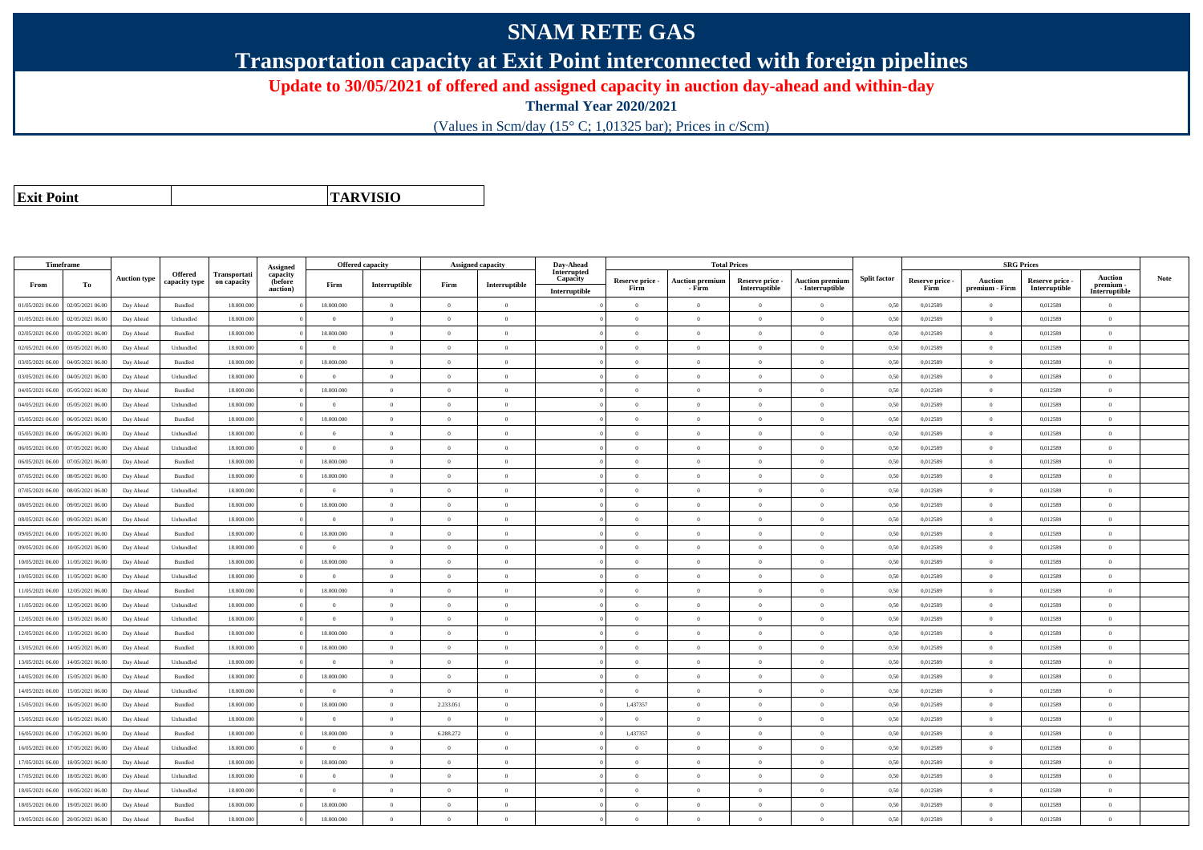# SNAM RETE GAS

## Transportation capacity at Exit Point interconnected with foreign pipelines

**Update to 30/05/2021 of offered and assigned capacity in auction day-ahead and within-day**

**Thermal Year 2020/2021**

(Values in Scm/day (15° C; 1,01325 bar); Prices in c/Scm)

| **Exit Point** | | **TARVISIO** |
|---|---|---|

| Timeframe | | Auction type | Offered capacity type | Transportation capacity | Assigned capacity (before auction) | Offered capacity | | Assigned capacity | | Day-Ahead Interrupted Capacity | Total Prices | | | | Split factor | SRG Prices | | | | Note |
|---|---|---|---|---|---|---|---|---|---|---|---|---|---|---|---|---|---|---|---|---|
| From | To | | | | | Firm | Interruptible | Firm | Interruptible | Interruptible | Reserve price - Firm | Auction premium - Firm | Reserve price - Interruptible | Auction premium - Interruptible | | Reserve price - Firm | Auction premium - Firm | Reserve price - Interruptible | Auction premium - Interruptible | |
| 01/05/2021 06.00 | 02/05/2021 06.00 | Day Ahead | Bundled | 18.000.000 | 0 | 18.000.000 | 0 | 0 | 0 | 0 | 0 | 0 | 0 | 0 | 0,50 | 0,012589 | 0 | 0,012589 | 0 | |
| 01/05/2021 06.00 | 02/05/2021 06.00 | Day Ahead | Unbundled | 18.000.000 | 0 | 0 | 0 | 0 | 0 | 0 | 0 | 0 | 0 | 0 | 0,50 | 0,012589 | 0 | 0,012589 | 0 | |
| 02/05/2021 06.00 | 03/05/2021 06.00 | Day Ahead | Bundled | 18.000.000 | 0 | 18.000.000 | 0 | 0 | 0 | 0 | 0 | 0 | 0 | 0 | 0,50 | 0,012589 | 0 | 0,012589 | 0 | |
| 02/05/2021 06.00 | 03/05/2021 06.00 | Day Ahead | Unbundled | 18.000.000 | 0 | 0 | 0 | 0 | 0 | 0 | 0 | 0 | 0 | 0 | 0,50 | 0,012589 | 0 | 0,012589 | 0 | |
| 03/05/2021 06.00 | 04/05/2021 06.00 | Day Ahead | Bundled | 18.000.000 | 0 | 18.000.000 | 0 | 0 | 0 | 0 | 0 | 0 | 0 | 0 | 0,50 | 0,012589 | 0 | 0,012589 | 0 | |
| 03/05/2021 06.00 | 04/05/2021 06.00 | Day Ahead | Unbundled | 18.000.000 | 0 | 0 | 0 | 0 | 0 | 0 | 0 | 0 | 0 | 0 | 0,50 | 0,012589 | 0 | 0,012589 | 0 | |
| 04/05/2021 06.00 | 05/05/2021 06.00 | Day Ahead | Bundled | 18.000.000 | 0 | 18.000.000 | 0 | 0 | 0 | 0 | 0 | 0 | 0 | 0 | 0,50 | 0,012589 | 0 | 0,012589 | 0 | |
| 04/05/2021 06.00 | 05/05/2021 06.00 | Day Ahead | Unbundled | 18.000.000 | 0 | 0 | 0 | 0 | 0 | 0 | 0 | 0 | 0 | 0 | 0,50 | 0,012589 | 0 | 0,012589 | 0 | |
| 05/05/2021 06.00 | 06/05/2021 06.00 | Day Ahead | Bundled | 18.000.000 | 0 | 18.000.000 | 0 | 0 | 0 | 0 | 0 | 0 | 0 | 0 | 0,50 | 0,012589 | 0 | 0,012589 | 0 | |
| 05/05/2021 06.00 | 06/05/2021 06.00 | Day Ahead | Unbundled | 18.000.000 | 0 | 0 | 0 | 0 | 0 | 0 | 0 | 0 | 0 | 0 | 0,50 | 0,012589 | 0 | 0,012589 | 0 | |
| 06/05/2021 06.00 | 07/05/2021 06.00 | Day Ahead | Unbundled | 18.000.000 | 0 | 0 | 0 | 0 | 0 | 0 | 0 | 0 | 0 | 0 | 0,50 | 0,012589 | 0 | 0,012589 | 0 | |
| 06/05/2021 06.00 | 07/05/2021 06.00 | Day Ahead | Bundled | 18.000.000 | 0 | 18.000.000 | 0 | 0 | 0 | 0 | 0 | 0 | 0 | 0 | 0,50 | 0,012589 | 0 | 0,012589 | 0 | |
| 07/05/2021 06.00 | 08/05/2021 06.00 | Day Ahead | Bundled | 18.000.000 | 0 | 18.000.000 | 0 | 0 | 0 | 0 | 0 | 0 | 0 | 0 | 0,50 | 0,012589 | 0 | 0,012589 | 0 | |
| 07/05/2021 06.00 | 08/05/2021 06.00 | Day Ahead | Unbundled | 18.000.000 | 0 | 0 | 0 | 0 | 0 | 0 | 0 | 0 | 0 | 0 | 0,50 | 0,012589 | 0 | 0,012589 | 0 | |
| 08/05/2021 06.00 | 09/05/2021 06.00 | Day Ahead | Bundled | 18.000.000 | 0 | 18.000.000 | 0 | 0 | 0 | 0 | 0 | 0 | 0 | 0 | 0,50 | 0,012589 | 0 | 0,012589 | 0 | |
| 08/05/2021 06.00 | 09/05/2021 06.00 | Day Ahead | Unbundled | 18.000.000 | 0 | 0 | 0 | 0 | 0 | 0 | 0 | 0 | 0 | 0 | 0,50 | 0,012589 | 0 | 0,012589 | 0 | |
| 09/05/2021 06.00 | 10/05/2021 06.00 | Day Ahead | Bundled | 18.000.000 | 0 | 18.000.000 | 0 | 0 | 0 | 0 | 0 | 0 | 0 | 0 | 0,50 | 0,012589 | 0 | 0,012589 | 0 | |
| 09/05/2021 06.00 | 10/05/2021 06.00 | Day Ahead | Unbundled | 18.000.000 | 0 | 0 | 0 | 0 | 0 | 0 | 0 | 0 | 0 | 0 | 0,50 | 0,012589 | 0 | 0,012589 | 0 | |
| 10/05/2021 06.00 | 11/05/2021 06.00 | Day Ahead | Bundled | 18.000.000 | 0 | 18.000.000 | 0 | 0 | 0 | 0 | 0 | 0 | 0 | 0 | 0,50 | 0,012589 | 0 | 0,012589 | 0 | |
| 10/05/2021 06.00 | 11/05/2021 06.00 | Day Ahead | Unbundled | 18.000.000 | 0 | 0 | 0 | 0 | 0 | 0 | 0 | 0 | 0 | 0 | 0,50 | 0,012589 | 0 | 0,012589 | 0 | |
| 11/05/2021 06.00 | 12/05/2021 06.00 | Day Ahead | Bundled | 18.000.000 | 0 | 18.000.000 | 0 | 0 | 0 | 0 | 0 | 0 | 0 | 0 | 0,50 | 0,012589 | 0 | 0,012589 | 0 | |
| 11/05/2021 06.00 | 12/05/2021 06.00 | Day Ahead | Unbundled | 18.000.000 | 0 | 0 | 0 | 0 | 0 | 0 | 0 | 0 | 0 | 0 | 0,50 | 0,012589 | 0 | 0,012589 | 0 | |
| 12/05/2021 06.00 | 13/05/2021 06.00 | Day Ahead | Unbundled | 18.000.000 | 0 | 0 | 0 | 0 | 0 | 0 | 0 | 0 | 0 | 0 | 0,50 | 0,012589 | 0 | 0,012589 | 0 | |
| 12/05/2021 06.00 | 13/05/2021 06.00 | Day Ahead | Bundled | 18.000.000 | 0 | 18.000.000 | 0 | 0 | 0 | 0 | 0 | 0 | 0 | 0 | 0,50 | 0,012589 | 0 | 0,012589 | 0 | |
| 13/05/2021 06.00 | 14/05/2021 06.00 | Day Ahead | Bundled | 18.000.000 | 0 | 18.000.000 | 0 | 0 | 0 | 0 | 0 | 0 | 0 | 0 | 0,50 | 0,012589 | 0 | 0,012589 | 0 | |
| 13/05/2021 06.00 | 14/05/2021 06.00 | Day Ahead | Unbundled | 18.000.000 | 0 | 0 | 0 | 0 | 0 | 0 | 0 | 0 | 0 | 0 | 0,50 | 0,012589 | 0 | 0,012589 | 0 | |
| 14/05/2021 06.00 | 15/05/2021 06.00 | Day Ahead | Bundled | 18.000.000 | 0 | 18.000.000 | 0 | 0 | 0 | 0 | 0 | 0 | 0 | 0 | 0,50 | 0,012589 | 0 | 0,012589 | 0 | |
| 14/05/2021 06.00 | 15/05/2021 06.00 | Day Ahead | Unbundled | 18.000.000 | 0 | 0 | 0 | 0 | 0 | 0 | 0 | 0 | 0 | 0 | 0,50 | 0,012589 | 0 | 0,012589 | 0 | |
| 15/05/2021 06.00 | 16/05/2021 06.00 | Day Ahead | Bundled | 18.000.000 | 0 | 18.000.000 | 0 | 2.233.051 | 0 | 0 | 1,437357 | 0 | 0 | 0 | 0,50 | 0,012589 | 0 | 0,012589 | 0 | |
| 15/05/2021 06.00 | 16/05/2021 06.00 | Day Ahead | Unbundled | 18.000.000 | 0 | 0 | 0 | 0 | 0 | 0 | 0 | 0 | 0 | 0 | 0,50 | 0,012589 | 0 | 0,012589 | 0 | |
| 16/05/2021 06.00 | 17/05/2021 06.00 | Day Ahead | Bundled | 18.000.000 | 0 | 18.000.000 | 0 | 6.288.272 | 0 | 0 | 1,437357 | 0 | 0 | 0 | 0,50 | 0,012589 | 0 | 0,012589 | 0 | |
| 16/05/2021 06.00 | 17/05/2021 06.00 | Day Ahead | Unbundled | 18.000.000 | 0 | 0 | 0 | 0 | 0 | 0 | 0 | 0 | 0 | 0 | 0,50 | 0,012589 | 0 | 0,012589 | 0 | |
| 17/05/2021 06.00 | 18/05/2021 06.00 | Day Ahead | Bundled | 18.000.000 | 0 | 18.000.000 | 0 | 0 | 0 | 0 | 0 | 0 | 0 | 0 | 0,50 | 0,012589 | 0 | 0,012589 | 0 | |
| 17/05/2021 06.00 | 18/05/2021 06.00 | Day Ahead | Unbundled | 18.000.000 | 0 | 0 | 0 | 0 | 0 | 0 | 0 | 0 | 0 | 0 | 0,50 | 0,012589 | 0 | 0,012589 | 0 | |
| 18/05/2021 06.00 | 19/05/2021 06.00 | Day Ahead | Unbundled | 18.000.000 | 0 | 0 | 0 | 0 | 0 | 0 | 0 | 0 | 0 | 0 | 0,50 | 0,012589 | 0 | 0,012589 | 0 | |
| 18/05/2021 06.00 | 19/05/2021 06.00 | Day Ahead | Bundled | 18.000.000 | 0 | 18.000.000 | 0 | 0 | 0 | 0 | 0 | 0 | 0 | 0 | 0,50 | 0,012589 | 0 | 0,012589 | 0 | |
| 19/05/2021 06.00 | 20/05/2021 06.00 | Day Ahead | Bundled | 18.000.000 | 0 | 18.000.000 | 0 | 0 | 0 | 0 | 0 | 0 | 0 | 0 | 0,50 | 0,012589 | 0 | 0,012589 | 0 | |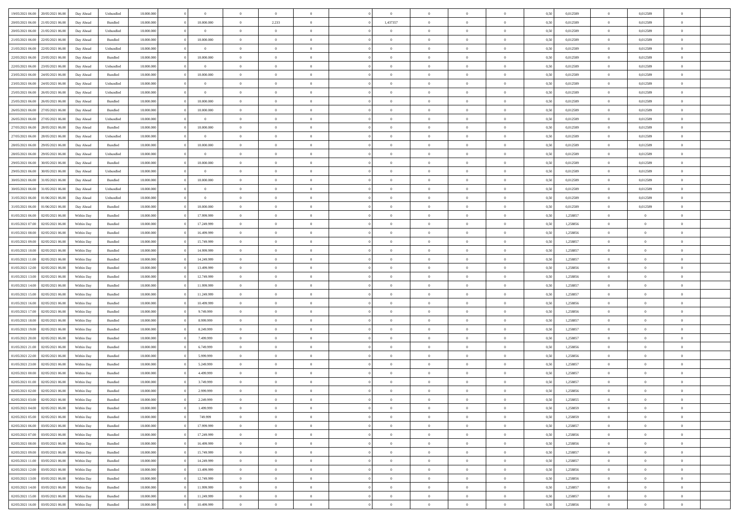| 19/05/2021 06.00 | 20/05/2021 06.00 | Day Ahead | Unbundled | 18.000.000 | 0 | 0 | 0 | 0 | 0 | | 0 | 0 | 0 | 0 | 0,50 | 0,012589 | 0 | 0,012589 | 0 | |
|---|---|---|---|---|---|---|---|---|---|---|---|---|---|---|---|---|---|---|---|---|
| 20/05/2021 06.00 | 21/05/2021 06.00 | Day Ahead | Bundled | 18.000.000 | 0 | 18.000.000 | 0 | 2.233 | 0 | | 1,437357 | 0 | 0 | 0 | 0,50 | 0,012589 | 0 | 0,012589 | 0 | |
| 20/05/2021 06.00 | 21/05/2021 06.00 | Day Ahead | Unbundled | 18.000.000 | 0 | 0 | 0 | 0 | 0 | | 0 | 0 | 0 | 0 | 0,50 | 0,012589 | 0 | 0,012589 | 0 | |
| 21/05/2021 06.00 | 22/05/2021 06.00 | Day Ahead | Bundled | 18.000.000 | 0 | 18.000.000 | 0 | 0 | 0 | | 0 | 0 | 0 | 0 | 0,50 | 0,012589 | 0 | 0,012589 | 0 | |
| 21/05/2021 06.00 | 22/05/2021 06.00 | Day Ahead | Unbundled | 18.000.000 | 0 | 0 | 0 | 0 | 0 | | 0 | 0 | 0 | 0 | 0,50 | 0,012589 | 0 | 0,012589 | 0 | |
| 22/05/2021 06.00 | 23/05/2021 06.00 | Day Ahead | Bundled | 18.000.000 | 0 | 18.000.000 | 0 | 0 | 0 | | 0 | 0 | 0 | 0 | 0,50 | 0,012589 | 0 | 0,012589 | 0 | |
| 22/05/2021 06.00 | 23/05/2021 06.00 | Day Ahead | Unbundled | 18.000.000 | 0 | 0 | 0 | 0 | 0 | | 0 | 0 | 0 | 0 | 0,50 | 0,012589 | 0 | 0,012589 | 0 | |
| 23/05/2021 06.00 | 24/05/2021 06.00 | Day Ahead | Bundled | 18.000.000 | 0 | 18.000.000 | 0 | 0 | 0 | | 0 | 0 | 0 | 0 | 0,50 | 0,012589 | 0 | 0,012589 | 0 | |
| 23/05/2021 06.00 | 24/05/2021 06.00 | Day Ahead | Unbundled | 18.000.000 | 0 | 0 | 0 | 0 | 0 | | 0 | 0 | 0 | 0 | 0,50 | 0,012589 | 0 | 0,012589 | 0 | |
| 25/05/2021 06.00 | 26/05/2021 06.00 | Day Ahead | Unbundled | 18.000.000 | 0 | 0 | 0 | 0 | 0 | | 0 | 0 | 0 | 0 | 0,50 | 0,012589 | 0 | 0,012589 | 0 | |
| 25/05/2021 06.00 | 26/05/2021 06.00 | Day Ahead | Bundled | 18.000.000 | 0 | 18.000.000 | 0 | 0 | 0 | | 0 | 0 | 0 | 0 | 0,50 | 0,012589 | 0 | 0,012589 | 0 | |
| 26/05/2021 06.00 | 27/05/2021 06.00 | Day Ahead | Bundled | 18.000.000 | 0 | 18.000.000 | 0 | 0 | 0 | | 0 | 0 | 0 | 0 | 0,50 | 0,012589 | 0 | 0,012589 | 0 | |
| 26/05/2021 06.00 | 27/05/2021 06.00 | Day Ahead | Unbundled | 18.000.000 | 0 | 0 | 0 | 0 | 0 | | 0 | 0 | 0 | 0 | 0,50 | 0,012589 | 0 | 0,012589 | 0 | |
| 27/05/2021 06.00 | 28/05/2021 06.00 | Day Ahead | Bundled | 18.000.000 | 0 | 18.000.000 | 0 | 0 | 0 | | 0 | 0 | 0 | 0 | 0,50 | 0,012589 | 0 | 0,012589 | 0 | |
| 27/05/2021 06.00 | 28/05/2021 06.00 | Day Ahead | Unbundled | 18.000.000 | 0 | 0 | 0 | 0 | 0 | | 0 | 0 | 0 | 0 | 0,50 | 0,012589 | 0 | 0,012589 | 0 | |
| 28/05/2021 06.00 | 29/05/2021 06.00 | Day Ahead | Bundled | 18.000.000 | 0 | 18.000.000 | 0 | 0 | 0 | | 0 | 0 | 0 | 0 | 0,50 | 0,012589 | 0 | 0,012589 | 0 | |
| 28/05/2021 06.00 | 29/05/2021 06.00 | Day Ahead | Unbundled | 18.000.000 | 0 | 0 | 0 | 0 | 0 | | 0 | 0 | 0 | 0 | 0,50 | 0,012589 | 0 | 0,012589 | 0 | |
| 29/05/2021 06.00 | 30/05/2021 06.00 | Day Ahead | Bundled | 18.000.000 | 0 | 18.000.000 | 0 | 0 | 0 | | 0 | 0 | 0 | 0 | 0,50 | 0,012589 | 0 | 0,012589 | 0 | |
| 29/05/2021 06.00 | 30/05/2021 06.00 | Day Ahead | Unbundled | 18.000.000 | 0 | 0 | 0 | 0 | 0 | | 0 | 0 | 0 | 0 | 0,50 | 0,012589 | 0 | 0,012589 | 0 | |
| 30/05/2021 06.00 | 31/05/2021 06.00 | Day Ahead | Bundled | 18.000.000 | 0 | 18.000.000 | 0 | 0 | 0 | | 0 | 0 | 0 | 0 | 0,50 | 0,012589 | 0 | 0,012589 | 0 | |
| 30/05/2021 06.00 | 31/05/2021 06.00 | Day Ahead | Unbundled | 18.000.000 | 0 | 0 | 0 | 0 | 0 | | 0 | 0 | 0 | 0 | 0,50 | 0,012589 | 0 | 0,012589 | 0 | |
| 31/05/2021 06.00 | 01/06/2021 06.00 | Day Ahead | Unbundled | 18.000.000 | 0 | 0 | 0 | 0 | 0 | | 0 | 0 | 0 | 0 | 0,50 | 0,012589 | 0 | 0,012589 | 0 | |
| 31/05/2021 06.00 | 01/06/2021 06.00 | Day Ahead | Bundled | 18.000.000 | 0 | 18.000.000 | 0 | 0 | 0 | | 0 | 0 | 0 | 0 | 0,50 | 0,012589 | 0 | 0,012589 | 0 | |
| 01/05/2021 06.00 | 02/05/2021 06.00 | Within Day | Bundled | 18.000.000 | 0 | 17.999.999 | 0 | 0 | 0 | | 0 | 0 | 0 | 0 | 0,50 | 1,258857 | 0 | 0 | 0 | |
| 01/05/2021 07.00 | 02/05/2021 06.00 | Within Day | Bundled | 18.000.000 | 0 | 17.249.999 | 0 | 0 | 0 | | 0 | 0 | 0 | 0 | 0,50 | 1,258856 | 0 | 0 | 0 | |
| 01/05/2021 08.00 | 02/05/2021 06.00 | Within Day | Bundled | 18.000.000 | 0 | 16.499.999 | 0 | 0 | 0 | | 0 | 0 | 0 | 0 | 0,50 | 1,258856 | 0 | 0 | 0 | |
| 01/05/2021 09.00 | 02/05/2021 06.00 | Within Day | Bundled | 18.000.000 | 0 | 15.749.999 | 0 | 0 | 0 | | 0 | 0 | 0 | 0 | 0,50 | 1,258857 | 0 | 0 | 0 | |
| 01/05/2021 10.00 | 02/05/2021 06.00 | Within Day | Bundled | 18.000.000 | 0 | 14.999.999 | 0 | 0 | 0 | | 0 | 0 | 0 | 0 | 0,50 | 1,258857 | 0 | 0 | 0 | |
| 01/05/2021 11.00 | 02/05/2021 06.00 | Within Day | Bundled | 18.000.000 | 0 | 14.249.999 | 0 | 0 | 0 | | 0 | 0 | 0 | 0 | 0,50 | 1,258857 | 0 | 0 | 0 | |
| 01/05/2021 12.00 | 02/05/2021 06.00 | Within Day | Bundled | 18.000.000 | 0 | 13.499.999 | 0 | 0 | 0 | | 0 | 0 | 0 | 0 | 0,50 | 1,258856 | 0 | 0 | 0 | |
| 01/05/2021 13.00 | 02/05/2021 06.00 | Within Day | Bundled | 18.000.000 | 0 | 12.749.999 | 0 | 0 | 0 | | 0 | 0 | 0 | 0 | 0,50 | 1,258856 | 0 | 0 | 0 | |
| 01/05/2021 14.00 | 02/05/2021 06.00 | Within Day | Bundled | 18.000.000 | 0 | 11.999.999 | 0 | 0 | 0 | | 0 | 0 | 0 | 0 | 0,50 | 1,258857 | 0 | 0 | 0 | |
| 01/05/2021 15.00 | 02/05/2021 06.00 | Within Day | Bundled | 18.000.000 | 0 | 11.249.999 | 0 | 0 | 0 | | 0 | 0 | 0 | 0 | 0,50 | 1,258857 | 0 | 0 | 0 | |
| 01/05/2021 16.00 | 02/05/2021 06.00 | Within Day | Bundled | 18.000.000 | 0 | 10.499.999 | 0 | 0 | 0 | | 0 | 0 | 0 | 0 | 0,50 | 1,258856 | 0 | 0 | 0 | |
| 01/05/2021 17.00 | 02/05/2021 06.00 | Within Day | Bundled | 18.000.000 | 0 | 9.749.999 | 0 | 0 | 0 | | 0 | 0 | 0 | 0 | 0,50 | 1,258856 | 0 | 0 | 0 | |
| 01/05/2021 18.00 | 02/05/2021 06.00 | Within Day | Bundled | 18.000.000 | 0 | 8.999.999 | 0 | 0 | 0 | | 0 | 0 | 0 | 0 | 0,50 | 1,258857 | 0 | 0 | 0 | |
| 01/05/2021 19.00 | 02/05/2021 06.00 | Within Day | Bundled | 18.000.000 | 0 | 8.249.999 | 0 | 0 | 0 | | 0 | 0 | 0 | 0 | 0,50 | 1,258857 | 0 | 0 | 0 | |
| 01/05/2021 20.00 | 02/05/2021 06.00 | Within Day | Bundled | 18.000.000 | 0 | 7.499.999 | 0 | 0 | 0 | | 0 | 0 | 0 | 0 | 0,50 | 1,258857 | 0 | 0 | 0 | |
| 01/05/2021 21.00 | 02/05/2021 06.00 | Within Day | Bundled | 18.000.000 | 0 | 6.749.999 | 0 | 0 | 0 | | 0 | 0 | 0 | 0 | 0,50 | 1,258856 | 0 | 0 | 0 | |
| 01/05/2021 22.00 | 02/05/2021 06.00 | Within Day | Bundled | 18.000.000 | 0 | 5.999.999 | 0 | 0 | 0 | | 0 | 0 | 0 | 0 | 0,50 | 1,258856 | 0 | 0 | 0 | |
| 01/05/2021 23.00 | 02/05/2021 06.00 | Within Day | Bundled | 18.000.000 | 0 | 5.249.999 | 0 | 0 | 0 | | 0 | 0 | 0 | 0 | 0,50 | 1,258857 | 0 | 0 | 0 | |
| 02/05/2021 00.00 | 02/05/2021 06.00 | Within Day | Bundled | 18.000.000 | 0 | 4.499.999 | 0 | 0 | 0 | | 0 | 0 | 0 | 0 | 0,50 | 1,258857 | 0 | 0 | 0 | |
| 02/05/2021 01.00 | 02/05/2021 06.00 | Within Day | Bundled | 18.000.000 | 0 | 3.749.999 | 0 | 0 | 0 | | 0 | 0 | 0 | 0 | 0,50 | 1,258857 | 0 | 0 | 0 | |
| 02/05/2021 02.00 | 02/05/2021 06.00 | Within Day | Bundled | 18.000.000 | 0 | 2.999.999 | 0 | 0 | 0 | | 0 | 0 | 0 | 0 | 0,50 | 1,258856 | 0 | 0 | 0 | |
| 02/05/2021 03.00 | 02/05/2021 06.00 | Within Day | Bundled | 18.000.000 | 0 | 2.249.999 | 0 | 0 | 0 | | 0 | 0 | 0 | 0 | 0,50 | 1,258855 | 0 | 0 | 0 | |
| 02/05/2021 04.00 | 02/05/2021 06.00 | Within Day | Bundled | 18.000.000 | 0 | 1.499.999 | 0 | 0 | 0 | | 0 | 0 | 0 | 0 | 0,50 | 1,258859 | 0 | 0 | 0 | |
| 02/05/2021 05.00 | 02/05/2021 06.00 | Within Day | Bundled | 18.000.000 | 0 | 749.999 | 0 | 0 | 0 | | 0 | 0 | 0 | 0 | 0,50 | 1,258859 | 0 | 0 | 0 | |
| 02/05/2021 06.00 | 03/05/2021 06.00 | Within Day | Bundled | 18.000.000 | 0 | 17.999.999 | 0 | 0 | 0 | | 0 | 0 | 0 | 0 | 0,50 | 1,258857 | 0 | 0 | 0 | |
| 02/05/2021 07.00 | 03/05/2021 06.00 | Within Day | Bundled | 18.000.000 | 0 | 17.249.999 | 0 | 0 | 0 | | 0 | 0 | 0 | 0 | 0,50 | 1,258856 | 0 | 0 | 0 | |
| 02/05/2021 08.00 | 03/05/2021 06.00 | Within Day | Bundled | 18.000.000 | 0 | 16.499.999 | 0 | 0 | 0 | | 0 | 0 | 0 | 0 | 0,50 | 1,258856 | 0 | 0 | 0 | |
| 02/05/2021 09.00 | 03/05/2021 06.00 | Within Day | Bundled | 18.000.000 | 0 | 15.749.999 | 0 | 0 | 0 | | 0 | 0 | 0 | 0 | 0,50 | 1,258857 | 0 | 0 | 0 | |
| 02/05/2021 11.00 | 03/05/2021 06.00 | Within Day | Bundled | 18.000.000 | 0 | 14.249.999 | 0 | 0 | 0 | | 0 | 0 | 0 | 0 | 0,50 | 1,258857 | 0 | 0 | 0 | |
| 02/05/2021 12.00 | 03/05/2021 06.00 | Within Day | Bundled | 18.000.000 | 0 | 13.499.999 | 0 | 0 | 0 | | 0 | 0 | 0 | 0 | 0,50 | 1,258856 | 0 | 0 | 0 | |
| 02/05/2021 13.00 | 03/05/2021 06.00 | Within Day | Bundled | 18.000.000 | 0 | 12.749.999 | 0 | 0 | 0 | | 0 | 0 | 0 | 0 | 0,50 | 1,258856 | 0 | 0 | 0 | |
| 02/05/2021 14.00 | 03/05/2021 06.00 | Within Day | Bundled | 18.000.000 | 0 | 11.999.999 | 0 | 0 | 0 | | 0 | 0 | 0 | 0 | 0,50 | 1,258857 | 0 | 0 | 0 | |
| 02/05/2021 15.00 | 03/05/2021 06.00 | Within Day | Bundled | 18.000.000 | 0 | 11.249.999 | 0 | 0 | 0 | | 0 | 0 | 0 | 0 | 0,50 | 1,258857 | 0 | 0 | 0 | |
| 02/05/2021 16.00 | 03/05/2021 06.00 | Within Day | Bundled | 18.000.000 | 0 | 10.499.999 | 0 | 0 | 0 | | 0 | 0 | 0 | 0 | 0,50 | 1,258856 | 0 | 0 | 0 | |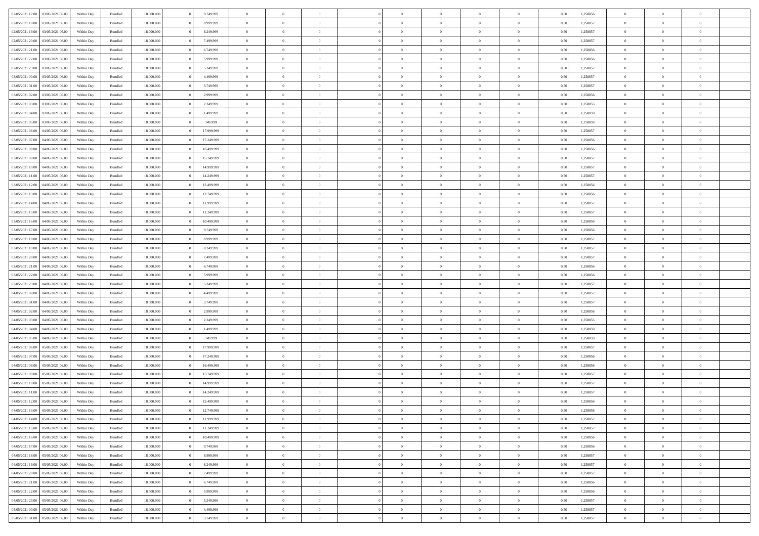| | | | | | | | | | | | | | | | | | | | | |
|---|---|---|---|---|---|---|---|---|---|---|---|---|---|---|---|---|---|---|---|---|
| 02/05/2021 17:00 | 03/05/2021 06:00 | Within Day | Bundled | 18.000.000 | 0 | 9.749.999 | 0 | 0 | 0 | 0 | 0 | 0 | 0 | 0 | 0,50 | 1,258856 | 0 | 0 | 0 | |
| 02/05/2021 18:00 | 03/05/2021 06:00 | Within Day | Bundled | 18.000.000 | 0 | 8.999.999 | 0 | 0 | 0 | 0 | 0 | 0 | 0 | 0 | 0,50 | 1,258857 | 0 | 0 | 0 | |
| 02/05/2021 19:00 | 03/05/2021 06:00 | Within Day | Bundled | 18.000.000 | 0 | 8.249.999 | 0 | 0 | 0 | 0 | 0 | 0 | 0 | 0 | 0,50 | 1,258857 | 0 | 0 | 0 | |
| 02/05/2021 20:00 | 03/05/2021 06:00 | Within Day | Bundled | 18.000.000 | 0 | 7.499.999 | 0 | 0 | 0 | 0 | 0 | 0 | 0 | 0 | 0,50 | 1,258857 | 0 | 0 | 0 | |
| 02/05/2021 21:00 | 03/05/2021 06:00 | Within Day | Bundled | 18.000.000 | 0 | 6.749.999 | 0 | 0 | 0 | 0 | 0 | 0 | 0 | 0 | 0,50 | 1,258856 | 0 | 0 | 0 | |
| 02/05/2021 22:00 | 03/05/2021 06:00 | Within Day | Bundled | 18.000.000 | 0 | 5.999.999 | 0 | 0 | 0 | 0 | 0 | 0 | 0 | 0 | 0,50 | 1,258856 | 0 | 0 | 0 | |
| 02/05/2021 23:00 | 03/05/2021 06:00 | Within Day | Bundled | 18.000.000 | 0 | 5.249.999 | 0 | 0 | 0 | 0 | 0 | 0 | 0 | 0 | 0,50 | 1,258857 | 0 | 0 | 0 | |
| 03/05/2021 00:00 | 03/05/2021 06:00 | Within Day | Bundled | 18.000.000 | 0 | 4.499.999 | 0 | 0 | 0 | 0 | 0 | 0 | 0 | 0 | 0,50 | 1,258857 | 0 | 0 | 0 | |
| 03/05/2021 01:00 | 03/05/2021 06:00 | Within Day | Bundled | 18.000.000 | 0 | 3.749.999 | 0 | 0 | 0 | 0 | 0 | 0 | 0 | 0 | 0,50 | 1,258857 | 0 | 0 | 0 | |
| 03/05/2021 02:00 | 03/05/2021 06:00 | Within Day | Bundled | 18.000.000 | 0 | 2.999.999 | 0 | 0 | 0 | 0 | 0 | 0 | 0 | 0 | 0,50 | 1,258856 | 0 | 0 | 0 | |
| 03/05/2021 03:00 | 03/05/2021 06:00 | Within Day | Bundled | 18.000.000 | 0 | 2.249.999 | 0 | 0 | 0 | 0 | 0 | 0 | 0 | 0 | 0,50 | 1,258855 | 0 | 0 | 0 | |
| 03/05/2021 04:00 | 03/05/2021 06:00 | Within Day | Bundled | 18.000.000 | 0 | 1.499.999 | 0 | 0 | 0 | 0 | 0 | 0 | 0 | 0 | 0,50 | 1,258859 | 0 | 0 | 0 | |
| 03/05/2021 05:00 | 03/05/2021 06:00 | Within Day | Bundled | 18.000.000 | 0 | 749.999 | 0 | 0 | 0 | 0 | 0 | 0 | 0 | 0 | 0,50 | 1,258859 | 0 | 0 | 0 | |
| 03/05/2021 06:00 | 04/05/2021 06:00 | Within Day | Bundled | 18.000.000 | 0 | 17.999.999 | 0 | 0 | 0 | 0 | 0 | 0 | 0 | 0 | 0,50 | 1,258857 | 0 | 0 | 0 | |
| 03/05/2021 07:00 | 04/05/2021 06:00 | Within Day | Bundled | 18.000.000 | 0 | 17.249.999 | 0 | 0 | 0 | 0 | 0 | 0 | 0 | 0 | 0,50 | 1,258856 | 0 | 0 | 0 | |
| 03/05/2021 08:00 | 04/05/2021 06:00 | Within Day | Bundled | 18.000.000 | 0 | 16.499.999 | 0 | 0 | 0 | 0 | 0 | 0 | 0 | 0 | 0,50 | 1,258856 | 0 | 0 | 0 | |
| 03/05/2021 09:00 | 04/05/2021 06:00 | Within Day | Bundled | 18.000.000 | 0 | 15.749.999 | 0 | 0 | 0 | 0 | 0 | 0 | 0 | 0 | 0,50 | 1,258857 | 0 | 0 | 0 | |
| 03/05/2021 10:00 | 04/05/2021 06:00 | Within Day | Bundled | 18.000.000 | 0 | 14.999.999 | 0 | 0 | 0 | 0 | 0 | 0 | 0 | 0 | 0,50 | 1,258857 | 0 | 0 | 0 | |
| 03/05/2021 11:00 | 04/05/2021 06:00 | Within Day | Bundled | 18.000.000 | 0 | 14.249.999 | 0 | 0 | 0 | 0 | 0 | 0 | 0 | 0 | 0,50 | 1,258857 | 0 | 0 | 0 | |
| 03/05/2021 12:00 | 04/05/2021 06:00 | Within Day | Bundled | 18.000.000 | 0 | 13.499.999 | 0 | 0 | 0 | 0 | 0 | 0 | 0 | 0 | 0,50 | 1,258856 | 0 | 0 | 0 | |
| 03/05/2021 13:00 | 04/05/2021 06:00 | Within Day | Bundled | 18.000.000 | 0 | 12.749.999 | 0 | 0 | 0 | 0 | 0 | 0 | 0 | 0 | 0,50 | 1,258856 | 0 | 0 | 0 | |
| 03/05/2021 14:00 | 04/05/2021 06:00 | Within Day | Bundled | 18.000.000 | 0 | 11.999.999 | 0 | 0 | 0 | 0 | 0 | 0 | 0 | 0 | 0,50 | 1,258857 | 0 | 0 | 0 | |
| 03/05/2021 15:00 | 04/05/2021 06:00 | Within Day | Bundled | 18.000.000 | 0 | 11.249.999 | 0 | 0 | 0 | 0 | 0 | 0 | 0 | 0 | 0,50 | 1,258857 | 0 | 0 | 0 | |
| 03/05/2021 16:00 | 04/05/2021 06:00 | Within Day | Bundled | 18.000.000 | 0 | 10.499.999 | 0 | 0 | 0 | 0 | 0 | 0 | 0 | 0 | 0,50 | 1,258856 | 0 | 0 | 0 | |
| 03/05/2021 17:00 | 04/05/2021 06:00 | Within Day | Bundled | 18.000.000 | 0 | 9.749.999 | 0 | 0 | 0 | 0 | 0 | 0 | 0 | 0 | 0,50 | 1,258856 | 0 | 0 | 0 | |
| 03/05/2021 18:00 | 04/05/2021 06:00 | Within Day | Bundled | 18.000.000 | 0 | 8.999.999 | 0 | 0 | 0 | 0 | 0 | 0 | 0 | 0 | 0,50 | 1,258857 | 0 | 0 | 0 | |
| 03/05/2021 19:00 | 04/05/2021 06:00 | Within Day | Bundled | 18.000.000 | 0 | 8.249.999 | 0 | 0 | 0 | 0 | 0 | 0 | 0 | 0 | 0,50 | 1,258857 | 0 | 0 | 0 | |
| 03/05/2021 20:00 | 04/05/2021 06:00 | Within Day | Bundled | 18.000.000 | 0 | 7.499.999 | 0 | 0 | 0 | 0 | 0 | 0 | 0 | 0 | 0,50 | 1,258857 | 0 | 0 | 0 | |
| 03/05/2021 21:00 | 04/05/2021 06:00 | Within Day | Bundled | 18.000.000 | 0 | 6.749.999 | 0 | 0 | 0 | 0 | 0 | 0 | 0 | 0 | 0,50 | 1,258856 | 0 | 0 | 0 | |
| 03/05/2021 22:00 | 04/05/2021 06:00 | Within Day | Bundled | 18.000.000 | 0 | 5.999.999 | 0 | 0 | 0 | 0 | 0 | 0 | 0 | 0 | 0,50 | 1,258856 | 0 | 0 | 0 | |
| 03/05/2021 23:00 | 04/05/2021 06:00 | Within Day | Bundled | 18.000.000 | 0 | 5.249.999 | 0 | 0 | 0 | 0 | 0 | 0 | 0 | 0 | 0,50 | 1,258857 | 0 | 0 | 0 | |
| 04/05/2021 00:00 | 04/05/2021 06:00 | Within Day | Bundled | 18.000.000 | 0 | 4.499.999 | 0 | 0 | 0 | 0 | 0 | 0 | 0 | 0 | 0,50 | 1,258857 | 0 | 0 | 0 | |
| 04/05/2021 01:00 | 04/05/2021 06:00 | Within Day | Bundled | 18.000.000 | 0 | 3.749.999 | 0 | 0 | 0 | 0 | 0 | 0 | 0 | 0 | 0,50 | 1,258857 | 0 | 0 | 0 | |
| 04/05/2021 02:00 | 04/05/2021 06:00 | Within Day | Bundled | 18.000.000 | 0 | 2.999.999 | 0 | 0 | 0 | 0 | 0 | 0 | 0 | 0 | 0,50 | 1,258856 | 0 | 0 | 0 | |
| 04/05/2021 03:00 | 04/05/2021 06:00 | Within Day | Bundled | 18.000.000 | 0 | 2.249.999 | 0 | 0 | 0 | 0 | 0 | 0 | 0 | 0 | 0,50 | 1,258855 | 0 | 0 | 0 | |
| 04/05/2021 04:00 | 04/05/2021 06:00 | Within Day | Bundled | 18.000.000 | 0 | 1.499.999 | 0 | 0 | 0 | 0 | 0 | 0 | 0 | 0 | 0,50 | 1,258859 | 0 | 0 | 0 | |
| 04/05/2021 05:00 | 04/05/2021 06:00 | Within Day | Bundled | 18.000.000 | 0 | 749.999 | 0 | 0 | 0 | 0 | 0 | 0 | 0 | 0 | 0,50 | 1,258859 | 0 | 0 | 0 | |
| 04/05/2021 06:00 | 05/05/2021 06:00 | Within Day | Bundled | 18.000.000 | 0 | 17.999.999 | 0 | 0 | 0 | 0 | 0 | 0 | 0 | 0 | 0,50 | 1,258857 | 0 | 0 | 0 | |
| 04/05/2021 07:00 | 05/05/2021 06:00 | Within Day | Bundled | 18.000.000 | 0 | 17.249.999 | 0 | 0 | 0 | 0 | 0 | 0 | 0 | 0 | 0,50 | 1,258856 | 0 | 0 | 0 | |
| 04/05/2021 08:00 | 05/05/2021 06:00 | Within Day | Bundled | 18.000.000 | 0 | 16.499.999 | 0 | 0 | 0 | 0 | 0 | 0 | 0 | 0 | 0,50 | 1,258856 | 0 | 0 | 0 | |
| 04/05/2021 09:00 | 05/05/2021 06:00 | Within Day | Bundled | 18.000.000 | 0 | 15.749.999 | 0 | 0 | 0 | 0 | 0 | 0 | 0 | 0 | 0,50 | 1,258857 | 0 | 0 | 0 | |
| 04/05/2021 10:00 | 05/05/2021 06:00 | Within Day | Bundled | 18.000.000 | 0 | 14.999.999 | 0 | 0 | 0 | 0 | 0 | 0 | 0 | 0 | 0,50 | 1,258857 | 0 | 0 | 0 | |
| 04/05/2021 11:00 | 05/05/2021 06:00 | Within Day | Bundled | 18.000.000 | 0 | 14.249.999 | 0 | 0 | 0 | 0 | 0 | 0 | 0 | 0 | 0,50 | 1,258857 | 0 | 0 | 0 | |
| 04/05/2021 12:00 | 05/05/2021 06:00 | Within Day | Bundled | 18.000.000 | 0 | 13.499.999 | 0 | 0 | 0 | 0 | 0 | 0 | 0 | 0 | 0,50 | 1,258856 | 0 | 0 | 0 | |
| 04/05/2021 13:00 | 05/05/2021 06:00 | Within Day | Bundled | 18.000.000 | 0 | 12.749.999 | 0 | 0 | 0 | 0 | 0 | 0 | 0 | 0 | 0,50 | 1,258856 | 0 | 0 | 0 | |
| 04/05/2021 14:00 | 05/05/2021 06:00 | Within Day | Bundled | 18.000.000 | 0 | 11.999.999 | 0 | 0 | 0 | 0 | 0 | 0 | 0 | 0 | 0,50 | 1,258857 | 0 | 0 | 0 | |
| 04/05/2021 15:00 | 05/05/2021 06:00 | Within Day | Bundled | 18.000.000 | 0 | 11.249.999 | 0 | 0 | 0 | 0 | 0 | 0 | 0 | 0 | 0,50 | 1,258857 | 0 | 0 | 0 | |
| 04/05/2021 16:00 | 05/05/2021 06:00 | Within Day | Bundled | 18.000.000 | 0 | 10.499.999 | 0 | 0 | 0 | 0 | 0 | 0 | 0 | 0 | 0,50 | 1,258856 | 0 | 0 | 0 | |
| 04/05/2021 17:00 | 05/05/2021 06:00 | Within Day | Bundled | 18.000.000 | 0 | 9.749.999 | 0 | 0 | 0 | 0 | 0 | 0 | 0 | 0 | 0,50 | 1,258856 | 0 | 0 | 0 | |
| 04/05/2021 18:00 | 05/05/2021 06:00 | Within Day | Bundled | 18.000.000 | 0 | 8.999.999 | 0 | 0 | 0 | 0 | 0 | 0 | 0 | 0 | 0,50 | 1,258857 | 0 | 0 | 0 | |
| 04/05/2021 19:00 | 05/05/2021 06:00 | Within Day | Bundled | 18.000.000 | 0 | 8.249.999 | 0 | 0 | 0 | 0 | 0 | 0 | 0 | 0 | 0,50 | 1,258857 | 0 | 0 | 0 | |
| 04/05/2021 20:00 | 05/05/2021 06:00 | Within Day | Bundled | 18.000.000 | 0 | 7.499.999 | 0 | 0 | 0 | 0 | 0 | 0 | 0 | 0 | 0,50 | 1,258857 | 0 | 0 | 0 | |
| 04/05/2021 21:00 | 05/05/2021 06:00 | Within Day | Bundled | 18.000.000 | 0 | 6.749.999 | 0 | 0 | 0 | 0 | 0 | 0 | 0 | 0 | 0,50 | 1,258856 | 0 | 0 | 0 | |
| 04/05/2021 22:00 | 05/05/2021 06:00 | Within Day | Bundled | 18.000.000 | 0 | 5.999.999 | 0 | 0 | 0 | 0 | 0 | 0 | 0 | 0 | 0,50 | 1,258856 | 0 | 0 | 0 | |
| 04/05/2021 23:00 | 05/05/2021 06:00 | Within Day | Bundled | 18.000.000 | 0 | 5.249.999 | 0 | 0 | 0 | 0 | 0 | 0 | 0 | 0 | 0,50 | 1,258857 | 0 | 0 | 0 | |
| 05/05/2021 00:00 | 05/05/2021 06:00 | Within Day | Bundled | 18.000.000 | 0 | 4.499.999 | 0 | 0 | 0 | 0 | 0 | 0 | 0 | 0 | 0,50 | 1,258857 | 0 | 0 | 0 | |
| 05/05/2021 01:00 | 05/05/2021 06:00 | Within Day | Bundled | 18.000.000 | 0 | 3.749.999 | 0 | 0 | 0 | 0 | 0 | 0 | 0 | 0 | 0,50 | 1,258857 | 0 | 0 | 0 | |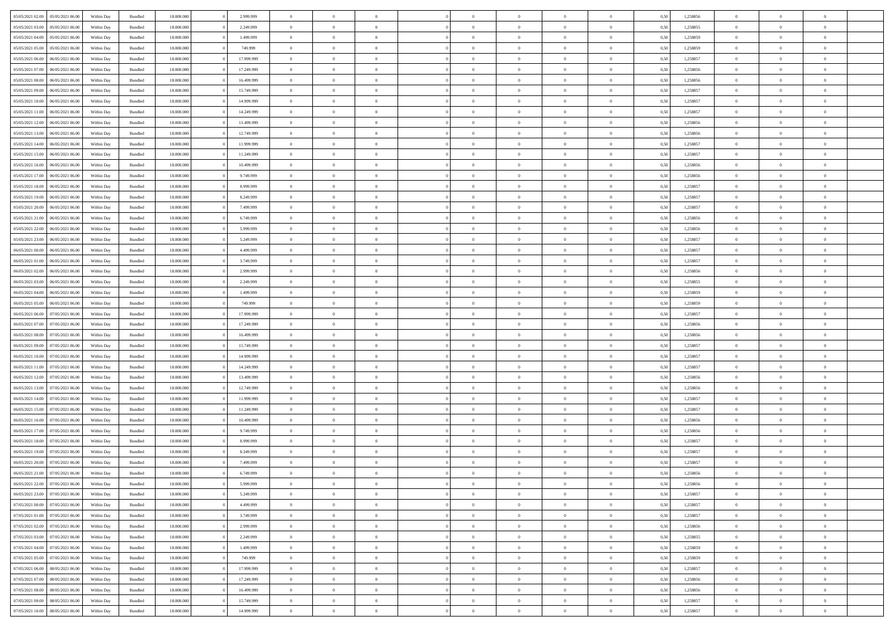| | | | | | | | | | | | | | | | | | | | | |
|---|---|---|---|---|---|---|---|---|---|---|---|---|---|---|---|---|---|---|---|---|
| 05/05/2021 02:00 | 05/05/2021 06:00 | Within Day | Bundled | 18.000.000 | 0 | 2.999.999 | 0 | 0 | 0 | 0 | 0 | 0 | 0 | 0 | 0,50 | 1,258856 | 0 | 0 | 0 | |
| 05/05/2021 03:00 | 05/05/2021 06:00 | Within Day | Bundled | 18.000.000 | 0 | 2.249.999 | 0 | 0 | 0 | 0 | 0 | 0 | 0 | 0 | 0,50 | 1,258855 | 0 | 0 | 0 | |
| 05/05/2021 04:00 | 05/05/2021 06:00 | Within Day | Bundled | 18.000.000 | 0 | 1.499.999 | 0 | 0 | 0 | 0 | 0 | 0 | 0 | 0 | 0,50 | 1,258859 | 0 | 0 | 0 | |
| 05/05/2021 05:00 | 05/05/2021 06:00 | Within Day | Bundled | 18.000.000 | 0 | 749.999 | 0 | 0 | 0 | 0 | 0 | 0 | 0 | 0 | 0,50 | 1,258859 | 0 | 0 | 0 | |
| 05/05/2021 06:00 | 06/05/2021 06:00 | Within Day | Bundled | 18.000.000 | 0 | 17.999.999 | 0 | 0 | 0 | 0 | 0 | 0 | 0 | 0 | 0,50 | 1,258857 | 0 | 0 | 0 | |
| 05/05/2021 07:00 | 06/05/2021 06:00 | Within Day | Bundled | 18.000.000 | 0 | 17.249.999 | 0 | 0 | 0 | 0 | 0 | 0 | 0 | 0 | 0,50 | 1,258856 | 0 | 0 | 0 | |
| 05/05/2021 08:00 | 06/05/2021 06:00 | Within Day | Bundled | 18.000.000 | 0 | 16.499.999 | 0 | 0 | 0 | 0 | 0 | 0 | 0 | 0 | 0,50 | 1,258856 | 0 | 0 | 0 | |
| 05/05/2021 09:00 | 06/05/2021 06:00 | Within Day | Bundled | 18.000.000 | 0 | 15.749.999 | 0 | 0 | 0 | 0 | 0 | 0 | 0 | 0 | 0,50 | 1,258857 | 0 | 0 | 0 | |
| 05/05/2021 10:00 | 06/05/2021 06:00 | Within Day | Bundled | 18.000.000 | 0 | 14.999.999 | 0 | 0 | 0 | 0 | 0 | 0 | 0 | 0 | 0,50 | 1,258857 | 0 | 0 | 0 | |
| 05/05/2021 11:00 | 06/05/2021 06:00 | Within Day | Bundled | 18.000.000 | 0 | 14.249.999 | 0 | 0 | 0 | 0 | 0 | 0 | 0 | 0 | 0,50 | 1,258857 | 0 | 0 | 0 | |
| 05/05/2021 12:00 | 06/05/2021 06:00 | Within Day | Bundled | 18.000.000 | 0 | 13.499.999 | 0 | 0 | 0 | 0 | 0 | 0 | 0 | 0 | 0,50 | 1,258856 | 0 | 0 | 0 | |
| 05/05/2021 13:00 | 06/05/2021 06:00 | Within Day | Bundled | 18.000.000 | 0 | 12.749.999 | 0 | 0 | 0 | 0 | 0 | 0 | 0 | 0 | 0,50 | 1,258856 | 0 | 0 | 0 | |
| 05/05/2021 14:00 | 06/05/2021 06:00 | Within Day | Bundled | 18.000.000 | 0 | 11.999.999 | 0 | 0 | 0 | 0 | 0 | 0 | 0 | 0 | 0,50 | 1,258857 | 0 | 0 | 0 | |
| 05/05/2021 15:00 | 06/05/2021 06:00 | Within Day | Bundled | 18.000.000 | 0 | 11.249.999 | 0 | 0 | 0 | 0 | 0 | 0 | 0 | 0 | 0,50 | 1,258857 | 0 | 0 | 0 | |
| 05/05/2021 16:00 | 06/05/2021 06:00 | Within Day | Bundled | 18.000.000 | 0 | 10.499.999 | 0 | 0 | 0 | 0 | 0 | 0 | 0 | 0 | 0,50 | 1,258856 | 0 | 0 | 0 | |
| 05/05/2021 17:00 | 06/05/2021 06:00 | Within Day | Bundled | 18.000.000 | 0 | 9.749.999 | 0 | 0 | 0 | 0 | 0 | 0 | 0 | 0 | 0,50 | 1,258856 | 0 | 0 | 0 | |
| 05/05/2021 18:00 | 06/05/2021 06:00 | Within Day | Bundled | 18.000.000 | 0 | 8.999.999 | 0 | 0 | 0 | 0 | 0 | 0 | 0 | 0 | 0,50 | 1,258857 | 0 | 0 | 0 | |
| 05/05/2021 19:00 | 06/05/2021 06:00 | Within Day | Bundled | 18.000.000 | 0 | 8.249.999 | 0 | 0 | 0 | 0 | 0 | 0 | 0 | 0 | 0,50 | 1,258857 | 0 | 0 | 0 | |
| 05/05/2021 20:00 | 06/05/2021 06:00 | Within Day | Bundled | 18.000.000 | 0 | 7.499.999 | 0 | 0 | 0 | 0 | 0 | 0 | 0 | 0 | 0,50 | 1,258857 | 0 | 0 | 0 | |
| 05/05/2021 21:00 | 06/05/2021 06:00 | Within Day | Bundled | 18.000.000 | 0 | 6.749.999 | 0 | 0 | 0 | 0 | 0 | 0 | 0 | 0 | 0,50 | 1,258856 | 0 | 0 | 0 | |
| 05/05/2021 22:00 | 06/05/2021 06:00 | Within Day | Bundled | 18.000.000 | 0 | 5.999.999 | 0 | 0 | 0 | 0 | 0 | 0 | 0 | 0 | 0,50 | 1,258856 | 0 | 0 | 0 | |
| 05/05/2021 23:00 | 06/05/2021 06:00 | Within Day | Bundled | 18.000.000 | 0 | 5.249.999 | 0 | 0 | 0 | 0 | 0 | 0 | 0 | 0 | 0,50 | 1,258857 | 0 | 0 | 0 | |
| 06/05/2021 00:00 | 06/05/2021 06:00 | Within Day | Bundled | 18.000.000 | 0 | 4.499.999 | 0 | 0 | 0 | 0 | 0 | 0 | 0 | 0 | 0,50 | 1,258857 | 0 | 0 | 0 | |
| 06/05/2021 01:00 | 06/05/2021 06:00 | Within Day | Bundled | 18.000.000 | 0 | 3.749.999 | 0 | 0 | 0 | 0 | 0 | 0 | 0 | 0 | 0,50 | 1,258857 | 0 | 0 | 0 | |
| 06/05/2021 02:00 | 06/05/2021 06:00 | Within Day | Bundled | 18.000.000 | 0 | 2.999.999 | 0 | 0 | 0 | 0 | 0 | 0 | 0 | 0 | 0,50 | 1,258856 | 0 | 0 | 0 | |
| 06/05/2021 03:00 | 06/05/2021 06:00 | Within Day | Bundled | 18.000.000 | 0 | 2.249.999 | 0 | 0 | 0 | 0 | 0 | 0 | 0 | 0 | 0,50 | 1,258855 | 0 | 0 | 0 | |
| 06/05/2021 04:00 | 06/05/2021 06:00 | Within Day | Bundled | 18.000.000 | 0 | 1.499.999 | 0 | 0 | 0 | 0 | 0 | 0 | 0 | 0 | 0,50 | 1,258859 | 0 | 0 | 0 | |
| 06/05/2021 05:00 | 06/05/2021 06:00 | Within Day | Bundled | 18.000.000 | 0 | 749.999 | 0 | 0 | 0 | 0 | 0 | 0 | 0 | 0 | 0,50 | 1,258859 | 0 | 0 | 0 | |
| 06/05/2021 06:00 | 07/05/2021 06:00 | Within Day | Bundled | 18.000.000 | 0 | 17.999.999 | 0 | 0 | 0 | 0 | 0 | 0 | 0 | 0 | 0,50 | 1,258857 | 0 | 0 | 0 | |
| 06/05/2021 07:00 | 07/05/2021 06:00 | Within Day | Bundled | 18.000.000 | 0 | 17.249.999 | 0 | 0 | 0 | 0 | 0 | 0 | 0 | 0 | 0,50 | 1,258856 | 0 | 0 | 0 | |
| 06/05/2021 08:00 | 07/05/2021 06:00 | Within Day | Bundled | 18.000.000 | 0 | 16.499.999 | 0 | 0 | 0 | 0 | 0 | 0 | 0 | 0 | 0,50 | 1,258856 | 0 | 0 | 0 | |
| 06/05/2021 09:00 | 07/05/2021 06:00 | Within Day | Bundled | 18.000.000 | 0 | 15.749.999 | 0 | 0 | 0 | 0 | 0 | 0 | 0 | 0 | 0,50 | 1,258857 | 0 | 0 | 0 | |
| 06/05/2021 10:00 | 07/05/2021 06:00 | Within Day | Bundled | 18.000.000 | 0 | 14.999.999 | 0 | 0 | 0 | 0 | 0 | 0 | 0 | 0 | 0,50 | 1,258857 | 0 | 0 | 0 | |
| 06/05/2021 11:00 | 07/05/2021 06:00 | Within Day | Bundled | 18.000.000 | 0 | 14.249.999 | 0 | 0 | 0 | 0 | 0 | 0 | 0 | 0 | 0,50 | 1,258857 | 0 | 0 | 0 | |
| 06/05/2021 12:00 | 07/05/2021 06:00 | Within Day | Bundled | 18.000.000 | 0 | 13.499.999 | 0 | 0 | 0 | 0 | 0 | 0 | 0 | 0 | 0,50 | 1,258856 | 0 | 0 | 0 | |
| 06/05/2021 13:00 | 07/05/2021 06:00 | Within Day | Bundled | 18.000.000 | 0 | 12.749.999 | 0 | 0 | 0 | 0 | 0 | 0 | 0 | 0 | 0,50 | 1,258856 | 0 | 0 | 0 | |
| 06/05/2021 14:00 | 07/05/2021 06:00 | Within Day | Bundled | 18.000.000 | 0 | 11.999.999 | 0 | 0 | 0 | 0 | 0 | 0 | 0 | 0 | 0,50 | 1,258857 | 0 | 0 | 0 | |
| 06/05/2021 15:00 | 07/05/2021 06:00 | Within Day | Bundled | 18.000.000 | 0 | 11.249.999 | 0 | 0 | 0 | 0 | 0 | 0 | 0 | 0 | 0,50 | 1,258857 | 0 | 0 | 0 | |
| 06/05/2021 16:00 | 07/05/2021 06:00 | Within Day | Bundled | 18.000.000 | 0 | 10.499.999 | 0 | 0 | 0 | 0 | 0 | 0 | 0 | 0 | 0,50 | 1,258856 | 0 | 0 | 0 | |
| 06/05/2021 17:00 | 07/05/2021 06:00 | Within Day | Bundled | 18.000.000 | 0 | 9.749.999 | 0 | 0 | 0 | 0 | 0 | 0 | 0 | 0 | 0,50 | 1,258856 | 0 | 0 | 0 | |
| 06/05/2021 18:00 | 07/05/2021 06:00 | Within Day | Bundled | 18.000.000 | 0 | 8.999.999 | 0 | 0 | 0 | 0 | 0 | 0 | 0 | 0 | 0,50 | 1,258857 | 0 | 0 | 0 | |
| 06/05/2021 19:00 | 07/05/2021 06:00 | Within Day | Bundled | 18.000.000 | 0 | 8.249.999 | 0 | 0 | 0 | 0 | 0 | 0 | 0 | 0 | 0,50 | 1,258857 | 0 | 0 | 0 | |
| 06/05/2021 20:00 | 07/05/2021 06:00 | Within Day | Bundled | 18.000.000 | 0 | 7.499.999 | 0 | 0 | 0 | 0 | 0 | 0 | 0 | 0 | 0,50 | 1,258857 | 0 | 0 | 0 | |
| 06/05/2021 21:00 | 07/05/2021 06:00 | Within Day | Bundled | 18.000.000 | 0 | 6.749.999 | 0 | 0 | 0 | 0 | 0 | 0 | 0 | 0 | 0,50 | 1,258856 | 0 | 0 | 0 | |
| 06/05/2021 22:00 | 07/05/2021 06:00 | Within Day | Bundled | 18.000.000 | 0 | 5.999.999 | 0 | 0 | 0 | 0 | 0 | 0 | 0 | 0 | 0,50 | 1,258856 | 0 | 0 | 0 | |
| 06/05/2021 23:00 | 07/05/2021 06:00 | Within Day | Bundled | 18.000.000 | 0 | 5.249.999 | 0 | 0 | 0 | 0 | 0 | 0 | 0 | 0 | 0,50 | 1,258857 | 0 | 0 | 0 | |
| 07/05/2021 00:00 | 07/05/2021 06:00 | Within Day | Bundled | 18.000.000 | 0 | 4.499.999 | 0 | 0 | 0 | 0 | 0 | 0 | 0 | 0 | 0,50 | 1,258857 | 0 | 0 | 0 | |
| 07/05/2021 01:00 | 07/05/2021 06:00 | Within Day | Bundled | 18.000.000 | 0 | 3.749.999 | 0 | 0 | 0 | 0 | 0 | 0 | 0 | 0 | 0,50 | 1,258857 | 0 | 0 | 0 | |
| 07/05/2021 02:00 | 07/05/2021 06:00 | Within Day | Bundled | 18.000.000 | 0 | 2.999.999 | 0 | 0 | 0 | 0 | 0 | 0 | 0 | 0 | 0,50 | 1,258856 | 0 | 0 | 0 | |
| 07/05/2021 03:00 | 07/05/2021 06:00 | Within Day | Bundled | 18.000.000 | 0 | 2.249.999 | 0 | 0 | 0 | 0 | 0 | 0 | 0 | 0 | 0,50 | 1,258855 | 0 | 0 | 0 | |
| 07/05/2021 04:00 | 07/05/2021 06:00 | Within Day | Bundled | 18.000.000 | 0 | 1.499.999 | 0 | 0 | 0 | 0 | 0 | 0 | 0 | 0 | 0,50 | 1,258859 | 0 | 0 | 0 | |
| 07/05/2021 05:00 | 07/05/2021 06:00 | Within Day | Bundled | 18.000.000 | 0 | 749.999 | 0 | 0 | 0 | 0 | 0 | 0 | 0 | 0 | 0,50 | 1,258859 | 0 | 0 | 0 | |
| 07/05/2021 06:00 | 08/05/2021 06:00 | Within Day | Bundled | 18.000.000 | 0 | 17.999.999 | 0 | 0 | 0 | 0 | 0 | 0 | 0 | 0 | 0,50 | 1,258857 | 0 | 0 | 0 | |
| 07/05/2021 07:00 | 08/05/2021 06:00 | Within Day | Bundled | 18.000.000 | 0 | 17.249.999 | 0 | 0 | 0 | 0 | 0 | 0 | 0 | 0 | 0,50 | 1,258856 | 0 | 0 | 0 | |
| 07/05/2021 08:00 | 08/05/2021 06:00 | Within Day | Bundled | 18.000.000 | 0 | 16.499.999 | 0 | 0 | 0 | 0 | 0 | 0 | 0 | 0 | 0,50 | 1,258856 | 0 | 0 | 0 | |
| 07/05/2021 09:00 | 08/05/2021 06:00 | Within Day | Bundled | 18.000.000 | 0 | 15.749.999 | 0 | 0 | 0 | 0 | 0 | 0 | 0 | 0 | 0,50 | 1,258857 | 0 | 0 | 0 | |
| 07/05/2021 10:00 | 08/05/2021 06:00 | Within Day | Bundled | 18.000.000 | 0 | 14.999.999 | 0 | 0 | 0 | 0 | 0 | 0 | 0 | 0 | 0,50 | 1,258857 | 0 | 0 | 0 | |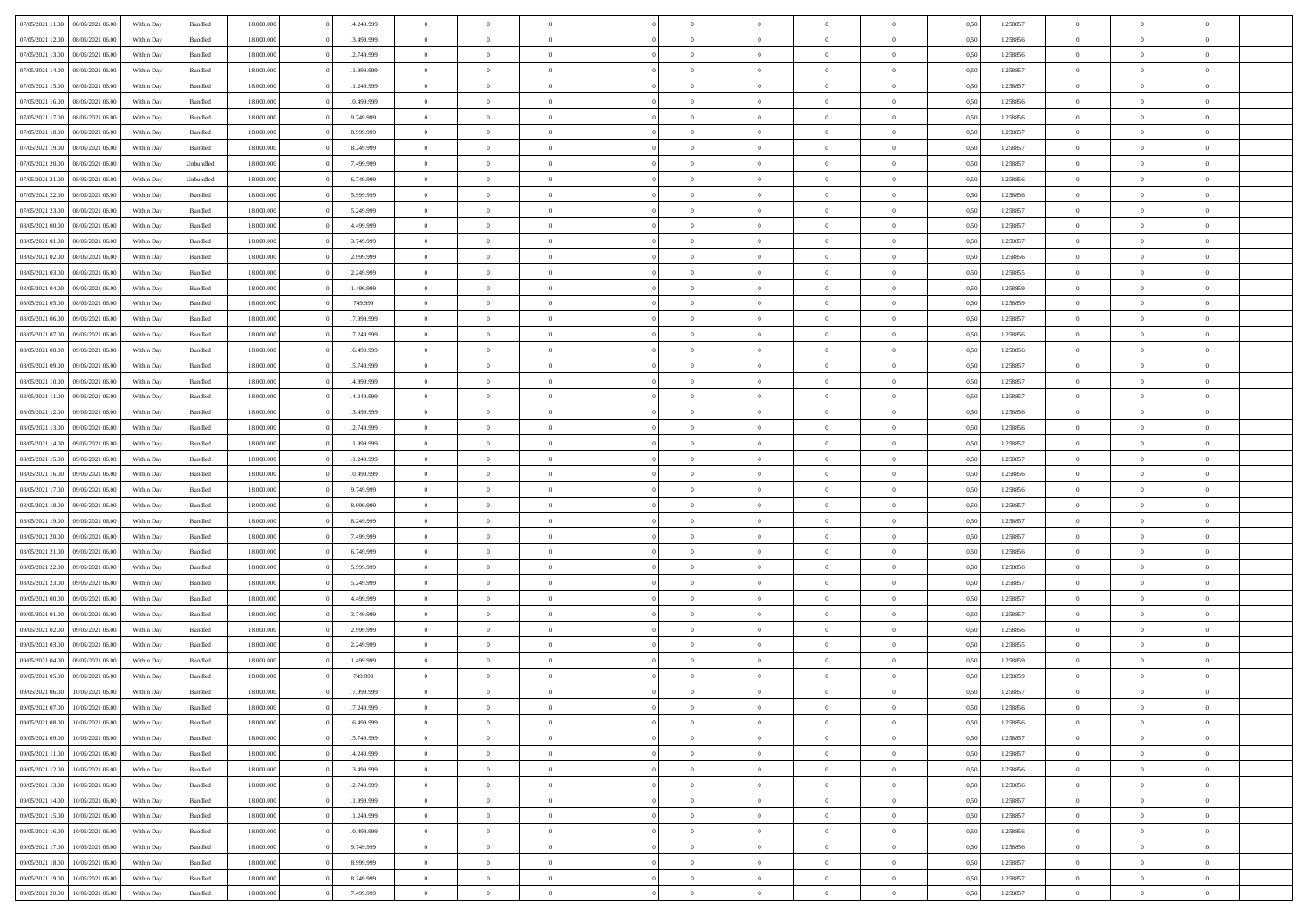| | | | | | | | | | | | | | | | | | | | | | |
|---|---|---|---|---|---|---|---|---|---|---|---|---|---|---|---|---|---|---|---|---|---|
| 07/05/2021 11:00 | 08/05/2021 06:00 | Within Day | Bundled | 18.000.000 | 0 | 14.249.999 | 0 | 0 | 0 | | 0 | 0 | 0 | 0 | 0 | 0,50 | 1,258857 | 0 | 0 | 0 | |
| 07/05/2021 12:00 | 08/05/2021 06:00 | Within Day | Bundled | 18.000.000 | 0 | 13.499.999 | 0 | 0 | 0 | | 0 | 0 | 0 | 0 | 0 | 0,50 | 1,258856 | 0 | 0 | 0 | |
| 07/05/2021 13:00 | 08/05/2021 06:00 | Within Day | Bundled | 18.000.000 | 0 | 12.749.999 | 0 | 0 | 0 | | 0 | 0 | 0 | 0 | 0 | 0,50 | 1,258856 | 0 | 0 | 0 | |
| 07/05/2021 14:00 | 08/05/2021 06:00 | Within Day | Bundled | 18.000.000 | 0 | 11.999.999 | 0 | 0 | 0 | | 0 | 0 | 0 | 0 | 0 | 0,50 | 1,258857 | 0 | 0 | 0 | |
| 07/05/2021 15:00 | 08/05/2021 06:00 | Within Day | Bundled | 18.000.000 | 0 | 11.249.999 | 0 | 0 | 0 | | 0 | 0 | 0 | 0 | 0 | 0,50 | 1,258857 | 0 | 0 | 0 | |
| 07/05/2021 16:00 | 08/05/2021 06:00 | Within Day | Bundled | 18.000.000 | 0 | 10.499.999 | 0 | 0 | 0 | | 0 | 0 | 0 | 0 | 0 | 0,50 | 1,258856 | 0 | 0 | 0 | |
| 07/05/2021 17:00 | 08/05/2021 06:00 | Within Day | Bundled | 18.000.000 | 0 | 9.749.999 | 0 | 0 | 0 | | 0 | 0 | 0 | 0 | 0 | 0,50 | 1,258856 | 0 | 0 | 0 | |
| 07/05/2021 18:00 | 08/05/2021 06:00 | Within Day | Bundled | 18.000.000 | 0 | 8.999.999 | 0 | 0 | 0 | | 0 | 0 | 0 | 0 | 0 | 0,50 | 1,258857 | 0 | 0 | 0 | |
| 07/05/2021 19:00 | 08/05/2021 06:00 | Within Day | Bundled | 18.000.000 | 0 | 8.249.999 | 0 | 0 | 0 | | 0 | 0 | 0 | 0 | 0 | 0,50 | 1,258857 | 0 | 0 | 0 | |
| 07/05/2021 20:00 | 08/05/2021 06:00 | Within Day | Unbundled | 18.000.000 | 0 | 7.499.999 | 0 | 0 | 0 | | 0 | 0 | 0 | 0 | 0 | 0,50 | 1,258857 | 0 | 0 | 0 | |
| 07/05/2021 21:00 | 08/05/2021 06:00 | Within Day | Unbundled | 18.000.000 | 0 | 6.749.999 | 0 | 0 | 0 | | 0 | 0 | 0 | 0 | 0 | 0,50 | 1,258856 | 0 | 0 | 0 | |
| 07/05/2021 22:00 | 08/05/2021 06:00 | Within Day | Bundled | 18.000.000 | 0 | 5.999.999 | 0 | 0 | 0 | | 0 | 0 | 0 | 0 | 0 | 0,50 | 1,258856 | 0 | 0 | 0 | |
| 07/05/2021 23:00 | 08/05/2021 06:00 | Within Day | Bundled | 18.000.000 | 0 | 5.249.999 | 0 | 0 | 0 | | 0 | 0 | 0 | 0 | 0 | 0,50 | 1,258857 | 0 | 0 | 0 | |
| 08/05/2021 00:00 | 08/05/2021 06:00 | Within Day | Bundled | 18.000.000 | 0 | 4.499.999 | 0 | 0 | 0 | | 0 | 0 | 0 | 0 | 0 | 0,50 | 1,258857 | 0 | 0 | 0 | |
| 08/05/2021 01:00 | 08/05/2021 06:00 | Within Day | Bundled | 18.000.000 | 0 | 3.749.999 | 0 | 0 | 0 | | 0 | 0 | 0 | 0 | 0 | 0,50 | 1,258857 | 0 | 0 | 0 | |
| 08/05/2021 02:00 | 08/05/2021 06:00 | Within Day | Bundled | 18.000.000 | 0 | 2.999.999 | 0 | 0 | 0 | | 0 | 0 | 0 | 0 | 0 | 0,50 | 1,258856 | 0 | 0 | 0 | |
| 08/05/2021 03:00 | 08/05/2021 06:00 | Within Day | Bundled | 18.000.000 | 0 | 2.249.999 | 0 | 0 | 0 | | 0 | 0 | 0 | 0 | 0 | 0,50 | 1,258855 | 0 | 0 | 0 | |
| 08/05/2021 04:00 | 08/05/2021 06:00 | Within Day | Bundled | 18.000.000 | 0 | 1.499.999 | 0 | 0 | 0 | | 0 | 0 | 0 | 0 | 0 | 0,50 | 1,258859 | 0 | 0 | 0 | |
| 08/05/2021 05:00 | 08/05/2021 06:00 | Within Day | Bundled | 18.000.000 | 0 | 749.999 | 0 | 0 | 0 | | 0 | 0 | 0 | 0 | 0 | 0,50 | 1,258859 | 0 | 0 | 0 | |
| 08/05/2021 06:00 | 09/05/2021 06:00 | Within Day | Bundled | 18.000.000 | 0 | 17.999.999 | 0 | 0 | 0 | | 0 | 0 | 0 | 0 | 0 | 0,50 | 1,258857 | 0 | 0 | 0 | |
| 08/05/2021 07:00 | 09/05/2021 06:00 | Within Day | Bundled | 18.000.000 | 0 | 17.249.999 | 0 | 0 | 0 | | 0 | 0 | 0 | 0 | 0 | 0,50 | 1,258856 | 0 | 0 | 0 | |
| 08/05/2021 08:00 | 09/05/2021 06:00 | Within Day | Bundled | 18.000.000 | 0 | 16.499.999 | 0 | 0 | 0 | | 0 | 0 | 0 | 0 | 0 | 0,50 | 1,258856 | 0 | 0 | 0 | |
| 08/05/2021 09:00 | 09/05/2021 06:00 | Within Day | Bundled | 18.000.000 | 0 | 15.749.999 | 0 | 0 | 0 | | 0 | 0 | 0 | 0 | 0 | 0,50 | 1,258857 | 0 | 0 | 0 | |
| 08/05/2021 10:00 | 09/05/2021 06:00 | Within Day | Bundled | 18.000.000 | 0 | 14.999.999 | 0 | 0 | 0 | | 0 | 0 | 0 | 0 | 0 | 0,50 | 1,258857 | 0 | 0 | 0 | |
| 08/05/2021 11:00 | 09/05/2021 06:00 | Within Day | Bundled | 18.000.000 | 0 | 14.249.999 | 0 | 0 | 0 | | 0 | 0 | 0 | 0 | 0 | 0,50 | 1,258857 | 0 | 0 | 0 | |
| 08/05/2021 12:00 | 09/05/2021 06:00 | Within Day | Bundled | 18.000.000 | 0 | 13.499.999 | 0 | 0 | 0 | | 0 | 0 | 0 | 0 | 0 | 0,50 | 1,258856 | 0 | 0 | 0 | |
| 08/05/2021 13:00 | 09/05/2021 06:00 | Within Day | Bundled | 18.000.000 | 0 | 12.749.999 | 0 | 0 | 0 | | 0 | 0 | 0 | 0 | 0 | 0,50 | 1,258856 | 0 | 0 | 0 | |
| 08/05/2021 14:00 | 09/05/2021 06:00 | Within Day | Bundled | 18.000.000 | 0 | 11.999.999 | 0 | 0 | 0 | | 0 | 0 | 0 | 0 | 0 | 0,50 | 1,258857 | 0 | 0 | 0 | |
| 08/05/2021 15:00 | 09/05/2021 06:00 | Within Day | Bundled | 18.000.000 | 0 | 11.249.999 | 0 | 0 | 0 | | 0 | 0 | 0 | 0 | 0 | 0,50 | 1,258857 | 0 | 0 | 0 | |
| 08/05/2021 16:00 | 09/05/2021 06:00 | Within Day | Bundled | 18.000.000 | 0 | 10.499.999 | 0 | 0 | 0 | | 0 | 0 | 0 | 0 | 0 | 0,50 | 1,258856 | 0 | 0 | 0 | |
| 08/05/2021 17:00 | 09/05/2021 06:00 | Within Day | Bundled | 18.000.000 | 0 | 9.749.999 | 0 | 0 | 0 | | 0 | 0 | 0 | 0 | 0 | 0,50 | 1,258856 | 0 | 0 | 0 | |
| 08/05/2021 18:00 | 09/05/2021 06:00 | Within Day | Bundled | 18.000.000 | 0 | 8.999.999 | 0 | 0 | 0 | | 0 | 0 | 0 | 0 | 0 | 0,50 | 1,258857 | 0 | 0 | 0 | |
| 08/05/2021 19:00 | 09/05/2021 06:00 | Within Day | Bundled | 18.000.000 | 0 | 8.249.999 | 0 | 0 | 0 | | 0 | 0 | 0 | 0 | 0 | 0,50 | 1,258857 | 0 | 0 | 0 | |
| 08/05/2021 20:00 | 09/05/2021 06:00 | Within Day | Bundled | 18.000.000 | 0 | 7.499.999 | 0 | 0 | 0 | | 0 | 0 | 0 | 0 | 0 | 0,50 | 1,258857 | 0 | 0 | 0 | |
| 08/05/2021 21:00 | 09/05/2021 06:00 | Within Day | Bundled | 18.000.000 | 0 | 6.749.999 | 0 | 0 | 0 | | 0 | 0 | 0 | 0 | 0 | 0,50 | 1,258856 | 0 | 0 | 0 | |
| 08/05/2021 22:00 | 09/05/2021 06:00 | Within Day | Bundled | 18.000.000 | 0 | 5.999.999 | 0 | 0 | 0 | | 0 | 0 | 0 | 0 | 0 | 0,50 | 1,258856 | 0 | 0 | 0 | |
| 08/05/2021 23:00 | 09/05/2021 06:00 | Within Day | Bundled | 18.000.000 | 0 | 5.249.999 | 0 | 0 | 0 | | 0 | 0 | 0 | 0 | 0 | 0,50 | 1,258857 | 0 | 0 | 0 | |
| 09/05/2021 00:00 | 09/05/2021 06:00 | Within Day | Bundled | 18.000.000 | 0 | 4.499.999 | 0 | 0 | 0 | | 0 | 0 | 0 | 0 | 0 | 0,50 | 1,258857 | 0 | 0 | 0 | |
| 09/05/2021 01:00 | 09/05/2021 06:00 | Within Day | Bundled | 18.000.000 | 0 | 3.749.999 | 0 | 0 | 0 | | 0 | 0 | 0 | 0 | 0 | 0,50 | 1,258857 | 0 | 0 | 0 | |
| 09/05/2021 02:00 | 09/05/2021 06:00 | Within Day | Bundled | 18.000.000 | 0 | 2.999.999 | 0 | 0 | 0 | | 0 | 0 | 0 | 0 | 0 | 0,50 | 1,258856 | 0 | 0 | 0 | |
| 09/05/2021 03:00 | 09/05/2021 06:00 | Within Day | Bundled | 18.000.000 | 0 | 2.249.999 | 0 | 0 | 0 | | 0 | 0 | 0 | 0 | 0 | 0,50 | 1,258855 | 0 | 0 | 0 | |
| 09/05/2021 04:00 | 09/05/2021 06:00 | Within Day | Bundled | 18.000.000 | 0 | 1.499.999 | 0 | 0 | 0 | | 0 | 0 | 0 | 0 | 0 | 0,50 | 1,258859 | 0 | 0 | 0 | |
| 09/05/2021 05:00 | 09/05/2021 06:00 | Within Day | Bundled | 18.000.000 | 0 | 749.999 | 0 | 0 | 0 | | 0 | 0 | 0 | 0 | 0 | 0,50 | 1,258859 | 0 | 0 | 0 | |
| 09/05/2021 06:00 | 10/05/2021 06:00 | Within Day | Bundled | 18.000.000 | 0 | 17.999.999 | 0 | 0 | 0 | | 0 | 0 | 0 | 0 | 0 | 0,50 | 1,258857 | 0 | 0 | 0 | |
| 09/05/2021 07:00 | 10/05/2021 06:00 | Within Day | Bundled | 18.000.000 | 0 | 17.249.999 | 0 | 0 | 0 | | 0 | 0 | 0 | 0 | 0 | 0,50 | 1,258856 | 0 | 0 | 0 | |
| 09/05/2021 08:00 | 10/05/2021 06:00 | Within Day | Bundled | 18.000.000 | 0 | 16.499.999 | 0 | 0 | 0 | | 0 | 0 | 0 | 0 | 0 | 0,50 | 1,258856 | 0 | 0 | 0 | |
| 09/05/2021 09:00 | 10/05/2021 06:00 | Within Day | Bundled | 18.000.000 | 0 | 15.749.999 | 0 | 0 | 0 | | 0 | 0 | 0 | 0 | 0 | 0,50 | 1,258857 | 0 | 0 | 0 | |
| 09/05/2021 11:00 | 10/05/2021 06:00 | Within Day | Bundled | 18.000.000 | 0 | 14.249.999 | 0 | 0 | 0 | | 0 | 0 | 0 | 0 | 0 | 0,50 | 1,258857 | 0 | 0 | 0 | |
| 09/05/2021 12:00 | 10/05/2021 06:00 | Within Day | Bundled | 18.000.000 | 0 | 13.499.999 | 0 | 0 | 0 | | 0 | 0 | 0 | 0 | 0 | 0,50 | 1,258856 | 0 | 0 | 0 | |
| 09/05/2021 13:00 | 10/05/2021 06:00 | Within Day | Bundled | 18.000.000 | 0 | 12.749.999 | 0 | 0 | 0 | | 0 | 0 | 0 | 0 | 0 | 0,50 | 1,258856 | 0 | 0 | 0 | |
| 09/05/2021 14:00 | 10/05/2021 06:00 | Within Day | Bundled | 18.000.000 | 0 | 11.999.999 | 0 | 0 | 0 | | 0 | 0 | 0 | 0 | 0 | 0,50 | 1,258857 | 0 | 0 | 0 | |
| 09/05/2021 15:00 | 10/05/2021 06:00 | Within Day | Bundled | 18.000.000 | 0 | 11.249.999 | 0 | 0 | 0 | | 0 | 0 | 0 | 0 | 0 | 0,50 | 1,258857 | 0 | 0 | 0 | |
| 09/05/2021 16:00 | 10/05/2021 06:00 | Within Day | Bundled | 18.000.000 | 0 | 10.499.999 | 0 | 0 | 0 | | 0 | 0 | 0 | 0 | 0 | 0,50 | 1,258856 | 0 | 0 | 0 | |
| 09/05/2021 17:00 | 10/05/2021 06:00 | Within Day | Bundled | 18.000.000 | 0 | 9.749.999 | 0 | 0 | 0 | | 0 | 0 | 0 | 0 | 0 | 0,50 | 1,258856 | 0 | 0 | 0 | |
| 09/05/2021 18:00 | 10/05/2021 06:00 | Within Day | Bundled | 18.000.000 | 0 | 8.999.999 | 0 | 0 | 0 | | 0 | 0 | 0 | 0 | 0 | 0,50 | 1,258857 | 0 | 0 | 0 | |
| 09/05/2021 19:00 | 10/05/2021 06:00 | Within Day | Bundled | 18.000.000 | 0 | 8.249.999 | 0 | 0 | 0 | | 0 | 0 | 0 | 0 | 0 | 0,50 | 1,258857 | 0 | 0 | 0 | |
| 09/05/2021 20:00 | 10/05/2021 06:00 | Within Day | Bundled | 18.000.000 | 0 | 7.499.999 | 0 | 0 | 0 | | 0 | 0 | 0 | 0 | 0 | 0,50 | 1,258857 | 0 | 0 | 0 | |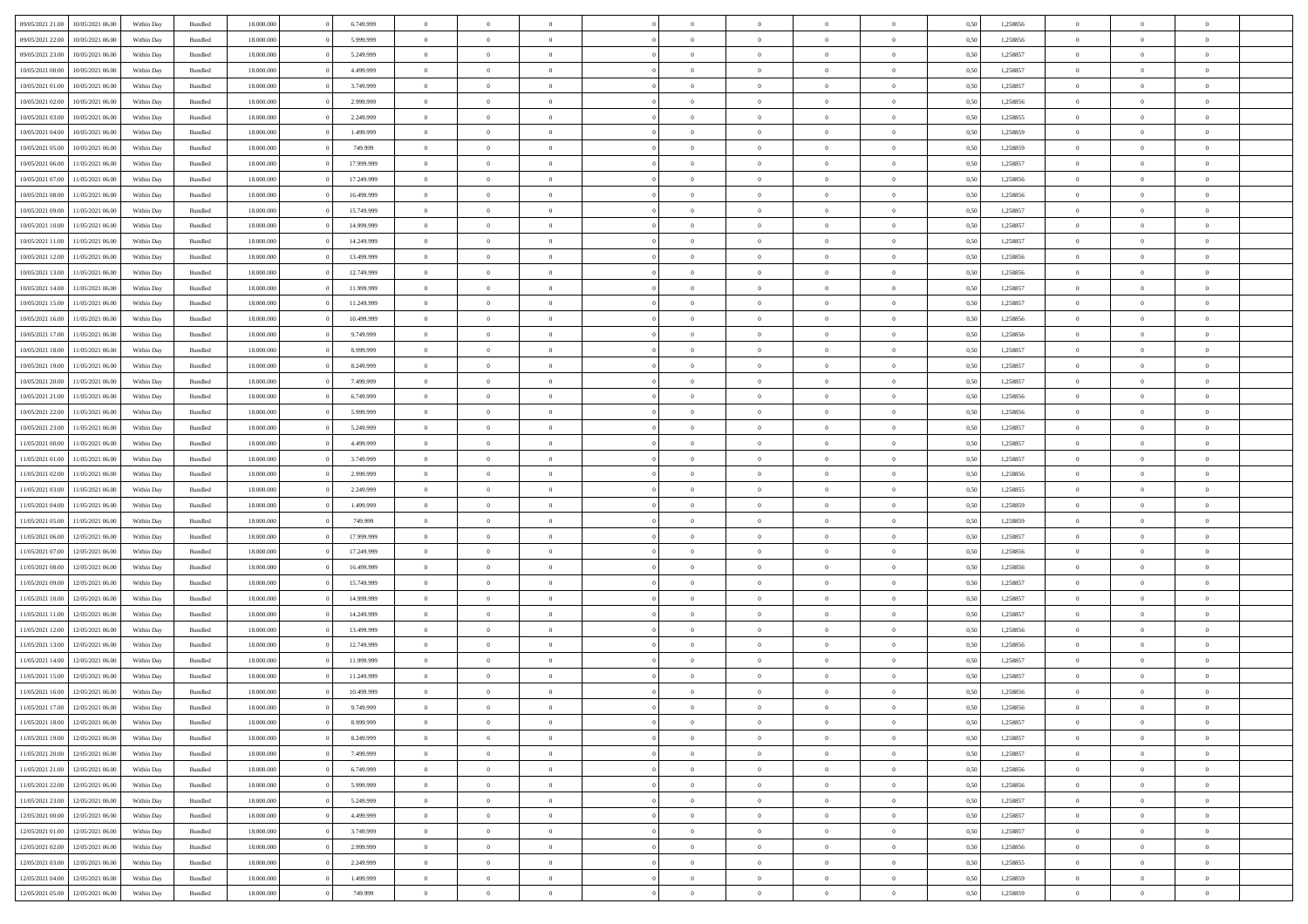| | | | | | | | | | | | | | | | | | | | | |
|---|---|---|---|---|---|---|---|---|---|---|---|---|---|---|---|---|---|---|---|---|
| 09/05/2021 21:00 | 10/05/2021 06:00 | Within Day | Bundled | 18.000.000 | 0 | 6.749.999 | 0 | 0 | 0 | | 0 | 0 | 0 | 0 | 0 | 0,50 | 1,258856 | 0 | 0 | 0 |
| 09/05/2021 22:00 | 10/05/2021 06:00 | Within Day | Bundled | 18.000.000 | 0 | 5.999.999 | 0 | 0 | 0 | | 0 | 0 | 0 | 0 | 0 | 0,50 | 1,258856 | 0 | 0 | 0 |
| 09/05/2021 23:00 | 10/05/2021 06:00 | Within Day | Bundled | 18.000.000 | 0 | 5.249.999 | 0 | 0 | 0 | | 0 | 0 | 0 | 0 | 0 | 0,50 | 1,258857 | 0 | 0 | 0 |
| 10/05/2021 00:00 | 10/05/2021 06:00 | Within Day | Bundled | 18.000.000 | 0 | 4.499.999 | 0 | 0 | 0 | | 0 | 0 | 0 | 0 | 0 | 0,50 | 1,258857 | 0 | 0 | 0 |
| 10/05/2021 01:00 | 10/05/2021 06:00 | Within Day | Bundled | 18.000.000 | 0 | 3.749.999 | 0 | 0 | 0 | | 0 | 0 | 0 | 0 | 0 | 0,50 | 1,258857 | 0 | 0 | 0 |
| 10/05/2021 02:00 | 10/05/2021 06:00 | Within Day | Bundled | 18.000.000 | 0 | 2.999.999 | 0 | 0 | 0 | | 0 | 0 | 0 | 0 | 0 | 0,50 | 1,258856 | 0 | 0 | 0 |
| 10/05/2021 03:00 | 10/05/2021 06:00 | Within Day | Bundled | 18.000.000 | 0 | 2.249.999 | 0 | 0 | 0 | | 0 | 0 | 0 | 0 | 0 | 0,50 | 1,258855 | 0 | 0 | 0 |
| 10/05/2021 04:00 | 10/05/2021 06:00 | Within Day | Bundled | 18.000.000 | 0 | 1.499.999 | 0 | 0 | 0 | | 0 | 0 | 0 | 0 | 0 | 0,50 | 1,258859 | 0 | 0 | 0 |
| 10/05/2021 05:00 | 10/05/2021 06:00 | Within Day | Bundled | 18.000.000 | 0 | 749.999 | 0 | 0 | 0 | | 0 | 0 | 0 | 0 | 0 | 0,50 | 1,258859 | 0 | 0 | 0 |
| 10/05/2021 06:00 | 11/05/2021 06:00 | Within Day | Bundled | 18.000.000 | 0 | 17.999.999 | 0 | 0 | 0 | | 0 | 0 | 0 | 0 | 0 | 0,50 | 1,258857 | 0 | 0 | 0 |
| 10/05/2021 07:00 | 11/05/2021 06:00 | Within Day | Bundled | 18.000.000 | 0 | 17.249.999 | 0 | 0 | 0 | | 0 | 0 | 0 | 0 | 0 | 0,50 | 1,258856 | 0 | 0 | 0 |
| 10/05/2021 08:00 | 11/05/2021 06:00 | Within Day | Bundled | 18.000.000 | 0 | 16.499.999 | 0 | 0 | 0 | | 0 | 0 | 0 | 0 | 0 | 0,50 | 1,258856 | 0 | 0 | 0 |
| 10/05/2021 09:00 | 11/05/2021 06:00 | Within Day | Bundled | 18.000.000 | 0 | 15.749.999 | 0 | 0 | 0 | | 0 | 0 | 0 | 0 | 0 | 0,50 | 1,258857 | 0 | 0 | 0 |
| 10/05/2021 10:00 | 11/05/2021 06:00 | Within Day | Bundled | 18.000.000 | 0 | 14.999.999 | 0 | 0 | 0 | | 0 | 0 | 0 | 0 | 0 | 0,50 | 1,258857 | 0 | 0 | 0 |
| 10/05/2021 11:00 | 11/05/2021 06:00 | Within Day | Bundled | 18.000.000 | 0 | 14.249.999 | 0 | 0 | 0 | | 0 | 0 | 0 | 0 | 0 | 0,50 | 1,258857 | 0 | 0 | 0 |
| 10/05/2021 12:00 | 11/05/2021 06:00 | Within Day | Bundled | 18.000.000 | 0 | 13.499.999 | 0 | 0 | 0 | | 0 | 0 | 0 | 0 | 0 | 0,50 | 1,258856 | 0 | 0 | 0 |
| 10/05/2021 13:00 | 11/05/2021 06:00 | Within Day | Bundled | 18.000.000 | 0 | 12.749.999 | 0 | 0 | 0 | | 0 | 0 | 0 | 0 | 0 | 0,50 | 1,258856 | 0 | 0 | 0 |
| 10/05/2021 14:00 | 11/05/2021 06:00 | Within Day | Bundled | 18.000.000 | 0 | 11.999.999 | 0 | 0 | 0 | | 0 | 0 | 0 | 0 | 0 | 0,50 | 1,258857 | 0 | 0 | 0 |
| 10/05/2021 15:00 | 11/05/2021 06:00 | Within Day | Bundled | 18.000.000 | 0 | 11.249.999 | 0 | 0 | 0 | | 0 | 0 | 0 | 0 | 0 | 0,50 | 1,258857 | 0 | 0 | 0 |
| 10/05/2021 16:00 | 11/05/2021 06:00 | Within Day | Bundled | 18.000.000 | 0 | 10.499.999 | 0 | 0 | 0 | | 0 | 0 | 0 | 0 | 0 | 0,50 | 1,258856 | 0 | 0 | 0 |
| 10/05/2021 17:00 | 11/05/2021 06:00 | Within Day | Bundled | 18.000.000 | 0 | 9.749.999 | 0 | 0 | 0 | | 0 | 0 | 0 | 0 | 0 | 0,50 | 1,258856 | 0 | 0 | 0 |
| 10/05/2021 18:00 | 11/05/2021 06:00 | Within Day | Bundled | 18.000.000 | 0 | 8.999.999 | 0 | 0 | 0 | | 0 | 0 | 0 | 0 | 0 | 0,50 | 1,258857 | 0 | 0 | 0 |
| 10/05/2021 19:00 | 11/05/2021 06:00 | Within Day | Bundled | 18.000.000 | 0 | 8.249.999 | 0 | 0 | 0 | | 0 | 0 | 0 | 0 | 0 | 0,50 | 1,258857 | 0 | 0 | 0 |
| 10/05/2021 20:00 | 11/05/2021 06:00 | Within Day | Bundled | 18.000.000 | 0 | 7.499.999 | 0 | 0 | 0 | | 0 | 0 | 0 | 0 | 0 | 0,50 | 1,258857 | 0 | 0 | 0 |
| 10/05/2021 21:00 | 11/05/2021 06:00 | Within Day | Bundled | 18.000.000 | 0 | 6.749.999 | 0 | 0 | 0 | | 0 | 0 | 0 | 0 | 0 | 0,50 | 1,258856 | 0 | 0 | 0 |
| 10/05/2021 22:00 | 11/05/2021 06:00 | Within Day | Bundled | 18.000.000 | 0 | 5.999.999 | 0 | 0 | 0 | | 0 | 0 | 0 | 0 | 0 | 0,50 | 1,258856 | 0 | 0 | 0 |
| 10/05/2021 23:00 | 11/05/2021 06:00 | Within Day | Bundled | 18.000.000 | 0 | 5.249.999 | 0 | 0 | 0 | | 0 | 0 | 0 | 0 | 0 | 0,50 | 1,258857 | 0 | 0 | 0 |
| 11/05/2021 00:00 | 11/05/2021 06:00 | Within Day | Bundled | 18.000.000 | 0 | 4.499.999 | 0 | 0 | 0 | | 0 | 0 | 0 | 0 | 0 | 0,50 | 1,258857 | 0 | 0 | 0 |
| 11/05/2021 01:00 | 11/05/2021 06:00 | Within Day | Bundled | 18.000.000 | 0 | 3.749.999 | 0 | 0 | 0 | | 0 | 0 | 0 | 0 | 0 | 0,50 | 1,258857 | 0 | 0 | 0 |
| 11/05/2021 02:00 | 11/05/2021 06:00 | Within Day | Bundled | 18.000.000 | 0 | 2.999.999 | 0 | 0 | 0 | | 0 | 0 | 0 | 0 | 0 | 0,50 | 1,258856 | 0 | 0 | 0 |
| 11/05/2021 03:00 | 11/05/2021 06:00 | Within Day | Bundled | 18.000.000 | 0 | 2.249.999 | 0 | 0 | 0 | | 0 | 0 | 0 | 0 | 0 | 0,50 | 1,258855 | 0 | 0 | 0 |
| 11/05/2021 04:00 | 11/05/2021 06:00 | Within Day | Bundled | 18.000.000 | 0 | 1.499.999 | 0 | 0 | 0 | | 0 | 0 | 0 | 0 | 0 | 0,50 | 1,258859 | 0 | 0 | 0 |
| 11/05/2021 05:00 | 11/05/2021 06:00 | Within Day | Bundled | 18.000.000 | 0 | 749.999 | 0 | 0 | 0 | | 0 | 0 | 0 | 0 | 0 | 0,50 | 1,258859 | 0 | 0 | 0 |
| 11/05/2021 06:00 | 12/05/2021 06:00 | Within Day | Bundled | 18.000.000 | 0 | 17.999.999 | 0 | 0 | 0 | | 0 | 0 | 0 | 0 | 0 | 0,50 | 1,258857 | 0 | 0 | 0 |
| 11/05/2021 07:00 | 12/05/2021 06:00 | Within Day | Bundled | 18.000.000 | 0 | 17.249.999 | 0 | 0 | 0 | | 0 | 0 | 0 | 0 | 0 | 0,50 | 1,258856 | 0 | 0 | 0 |
| 11/05/2021 08:00 | 12/05/2021 06:00 | Within Day | Bundled | 18.000.000 | 0 | 16.499.999 | 0 | 0 | 0 | | 0 | 0 | 0 | 0 | 0 | 0,50 | 1,258856 | 0 | 0 | 0 |
| 11/05/2021 09:00 | 12/05/2021 06:00 | Within Day | Bundled | 18.000.000 | 0 | 15.749.999 | 0 | 0 | 0 | | 0 | 0 | 0 | 0 | 0 | 0,50 | 1,258857 | 0 | 0 | 0 |
| 11/05/2021 10:00 | 12/05/2021 06:00 | Within Day | Bundled | 18.000.000 | 0 | 14.999.999 | 0 | 0 | 0 | | 0 | 0 | 0 | 0 | 0 | 0,50 | 1,258857 | 0 | 0 | 0 |
| 11/05/2021 11:00 | 12/05/2021 06:00 | Within Day | Bundled | 18.000.000 | 0 | 14.249.999 | 0 | 0 | 0 | | 0 | 0 | 0 | 0 | 0 | 0,50 | 1,258857 | 0 | 0 | 0 |
| 11/05/2021 12:00 | 12/05/2021 06:00 | Within Day | Bundled | 18.000.000 | 0 | 13.499.999 | 0 | 0 | 0 | | 0 | 0 | 0 | 0 | 0 | 0,50 | 1,258856 | 0 | 0 | 0 |
| 11/05/2021 13:00 | 12/05/2021 06:00 | Within Day | Bundled | 18.000.000 | 0 | 12.749.999 | 0 | 0 | 0 | | 0 | 0 | 0 | 0 | 0 | 0,50 | 1,258856 | 0 | 0 | 0 |
| 11/05/2021 14:00 | 12/05/2021 06:00 | Within Day | Bundled | 18.000.000 | 0 | 11.999.999 | 0 | 0 | 0 | | 0 | 0 | 0 | 0 | 0 | 0,50 | 1,258857 | 0 | 0 | 0 |
| 11/05/2021 15:00 | 12/05/2021 06:00 | Within Day | Bundled | 18.000.000 | 0 | 11.249.999 | 0 | 0 | 0 | | 0 | 0 | 0 | 0 | 0 | 0,50 | 1,258857 | 0 | 0 | 0 |
| 11/05/2021 16:00 | 12/05/2021 06:00 | Within Day | Bundled | 18.000.000 | 0 | 10.499.999 | 0 | 0 | 0 | | 0 | 0 | 0 | 0 | 0 | 0,50 | 1,258856 | 0 | 0 | 0 |
| 11/05/2021 17:00 | 12/05/2021 06:00 | Within Day | Bundled | 18.000.000 | 0 | 9.749.999 | 0 | 0 | 0 | | 0 | 0 | 0 | 0 | 0 | 0,50 | 1,258856 | 0 | 0 | 0 |
| 11/05/2021 18:00 | 12/05/2021 06:00 | Within Day | Bundled | 18.000.000 | 0 | 8.999.999 | 0 | 0 | 0 | | 0 | 0 | 0 | 0 | 0 | 0,50 | 1,258857 | 0 | 0 | 0 |
| 11/05/2021 19:00 | 12/05/2021 06:00 | Within Day | Bundled | 18.000.000 | 0 | 8.249.999 | 0 | 0 | 0 | | 0 | 0 | 0 | 0 | 0 | 0,50 | 1,258857 | 0 | 0 | 0 |
| 11/05/2021 20:00 | 12/05/2021 06:00 | Within Day | Bundled | 18.000.000 | 0 | 7.499.999 | 0 | 0 | 0 | | 0 | 0 | 0 | 0 | 0 | 0,50 | 1,258857 | 0 | 0 | 0 |
| 11/05/2021 21:00 | 12/05/2021 06:00 | Within Day | Bundled | 18.000.000 | 0 | 6.749.999 | 0 | 0 | 0 | | 0 | 0 | 0 | 0 | 0 | 0,50 | 1,258856 | 0 | 0 | 0 |
| 11/05/2021 22:00 | 12/05/2021 06:00 | Within Day | Bundled | 18.000.000 | 0 | 5.999.999 | 0 | 0 | 0 | | 0 | 0 | 0 | 0 | 0 | 0,50 | 1,258856 | 0 | 0 | 0 |
| 11/05/2021 23:00 | 12/05/2021 06:00 | Within Day | Bundled | 18.000.000 | 0 | 5.249.999 | 0 | 0 | 0 | | 0 | 0 | 0 | 0 | 0 | 0,50 | 1,258857 | 0 | 0 | 0 |
| 12/05/2021 00:00 | 12/05/2021 06:00 | Within Day | Bundled | 18.000.000 | 0 | 4.499.999 | 0 | 0 | 0 | | 0 | 0 | 0 | 0 | 0 | 0,50 | 1,258857 | 0 | 0 | 0 |
| 12/05/2021 01:00 | 12/05/2021 06:00 | Within Day | Bundled | 18.000.000 | 0 | 3.749.999 | 0 | 0 | 0 | | 0 | 0 | 0 | 0 | 0 | 0,50 | 1,258857 | 0 | 0 | 0 |
| 12/05/2021 02:00 | 12/05/2021 06:00 | Within Day | Bundled | 18.000.000 | 0 | 2.999.999 | 0 | 0 | 0 | | 0 | 0 | 0 | 0 | 0 | 0,50 | 1,258856 | 0 | 0 | 0 |
| 12/05/2021 03:00 | 12/05/2021 06:00 | Within Day | Bundled | 18.000.000 | 0 | 2.249.999 | 0 | 0 | 0 | | 0 | 0 | 0 | 0 | 0 | 0,50 | 1,258855 | 0 | 0 | 0 |
| 12/05/2021 04:00 | 12/05/2021 06:00 | Within Day | Bundled | 18.000.000 | 0 | 1.499.999 | 0 | 0 | 0 | | 0 | 0 | 0 | 0 | 0 | 0,50 | 1,258859 | 0 | 0 | 0 |
| 12/05/2021 05:00 | 12/05/2021 06:00 | Within Day | Bundled | 18.000.000 | 0 | 749.999 | 0 | 0 | 0 | | 0 | 0 | 0 | 0 | 0 | 0,50 | 1,258859 | 0 | 0 | 0 |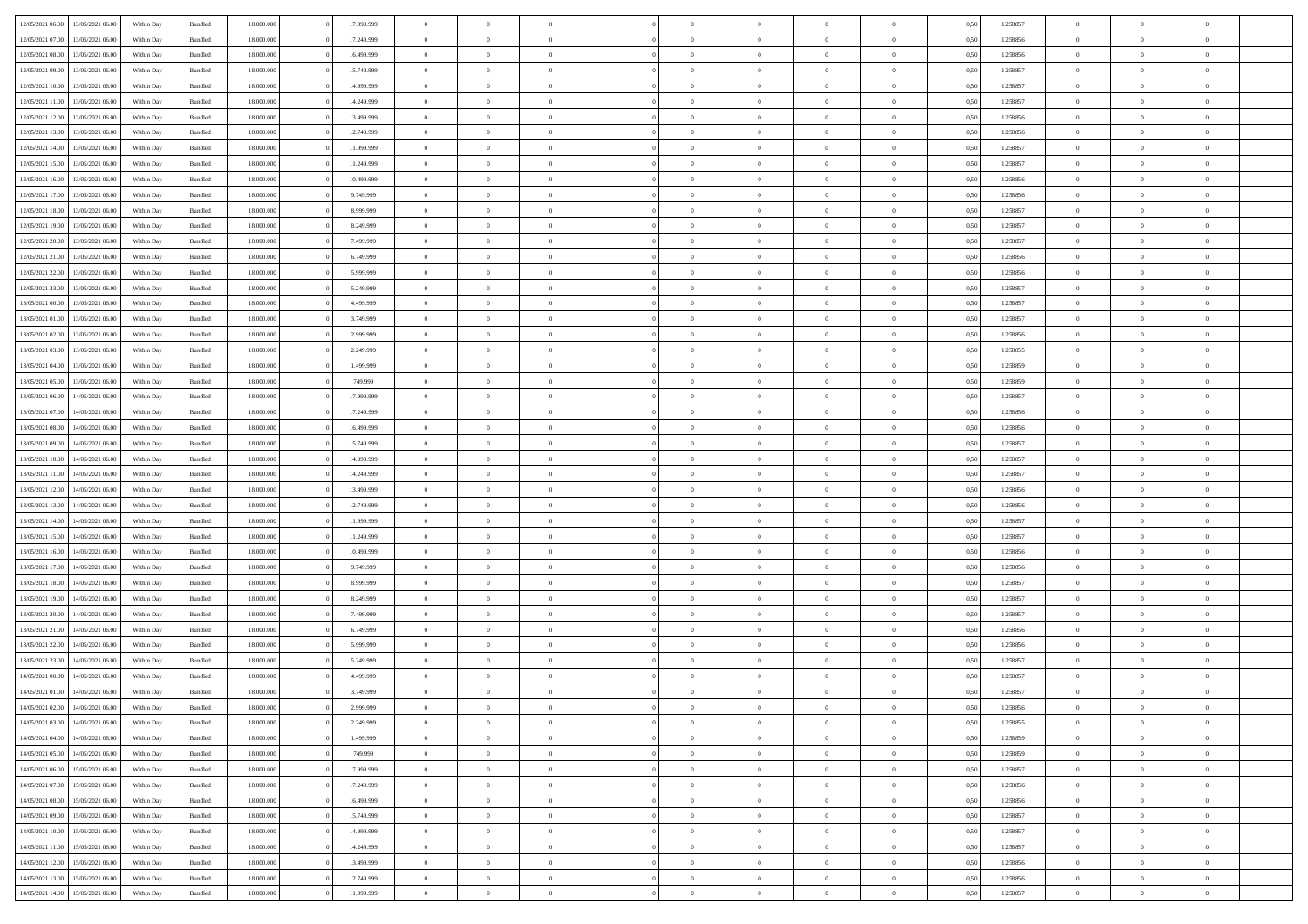| | | | | | | | | | | | | | | | | | | | | | |
|---|---|---|---|---|---|---|---|---|---|---|---|---|---|---|---|---|---|---|---|---|---|
| 12/05/2021 06.00 | 13/05/2021 06.00 | Within Day | Bundled | 18.000.000 | 0 | 17.999.999 | 0 | 0 | 0 | | 0 | 0 | 0 | 0 | 0 | 0,50 | 1,258857 | 0 | 0 | 0 | |
| 12/05/2021 07.00 | 13/05/2021 06.00 | Within Day | Bundled | 18.000.000 | 0 | 17.249.999 | 0 | 0 | 0 | | 0 | 0 | 0 | 0 | 0 | 0,50 | 1,258856 | 0 | 0 | 0 | |
| 12/05/2021 08.00 | 13/05/2021 06.00 | Within Day | Bundled | 18.000.000 | 0 | 16.499.999 | 0 | 0 | 0 | | 0 | 0 | 0 | 0 | 0 | 0,50 | 1,258856 | 0 | 0 | 0 | |
| 12/05/2021 09.00 | 13/05/2021 06.00 | Within Day | Bundled | 18.000.000 | 0 | 15.749.999 | 0 | 0 | 0 | | 0 | 0 | 0 | 0 | 0 | 0,50 | 1,258857 | 0 | 0 | 0 | |
| 12/05/2021 10.00 | 13/05/2021 06.00 | Within Day | Bundled | 18.000.000 | 0 | 14.999.999 | 0 | 0 | 0 | | 0 | 0 | 0 | 0 | 0 | 0,50 | 1,258857 | 0 | 0 | 0 | |
| 12/05/2021 11.00 | 13/05/2021 06.00 | Within Day | Bundled | 18.000.000 | 0 | 14.249.999 | 0 | 0 | 0 | | 0 | 0 | 0 | 0 | 0 | 0,50 | 1,258857 | 0 | 0 | 0 | |
| 12/05/2021 12.00 | 13/05/2021 06.00 | Within Day | Bundled | 18.000.000 | 0 | 13.499.999 | 0 | 0 | 0 | | 0 | 0 | 0 | 0 | 0 | 0,50 | 1,258856 | 0 | 0 | 0 | |
| 12/05/2021 13.00 | 13/05/2021 06.00 | Within Day | Bundled | 18.000.000 | 0 | 12.749.999 | 0 | 0 | 0 | | 0 | 0 | 0 | 0 | 0 | 0,50 | 1,258856 | 0 | 0 | 0 | |
| 12/05/2021 14.00 | 13/05/2021 06.00 | Within Day | Bundled | 18.000.000 | 0 | 11.999.999 | 0 | 0 | 0 | | 0 | 0 | 0 | 0 | 0 | 0,50 | 1,258857 | 0 | 0 | 0 | |
| 12/05/2021 15.00 | 13/05/2021 06.00 | Within Day | Bundled | 18.000.000 | 0 | 11.249.999 | 0 | 0 | 0 | | 0 | 0 | 0 | 0 | 0 | 0,50 | 1,258857 | 0 | 0 | 0 | |
| 12/05/2021 16.00 | 13/05/2021 06.00 | Within Day | Bundled | 18.000.000 | 0 | 10.499.999 | 0 | 0 | 0 | | 0 | 0 | 0 | 0 | 0 | 0,50 | 1,258856 | 0 | 0 | 0 | |
| 12/05/2021 17.00 | 13/05/2021 06.00 | Within Day | Bundled | 18.000.000 | 0 | 9.749.999 | 0 | 0 | 0 | | 0 | 0 | 0 | 0 | 0 | 0,50 | 1,258856 | 0 | 0 | 0 | |
| 12/05/2021 18.00 | 13/05/2021 06.00 | Within Day | Bundled | 18.000.000 | 0 | 8.999.999 | 0 | 0 | 0 | | 0 | 0 | 0 | 0 | 0 | 0,50 | 1,258857 | 0 | 0 | 0 | |
| 12/05/2021 19.00 | 13/05/2021 06.00 | Within Day | Bundled | 18.000.000 | 0 | 8.249.999 | 0 | 0 | 0 | | 0 | 0 | 0 | 0 | 0 | 0,50 | 1,258857 | 0 | 0 | 0 | |
| 12/05/2021 20.00 | 13/05/2021 06.00 | Within Day | Bundled | 18.000.000 | 0 | 7.499.999 | 0 | 0 | 0 | | 0 | 0 | 0 | 0 | 0 | 0,50 | 1,258857 | 0 | 0 | 0 | |
| 12/05/2021 21.00 | 13/05/2021 06.00 | Within Day | Bundled | 18.000.000 | 0 | 6.749.999 | 0 | 0 | 0 | | 0 | 0 | 0 | 0 | 0 | 0,50 | 1,258856 | 0 | 0 | 0 | |
| 12/05/2021 22.00 | 13/05/2021 06.00 | Within Day | Bundled | 18.000.000 | 0 | 5.999.999 | 0 | 0 | 0 | | 0 | 0 | 0 | 0 | 0 | 0,50 | 1,258856 | 0 | 0 | 0 | |
| 12/05/2021 23.00 | 13/05/2021 06.00 | Within Day | Bundled | 18.000.000 | 0 | 5.249.999 | 0 | 0 | 0 | | 0 | 0 | 0 | 0 | 0 | 0,50 | 1,258857 | 0 | 0 | 0 | |
| 13/05/2021 00.00 | 13/05/2021 06.00 | Within Day | Bundled | 18.000.000 | 0 | 4.499.999 | 0 | 0 | 0 | | 0 | 0 | 0 | 0 | 0 | 0,50 | 1,258857 | 0 | 0 | 0 | |
| 13/05/2021 01.00 | 13/05/2021 06.00 | Within Day | Bundled | 18.000.000 | 0 | 3.749.999 | 0 | 0 | 0 | | 0 | 0 | 0 | 0 | 0 | 0,50 | 1,258857 | 0 | 0 | 0 | |
| 13/05/2021 02.00 | 13/05/2021 06.00 | Within Day | Bundled | 18.000.000 | 0 | 2.999.999 | 0 | 0 | 0 | | 0 | 0 | 0 | 0 | 0 | 0,50 | 1,258856 | 0 | 0 | 0 | |
| 13/05/2021 03.00 | 13/05/2021 06.00 | Within Day | Bundled | 18.000.000 | 0 | 2.249.999 | 0 | 0 | 0 | | 0 | 0 | 0 | 0 | 0 | 0,50 | 1,258855 | 0 | 0 | 0 | |
| 13/05/2021 04.00 | 13/05/2021 06.00 | Within Day | Bundled | 18.000.000 | 0 | 1.499.999 | 0 | 0 | 0 | | 0 | 0 | 0 | 0 | 0 | 0,50 | 1,258859 | 0 | 0 | 0 | |
| 13/05/2021 05.00 | 13/05/2021 06.00 | Within Day | Bundled | 18.000.000 | 0 | 749.999 | 0 | 0 | 0 | | 0 | 0 | 0 | 0 | 0 | 0,50 | 1,258859 | 0 | 0 | 0 | |
| 13/05/2021 06.00 | 14/05/2021 06.00 | Within Day | Bundled | 18.000.000 | 0 | 17.999.999 | 0 | 0 | 0 | | 0 | 0 | 0 | 0 | 0 | 0,50 | 1,258857 | 0 | 0 | 0 | |
| 13/05/2021 07.00 | 14/05/2021 06.00 | Within Day | Bundled | 18.000.000 | 0 | 17.249.999 | 0 | 0 | 0 | | 0 | 0 | 0 | 0 | 0 | 0,50 | 1,258856 | 0 | 0 | 0 | |
| 13/05/2021 08.00 | 14/05/2021 06.00 | Within Day | Bundled | 18.000.000 | 0 | 16.499.999 | 0 | 0 | 0 | | 0 | 0 | 0 | 0 | 0 | 0,50 | 1,258856 | 0 | 0 | 0 | |
| 13/05/2021 09.00 | 14/05/2021 06.00 | Within Day | Bundled | 18.000.000 | 0 | 15.749.999 | 0 | 0 | 0 | | 0 | 0 | 0 | 0 | 0 | 0,50 | 1,258857 | 0 | 0 | 0 | |
| 13/05/2021 10.00 | 14/05/2021 06.00 | Within Day | Bundled | 18.000.000 | 0 | 14.999.999 | 0 | 0 | 0 | | 0 | 0 | 0 | 0 | 0 | 0,50 | 1,258857 | 0 | 0 | 0 | |
| 13/05/2021 11.00 | 14/05/2021 06.00 | Within Day | Bundled | 18.000.000 | 0 | 14.249.999 | 0 | 0 | 0 | | 0 | 0 | 0 | 0 | 0 | 0,50 | 1,258857 | 0 | 0 | 0 | |
| 13/05/2021 12.00 | 14/05/2021 06.00 | Within Day | Bundled | 18.000.000 | 0 | 13.499.999 | 0 | 0 | 0 | | 0 | 0 | 0 | 0 | 0 | 0,50 | 1,258856 | 0 | 0 | 0 | |
| 13/05/2021 13.00 | 14/05/2021 06.00 | Within Day | Bundled | 18.000.000 | 0 | 12.749.999 | 0 | 0 | 0 | | 0 | 0 | 0 | 0 | 0 | 0,50 | 1,258856 | 0 | 0 | 0 | |
| 13/05/2021 14.00 | 14/05/2021 06.00 | Within Day | Bundled | 18.000.000 | 0 | 11.999.999 | 0 | 0 | 0 | | 0 | 0 | 0 | 0 | 0 | 0,50 | 1,258857 | 0 | 0 | 0 | |
| 13/05/2021 15.00 | 14/05/2021 06.00 | Within Day | Bundled | 18.000.000 | 0 | 11.249.999 | 0 | 0 | 0 | | 0 | 0 | 0 | 0 | 0 | 0,50 | 1,258857 | 0 | 0 | 0 | |
| 13/05/2021 16.00 | 14/05/2021 06.00 | Within Day | Bundled | 18.000.000 | 0 | 10.499.999 | 0 | 0 | 0 | | 0 | 0 | 0 | 0 | 0 | 0,50 | 1,258856 | 0 | 0 | 0 | |
| 13/05/2021 17.00 | 14/05/2021 06.00 | Within Day | Bundled | 18.000.000 | 0 | 9.749.999 | 0 | 0 | 0 | | 0 | 0 | 0 | 0 | 0 | 0,50 | 1,258856 | 0 | 0 | 0 | |
| 13/05/2021 18.00 | 14/05/2021 06.00 | Within Day | Bundled | 18.000.000 | 0 | 8.999.999 | 0 | 0 | 0 | | 0 | 0 | 0 | 0 | 0 | 0,50 | 1,258857 | 0 | 0 | 0 | |
| 13/05/2021 19.00 | 14/05/2021 06.00 | Within Day | Bundled | 18.000.000 | 0 | 8.249.999 | 0 | 0 | 0 | | 0 | 0 | 0 | 0 | 0 | 0,50 | 1,258857 | 0 | 0 | 0 | |
| 13/05/2021 20.00 | 14/05/2021 06.00 | Within Day | Bundled | 18.000.000 | 0 | 7.499.999 | 0 | 0 | 0 | | 0 | 0 | 0 | 0 | 0 | 0,50 | 1,258857 | 0 | 0 | 0 | |
| 13/05/2021 21.00 | 14/05/2021 06.00 | Within Day | Bundled | 18.000.000 | 0 | 6.749.999 | 0 | 0 | 0 | | 0 | 0 | 0 | 0 | 0 | 0,50 | 1,258856 | 0 | 0 | 0 | |
| 13/05/2021 22.00 | 14/05/2021 06.00 | Within Day | Bundled | 18.000.000 | 0 | 5.999.999 | 0 | 0 | 0 | | 0 | 0 | 0 | 0 | 0 | 0,50 | 1,258856 | 0 | 0 | 0 | |
| 13/05/2021 23.00 | 14/05/2021 06.00 | Within Day | Bundled | 18.000.000 | 0 | 5.249.999 | 0 | 0 | 0 | | 0 | 0 | 0 | 0 | 0 | 0,50 | 1,258857 | 0 | 0 | 0 | |
| 14/05/2021 00.00 | 14/05/2021 06.00 | Within Day | Bundled | 18.000.000 | 0 | 4.499.999 | 0 | 0 | 0 | | 0 | 0 | 0 | 0 | 0 | 0,50 | 1,258857 | 0 | 0 | 0 | |
| 14/05/2021 01.00 | 14/05/2021 06.00 | Within Day | Bundled | 18.000.000 | 0 | 3.749.999 | 0 | 0 | 0 | | 0 | 0 | 0 | 0 | 0 | 0,50 | 1,258857 | 0 | 0 | 0 | |
| 14/05/2021 02.00 | 14/05/2021 06.00 | Within Day | Bundled | 18.000.000 | 0 | 2.999.999 | 0 | 0 | 0 | | 0 | 0 | 0 | 0 | 0 | 0,50 | 1,258856 | 0 | 0 | 0 | |
| 14/05/2021 03.00 | 14/05/2021 06.00 | Within Day | Bundled | 18.000.000 | 0 | 2.249.999 | 0 | 0 | 0 | | 0 | 0 | 0 | 0 | 0 | 0,50 | 1,258855 | 0 | 0 | 0 | |
| 14/05/2021 04.00 | 14/05/2021 06.00 | Within Day | Bundled | 18.000.000 | 0 | 1.499.999 | 0 | 0 | 0 | | 0 | 0 | 0 | 0 | 0 | 0,50 | 1,258859 | 0 | 0 | 0 | |
| 14/05/2021 05.00 | 14/05/2021 06.00 | Within Day | Bundled | 18.000.000 | 0 | 749.999 | 0 | 0 | 0 | | 0 | 0 | 0 | 0 | 0 | 0,50 | 1,258859 | 0 | 0 | 0 | |
| 14/05/2021 06.00 | 15/05/2021 06.00 | Within Day | Bundled | 18.000.000 | 0 | 17.999.999 | 0 | 0 | 0 | | 0 | 0 | 0 | 0 | 0 | 0,50 | 1,258857 | 0 | 0 | 0 | |
| 14/05/2021 07.00 | 15/05/2021 06.00 | Within Day | Bundled | 18.000.000 | 0 | 17.249.999 | 0 | 0 | 0 | | 0 | 0 | 0 | 0 | 0 | 0,50 | 1,258856 | 0 | 0 | 0 | |
| 14/05/2021 08.00 | 15/05/2021 06.00 | Within Day | Bundled | 18.000.000 | 0 | 16.499.999 | 0 | 0 | 0 | | 0 | 0 | 0 | 0 | 0 | 0,50 | 1,258856 | 0 | 0 | 0 | |
| 14/05/2021 09.00 | 15/05/2021 06.00 | Within Day | Bundled | 18.000.000 | 0 | 15.749.999 | 0 | 0 | 0 | | 0 | 0 | 0 | 0 | 0 | 0,50 | 1,258857 | 0 | 0 | 0 | |
| 14/05/2021 10.00 | 15/05/2021 06.00 | Within Day | Bundled | 18.000.000 | 0 | 14.999.999 | 0 | 0 | 0 | | 0 | 0 | 0 | 0 | 0 | 0,50 | 1,258857 | 0 | 0 | 0 | |
| 14/05/2021 11.00 | 15/05/2021 06.00 | Within Day | Bundled | 18.000.000 | 0 | 14.249.999 | 0 | 0 | 0 | | 0 | 0 | 0 | 0 | 0 | 0,50 | 1,258857 | 0 | 0 | 0 | |
| 14/05/2021 12.00 | 15/05/2021 06.00 | Within Day | Bundled | 18.000.000 | 0 | 13.499.999 | 0 | 0 | 0 | | 0 | 0 | 0 | 0 | 0 | 0,50 | 1,258856 | 0 | 0 | 0 | |
| 14/05/2021 13.00 | 15/05/2021 06.00 | Within Day | Bundled | 18.000.000 | 0 | 12.749.999 | 0 | 0 | 0 | | 0 | 0 | 0 | 0 | 0 | 0,50 | 1,258856 | 0 | 0 | 0 | |
| 14/05/2021 14.00 | 15/05/2021 06.00 | Within Day | Bundled | 18.000.000 | 0 | 11.999.999 | 0 | 0 | 0 | | 0 | 0 | 0 | 0 | 0 | 0,50 | 1,258857 | 0 | 0 | 0 | |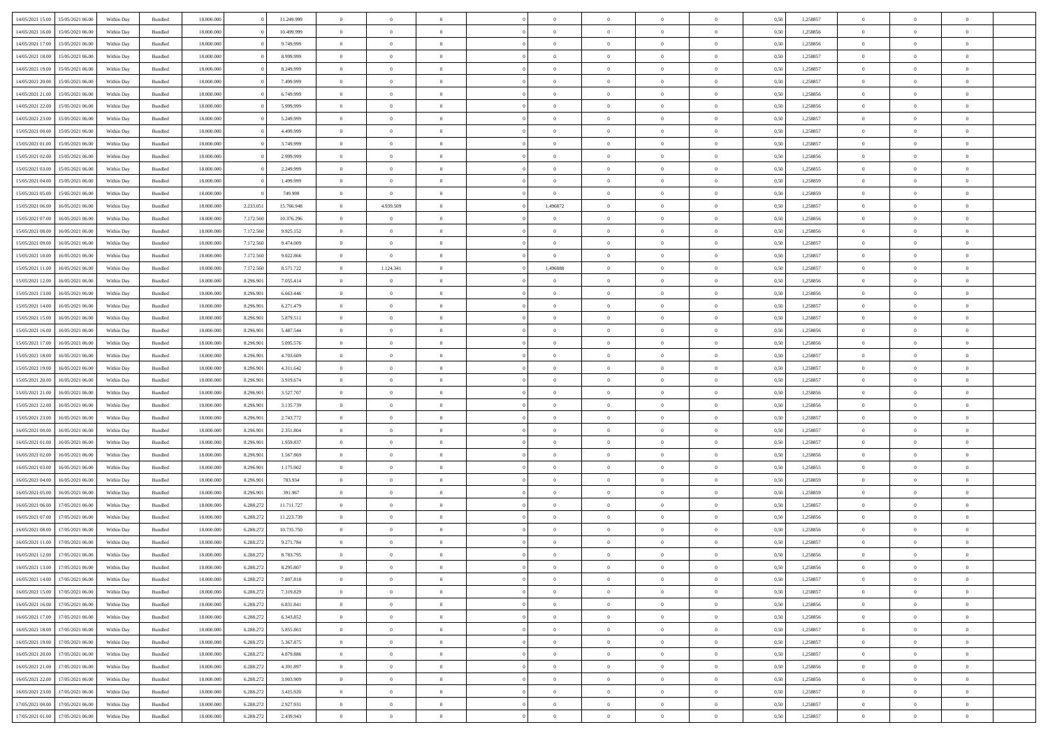| | | | | | | | | | | | | | | | | | | | | | |
|---|---|---|---|---|---|---|---|---|---|---|---|---|---|---|---|---|---|---|---|---|---|
| 14/05/2021 15:00 | 15/05/2021 06:00 | Within Day | Bundled | 18.000.000 | 0 | 11.249.999 | 0 | 0 | 0 | | 0 | 0 | 0 | 0 | 0 | 0,50 | 1,258857 | 0 | 0 | 0 | |
| 14/05/2021 16:00 | 15/05/2021 06:00 | Within Day | Bundled | 18.000.000 | 0 | 10.499.999 | 0 | 0 | 0 | | 0 | 0 | 0 | 0 | 0 | 0,50 | 1,258856 | 0 | 0 | 0 | |
| 14/05/2021 17:00 | 15/05/2021 06:00 | Within Day | Bundled | 18.000.000 | 0 | 9.749.999 | 0 | 0 | 0 | | 0 | 0 | 0 | 0 | 0 | 0,50 | 1,258856 | 0 | 0 | 0 | |
| 14/05/2021 18:00 | 15/05/2021 06:00 | Within Day | Bundled | 18.000.000 | 0 | 8.999.999 | 0 | 0 | 0 | | 0 | 0 | 0 | 0 | 0 | 0,50 | 1,258857 | 0 | 0 | 0 | |
| 14/05/2021 19:00 | 15/05/2021 06:00 | Within Day | Bundled | 18.000.000 | 0 | 8.249.999 | 0 | 0 | 0 | | 0 | 0 | 0 | 0 | 0 | 0,50 | 1,258857 | 0 | 0 | 0 | |
| 14/05/2021 20:00 | 15/05/2021 06:00 | Within Day | Bundled | 18.000.000 | 0 | 7.499.999 | 0 | 0 | 0 | | 0 | 0 | 0 | 0 | 0 | 0,50 | 1,258857 | 0 | 0 | 0 | |
| 14/05/2021 21:00 | 15/05/2021 06:00 | Within Day | Bundled | 18.000.000 | 0 | 6.749.999 | 0 | 0 | 0 | | 0 | 0 | 0 | 0 | 0 | 0,50 | 1,258856 | 0 | 0 | 0 | |
| 14/05/2021 22:00 | 15/05/2021 06:00 | Within Day | Bundled | 18.000.000 | 0 | 5.999.999 | 0 | 0 | 0 | | 0 | 0 | 0 | 0 | 0 | 0,50 | 1,258856 | 0 | 0 | 0 | |
| 14/05/2021 23:00 | 15/05/2021 06:00 | Within Day | Bundled | 18.000.000 | 0 | 5.249.999 | 0 | 0 | 0 | | 0 | 0 | 0 | 0 | 0 | 0,50 | 1,258857 | 0 | 0 | 0 | |
| 15/05/2021 00:00 | 15/05/2021 06:00 | Within Day | Bundled | 18.000.000 | 0 | 4.499.999 | 0 | 0 | 0 | | 0 | 0 | 0 | 0 | 0 | 0,50 | 1,258857 | 0 | 0 | 0 | |
| 15/05/2021 01:00 | 15/05/2021 06:00 | Within Day | Bundled | 18.000.000 | 0 | 3.749.999 | 0 | 0 | 0 | | 0 | 0 | 0 | 0 | 0 | 0,50 | 1,258857 | 0 | 0 | 0 | |
| 15/05/2021 02:00 | 15/05/2021 06:00 | Within Day | Bundled | 18.000.000 | 0 | 2.999.999 | 0 | 0 | 0 | | 0 | 0 | 0 | 0 | 0 | 0,50 | 1,258856 | 0 | 0 | 0 | |
| 15/05/2021 03:00 | 15/05/2021 06:00 | Within Day | Bundled | 18.000.000 | 0 | 2.249.999 | 0 | 0 | 0 | | 0 | 0 | 0 | 0 | 0 | 0,50 | 1,258855 | 0 | 0 | 0 | |
| 15/05/2021 04:00 | 15/05/2021 06:00 | Within Day | Bundled | 18.000.000 | 0 | 1.499.999 | 0 | 0 | 0 | | 0 | 0 | 0 | 0 | 0 | 0,50 | 1,258859 | 0 | 0 | 0 | |
| 15/05/2021 05:00 | 15/05/2021 06:00 | Within Day | Bundled | 18.000.000 | 0 | 749.999 | 0 | 0 | 0 | | 0 | 0 | 0 | 0 | 0 | 0,50 | 1,258859 | 0 | 0 | 0 | |
| 15/05/2021 06:00 | 16/05/2021 06:00 | Within Day | Bundled | 18.000.000 | 2.233.051 | 15.766.948 | 0 | 4.939.509 | 0 | | 1,496872 | 0 | 0 | 0 | 0 | 0,50 | 1,258857 | 0 | 0 | 0 | |
| 15/05/2021 07:00 | 16/05/2021 06:00 | Within Day | Bundled | 18.000.000 | 7.172.560 | 10.376.296 | 0 | 0 | 0 | | 0 | 0 | 0 | 0 | 0 | 0,50 | 1,258856 | 0 | 0 | 0 | |
| 15/05/2021 08:00 | 16/05/2021 06:00 | Within Day | Bundled | 18.000.000 | 7.172.560 | 9.925.152 | 0 | 0 | 0 | | 0 | 0 | 0 | 0 | 0 | 0,50 | 1,258856 | 0 | 0 | 0 | |
| 15/05/2021 09:00 | 16/05/2021 06:00 | Within Day | Bundled | 18.000.000 | 7.172.560 | 9.474.009 | 0 | 0 | 0 | | 0 | 0 | 0 | 0 | 0 | 0,50 | 1,258857 | 0 | 0 | 0 | |
| 15/05/2021 10:00 | 16/05/2021 06:00 | Within Day | Bundled | 18.000.000 | 7.172.560 | 9.022.866 | 0 | 0 | 0 | | 0 | 0 | 0 | 0 | 0 | 0,50 | 1,258857 | 0 | 0 | 0 | |
| 15/05/2021 11:00 | 16/05/2021 06:00 | Within Day | Bundled | 18.000.000 | 7.172.560 | 8.571.722 | 0 | 1.124.341 | 0 | | 1,496888 | 0 | 0 | 0 | 0 | 0,50 | 1,258857 | 0 | 0 | 0 | |
| 15/05/2021 12:00 | 16/05/2021 06:00 | Within Day | Bundled | 18.000.000 | 8.296.901 | 7.055.414 | 0 | 0 | 0 | | 0 | 0 | 0 | 0 | 0 | 0,50 | 1,258856 | 0 | 0 | 0 | |
| 15/05/2021 13:00 | 16/05/2021 06:00 | Within Day | Bundled | 18.000.000 | 8.296.901 | 6.663.446 | 0 | 0 | 0 | | 0 | 0 | 0 | 0 | 0 | 0,50 | 1,258856 | 0 | 0 | 0 | |
| 15/05/2021 14:00 | 16/05/2021 06:00 | Within Day | Bundled | 18.000.000 | 8.296.901 | 6.271.479 | 0 | 0 | 0 | | 0 | 0 | 0 | 0 | 0 | 0,50 | 1,258857 | 0 | 0 | 0 | |
| 15/05/2021 15:00 | 16/05/2021 06:00 | Within Day | Bundled | 18.000.000 | 8.296.901 | 5.879.511 | 0 | 0 | 0 | | 0 | 0 | 0 | 0 | 0 | 0,50 | 1,258857 | 0 | 0 | 0 | |
| 15/05/2021 16:00 | 16/05/2021 06:00 | Within Day | Bundled | 18.000.000 | 8.296.901 | 5.487.544 | 0 | 0 | 0 | | 0 | 0 | 0 | 0 | 0 | 0,50 | 1,258856 | 0 | 0 | 0 | |
| 15/05/2021 17:00 | 16/05/2021 06:00 | Within Day | Bundled | 18.000.000 | 8.296.901 | 5.095.576 | 0 | 0 | 0 | | 0 | 0 | 0 | 0 | 0 | 0,50 | 1,258856 | 0 | 0 | 0 | |
| 15/05/2021 18:00 | 16/05/2021 06:00 | Within Day | Bundled | 18.000.000 | 8.296.901 | 4.703.609 | 0 | 0 | 0 | | 0 | 0 | 0 | 0 | 0 | 0,50 | 1,258857 | 0 | 0 | 0 | |
| 15/05/2021 19:00 | 16/05/2021 06:00 | Within Day | Bundled | 18.000.000 | 8.296.901 | 4.311.642 | 0 | 0 | 0 | | 0 | 0 | 0 | 0 | 0 | 0,50 | 1,258857 | 0 | 0 | 0 | |
| 15/05/2021 20:00 | 16/05/2021 06:00 | Within Day | Bundled | 18.000.000 | 8.296.901 | 3.919.674 | 0 | 0 | 0 | | 0 | 0 | 0 | 0 | 0 | 0,50 | 1,258857 | 0 | 0 | 0 | |
| 15/05/2021 21:00 | 16/05/2021 06:00 | Within Day | Bundled | 18.000.000 | 8.296.901 | 3.527.707 | 0 | 0 | 0 | | 0 | 0 | 0 | 0 | 0 | 0,50 | 1,258856 | 0 | 0 | 0 | |
| 15/05/2021 22:00 | 16/05/2021 06:00 | Within Day | Bundled | 18.000.000 | 8.296.901 | 3.135.739 | 0 | 0 | 0 | | 0 | 0 | 0 | 0 | 0 | 0,50 | 1,258856 | 0 | 0 | 0 | |
| 15/05/2021 23:00 | 16/05/2021 06:00 | Within Day | Bundled | 18.000.000 | 8.296.901 | 2.743.772 | 0 | 0 | 0 | | 0 | 0 | 0 | 0 | 0 | 0,50 | 1,258857 | 0 | 0 | 0 | |
| 16/05/2021 00:00 | 16/05/2021 06:00 | Within Day | Bundled | 18.000.000 | 8.296.901 | 2.351.804 | 0 | 0 | 0 | | 0 | 0 | 0 | 0 | 0 | 0,50 | 1,258857 | 0 | 0 | 0 | |
| 16/05/2021 01:00 | 16/05/2021 06:00 | Within Day | Bundled | 18.000.000 | 8.296.901 | 1.959.837 | 0 | 0 | 0 | | 0 | 0 | 0 | 0 | 0 | 0,50 | 1,258857 | 0 | 0 | 0 | |
| 16/05/2021 02:00 | 16/05/2021 06:00 | Within Day | Bundled | 18.000.000 | 8.296.901 | 1.567.869 | 0 | 0 | 0 | | 0 | 0 | 0 | 0 | 0 | 0,50 | 1,258856 | 0 | 0 | 0 | |
| 16/05/2021 03:00 | 16/05/2021 06:00 | Within Day | Bundled | 18.000.000 | 8.296.901 | 1.175.902 | 0 | 0 | 0 | | 0 | 0 | 0 | 0 | 0 | 0,50 | 1,258855 | 0 | 0 | 0 | |
| 16/05/2021 04:00 | 16/05/2021 06:00 | Within Day | Bundled | 18.000.000 | 8.296.901 | 783.934 | 0 | 0 | 0 | | 0 | 0 | 0 | 0 | 0 | 0,50 | 1,258859 | 0 | 0 | 0 | |
| 16/05/2021 05:00 | 16/05/2021 06:00 | Within Day | Bundled | 18.000.000 | 8.296.901 | 391.967 | 0 | 0 | 0 | | 0 | 0 | 0 | 0 | 0 | 0,50 | 1,258859 | 0 | 0 | 0 | |
| 16/05/2021 06:00 | 17/05/2021 06:00 | Within Day | Bundled | 18.000.000 | 6.288.272 | 11.711.727 | 0 | 0 | 0 | | 0 | 0 | 0 | 0 | 0 | 0,50 | 1,258857 | 0 | 0 | 0 | |
| 16/05/2021 07:00 | 17/05/2021 06:00 | Within Day | Bundled | 18.000.000 | 6.288.272 | 11.223.739 | 0 | 0 | 0 | | 0 | 0 | 0 | 0 | 0 | 0,50 | 1,258856 | 0 | 0 | 0 | |
| 16/05/2021 08:00 | 17/05/2021 06:00 | Within Day | Bundled | 18.000.000 | 6.288.272 | 10.735.750 | 0 | 0 | 0 | | 0 | 0 | 0 | 0 | 0 | 0,50 | 1,258856 | 0 | 0 | 0 | |
| 16/05/2021 11:00 | 17/05/2021 06:00 | Within Day | Bundled | 18.000.000 | 6.288.272 | 9.271.784 | 0 | 0 | 0 | | 0 | 0 | 0 | 0 | 0 | 0,50 | 1,258857 | 0 | 0 | 0 | |
| 16/05/2021 12:00 | 17/05/2021 06:00 | Within Day | Bundled | 18.000.000 | 6.288.272 | 8.783.795 | 0 | 0 | 0 | | 0 | 0 | 0 | 0 | 0 | 0,50 | 1,258856 | 0 | 0 | 0 | |
| 16/05/2021 13:00 | 17/05/2021 06:00 | Within Day | Bundled | 18.000.000 | 6.288.272 | 8.295.807 | 0 | 0 | 0 | | 0 | 0 | 0 | 0 | 0 | 0,50 | 1,258856 | 0 | 0 | 0 | |
| 16/05/2021 14:00 | 17/05/2021 06:00 | Within Day | Bundled | 18.000.000 | 6.288.272 | 7.807.818 | 0 | 0 | 0 | | 0 | 0 | 0 | 0 | 0 | 0,50 | 1,258857 | 0 | 0 | 0 | |
| 16/05/2021 15:00 | 17/05/2021 06:00 | Within Day | Bundled | 18.000.000 | 6.288.272 | 7.319.829 | 0 | 0 | 0 | | 0 | 0 | 0 | 0 | 0 | 0,50 | 1,258857 | 0 | 0 | 0 | |
| 16/05/2021 16:00 | 17/05/2021 06:00 | Within Day | Bundled | 18.000.000 | 6.288.272 | 6.831.841 | 0 | 0 | 0 | | 0 | 0 | 0 | 0 | 0 | 0,50 | 1,258856 | 0 | 0 | 0 | |
| 16/05/2021 17:00 | 17/05/2021 06:00 | Within Day | Bundled | 18.000.000 | 6.288.272 | 6.343.852 | 0 | 0 | 0 | | 0 | 0 | 0 | 0 | 0 | 0,50 | 1,258856 | 0 | 0 | 0 | |
| 16/05/2021 18:00 | 17/05/2021 06:00 | Within Day | Bundled | 18.000.000 | 6.288.272 | 5.855.863 | 0 | 0 | 0 | | 0 | 0 | 0 | 0 | 0 | 0,50 | 1,258857 | 0 | 0 | 0 | |
| 16/05/2021 19:00 | 17/05/2021 06:00 | Within Day | Bundled | 18.000.000 | 6.288.272 | 5.367.875 | 0 | 0 | 0 | | 0 | 0 | 0 | 0 | 0 | 0,50 | 1,258857 | 0 | 0 | 0 | |
| 16/05/2021 20:00 | 17/05/2021 06:00 | Within Day | Bundled | 18.000.000 | 6.288.272 | 4.879.886 | 0 | 0 | 0 | | 0 | 0 | 0 | 0 | 0 | 0,50 | 1,258857 | 0 | 0 | 0 | |
| 16/05/2021 21:00 | 17/05/2021 06:00 | Within Day | Bundled | 18.000.000 | 6.288.272 | 4.391.897 | 0 | 0 | 0 | | 0 | 0 | 0 | 0 | 0 | 0,50 | 1,258856 | 0 | 0 | 0 | |
| 16/05/2021 22:00 | 17/05/2021 06:00 | Within Day | Bundled | 18.000.000 | 6.288.272 | 3.903.909 | 0 | 0 | 0 | | 0 | 0 | 0 | 0 | 0 | 0,50 | 1,258856 | 0 | 0 | 0 | |
| 16/05/2021 23:00 | 17/05/2021 06:00 | Within Day | Bundled | 18.000.000 | 6.288.272 | 3.415.920 | 0 | 0 | 0 | | 0 | 0 | 0 | 0 | 0 | 0,50 | 1,258857 | 0 | 0 | 0 | |
| 17/05/2021 00:00 | 17/05/2021 06:00 | Within Day | Bundled | 18.000.000 | 6.288.272 | 2.927.931 | 0 | 0 | 0 | | 0 | 0 | 0 | 0 | 0 | 0,50 | 1,258857 | 0 | 0 | 0 | |
| 17/05/2021 01:00 | 17/05/2021 06:00 | Within Day | Bundled | 18.000.000 | 6.288.272 | 2.439.943 | 0 | 0 | 0 | | 0 | 0 | 0 | 0 | 0 | 0,50 | 1,258857 | 0 | 0 | 0 | |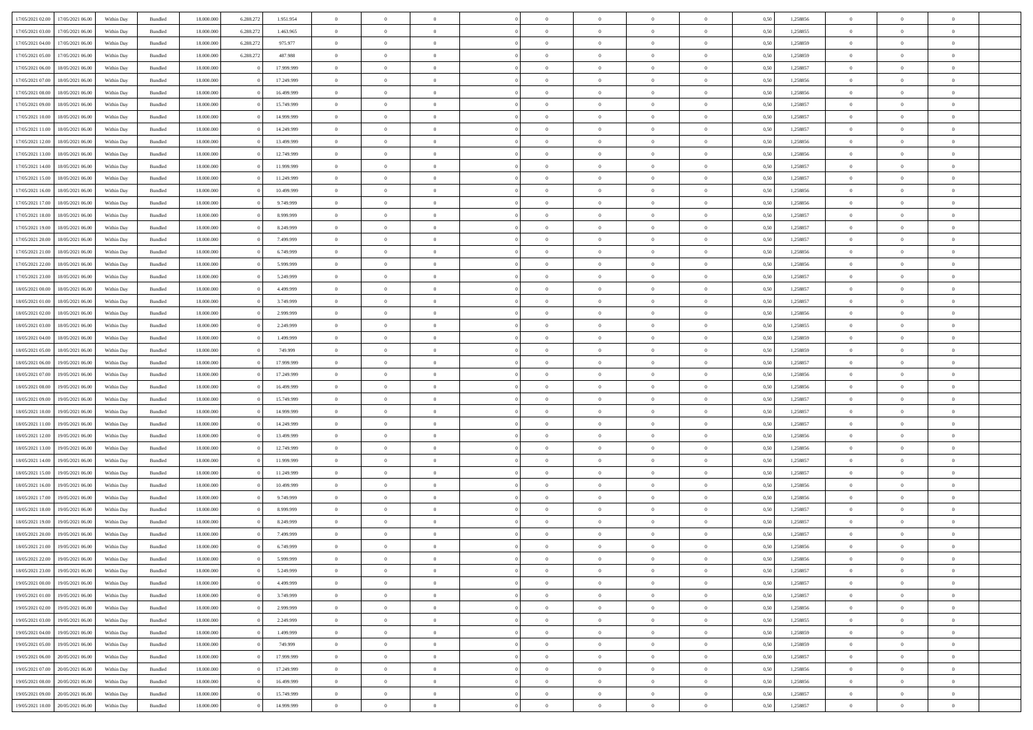| | | | | | | | | | | | | | | | | | | | | | |
|---|---|---|---|---|---|---|---|---|---|---|---|---|---|---|---|---|---|---|---|---|---|
| 17/05/2021 02:00 | 17/05/2021 06:00 | Within Day | Bundled | 18.000.000 | 6.288.272 | 1.951.954 | 0 | 0 | 0 | | 0 | 0 | 0 | 0 | 0 | 0,50 | 1,258856 | 0 | 0 | 0 | |
| 17/05/2021 03:00 | 17/05/2021 06:00 | Within Day | Bundled | 18.000.000 | 6.288.272 | 1.463.965 | 0 | 0 | 0 | | 0 | 0 | 0 | 0 | 0 | 0,50 | 1,258855 | 0 | 0 | 0 | |
| 17/05/2021 04:00 | 17/05/2021 06:00 | Within Day | Bundled | 18.000.000 | 6.288.272 | 975.977 | 0 | 0 | 0 | | 0 | 0 | 0 | 0 | 0 | 0,50 | 1,258859 | 0 | 0 | 0 | |
| 17/05/2021 05:00 | 17/05/2021 06:00 | Within Day | Bundled | 18.000.000 | 6.288.272 | 487.988 | 0 | 0 | 0 | | 0 | 0 | 0 | 0 | 0 | 0,50 | 1,258859 | 0 | 0 | 0 | |
| 17/05/2021 06:00 | 18/05/2021 06:00 | Within Day | Bundled | 18.000.000 | 0 | 17.999.999 | 0 | 0 | 0 | | 0 | 0 | 0 | 0 | 0 | 0,50 | 1,258857 | 0 | 0 | 0 | |
| 17/05/2021 07:00 | 18/05/2021 06:00 | Within Day | Bundled | 18.000.000 | 0 | 17.249.999 | 0 | 0 | 0 | | 0 | 0 | 0 | 0 | 0 | 0,50 | 1,258856 | 0 | 0 | 0 | |
| 17/05/2021 08:00 | 18/05/2021 06:00 | Within Day | Bundled | 18.000.000 | 0 | 16.499.999 | 0 | 0 | 0 | | 0 | 0 | 0 | 0 | 0 | 0,50 | 1,258856 | 0 | 0 | 0 | |
| 17/05/2021 09:00 | 18/05/2021 06:00 | Within Day | Bundled | 18.000.000 | 0 | 15.749.999 | 0 | 0 | 0 | | 0 | 0 | 0 | 0 | 0 | 0,50 | 1,258857 | 0 | 0 | 0 | |
| 17/05/2021 10:00 | 18/05/2021 06:00 | Within Day | Bundled | 18.000.000 | 0 | 14.999.999 | 0 | 0 | 0 | | 0 | 0 | 0 | 0 | 0 | 0,50 | 1,258857 | 0 | 0 | 0 | |
| 17/05/2021 11:00 | 18/05/2021 06:00 | Within Day | Bundled | 18.000.000 | 0 | 14.249.999 | 0 | 0 | 0 | | 0 | 0 | 0 | 0 | 0 | 0,50 | 1,258857 | 0 | 0 | 0 | |
| 17/05/2021 12:00 | 18/05/2021 06:00 | Within Day | Bundled | 18.000.000 | 0 | 13.499.999 | 0 | 0 | 0 | | 0 | 0 | 0 | 0 | 0 | 0,50 | 1,258856 | 0 | 0 | 0 | |
| 17/05/2021 13:00 | 18/05/2021 06:00 | Within Day | Bundled | 18.000.000 | 0 | 12.749.999 | 0 | 0 | 0 | | 0 | 0 | 0 | 0 | 0 | 0,50 | 1,258856 | 0 | 0 | 0 | |
| 17/05/2021 14:00 | 18/05/2021 06:00 | Within Day | Bundled | 18.000.000 | 0 | 11.999.999 | 0 | 0 | 0 | | 0 | 0 | 0 | 0 | 0 | 0,50 | 1,258857 | 0 | 0 | 0 | |
| 17/05/2021 15:00 | 18/05/2021 06:00 | Within Day | Bundled | 18.000.000 | 0 | 11.249.999 | 0 | 0 | 0 | | 0 | 0 | 0 | 0 | 0 | 0,50 | 1,258857 | 0 | 0 | 0 | |
| 17/05/2021 16:00 | 18/05/2021 06:00 | Within Day | Bundled | 18.000.000 | 0 | 10.499.999 | 0 | 0 | 0 | | 0 | 0 | 0 | 0 | 0 | 0,50 | 1,258856 | 0 | 0 | 0 | |
| 17/05/2021 17:00 | 18/05/2021 06:00 | Within Day | Bundled | 18.000.000 | 0 | 9.749.999 | 0 | 0 | 0 | | 0 | 0 | 0 | 0 | 0 | 0,50 | 1,258856 | 0 | 0 | 0 | |
| 17/05/2021 18:00 | 18/05/2021 06:00 | Within Day | Bundled | 18.000.000 | 0 | 8.999.999 | 0 | 0 | 0 | | 0 | 0 | 0 | 0 | 0 | 0,50 | 1,258857 | 0 | 0 | 0 | |
| 17/05/2021 19:00 | 18/05/2021 06:00 | Within Day | Bundled | 18.000.000 | 0 | 8.249.999 | 0 | 0 | 0 | | 0 | 0 | 0 | 0 | 0 | 0,50 | 1,258857 | 0 | 0 | 0 | |
| 17/05/2021 20:00 | 18/05/2021 06:00 | Within Day | Bundled | 18.000.000 | 0 | 7.499.999 | 0 | 0 | 0 | | 0 | 0 | 0 | 0 | 0 | 0,50 | 1,258857 | 0 | 0 | 0 | |
| 17/05/2021 21:00 | 18/05/2021 06:00 | Within Day | Bundled | 18.000.000 | 0 | 6.749.999 | 0 | 0 | 0 | | 0 | 0 | 0 | 0 | 0 | 0,50 | 1,258856 | 0 | 0 | 0 | |
| 17/05/2021 22:00 | 18/05/2021 06:00 | Within Day | Bundled | 18.000.000 | 0 | 5.999.999 | 0 | 0 | 0 | | 0 | 0 | 0 | 0 | 0 | 0,50 | 1,258856 | 0 | 0 | 0 | |
| 17/05/2021 23:00 | 18/05/2021 06:00 | Within Day | Bundled | 18.000.000 | 0 | 5.249.999 | 0 | 0 | 0 | | 0 | 0 | 0 | 0 | 0 | 0,50 | 1,258857 | 0 | 0 | 0 | |
| 18/05/2021 00:00 | 18/05/2021 06:00 | Within Day | Bundled | 18.000.000 | 0 | 4.499.999 | 0 | 0 | 0 | | 0 | 0 | 0 | 0 | 0 | 0,50 | 1,258857 | 0 | 0 | 0 | |
| 18/05/2021 01:00 | 18/05/2021 06:00 | Within Day | Bundled | 18.000.000 | 0 | 3.749.999 | 0 | 0 | 0 | | 0 | 0 | 0 | 0 | 0 | 0,50 | 1,258857 | 0 | 0 | 0 | |
| 18/05/2021 02:00 | 18/05/2021 06:00 | Within Day | Bundled | 18.000.000 | 0 | 2.999.999 | 0 | 0 | 0 | | 0 | 0 | 0 | 0 | 0 | 0,50 | 1,258856 | 0 | 0 | 0 | |
| 18/05/2021 03:00 | 18/05/2021 06:00 | Within Day | Bundled | 18.000.000 | 0 | 2.249.999 | 0 | 0 | 0 | | 0 | 0 | 0 | 0 | 0 | 0,50 | 1,258855 | 0 | 0 | 0 | |
| 18/05/2021 04:00 | 18/05/2021 06:00 | Within Day | Bundled | 18.000.000 | 0 | 1.499.999 | 0 | 0 | 0 | | 0 | 0 | 0 | 0 | 0 | 0,50 | 1,258859 | 0 | 0 | 0 | |
| 18/05/2021 05:00 | 18/05/2021 06:00 | Within Day | Bundled | 18.000.000 | 0 | 749.999 | 0 | 0 | 0 | | 0 | 0 | 0 | 0 | 0 | 0,50 | 1,258859 | 0 | 0 | 0 | |
| 18/05/2021 06:00 | 19/05/2021 06:00 | Within Day | Bundled | 18.000.000 | 0 | 17.999.999 | 0 | 0 | 0 | | 0 | 0 | 0 | 0 | 0 | 0,50 | 1,258857 | 0 | 0 | 0 | |
| 18/05/2021 07:00 | 19/05/2021 06:00 | Within Day | Bundled | 18.000.000 | 0 | 17.249.999 | 0 | 0 | 0 | | 0 | 0 | 0 | 0 | 0 | 0,50 | 1,258856 | 0 | 0 | 0 | |
| 18/05/2021 08:00 | 19/05/2021 06:00 | Within Day | Bundled | 18.000.000 | 0 | 16.499.999 | 0 | 0 | 0 | | 0 | 0 | 0 | 0 | 0 | 0,50 | 1,258856 | 0 | 0 | 0 | |
| 18/05/2021 09:00 | 19/05/2021 06:00 | Within Day | Bundled | 18.000.000 | 0 | 15.749.999 | 0 | 0 | 0 | | 0 | 0 | 0 | 0 | 0 | 0,50 | 1,258857 | 0 | 0 | 0 | |
| 18/05/2021 10:00 | 19/05/2021 06:00 | Within Day | Bundled | 18.000.000 | 0 | 14.999.999 | 0 | 0 | 0 | | 0 | 0 | 0 | 0 | 0 | 0,50 | 1,258857 | 0 | 0 | 0 | |
| 18/05/2021 11:00 | 19/05/2021 06:00 | Within Day | Bundled | 18.000.000 | 0 | 14.249.999 | 0 | 0 | 0 | | 0 | 0 | 0 | 0 | 0 | 0,50 | 1,258857 | 0 | 0 | 0 | |
| 18/05/2021 12:00 | 19/05/2021 06:00 | Within Day | Bundled | 18.000.000 | 0 | 13.499.999 | 0 | 0 | 0 | | 0 | 0 | 0 | 0 | 0 | 0,50 | 1,258856 | 0 | 0 | 0 | |
| 18/05/2021 13:00 | 19/05/2021 06:00 | Within Day | Bundled | 18.000.000 | 0 | 12.749.999 | 0 | 0 | 0 | | 0 | 0 | 0 | 0 | 0 | 0,50 | 1,258856 | 0 | 0 | 0 | |
| 18/05/2021 14:00 | 19/05/2021 06:00 | Within Day | Bundled | 18.000.000 | 0 | 11.999.999 | 0 | 0 | 0 | | 0 | 0 | 0 | 0 | 0 | 0,50 | 1,258857 | 0 | 0 | 0 | |
| 18/05/2021 15:00 | 19/05/2021 06:00 | Within Day | Bundled | 18.000.000 | 0 | 11.249.999 | 0 | 0 | 0 | | 0 | 0 | 0 | 0 | 0 | 0,50 | 1,258857 | 0 | 0 | 0 | |
| 18/05/2021 16:00 | 19/05/2021 06:00 | Within Day | Bundled | 18.000.000 | 0 | 10.499.999 | 0 | 0 | 0 | | 0 | 0 | 0 | 0 | 0 | 0,50 | 1,258856 | 0 | 0 | 0 | |
| 18/05/2021 17:00 | 19/05/2021 06:00 | Within Day | Bundled | 18.000.000 | 0 | 9.749.999 | 0 | 0 | 0 | | 0 | 0 | 0 | 0 | 0 | 0,50 | 1,258856 | 0 | 0 | 0 | |
| 18/05/2021 18:00 | 19/05/2021 06:00 | Within Day | Bundled | 18.000.000 | 0 | 8.999.999 | 0 | 0 | 0 | | 0 | 0 | 0 | 0 | 0 | 0,50 | 1,258857 | 0 | 0 | 0 | |
| 18/05/2021 19:00 | 19/05/2021 06:00 | Within Day | Bundled | 18.000.000 | 0 | 8.249.999 | 0 | 0 | 0 | | 0 | 0 | 0 | 0 | 0 | 0,50 | 1,258857 | 0 | 0 | 0 | |
| 18/05/2021 20:00 | 19/05/2021 06:00 | Within Day | Bundled | 18.000.000 | 0 | 7.499.999 | 0 | 0 | 0 | | 0 | 0 | 0 | 0 | 0 | 0,50 | 1,258857 | 0 | 0 | 0 | |
| 18/05/2021 21:00 | 19/05/2021 06:00 | Within Day | Bundled | 18.000.000 | 0 | 6.749.999 | 0 | 0 | 0 | | 0 | 0 | 0 | 0 | 0 | 0,50 | 1,258856 | 0 | 0 | 0 | |
| 18/05/2021 22:00 | 19/05/2021 06:00 | Within Day | Bundled | 18.000.000 | 0 | 5.999.999 | 0 | 0 | 0 | | 0 | 0 | 0 | 0 | 0 | 0,50 | 1,258856 | 0 | 0 | 0 | |
| 18/05/2021 23:00 | 19/05/2021 06:00 | Within Day | Bundled | 18.000.000 | 0 | 5.249.999 | 0 | 0 | 0 | | 0 | 0 | 0 | 0 | 0 | 0,50 | 1,258857 | 0 | 0 | 0 | |
| 19/05/2021 00:00 | 19/05/2021 06:00 | Within Day | Bundled | 18.000.000 | 0 | 4.499.999 | 0 | 0 | 0 | | 0 | 0 | 0 | 0 | 0 | 0,50 | 1,258857 | 0 | 0 | 0 | |
| 19/05/2021 01:00 | 19/05/2021 06:00 | Within Day | Bundled | 18.000.000 | 0 | 3.749.999 | 0 | 0 | 0 | | 0 | 0 | 0 | 0 | 0 | 0,50 | 1,258857 | 0 | 0 | 0 | |
| 19/05/2021 02:00 | 19/05/2021 06:00 | Within Day | Bundled | 18.000.000 | 0 | 2.999.999 | 0 | 0 | 0 | | 0 | 0 | 0 | 0 | 0 | 0,50 | 1,258856 | 0 | 0 | 0 | |
| 19/05/2021 03:00 | 19/05/2021 06:00 | Within Day | Bundled | 18.000.000 | 0 | 2.249.999 | 0 | 0 | 0 | | 0 | 0 | 0 | 0 | 0 | 0,50 | 1,258855 | 0 | 0 | 0 | |
| 19/05/2021 04:00 | 19/05/2021 06:00 | Within Day | Bundled | 18.000.000 | 0 | 1.499.999 | 0 | 0 | 0 | | 0 | 0 | 0 | 0 | 0 | 0,50 | 1,258859 | 0 | 0 | 0 | |
| 19/05/2021 05:00 | 19/05/2021 06:00 | Within Day | Bundled | 18.000.000 | 0 | 749.999 | 0 | 0 | 0 | | 0 | 0 | 0 | 0 | 0 | 0,50 | 1,258859 | 0 | 0 | 0 | |
| 19/05/2021 06:00 | 20/05/2021 06:00 | Within Day | Bundled | 18.000.000 | 0 | 17.999.999 | 0 | 0 | 0 | | 0 | 0 | 0 | 0 | 0 | 0,50 | 1,258857 | 0 | 0 | 0 | |
| 19/05/2021 07:00 | 20/05/2021 06:00 | Within Day | Bundled | 18.000.000 | 0 | 17.249.999 | 0 | 0 | 0 | | 0 | 0 | 0 | 0 | 0 | 0,50 | 1,258856 | 0 | 0 | 0 | |
| 19/05/2021 08:00 | 20/05/2021 06:00 | Within Day | Bundled | 18.000.000 | 0 | 16.499.999 | 0 | 0 | 0 | | 0 | 0 | 0 | 0 | 0 | 0,50 | 1,258856 | 0 | 0 | 0 | |
| 19/05/2021 09:00 | 20/05/2021 06:00 | Within Day | Bundled | 18.000.000 | 0 | 15.749.999 | 0 | 0 | 0 | | 0 | 0 | 0 | 0 | 0 | 0,50 | 1,258857 | 0 | 0 | 0 | |
| 19/05/2021 10:00 | 20/05/2021 06:00 | Within Day | Bundled | 18.000.000 | 0 | 14.999.999 | 0 | 0 | 0 | | 0 | 0 | 0 | 0 | 0 | 0,50 | 1,258857 | 0 | 0 | 0 | |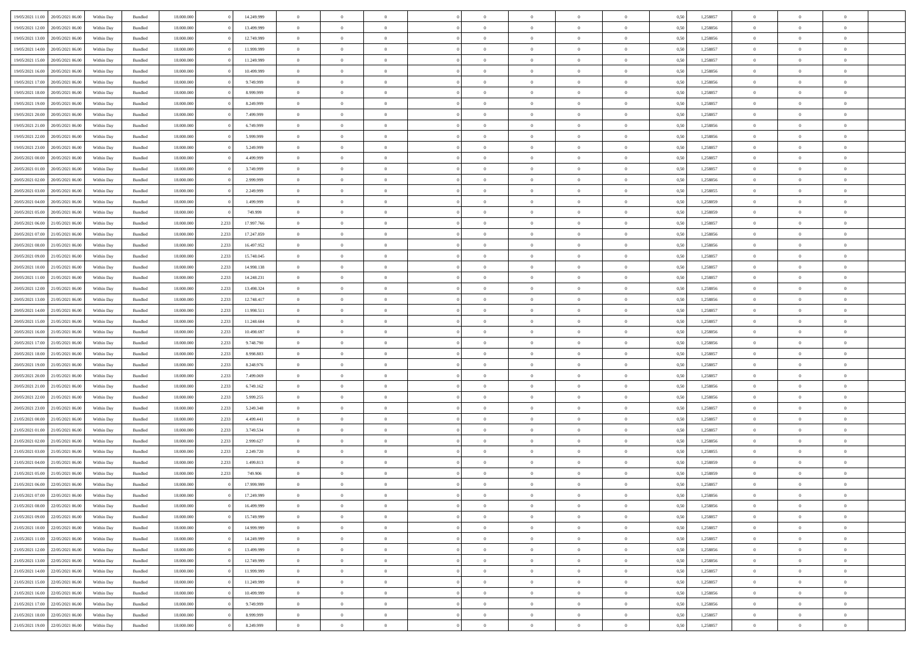| | | | | | | | | | | | | | | | | | | | | | |
|---|---|---|---|---|---|---|---|---|---|---|---|---|---|---|---|---|---|---|---|---|---|
| 19/05/2021 11:00 | 20/05/2021 06:00 | Within Day | Bundled | 18.000.000 | 0 | 14.249.999 | 0 | 0 | 0 | | 0 | 0 | 0 | 0 | 0,50 | 1,258857 | 0 | 0 | 0 | |
| 19/05/2021 12:00 | 20/05/2021 06:00 | Within Day | Bundled | 18.000.000 | 0 | 13.499.999 | 0 | 0 | 0 | | 0 | 0 | 0 | 0 | 0,50 | 1,258856 | 0 | 0 | 0 | |
| 19/05/2021 13:00 | 20/05/2021 06:00 | Within Day | Bundled | 18.000.000 | 0 | 12.749.999 | 0 | 0 | 0 | | 0 | 0 | 0 | 0 | 0,50 | 1,258856 | 0 | 0 | 0 | |
| 19/05/2021 14:00 | 20/05/2021 06:00 | Within Day | Bundled | 18.000.000 | 0 | 11.999.999 | 0 | 0 | 0 | | 0 | 0 | 0 | 0 | 0,50 | 1,258857 | 0 | 0 | 0 | |
| 19/05/2021 15:00 | 20/05/2021 06:00 | Within Day | Bundled | 18.000.000 | 0 | 11.249.999 | 0 | 0 | 0 | | 0 | 0 | 0 | 0 | 0,50 | 1,258857 | 0 | 0 | 0 | |
| 19/05/2021 16:00 | 20/05/2021 06:00 | Within Day | Bundled | 18.000.000 | 0 | 10.499.999 | 0 | 0 | 0 | | 0 | 0 | 0 | 0 | 0,50 | 1,258856 | 0 | 0 | 0 | |
| 19/05/2021 17:00 | 20/05/2021 06:00 | Within Day | Bundled | 18.000.000 | 0 | 9.749.999 | 0 | 0 | 0 | | 0 | 0 | 0 | 0 | 0,50 | 1,258856 | 0 | 0 | 0 | |
| 19/05/2021 18:00 | 20/05/2021 06:00 | Within Day | Bundled | 18.000.000 | 0 | 8.999.999 | 0 | 0 | 0 | | 0 | 0 | 0 | 0 | 0,50 | 1,258857 | 0 | 0 | 0 | |
| 19/05/2021 19:00 | 20/05/2021 06:00 | Within Day | Bundled | 18.000.000 | 0 | 8.249.999 | 0 | 0 | 0 | | 0 | 0 | 0 | 0 | 0,50 | 1,258857 | 0 | 0 | 0 | |
| 19/05/2021 20:00 | 20/05/2021 06:00 | Within Day | Bundled | 18.000.000 | 0 | 7.499.999 | 0 | 0 | 0 | | 0 | 0 | 0 | 0 | 0,50 | 1,258857 | 0 | 0 | 0 | |
| 19/05/2021 21:00 | 20/05/2021 06:00 | Within Day | Bundled | 18.000.000 | 0 | 6.749.999 | 0 | 0 | 0 | | 0 | 0 | 0 | 0 | 0,50 | 1,258856 | 0 | 0 | 0 | |
| 19/05/2021 22:00 | 20/05/2021 06:00 | Within Day | Bundled | 18.000.000 | 0 | 5.999.999 | 0 | 0 | 0 | | 0 | 0 | 0 | 0 | 0,50 | 1,258856 | 0 | 0 | 0 | |
| 19/05/2021 23:00 | 20/05/2021 06:00 | Within Day | Bundled | 18.000.000 | 0 | 5.249.999 | 0 | 0 | 0 | | 0 | 0 | 0 | 0 | 0,50 | 1,258857 | 0 | 0 | 0 | |
| 20/05/2021 00:00 | 20/05/2021 06:00 | Within Day | Bundled | 18.000.000 | 0 | 4.499.999 | 0 | 0 | 0 | | 0 | 0 | 0 | 0 | 0,50 | 1,258857 | 0 | 0 | 0 | |
| 20/05/2021 01:00 | 20/05/2021 06:00 | Within Day | Bundled | 18.000.000 | 0 | 3.749.999 | 0 | 0 | 0 | | 0 | 0 | 0 | 0 | 0,50 | 1,258857 | 0 | 0 | 0 | |
| 20/05/2021 02:00 | 20/05/2021 06:00 | Within Day | Bundled | 18.000.000 | 0 | 2.999.999 | 0 | 0 | 0 | | 0 | 0 | 0 | 0 | 0,50 | 1,258856 | 0 | 0 | 0 | |
| 20/05/2021 03:00 | 20/05/2021 06:00 | Within Day | Bundled | 18.000.000 | 0 | 2.249.999 | 0 | 0 | 0 | | 0 | 0 | 0 | 0 | 0,50 | 1,258855 | 0 | 0 | 0 | |
| 20/05/2021 04:00 | 20/05/2021 06:00 | Within Day | Bundled | 18.000.000 | 0 | 1.499.999 | 0 | 0 | 0 | | 0 | 0 | 0 | 0 | 0,50 | 1,258859 | 0 | 0 | 0 | |
| 20/05/2021 05:00 | 20/05/2021 06:00 | Within Day | Bundled | 18.000.000 | 0 | 749.999 | 0 | 0 | 0 | | 0 | 0 | 0 | 0 | 0,50 | 1,258859 | 0 | 0 | 0 | |
| 20/05/2021 06:00 | 21/05/2021 06:00 | Within Day | Bundled | 18.000.000 | 2.233 | 17.997.766 | 0 | 0 | 0 | | 0 | 0 | 0 | 0 | 0,50 | 1,258857 | 0 | 0 | 0 | |
| 20/05/2021 07:00 | 21/05/2021 06:00 | Within Day | Bundled | 18.000.000 | 2.233 | 17.247.859 | 0 | 0 | 0 | | 0 | 0 | 0 | 0 | 0,50 | 1,258856 | 0 | 0 | 0 | |
| 20/05/2021 08:00 | 21/05/2021 06:00 | Within Day | Bundled | 18.000.000 | 2.233 | 16.497.952 | 0 | 0 | 0 | | 0 | 0 | 0 | 0 | 0,50 | 1,258856 | 0 | 0 | 0 | |
| 20/05/2021 09:00 | 21/05/2021 06:00 | Within Day | Bundled | 18.000.000 | 2.233 | 15.748.045 | 0 | 0 | 0 | | 0 | 0 | 0 | 0 | 0,50 | 1,258857 | 0 | 0 | 0 | |
| 20/05/2021 10:00 | 21/05/2021 06:00 | Within Day | Bundled | 18.000.000 | 2.233 | 14.998.138 | 0 | 0 | 0 | | 0 | 0 | 0 | 0 | 0,50 | 1,258857 | 0 | 0 | 0 | |
| 20/05/2021 11:00 | 21/05/2021 06:00 | Within Day | Bundled | 18.000.000 | 2.233 | 14.248.231 | 0 | 0 | 0 | | 0 | 0 | 0 | 0 | 0,50 | 1,258857 | 0 | 0 | 0 | |
| 20/05/2021 12:00 | 21/05/2021 06:00 | Within Day | Bundled | 18.000.000 | 2.233 | 13.498.324 | 0 | 0 | 0 | | 0 | 0 | 0 | 0 | 0,50 | 1,258856 | 0 | 0 | 0 | |
| 20/05/2021 13:00 | 21/05/2021 06:00 | Within Day | Bundled | 18.000.000 | 2.233 | 12.748.417 | 0 | 0 | 0 | | 0 | 0 | 0 | 0 | 0,50 | 1,258856 | 0 | 0 | 0 | |
| 20/05/2021 14:00 | 21/05/2021 06:00 | Within Day | Bundled | 18.000.000 | 2.233 | 11.998.511 | 0 | 0 | 0 | | 0 | 0 | 0 | 0 | 0,50 | 1,258857 | 0 | 0 | 0 | |
| 20/05/2021 15:00 | 21/05/2021 06:00 | Within Day | Bundled | 18.000.000 | 2.233 | 11.248.604 | 0 | 0 | 0 | | 0 | 0 | 0 | 0 | 0,50 | 1,258857 | 0 | 0 | 0 | |
| 20/05/2021 16:00 | 21/05/2021 06:00 | Within Day | Bundled | 18.000.000 | 2.233 | 10.498.697 | 0 | 0 | 0 | | 0 | 0 | 0 | 0 | 0,50 | 1,258856 | 0 | 0 | 0 | |
| 20/05/2021 17:00 | 21/05/2021 06:00 | Within Day | Bundled | 18.000.000 | 2.233 | 9.748.790 | 0 | 0 | 0 | | 0 | 0 | 0 | 0 | 0,50 | 1,258856 | 0 | 0 | 0 | |
| 20/05/2021 18:00 | 21/05/2021 06:00 | Within Day | Bundled | 18.000.000 | 2.233 | 8.998.883 | 0 | 0 | 0 | | 0 | 0 | 0 | 0 | 0,50 | 1,258857 | 0 | 0 | 0 | |
| 20/05/2021 19:00 | 21/05/2021 06:00 | Within Day | Bundled | 18.000.000 | 2.233 | 8.248.976 | 0 | 0 | 0 | | 0 | 0 | 0 | 0 | 0,50 | 1,258857 | 0 | 0 | 0 | |
| 20/05/2021 20:00 | 21/05/2021 06:00 | Within Day | Bundled | 18.000.000 | 2.233 | 7.499.069 | 0 | 0 | 0 | | 0 | 0 | 0 | 0 | 0,50 | 1,258857 | 0 | 0 | 0 | |
| 20/05/2021 21:00 | 21/05/2021 06:00 | Within Day | Bundled | 18.000.000 | 2.233 | 6.749.162 | 0 | 0 | 0 | | 0 | 0 | 0 | 0 | 0,50 | 1,258856 | 0 | 0 | 0 | |
| 20/05/2021 22:00 | 21/05/2021 06:00 | Within Day | Bundled | 18.000.000 | 2.233 | 5.999.255 | 0 | 0 | 0 | | 0 | 0 | 0 | 0 | 0,50 | 1,258856 | 0 | 0 | 0 | |
| 20/05/2021 23:00 | 21/05/2021 06:00 | Within Day | Bundled | 18.000.000 | 2.233 | 5.249.348 | 0 | 0 | 0 | | 0 | 0 | 0 | 0 | 0,50 | 1,258857 | 0 | 0 | 0 | |
| 21/05/2021 00:00 | 21/05/2021 06:00 | Within Day | Bundled | 18.000.000 | 2.233 | 4.499.441 | 0 | 0 | 0 | | 0 | 0 | 0 | 0 | 0,50 | 1,258857 | 0 | 0 | 0 | |
| 21/05/2021 01:00 | 21/05/2021 06:00 | Within Day | Bundled | 18.000.000 | 2.233 | 3.749.534 | 0 | 0 | 0 | | 0 | 0 | 0 | 0 | 0,50 | 1,258857 | 0 | 0 | 0 | |
| 21/05/2021 02:00 | 21/05/2021 06:00 | Within Day | Bundled | 18.000.000 | 2.233 | 2.999.627 | 0 | 0 | 0 | | 0 | 0 | 0 | 0 | 0,50 | 1,258856 | 0 | 0 | 0 | |
| 21/05/2021 03:00 | 21/05/2021 06:00 | Within Day | Bundled | 18.000.000 | 2.233 | 2.249.720 | 0 | 0 | 0 | | 0 | 0 | 0 | 0 | 0,50 | 1,258855 | 0 | 0 | 0 | |
| 21/05/2021 04:00 | 21/05/2021 06:00 | Within Day | Bundled | 18.000.000 | 2.233 | 1.499.813 | 0 | 0 | 0 | | 0 | 0 | 0 | 0 | 0,50 | 1,258859 | 0 | 0 | 0 | |
| 21/05/2021 05:00 | 21/05/2021 06:00 | Within Day | Bundled | 18.000.000 | 2.233 | 749.906 | 0 | 0 | 0 | | 0 | 0 | 0 | 0 | 0,50 | 1,258859 | 0 | 0 | 0 | |
| 21/05/2021 06:00 | 22/05/2021 06:00 | Within Day | Bundled | 18.000.000 | 0 | 17.999.999 | 0 | 0 | 0 | | 0 | 0 | 0 | 0 | 0,50 | 1,258857 | 0 | 0 | 0 | |
| 21/05/2021 07:00 | 22/05/2021 06:00 | Within Day | Bundled | 18.000.000 | 0 | 17.249.999 | 0 | 0 | 0 | | 0 | 0 | 0 | 0 | 0,50 | 1,258856 | 0 | 0 | 0 | |
| 21/05/2021 08:00 | 22/05/2021 06:00 | Within Day | Bundled | 18.000.000 | 0 | 16.499.999 | 0 | 0 | 0 | | 0 | 0 | 0 | 0 | 0,50 | 1,258856 | 0 | 0 | 0 | |
| 21/05/2021 09:00 | 22/05/2021 06:00 | Within Day | Bundled | 18.000.000 | 0 | 15.749.999 | 0 | 0 | 0 | | 0 | 0 | 0 | 0 | 0,50 | 1,258857 | 0 | 0 | 0 | |
| 21/05/2021 10:00 | 22/05/2021 06:00 | Within Day | Bundled | 18.000.000 | 0 | 14.999.999 | 0 | 0 | 0 | | 0 | 0 | 0 | 0 | 0,50 | 1,258857 | 0 | 0 | 0 | |
| 21/05/2021 11:00 | 22/05/2021 06:00 | Within Day | Bundled | 18.000.000 | 0 | 14.249.999 | 0 | 0 | 0 | | 0 | 0 | 0 | 0 | 0,50 | 1,258857 | 0 | 0 | 0 | |
| 21/05/2021 12:00 | 22/05/2021 06:00 | Within Day | Bundled | 18.000.000 | 0 | 13.499.999 | 0 | 0 | 0 | | 0 | 0 | 0 | 0 | 0,50 | 1,258856 | 0 | 0 | 0 | |
| 21/05/2021 13:00 | 22/05/2021 06:00 | Within Day | Bundled | 18.000.000 | 0 | 12.749.999 | 0 | 0 | 0 | | 0 | 0 | 0 | 0 | 0,50 | 1,258856 | 0 | 0 | 0 | |
| 21/05/2021 14:00 | 22/05/2021 06:00 | Within Day | Bundled | 18.000.000 | 0 | 11.999.999 | 0 | 0 | 0 | | 0 | 0 | 0 | 0 | 0,50 | 1,258857 | 0 | 0 | 0 | |
| 21/05/2021 15:00 | 22/05/2021 06:00 | Within Day | Bundled | 18.000.000 | 0 | 11.249.999 | 0 | 0 | 0 | | 0 | 0 | 0 | 0 | 0,50 | 1,258857 | 0 | 0 | 0 | |
| 21/05/2021 16:00 | 22/05/2021 06:00 | Within Day | Bundled | 18.000.000 | 0 | 10.499.999 | 0 | 0 | 0 | | 0 | 0 | 0 | 0 | 0,50 | 1,258856 | 0 | 0 | 0 | |
| 21/05/2021 17:00 | 22/05/2021 06:00 | Within Day | Bundled | 18.000.000 | 0 | 9.749.999 | 0 | 0 | 0 | | 0 | 0 | 0 | 0 | 0,50 | 1,258856 | 0 | 0 | 0 | |
| 21/05/2021 18:00 | 22/05/2021 06:00 | Within Day | Bundled | 18.000.000 | 0 | 8.999.999 | 0 | 0 | 0 | | 0 | 0 | 0 | 0 | 0,50 | 1,258857 | 0 | 0 | 0 | |
| 21/05/2021 19:00 | 22/05/2021 06:00 | Within Day | Bundled | 18.000.000 | 0 | 8.249.999 | 0 | 0 | 0 | | 0 | 0 | 0 | 0 | 0,50 | 1,258857 | 0 | 0 | 0 | |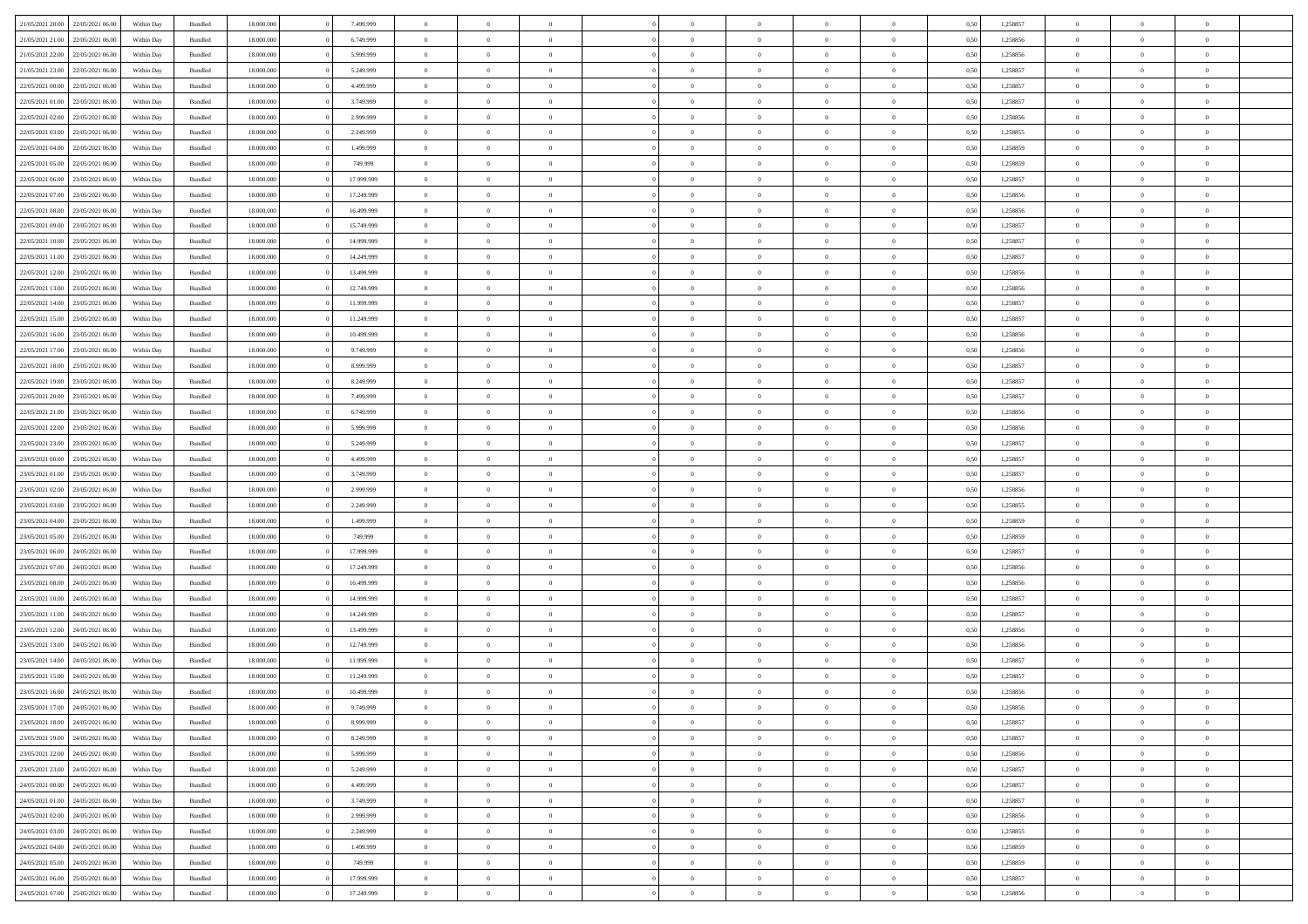| | | | | | | | | | | | | | | | | | | | | |
|---|---|---|---|---|---|---|---|---|---|---|---|---|---|---|---|---|---|---|---|---|
| 21/05/2021 20:00 | 22/05/2021 06:00 | Within Day | Bundled | 18.000.000 | 0 | 7.499.999 | 0 | 0 | 0 | | 0 | 0 | 0 | 0 | 0 | 0,50 | 1,258857 | 0 | 0 | 0 |
| 21/05/2021 21:00 | 22/05/2021 06:00 | Within Day | Bundled | 18.000.000 | 0 | 6.749.999 | 0 | 0 | 0 | | 0 | 0 | 0 | 0 | 0 | 0,50 | 1,258856 | 0 | 0 | 0 |
| 21/05/2021 22:00 | 22/05/2021 06:00 | Within Day | Bundled | 18.000.000 | 0 | 5.999.999 | 0 | 0 | 0 | | 0 | 0 | 0 | 0 | 0 | 0,50 | 1,258856 | 0 | 0 | 0 |
| 21/05/2021 23:00 | 22/05/2021 06:00 | Within Day | Bundled | 18.000.000 | 0 | 5.249.999 | 0 | 0 | 0 | | 0 | 0 | 0 | 0 | 0 | 0,50 | 1,258857 | 0 | 0 | 0 |
| 22/05/2021 00:00 | 22/05/2021 06:00 | Within Day | Bundled | 18.000.000 | 0 | 4.499.999 | 0 | 0 | 0 | | 0 | 0 | 0 | 0 | 0 | 0,50 | 1,258857 | 0 | 0 | 0 |
| 22/05/2021 01:00 | 22/05/2021 06:00 | Within Day | Bundled | 18.000.000 | 0 | 3.749.999 | 0 | 0 | 0 | | 0 | 0 | 0 | 0 | 0 | 0,50 | 1,258857 | 0 | 0 | 0 |
| 22/05/2021 02:00 | 22/05/2021 06:00 | Within Day | Bundled | 18.000.000 | 0 | 2.999.999 | 0 | 0 | 0 | | 0 | 0 | 0 | 0 | 0 | 0,50 | 1,258856 | 0 | 0 | 0 |
| 22/05/2021 03:00 | 22/05/2021 06:00 | Within Day | Bundled | 18.000.000 | 0 | 2.249.999 | 0 | 0 | 0 | | 0 | 0 | 0 | 0 | 0 | 0,50 | 1,258855 | 0 | 0 | 0 |
| 22/05/2021 04:00 | 22/05/2021 06:00 | Within Day | Bundled | 18.000.000 | 0 | 1.499.999 | 0 | 0 | 0 | | 0 | 0 | 0 | 0 | 0 | 0,50 | 1,258859 | 0 | 0 | 0 |
| 22/05/2021 05:00 | 22/05/2021 06:00 | Within Day | Bundled | 18.000.000 | 0 | 749.999 | 0 | 0 | 0 | | 0 | 0 | 0 | 0 | 0 | 0,50 | 1,258859 | 0 | 0 | 0 |
| 22/05/2021 06:00 | 23/05/2021 06:00 | Within Day | Bundled | 18.000.000 | 0 | 17.999.999 | 0 | 0 | 0 | | 0 | 0 | 0 | 0 | 0 | 0,50 | 1,258857 | 0 | 0 | 0 |
| 22/05/2021 07:00 | 23/05/2021 06:00 | Within Day | Bundled | 18.000.000 | 0 | 17.249.999 | 0 | 0 | 0 | | 0 | 0 | 0 | 0 | 0 | 0,50 | 1,258856 | 0 | 0 | 0 |
| 22/05/2021 08:00 | 23/05/2021 06:00 | Within Day | Bundled | 18.000.000 | 0 | 16.499.999 | 0 | 0 | 0 | | 0 | 0 | 0 | 0 | 0 | 0,50 | 1,258856 | 0 | 0 | 0 |
| 22/05/2021 09:00 | 23/05/2021 06:00 | Within Day | Bundled | 18.000.000 | 0 | 15.749.999 | 0 | 0 | 0 | | 0 | 0 | 0 | 0 | 0 | 0,50 | 1,258857 | 0 | 0 | 0 |
| 22/05/2021 10:00 | 23/05/2021 06:00 | Within Day | Bundled | 18.000.000 | 0 | 14.999.999 | 0 | 0 | 0 | | 0 | 0 | 0 | 0 | 0 | 0,50 | 1,258857 | 0 | 0 | 0 |
| 22/05/2021 11:00 | 23/05/2021 06:00 | Within Day | Bundled | 18.000.000 | 0 | 14.249.999 | 0 | 0 | 0 | | 0 | 0 | 0 | 0 | 0 | 0,50 | 1,258857 | 0 | 0 | 0 |
| 22/05/2021 12:00 | 23/05/2021 06:00 | Within Day | Bundled | 18.000.000 | 0 | 13.499.999 | 0 | 0 | 0 | | 0 | 0 | 0 | 0 | 0 | 0,50 | 1,258856 | 0 | 0 | 0 |
| 22/05/2021 13:00 | 23/05/2021 06:00 | Within Day | Bundled | 18.000.000 | 0 | 12.749.999 | 0 | 0 | 0 | | 0 | 0 | 0 | 0 | 0 | 0,50 | 1,258856 | 0 | 0 | 0 |
| 22/05/2021 14:00 | 23/05/2021 06:00 | Within Day | Bundled | 18.000.000 | 0 | 11.999.999 | 0 | 0 | 0 | | 0 | 0 | 0 | 0 | 0 | 0,50 | 1,258857 | 0 | 0 | 0 |
| 22/05/2021 15:00 | 23/05/2021 06:00 | Within Day | Bundled | 18.000.000 | 0 | 11.249.999 | 0 | 0 | 0 | | 0 | 0 | 0 | 0 | 0 | 0,50 | 1,258857 | 0 | 0 | 0 |
| 22/05/2021 16:00 | 23/05/2021 06:00 | Within Day | Bundled | 18.000.000 | 0 | 10.499.999 | 0 | 0 | 0 | | 0 | 0 | 0 | 0 | 0 | 0,50 | 1,258856 | 0 | 0 | 0 |
| 22/05/2021 17:00 | 23/05/2021 06:00 | Within Day | Bundled | 18.000.000 | 0 | 9.749.999 | 0 | 0 | 0 | | 0 | 0 | 0 | 0 | 0 | 0,50 | 1,258856 | 0 | 0 | 0 |
| 22/05/2021 18:00 | 23/05/2021 06:00 | Within Day | Bundled | 18.000.000 | 0 | 8.999.999 | 0 | 0 | 0 | | 0 | 0 | 0 | 0 | 0 | 0,50 | 1,258857 | 0 | 0 | 0 |
| 22/05/2021 19:00 | 23/05/2021 06:00 | Within Day | Bundled | 18.000.000 | 0 | 8.249.999 | 0 | 0 | 0 | | 0 | 0 | 0 | 0 | 0 | 0,50 | 1,258857 | 0 | 0 | 0 |
| 22/05/2021 20:00 | 23/05/2021 06:00 | Within Day | Bundled | 18.000.000 | 0 | 7.499.999 | 0 | 0 | 0 | | 0 | 0 | 0 | 0 | 0 | 0,50 | 1,258857 | 0 | 0 | 0 |
| 22/05/2021 21:00 | 23/05/2021 06:00 | Within Day | Bundled | 18.000.000 | 0 | 6.749.999 | 0 | 0 | 0 | | 0 | 0 | 0 | 0 | 0 | 0,50 | 1,258856 | 0 | 0 | 0 |
| 22/05/2021 22:00 | 23/05/2021 06:00 | Within Day | Bundled | 18.000.000 | 0 | 5.999.999 | 0 | 0 | 0 | | 0 | 0 | 0 | 0 | 0 | 0,50 | 1,258856 | 0 | 0 | 0 |
| 22/05/2021 23:00 | 23/05/2021 06:00 | Within Day | Bundled | 18.000.000 | 0 | 5.249.999 | 0 | 0 | 0 | | 0 | 0 | 0 | 0 | 0 | 0,50 | 1,258857 | 0 | 0 | 0 |
| 23/05/2021 00:00 | 23/05/2021 06:00 | Within Day | Bundled | 18.000.000 | 0 | 4.499.999 | 0 | 0 | 0 | | 0 | 0 | 0 | 0 | 0 | 0,50 | 1,258857 | 0 | 0 | 0 |
| 23/05/2021 01:00 | 23/05/2021 06:00 | Within Day | Bundled | 18.000.000 | 0 | 3.749.999 | 0 | 0 | 0 | | 0 | 0 | 0 | 0 | 0 | 0,50 | 1,258857 | 0 | 0 | 0 |
| 23/05/2021 02:00 | 23/05/2021 06:00 | Within Day | Bundled | 18.000.000 | 0 | 2.999.999 | 0 | 0 | 0 | | 0 | 0 | 0 | 0 | 0 | 0,50 | 1,258856 | 0 | 0 | 0 |
| 23/05/2021 03:00 | 23/05/2021 06:00 | Within Day | Bundled | 18.000.000 | 0 | 2.249.999 | 0 | 0 | 0 | | 0 | 0 | 0 | 0 | 0 | 0,50 | 1,258855 | 0 | 0 | 0 |
| 23/05/2021 04:00 | 23/05/2021 06:00 | Within Day | Bundled | 18.000.000 | 0 | 1.499.999 | 0 | 0 | 0 | | 0 | 0 | 0 | 0 | 0 | 0,50 | 1,258859 | 0 | 0 | 0 |
| 23/05/2021 05:00 | 23/05/2021 06:00 | Within Day | Bundled | 18.000.000 | 0 | 749.999 | 0 | 0 | 0 | | 0 | 0 | 0 | 0 | 0 | 0,50 | 1,258859 | 0 | 0 | 0 |
| 23/05/2021 06:00 | 24/05/2021 06:00 | Within Day | Bundled | 18.000.000 | 0 | 17.999.999 | 0 | 0 | 0 | | 0 | 0 | 0 | 0 | 0 | 0,50 | 1,258857 | 0 | 0 | 0 |
| 23/05/2021 07:00 | 24/05/2021 06:00 | Within Day | Bundled | 18.000.000 | 0 | 17.249.999 | 0 | 0 | 0 | | 0 | 0 | 0 | 0 | 0 | 0,50 | 1,258856 | 0 | 0 | 0 |
| 23/05/2021 08:00 | 24/05/2021 06:00 | Within Day | Bundled | 18.000.000 | 0 | 16.499.999 | 0 | 0 | 0 | | 0 | 0 | 0 | 0 | 0 | 0,50 | 1,258856 | 0 | 0 | 0 |
| 23/05/2021 10:00 | 24/05/2021 06:00 | Within Day | Bundled | 18.000.000 | 0 | 14.999.999 | 0 | 0 | 0 | | 0 | 0 | 0 | 0 | 0 | 0,50 | 1,258857 | 0 | 0 | 0 |
| 23/05/2021 11:00 | 24/05/2021 06:00 | Within Day | Bundled | 18.000.000 | 0 | 14.249.999 | 0 | 0 | 0 | | 0 | 0 | 0 | 0 | 0 | 0,50 | 1,258857 | 0 | 0 | 0 |
| 23/05/2021 12:00 | 24/05/2021 06:00 | Within Day | Bundled | 18.000.000 | 0 | 13.499.999 | 0 | 0 | 0 | | 0 | 0 | 0 | 0 | 0 | 0,50 | 1,258856 | 0 | 0 | 0 |
| 23/05/2021 13:00 | 24/05/2021 06:00 | Within Day | Bundled | 18.000.000 | 0 | 12.749.999 | 0 | 0 | 0 | | 0 | 0 | 0 | 0 | 0 | 0,50 | 1,258856 | 0 | 0 | 0 |
| 23/05/2021 14:00 | 24/05/2021 06:00 | Within Day | Bundled | 18.000.000 | 0 | 11.999.999 | 0 | 0 | 0 | | 0 | 0 | 0 | 0 | 0 | 0,50 | 1,258857 | 0 | 0 | 0 |
| 23/05/2021 15:00 | 24/05/2021 06:00 | Within Day | Bundled | 18.000.000 | 0 | 11.249.999 | 0 | 0 | 0 | | 0 | 0 | 0 | 0 | 0 | 0,50 | 1,258857 | 0 | 0 | 0 |
| 23/05/2021 16:00 | 24/05/2021 06:00 | Within Day | Bundled | 18.000.000 | 0 | 10.499.999 | 0 | 0 | 0 | | 0 | 0 | 0 | 0 | 0 | 0,50 | 1,258856 | 0 | 0 | 0 |
| 23/05/2021 17:00 | 24/05/2021 06:00 | Within Day | Bundled | 18.000.000 | 0 | 9.749.999 | 0 | 0 | 0 | | 0 | 0 | 0 | 0 | 0 | 0,50 | 1,258856 | 0 | 0 | 0 |
| 23/05/2021 18:00 | 24/05/2021 06:00 | Within Day | Bundled | 18.000.000 | 0 | 8.999.999 | 0 | 0 | 0 | | 0 | 0 | 0 | 0 | 0 | 0,50 | 1,258857 | 0 | 0 | 0 |
| 23/05/2021 19:00 | 24/05/2021 06:00 | Within Day | Bundled | 18.000.000 | 0 | 8.249.999 | 0 | 0 | 0 | | 0 | 0 | 0 | 0 | 0 | 0,50 | 1,258857 | 0 | 0 | 0 |
| 23/05/2021 22:00 | 24/05/2021 06:00 | Within Day | Bundled | 18.000.000 | 0 | 5.999.999 | 0 | 0 | 0 | | 0 | 0 | 0 | 0 | 0 | 0,50 | 1,258856 | 0 | 0 | 0 |
| 23/05/2021 23:00 | 24/05/2021 06:00 | Within Day | Bundled | 18.000.000 | 0 | 5.249.999 | 0 | 0 | 0 | | 0 | 0 | 0 | 0 | 0 | 0,50 | 1,258857 | 0 | 0 | 0 |
| 24/05/2021 00:00 | 24/05/2021 06:00 | Within Day | Bundled | 18.000.000 | 0 | 4.499.999 | 0 | 0 | 0 | | 0 | 0 | 0 | 0 | 0 | 0,50 | 1,258857 | 0 | 0 | 0 |
| 24/05/2021 01:00 | 24/05/2021 06:00 | Within Day | Bundled | 18.000.000 | 0 | 3.749.999 | 0 | 0 | 0 | | 0 | 0 | 0 | 0 | 0 | 0,50 | 1,258857 | 0 | 0 | 0 |
| 24/05/2021 02:00 | 24/05/2021 06:00 | Within Day | Bundled | 18.000.000 | 0 | 2.999.999 | 0 | 0 | 0 | | 0 | 0 | 0 | 0 | 0 | 0,50 | 1,258856 | 0 | 0 | 0 |
| 24/05/2021 03:00 | 24/05/2021 06:00 | Within Day | Bundled | 18.000.000 | 0 | 2.249.999 | 0 | 0 | 0 | | 0 | 0 | 0 | 0 | 0 | 0,50 | 1,258855 | 0 | 0 | 0 |
| 24/05/2021 04:00 | 24/05/2021 06:00 | Within Day | Bundled | 18.000.000 | 0 | 1.499.999 | 0 | 0 | 0 | | 0 | 0 | 0 | 0 | 0 | 0,50 | 1,258859 | 0 | 0 | 0 |
| 24/05/2021 05:00 | 24/05/2021 06:00 | Within Day | Bundled | 18.000.000 | 0 | 749.999 | 0 | 0 | 0 | | 0 | 0 | 0 | 0 | 0 | 0,50 | 1,258859 | 0 | 0 | 0 |
| 24/05/2021 06:00 | 25/05/2021 06:00 | Within Day | Bundled | 18.000.000 | 0 | 17.999.999 | 0 | 0 | 0 | | 0 | 0 | 0 | 0 | 0 | 0,50 | 1,258857 | 0 | 0 | 0 |
| 24/05/2021 07:00 | 25/05/2021 06:00 | Within Day | Bundled | 18.000.000 | 0 | 17.249.999 | 0 | 0 | 0 | | 0 | 0 | 0 | 0 | 0 | 0,50 | 1,258856 | 0 | 0 | 0 |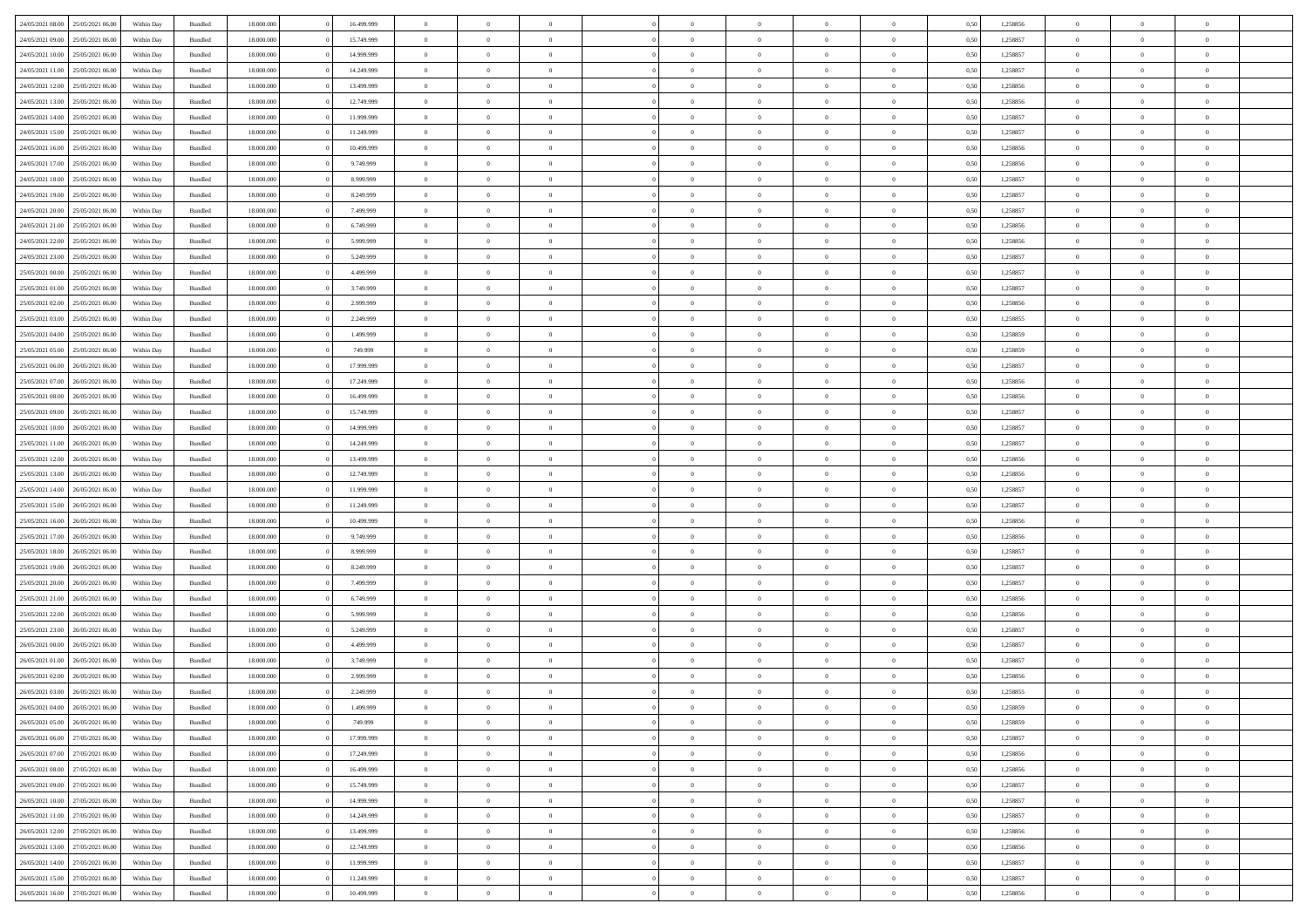| | | | | | | | | | | | | | | | | | | | | |
|---|---|---|---|---|---|---|---|---|---|---|---|---|---|---|---|---|---|---|---|---|
| 24/05/2021 08:00 | 25/05/2021 06:00 | Within Day | Bundled | 18.000.000 | 0 | 16.499.999 | 0 | 0 | 0 | | 0 | 0 | 0 | 0 | 0,50 | 1,258856 | 0 | 0 | 0 | |
| 24/05/2021 09:00 | 25/05/2021 06:00 | Within Day | Bundled | 18.000.000 | 0 | 15.749.999 | 0 | 0 | 0 | | 0 | 0 | 0 | 0 | 0,50 | 1,258857 | 0 | 0 | 0 | |
| 24/05/2021 10:00 | 25/05/2021 06:00 | Within Day | Bundled | 18.000.000 | 0 | 14.999.999 | 0 | 0 | 0 | | 0 | 0 | 0 | 0 | 0,50 | 1,258857 | 0 | 0 | 0 | |
| 24/05/2021 11:00 | 25/05/2021 06:00 | Within Day | Bundled | 18.000.000 | 0 | 14.249.999 | 0 | 0 | 0 | | 0 | 0 | 0 | 0 | 0,50 | 1,258857 | 0 | 0 | 0 | |
| 24/05/2021 12:00 | 25/05/2021 06:00 | Within Day | Bundled | 18.000.000 | 0 | 13.499.999 | 0 | 0 | 0 | | 0 | 0 | 0 | 0 | 0,50 | 1,258856 | 0 | 0 | 0 | |
| 24/05/2021 13:00 | 25/05/2021 06:00 | Within Day | Bundled | 18.000.000 | 0 | 12.749.999 | 0 | 0 | 0 | | 0 | 0 | 0 | 0 | 0,50 | 1,258856 | 0 | 0 | 0 | |
| 24/05/2021 14:00 | 25/05/2021 06:00 | Within Day | Bundled | 18.000.000 | 0 | 11.999.999 | 0 | 0 | 0 | | 0 | 0 | 0 | 0 | 0,50 | 1,258857 | 0 | 0 | 0 | |
| 24/05/2021 15:00 | 25/05/2021 06:00 | Within Day | Bundled | 18.000.000 | 0 | 11.249.999 | 0 | 0 | 0 | | 0 | 0 | 0 | 0 | 0,50 | 1,258857 | 0 | 0 | 0 | |
| 24/05/2021 16:00 | 25/05/2021 06:00 | Within Day | Bundled | 18.000.000 | 0 | 10.499.999 | 0 | 0 | 0 | | 0 | 0 | 0 | 0 | 0,50 | 1,258856 | 0 | 0 | 0 | |
| 24/05/2021 17:00 | 25/05/2021 06:00 | Within Day | Bundled | 18.000.000 | 0 | 9.749.999 | 0 | 0 | 0 | | 0 | 0 | 0 | 0 | 0,50 | 1,258856 | 0 | 0 | 0 | |
| 24/05/2021 18:00 | 25/05/2021 06:00 | Within Day | Bundled | 18.000.000 | 0 | 8.999.999 | 0 | 0 | 0 | | 0 | 0 | 0 | 0 | 0,50 | 1,258857 | 0 | 0 | 0 | |
| 24/05/2021 19:00 | 25/05/2021 06:00 | Within Day | Bundled | 18.000.000 | 0 | 8.249.999 | 0 | 0 | 0 | | 0 | 0 | 0 | 0 | 0,50 | 1,258857 | 0 | 0 | 0 | |
| 24/05/2021 20:00 | 25/05/2021 06:00 | Within Day | Bundled | 18.000.000 | 0 | 7.499.999 | 0 | 0 | 0 | | 0 | 0 | 0 | 0 | 0,50 | 1,258857 | 0 | 0 | 0 | |
| 24/05/2021 21:00 | 25/05/2021 06:00 | Within Day | Bundled | 18.000.000 | 0 | 6.749.999 | 0 | 0 | 0 | | 0 | 0 | 0 | 0 | 0,50 | 1,258856 | 0 | 0 | 0 | |
| 24/05/2021 22:00 | 25/05/2021 06:00 | Within Day | Bundled | 18.000.000 | 0 | 5.999.999 | 0 | 0 | 0 | | 0 | 0 | 0 | 0 | 0,50 | 1,258856 | 0 | 0 | 0 | |
| 24/05/2021 23:00 | 25/05/2021 06:00 | Within Day | Bundled | 18.000.000 | 0 | 5.249.999 | 0 | 0 | 0 | | 0 | 0 | 0 | 0 | 0,50 | 1,258857 | 0 | 0 | 0 | |
| 25/05/2021 00:00 | 25/05/2021 06:00 | Within Day | Bundled | 18.000.000 | 0 | 4.499.999 | 0 | 0 | 0 | | 0 | 0 | 0 | 0 | 0,50 | 1,258857 | 0 | 0 | 0 | |
| 25/05/2021 01:00 | 25/05/2021 06:00 | Within Day | Bundled | 18.000.000 | 0 | 3.749.999 | 0 | 0 | 0 | | 0 | 0 | 0 | 0 | 0,50 | 1,258857 | 0 | 0 | 0 | |
| 25/05/2021 02:00 | 25/05/2021 06:00 | Within Day | Bundled | 18.000.000 | 0 | 2.999.999 | 0 | 0 | 0 | | 0 | 0 | 0 | 0 | 0,50 | 1,258856 | 0 | 0 | 0 | |
| 25/05/2021 03:00 | 25/05/2021 06:00 | Within Day | Bundled | 18.000.000 | 0 | 2.249.999 | 0 | 0 | 0 | | 0 | 0 | 0 | 0 | 0,50 | 1,258855 | 0 | 0 | 0 | |
| 25/05/2021 04:00 | 25/05/2021 06:00 | Within Day | Bundled | 18.000.000 | 0 | 1.499.999 | 0 | 0 | 0 | | 0 | 0 | 0 | 0 | 0,50 | 1,258859 | 0 | 0 | 0 | |
| 25/05/2021 05:00 | 25/05/2021 06:00 | Within Day | Bundled | 18.000.000 | 0 | 749.999 | 0 | 0 | 0 | | 0 | 0 | 0 | 0 | 0,50 | 1,258859 | 0 | 0 | 0 | |
| 25/05/2021 06:00 | 26/05/2021 06:00 | Within Day | Bundled | 18.000.000 | 0 | 17.999.999 | 0 | 0 | 0 | | 0 | 0 | 0 | 0 | 0,50 | 1,258857 | 0 | 0 | 0 | |
| 25/05/2021 07:00 | 26/05/2021 06:00 | Within Day | Bundled | 18.000.000 | 0 | 17.249.999 | 0 | 0 | 0 | | 0 | 0 | 0 | 0 | 0,50 | 1,258856 | 0 | 0 | 0 | |
| 25/05/2021 08:00 | 26/05/2021 06:00 | Within Day | Bundled | 18.000.000 | 0 | 16.499.999 | 0 | 0 | 0 | | 0 | 0 | 0 | 0 | 0,50 | 1,258856 | 0 | 0 | 0 | |
| 25/05/2021 09:00 | 26/05/2021 06:00 | Within Day | Bundled | 18.000.000 | 0 | 15.749.999 | 0 | 0 | 0 | | 0 | 0 | 0 | 0 | 0,50 | 1,258857 | 0 | 0 | 0 | |
| 25/05/2021 10:00 | 26/05/2021 06:00 | Within Day | Bundled | 18.000.000 | 0 | 14.999.999 | 0 | 0 | 0 | | 0 | 0 | 0 | 0 | 0,50 | 1,258857 | 0 | 0 | 0 | |
| 25/05/2021 11:00 | 26/05/2021 06:00 | Within Day | Bundled | 18.000.000 | 0 | 14.249.999 | 0 | 0 | 0 | | 0 | 0 | 0 | 0 | 0,50 | 1,258857 | 0 | 0 | 0 | |
| 25/05/2021 12:00 | 26/05/2021 06:00 | Within Day | Bundled | 18.000.000 | 0 | 13.499.999 | 0 | 0 | 0 | | 0 | 0 | 0 | 0 | 0,50 | 1,258856 | 0 | 0 | 0 | |
| 25/05/2021 13:00 | 26/05/2021 06:00 | Within Day | Bundled | 18.000.000 | 0 | 12.749.999 | 0 | 0 | 0 | | 0 | 0 | 0 | 0 | 0,50 | 1,258856 | 0 | 0 | 0 | |
| 25/05/2021 14:00 | 26/05/2021 06:00 | Within Day | Bundled | 18.000.000 | 0 | 11.999.999 | 0 | 0 | 0 | | 0 | 0 | 0 | 0 | 0,50 | 1,258857 | 0 | 0 | 0 | |
| 25/05/2021 15:00 | 26/05/2021 06:00 | Within Day | Bundled | 18.000.000 | 0 | 11.249.999 | 0 | 0 | 0 | | 0 | 0 | 0 | 0 | 0,50 | 1,258857 | 0 | 0 | 0 | |
| 25/05/2021 16:00 | 26/05/2021 06:00 | Within Day | Bundled | 18.000.000 | 0 | 10.499.999 | 0 | 0 | 0 | | 0 | 0 | 0 | 0 | 0,50 | 1,258856 | 0 | 0 | 0 | |
| 25/05/2021 17:00 | 26/05/2021 06:00 | Within Day | Bundled | 18.000.000 | 0 | 9.749.999 | 0 | 0 | 0 | | 0 | 0 | 0 | 0 | 0,50 | 1,258856 | 0 | 0 | 0 | |
| 25/05/2021 18:00 | 26/05/2021 06:00 | Within Day | Bundled | 18.000.000 | 0 | 8.999.999 | 0 | 0 | 0 | | 0 | 0 | 0 | 0 | 0,50 | 1,258857 | 0 | 0 | 0 | |
| 25/05/2021 19:00 | 26/05/2021 06:00 | Within Day | Bundled | 18.000.000 | 0 | 8.249.999 | 0 | 0 | 0 | | 0 | 0 | 0 | 0 | 0,50 | 1,258857 | 0 | 0 | 0 | |
| 25/05/2021 20:00 | 26/05/2021 06:00 | Within Day | Bundled | 18.000.000 | 0 | 7.499.999 | 0 | 0 | 0 | | 0 | 0 | 0 | 0 | 0,50 | 1,258857 | 0 | 0 | 0 | |
| 25/05/2021 21:00 | 26/05/2021 06:00 | Within Day | Bundled | 18.000.000 | 0 | 6.749.999 | 0 | 0 | 0 | | 0 | 0 | 0 | 0 | 0,50 | 1,258856 | 0 | 0 | 0 | |
| 25/05/2021 22:00 | 26/05/2021 06:00 | Within Day | Bundled | 18.000.000 | 0 | 5.999.999 | 0 | 0 | 0 | | 0 | 0 | 0 | 0 | 0,50 | 1,258856 | 0 | 0 | 0 | |
| 25/05/2021 23:00 | 26/05/2021 06:00 | Within Day | Bundled | 18.000.000 | 0 | 5.249.999 | 0 | 0 | 0 | | 0 | 0 | 0 | 0 | 0,50 | 1,258857 | 0 | 0 | 0 | |
| 26/05/2021 00:00 | 26/05/2021 06:00 | Within Day | Bundled | 18.000.000 | 0 | 4.499.999 | 0 | 0 | 0 | | 0 | 0 | 0 | 0 | 0,50 | 1,258857 | 0 | 0 | 0 | |
| 26/05/2021 01:00 | 26/05/2021 06:00 | Within Day | Bundled | 18.000.000 | 0 | 3.749.999 | 0 | 0 | 0 | | 0 | 0 | 0 | 0 | 0,50 | 1,258857 | 0 | 0 | 0 | |
| 26/05/2021 02:00 | 26/05/2021 06:00 | Within Day | Bundled | 18.000.000 | 0 | 2.999.999 | 0 | 0 | 0 | | 0 | 0 | 0 | 0 | 0,50 | 1,258856 | 0 | 0 | 0 | |
| 26/05/2021 03:00 | 26/05/2021 06:00 | Within Day | Bundled | 18.000.000 | 0 | 2.249.999 | 0 | 0 | 0 | | 0 | 0 | 0 | 0 | 0,50 | 1,258855 | 0 | 0 | 0 | |
| 26/05/2021 04:00 | 26/05/2021 06:00 | Within Day | Bundled | 18.000.000 | 0 | 1.499.999 | 0 | 0 | 0 | | 0 | 0 | 0 | 0 | 0,50 | 1,258859 | 0 | 0 | 0 | |
| 26/05/2021 05:00 | 26/05/2021 06:00 | Within Day | Bundled | 18.000.000 | 0 | 749.999 | 0 | 0 | 0 | | 0 | 0 | 0 | 0 | 0,50 | 1,258859 | 0 | 0 | 0 | |
| 26/05/2021 06:00 | 27/05/2021 06:00 | Within Day | Bundled | 18.000.000 | 0 | 17.999.999 | 0 | 0 | 0 | | 0 | 0 | 0 | 0 | 0,50 | 1,258857 | 0 | 0 | 0 | |
| 26/05/2021 07:00 | 27/05/2021 06:00 | Within Day | Bundled | 18.000.000 | 0 | 17.249.999 | 0 | 0 | 0 | | 0 | 0 | 0 | 0 | 0,50 | 1,258856 | 0 | 0 | 0 | |
| 26/05/2021 08:00 | 27/05/2021 06:00 | Within Day | Bundled | 18.000.000 | 0 | 16.499.999 | 0 | 0 | 0 | | 0 | 0 | 0 | 0 | 0,50 | 1,258856 | 0 | 0 | 0 | |
| 26/05/2021 09:00 | 27/05/2021 06:00 | Within Day | Bundled | 18.000.000 | 0 | 15.749.999 | 0 | 0 | 0 | | 0 | 0 | 0 | 0 | 0,50 | 1,258857 | 0 | 0 | 0 | |
| 26/05/2021 10:00 | 27/05/2021 06:00 | Within Day | Bundled | 18.000.000 | 0 | 14.999.999 | 0 | 0 | 0 | | 0 | 0 | 0 | 0 | 0,50 | 1,258857 | 0 | 0 | 0 | |
| 26/05/2021 11:00 | 27/05/2021 06:00 | Within Day | Bundled | 18.000.000 | 0 | 14.249.999 | 0 | 0 | 0 | | 0 | 0 | 0 | 0 | 0,50 | 1,258857 | 0 | 0 | 0 | |
| 26/05/2021 12:00 | 27/05/2021 06:00 | Within Day | Bundled | 18.000.000 | 0 | 13.499.999 | 0 | 0 | 0 | | 0 | 0 | 0 | 0 | 0,50 | 1,258856 | 0 | 0 | 0 | |
| 26/05/2021 13:00 | 27/05/2021 06:00 | Within Day | Bundled | 18.000.000 | 0 | 12.749.999 | 0 | 0 | 0 | | 0 | 0 | 0 | 0 | 0,50 | 1,258856 | 0 | 0 | 0 | |
| 26/05/2021 14:00 | 27/05/2021 06:00 | Within Day | Bundled | 18.000.000 | 0 | 11.999.999 | 0 | 0 | 0 | | 0 | 0 | 0 | 0 | 0,50 | 1,258857 | 0 | 0 | 0 | |
| 26/05/2021 15:00 | 27/05/2021 06:00 | Within Day | Bundled | 18.000.000 | 0 | 11.249.999 | 0 | 0 | 0 | | 0 | 0 | 0 | 0 | 0,50 | 1,258857 | 0 | 0 | 0 | |
| 26/05/2021 16:00 | 27/05/2021 06:00 | Within Day | Bundled | 18.000.000 | 0 | 10.499.999 | 0 | 0 | 0 | | 0 | 0 | 0 | 0 | 0,50 | 1,258856 | 0 | 0 | 0 | |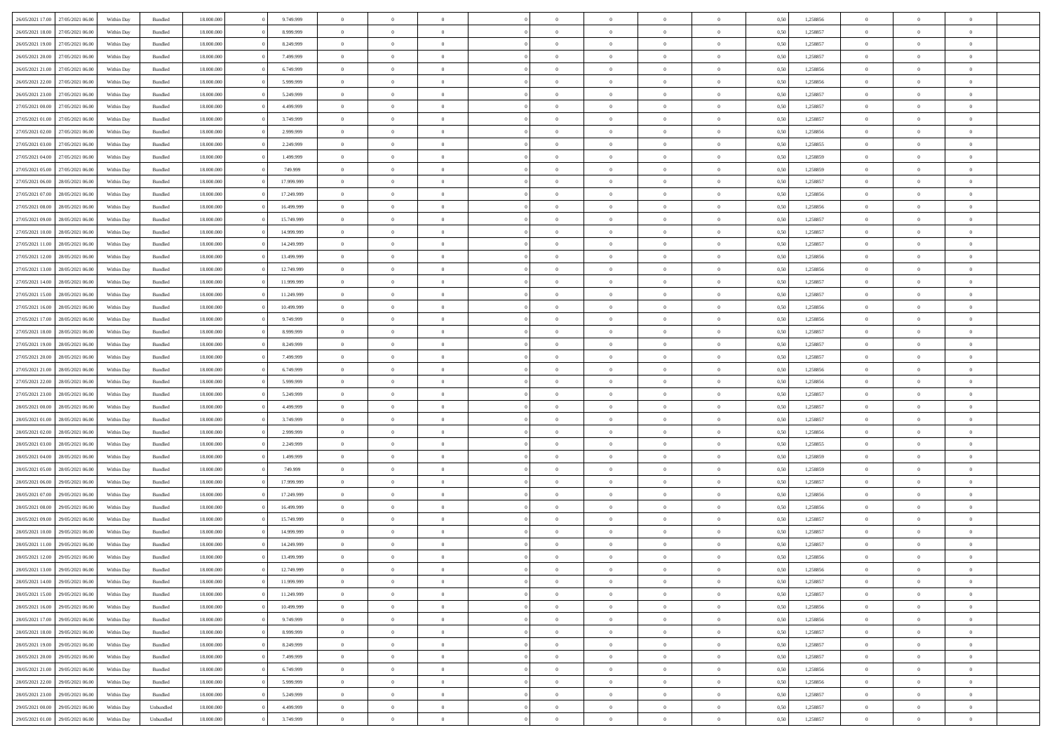| | | | | | | | | | | | | | | | | | | | | |
|---|---|---|---|---|---|---|---|---|---|---|---|---|---|---|---|---|---|---|---|---|
| 26/05/2021 17:00 | 27/05/2021 06:00 | Within Day | Bundled | 18.000.000 | 0 | 9.749.999 | 0 | 0 | 0 | | 0 | 0 | 0 | 0 | 0,50 | 1,258856 | 0 | 0 | 0 | |
| 26/05/2021 18:00 | 27/05/2021 06:00 | Within Day | Bundled | 18.000.000 | 0 | 8.999.999 | 0 | 0 | 0 | | 0 | 0 | 0 | 0 | 0,50 | 1,258857 | 0 | 0 | 0 | |
| 26/05/2021 19:00 | 27/05/2021 06:00 | Within Day | Bundled | 18.000.000 | 0 | 8.249.999 | 0 | 0 | 0 | | 0 | 0 | 0 | 0 | 0,50 | 1,258857 | 0 | 0 | 0 | |
| 26/05/2021 20:00 | 27/05/2021 06:00 | Within Day | Bundled | 18.000.000 | 0 | 7.499.999 | 0 | 0 | 0 | | 0 | 0 | 0 | 0 | 0,50 | 1,258857 | 0 | 0 | 0 | |
| 26/05/2021 21:00 | 27/05/2021 06:00 | Within Day | Bundled | 18.000.000 | 0 | 6.749.999 | 0 | 0 | 0 | | 0 | 0 | 0 | 0 | 0,50 | 1,258856 | 0 | 0 | 0 | |
| 26/05/2021 22:00 | 27/05/2021 06:00 | Within Day | Bundled | 18.000.000 | 0 | 5.999.999 | 0 | 0 | 0 | | 0 | 0 | 0 | 0 | 0,50 | 1,258856 | 0 | 0 | 0 | |
| 26/05/2021 23:00 | 27/05/2021 06:00 | Within Day | Bundled | 18.000.000 | 0 | 5.249.999 | 0 | 0 | 0 | | 0 | 0 | 0 | 0 | 0,50 | 1,258857 | 0 | 0 | 0 | |
| 27/05/2021 00:00 | 27/05/2021 06:00 | Within Day | Bundled | 18.000.000 | 0 | 4.499.999 | 0 | 0 | 0 | | 0 | 0 | 0 | 0 | 0,50 | 1,258857 | 0 | 0 | 0 | |
| 27/05/2021 01:00 | 27/05/2021 06:00 | Within Day | Bundled | 18.000.000 | 0 | 3.749.999 | 0 | 0 | 0 | | 0 | 0 | 0 | 0 | 0,50 | 1,258857 | 0 | 0 | 0 | |
| 27/05/2021 02:00 | 27/05/2021 06:00 | Within Day | Bundled | 18.000.000 | 0 | 2.999.999 | 0 | 0 | 0 | | 0 | 0 | 0 | 0 | 0,50 | 1,258856 | 0 | 0 | 0 | |
| 27/05/2021 03:00 | 27/05/2021 06:00 | Within Day | Bundled | 18.000.000 | 0 | 2.249.999 | 0 | 0 | 0 | | 0 | 0 | 0 | 0 | 0,50 | 1,258855 | 0 | 0 | 0 | |
| 27/05/2021 04:00 | 27/05/2021 06:00 | Within Day | Bundled | 18.000.000 | 0 | 1.499.999 | 0 | 0 | 0 | | 0 | 0 | 0 | 0 | 0,50 | 1,258859 | 0 | 0 | 0 | |
| 27/05/2021 05:00 | 27/05/2021 06:00 | Within Day | Bundled | 18.000.000 | 0 | 749.999 | 0 | 0 | 0 | | 0 | 0 | 0 | 0 | 0,50 | 1,258859 | 0 | 0 | 0 | |
| 27/05/2021 06:00 | 28/05/2021 06:00 | Within Day | Bundled | 18.000.000 | 0 | 17.999.999 | 0 | 0 | 0 | | 0 | 0 | 0 | 0 | 0,50 | 1,258857 | 0 | 0 | 0 | |
| 27/05/2021 07:00 | 28/05/2021 06:00 | Within Day | Bundled | 18.000.000 | 0 | 17.249.999 | 0 | 0 | 0 | | 0 | 0 | 0 | 0 | 0,50 | 1,258856 | 0 | 0 | 0 | |
| 27/05/2021 08:00 | 28/05/2021 06:00 | Within Day | Bundled | 18.000.000 | 0 | 16.499.999 | 0 | 0 | 0 | | 0 | 0 | 0 | 0 | 0,50 | 1,258856 | 0 | 0 | 0 | |
| 27/05/2021 09:00 | 28/05/2021 06:00 | Within Day | Bundled | 18.000.000 | 0 | 15.749.999 | 0 | 0 | 0 | | 0 | 0 | 0 | 0 | 0,50 | 1,258857 | 0 | 0 | 0 | |
| 27/05/2021 10:00 | 28/05/2021 06:00 | Within Day | Bundled | 18.000.000 | 0 | 14.999.999 | 0 | 0 | 0 | | 0 | 0 | 0 | 0 | 0,50 | 1,258857 | 0 | 0 | 0 | |
| 27/05/2021 11:00 | 28/05/2021 06:00 | Within Day | Bundled | 18.000.000 | 0 | 14.249.999 | 0 | 0 | 0 | | 0 | 0 | 0 | 0 | 0,50 | 1,258857 | 0 | 0 | 0 | |
| 27/05/2021 12:00 | 28/05/2021 06:00 | Within Day | Bundled | 18.000.000 | 0 | 13.499.999 | 0 | 0 | 0 | | 0 | 0 | 0 | 0 | 0,50 | 1,258856 | 0 | 0 | 0 | |
| 27/05/2021 13:00 | 28/05/2021 06:00 | Within Day | Bundled | 18.000.000 | 0 | 12.749.999 | 0 | 0 | 0 | | 0 | 0 | 0 | 0 | 0,50 | 1,258856 | 0 | 0 | 0 | |
| 27/05/2021 14:00 | 28/05/2021 06:00 | Within Day | Bundled | 18.000.000 | 0 | 11.999.999 | 0 | 0 | 0 | | 0 | 0 | 0 | 0 | 0,50 | 1,258857 | 0 | 0 | 0 | |
| 27/05/2021 15:00 | 28/05/2021 06:00 | Within Day | Bundled | 18.000.000 | 0 | 11.249.999 | 0 | 0 | 0 | | 0 | 0 | 0 | 0 | 0,50 | 1,258857 | 0 | 0 | 0 | |
| 27/05/2021 16:00 | 28/05/2021 06:00 | Within Day | Bundled | 18.000.000 | 0 | 10.499.999 | 0 | 0 | 0 | | 0 | 0 | 0 | 0 | 0,50 | 1,258856 | 0 | 0 | 0 | |
| 27/05/2021 17:00 | 28/05/2021 06:00 | Within Day | Bundled | 18.000.000 | 0 | 9.749.999 | 0 | 0 | 0 | | 0 | 0 | 0 | 0 | 0,50 | 1,258856 | 0 | 0 | 0 | |
| 27/05/2021 18:00 | 28/05/2021 06:00 | Within Day | Bundled | 18.000.000 | 0 | 8.999.999 | 0 | 0 | 0 | | 0 | 0 | 0 | 0 | 0,50 | 1,258857 | 0 | 0 | 0 | |
| 27/05/2021 19:00 | 28/05/2021 06:00 | Within Day | Bundled | 18.000.000 | 0 | 8.249.999 | 0 | 0 | 0 | | 0 | 0 | 0 | 0 | 0,50 | 1,258857 | 0 | 0 | 0 | |
| 27/05/2021 20:00 | 28/05/2021 06:00 | Within Day | Bundled | 18.000.000 | 0 | 7.499.999 | 0 | 0 | 0 | | 0 | 0 | 0 | 0 | 0,50 | 1,258857 | 0 | 0 | 0 | |
| 27/05/2021 21:00 | 28/05/2021 06:00 | Within Day | Bundled | 18.000.000 | 0 | 6.749.999 | 0 | 0 | 0 | | 0 | 0 | 0 | 0 | 0,50 | 1,258856 | 0 | 0 | 0 | |
| 27/05/2021 22:00 | 28/05/2021 06:00 | Within Day | Bundled | 18.000.000 | 0 | 5.999.999 | 0 | 0 | 0 | | 0 | 0 | 0 | 0 | 0,50 | 1,258856 | 0 | 0 | 0 | |
| 27/05/2021 23:00 | 28/05/2021 06:00 | Within Day | Bundled | 18.000.000 | 0 | 5.249.999 | 0 | 0 | 0 | | 0 | 0 | 0 | 0 | 0,50 | 1,258857 | 0 | 0 | 0 | |
| 28/05/2021 00:00 | 28/05/2021 06:00 | Within Day | Bundled | 18.000.000 | 0 | 4.499.999 | 0 | 0 | 0 | | 0 | 0 | 0 | 0 | 0,50 | 1,258857 | 0 | 0 | 0 | |
| 28/05/2021 01:00 | 28/05/2021 06:00 | Within Day | Bundled | 18.000.000 | 0 | 3.749.999 | 0 | 0 | 0 | | 0 | 0 | 0 | 0 | 0,50 | 1,258857 | 0 | 0 | 0 | |
| 28/05/2021 02:00 | 28/05/2021 06:00 | Within Day | Bundled | 18.000.000 | 0 | 2.999.999 | 0 | 0 | 0 | | 0 | 0 | 0 | 0 | 0,50 | 1,258856 | 0 | 0 | 0 | |
| 28/05/2021 03:00 | 28/05/2021 06:00 | Within Day | Bundled | 18.000.000 | 0 | 2.249.999 | 0 | 0 | 0 | | 0 | 0 | 0 | 0 | 0,50 | 1,258855 | 0 | 0 | 0 | |
| 28/05/2021 04:00 | 28/05/2021 06:00 | Within Day | Bundled | 18.000.000 | 0 | 1.499.999 | 0 | 0 | 0 | | 0 | 0 | 0 | 0 | 0,50 | 1,258859 | 0 | 0 | 0 | |
| 28/05/2021 05:00 | 28/05/2021 06:00 | Within Day | Bundled | 18.000.000 | 0 | 749.999 | 0 | 0 | 0 | | 0 | 0 | 0 | 0 | 0,50 | 1,258859 | 0 | 0 | 0 | |
| 28/05/2021 06:00 | 29/05/2021 06:00 | Within Day | Bundled | 18.000.000 | 0 | 17.999.999 | 0 | 0 | 0 | | 0 | 0 | 0 | 0 | 0,50 | 1,258857 | 0 | 0 | 0 | |
| 28/05/2021 07:00 | 29/05/2021 06:00 | Within Day | Bundled | 18.000.000 | 0 | 17.249.999 | 0 | 0 | 0 | | 0 | 0 | 0 | 0 | 0,50 | 1,258856 | 0 | 0 | 0 | |
| 28/05/2021 08:00 | 29/05/2021 06:00 | Within Day | Bundled | 18.000.000 | 0 | 16.499.999 | 0 | 0 | 0 | | 0 | 0 | 0 | 0 | 0,50 | 1,258856 | 0 | 0 | 0 | |
| 28/05/2021 09:00 | 29/05/2021 06:00 | Within Day | Bundled | 18.000.000 | 0 | 15.749.999 | 0 | 0 | 0 | | 0 | 0 | 0 | 0 | 0,50 | 1,258857 | 0 | 0 | 0 | |
| 28/05/2021 10:00 | 29/05/2021 06:00 | Within Day | Bundled | 18.000.000 | 0 | 14.999.999 | 0 | 0 | 0 | | 0 | 0 | 0 | 0 | 0,50 | 1,258857 | 0 | 0 | 0 | |
| 28/05/2021 11:00 | 29/05/2021 06:00 | Within Day | Bundled | 18.000.000 | 0 | 14.249.999 | 0 | 0 | 0 | | 0 | 0 | 0 | 0 | 0,50 | 1,258857 | 0 | 0 | 0 | |
| 28/05/2021 12:00 | 29/05/2021 06:00 | Within Day | Bundled | 18.000.000 | 0 | 13.499.999 | 0 | 0 | 0 | | 0 | 0 | 0 | 0 | 0,50 | 1,258856 | 0 | 0 | 0 | |
| 28/05/2021 13:00 | 29/05/2021 06:00 | Within Day | Bundled | 18.000.000 | 0 | 12.749.999 | 0 | 0 | 0 | | 0 | 0 | 0 | 0 | 0,50 | 1,258856 | 0 | 0 | 0 | |
| 28/05/2021 14:00 | 29/05/2021 06:00 | Within Day | Bundled | 18.000.000 | 0 | 11.999.999 | 0 | 0 | 0 | | 0 | 0 | 0 | 0 | 0,50 | 1,258857 | 0 | 0 | 0 | |
| 28/05/2021 15:00 | 29/05/2021 06:00 | Within Day | Bundled | 18.000.000 | 0 | 11.249.999 | 0 | 0 | 0 | | 0 | 0 | 0 | 0 | 0,50 | 1,258857 | 0 | 0 | 0 | |
| 28/05/2021 16:00 | 29/05/2021 06:00 | Within Day | Bundled | 18.000.000 | 0 | 10.499.999 | 0 | 0 | 0 | | 0 | 0 | 0 | 0 | 0,50 | 1,258856 | 0 | 0 | 0 | |
| 28/05/2021 17:00 | 29/05/2021 06:00 | Within Day | Bundled | 18.000.000 | 0 | 9.749.999 | 0 | 0 | 0 | | 0 | 0 | 0 | 0 | 0,50 | 1,258856 | 0 | 0 | 0 | |
| 28/05/2021 18:00 | 29/05/2021 06:00 | Within Day | Bundled | 18.000.000 | 0 | 8.999.999 | 0 | 0 | 0 | | 0 | 0 | 0 | 0 | 0,50 | 1,258857 | 0 | 0 | 0 | |
| 28/05/2021 19:00 | 29/05/2021 06:00 | Within Day | Bundled | 18.000.000 | 0 | 8.249.999 | 0 | 0 | 0 | | 0 | 0 | 0 | 0 | 0,50 | 1,258857 | 0 | 0 | 0 | |
| 28/05/2021 20:00 | 29/05/2021 06:00 | Within Day | Bundled | 18.000.000 | 0 | 7.499.999 | 0 | 0 | 0 | | 0 | 0 | 0 | 0 | 0,50 | 1,258857 | 0 | 0 | 0 | |
| 28/05/2021 21:00 | 29/05/2021 06:00 | Within Day | Bundled | 18.000.000 | 0 | 6.749.999 | 0 | 0 | 0 | | 0 | 0 | 0 | 0 | 0,50 | 1,258856 | 0 | 0 | 0 | |
| 28/05/2021 22:00 | 29/05/2021 06:00 | Within Day | Bundled | 18.000.000 | 0 | 5.999.999 | 0 | 0 | 0 | | 0 | 0 | 0 | 0 | 0,50 | 1,258856 | 0 | 0 | 0 | |
| 28/05/2021 23:00 | 29/05/2021 06:00 | Within Day | Bundled | 18.000.000 | 0 | 5.249.999 | 0 | 0 | 0 | | 0 | 0 | 0 | 0 | 0,50 | 1,258857 | 0 | 0 | 0 | |
| 29/05/2021 00:00 | 29/05/2021 06:00 | Within Day | Unbundled | 18.000.000 | 0 | 4.499.999 | 0 | 0 | 0 | | 0 | 0 | 0 | 0 | 0,50 | 1,258857 | 0 | 0 | 0 | |
| 29/05/2021 01:00 | 29/05/2021 06:00 | Within Day | Unbundled | 18.000.000 | 0 | 3.749.999 | 0 | 0 | 0 | | 0 | 0 | 0 | 0 | 0,50 | 1,258857 | 0 | 0 | 0 | |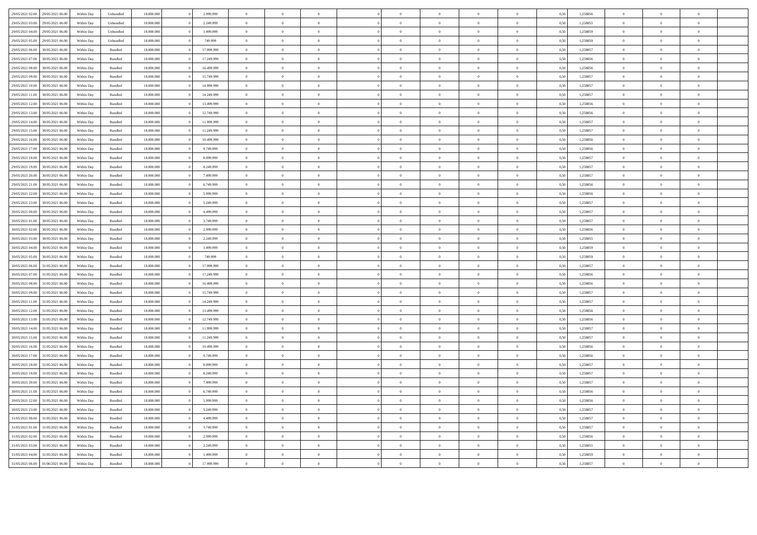| | | | | | | | | | | | | | | | | | | | | | |
|---|---|---|---|---|---|---|---|---|---|---|---|---|---|---|---|---|---|---|---|---|---|
| 29/05/2021 02:00 | 29/05/2021 06:00 | Within Day | Unbundled | 18.000.000 | 0 | 2.999.999 | 0 | 0 | 0 | | 0 | 0 | 0 | 0 | 0 | 0,50 | 1,258856 | 0 | 0 | 0 | |
| 29/05/2021 03:00 | 29/05/2021 06:00 | Within Day | Unbundled | 18.000.000 | 0 | 2.249.999 | 0 | 0 | 0 | | 0 | 0 | 0 | 0 | 0 | 0,50 | 1,258855 | 0 | 0 | 0 | |
| 29/05/2021 04:00 | 29/05/2021 06:00 | Within Day | Unbundled | 18.000.000 | 0 | 1.499.999 | 0 | 0 | 0 | | 0 | 0 | 0 | 0 | 0 | 0,50 | 1,258859 | 0 | 0 | 0 | |
| 29/05/2021 05:00 | 29/05/2021 06:00 | Within Day | Unbundled | 18.000.000 | 0 | 749.999 | 0 | 0 | 0 | | 0 | 0 | 0 | 0 | 0 | 0,50 | 1,258859 | 0 | 0 | 0 | |
| 29/05/2021 06:00 | 30/05/2021 06:00 | Within Day | Bundled | 18.000.000 | 0 | 17.999.999 | 0 | 0 | 0 | | 0 | 0 | 0 | 0 | 0 | 0,50 | 1,258857 | 0 | 0 | 0 | |
| 29/05/2021 07:00 | 30/05/2021 06:00 | Within Day | Bundled | 18.000.000 | 0 | 17.249.999 | 0 | 0 | 0 | | 0 | 0 | 0 | 0 | 0 | 0,50 | 1,258856 | 0 | 0 | 0 | |
| 29/05/2021 08:00 | 30/05/2021 06:00 | Within Day | Bundled | 18.000.000 | 0 | 16.499.999 | 0 | 0 | 0 | | 0 | 0 | 0 | 0 | 0 | 0,50 | 1,258856 | 0 | 0 | 0 | |
| 29/05/2021 09:00 | 30/05/2021 06:00 | Within Day | Bundled | 18.000.000 | 0 | 15.749.999 | 0 | 0 | 0 | | 0 | 0 | 0 | 0 | 0 | 0,50 | 1,258857 | 0 | 0 | 0 | |
| 29/05/2021 10:00 | 30/05/2021 06:00 | Within Day | Bundled | 18.000.000 | 0 | 14.999.999 | 0 | 0 | 0 | | 0 | 0 | 0 | 0 | 0 | 0,50 | 1,258857 | 0 | 0 | 0 | |
| 29/05/2021 11:00 | 30/05/2021 06:00 | Within Day | Bundled | 18.000.000 | 0 | 14.249.999 | 0 | 0 | 0 | | 0 | 0 | 0 | 0 | 0 | 0,50 | 1,258857 | 0 | 0 | 0 | |
| 29/05/2021 12:00 | 30/05/2021 06:00 | Within Day | Bundled | 18.000.000 | 0 | 13.499.999 | 0 | 0 | 0 | | 0 | 0 | 0 | 0 | 0 | 0,50 | 1,258856 | 0 | 0 | 0 | |
| 29/05/2021 13:00 | 30/05/2021 06:00 | Within Day | Bundled | 18.000.000 | 0 | 12.749.999 | 0 | 0 | 0 | | 0 | 0 | 0 | 0 | 0 | 0,50 | 1,258856 | 0 | 0 | 0 | |
| 29/05/2021 14:00 | 30/05/2021 06:00 | Within Day | Bundled | 18.000.000 | 0 | 11.999.999 | 0 | 0 | 0 | | 0 | 0 | 0 | 0 | 0 | 0,50 | 1,258857 | 0 | 0 | 0 | |
| 29/05/2021 15:00 | 30/05/2021 06:00 | Within Day | Bundled | 18.000.000 | 0 | 11.249.999 | 0 | 0 | 0 | | 0 | 0 | 0 | 0 | 0 | 0,50 | 1,258857 | 0 | 0 | 0 | |
| 29/05/2021 16:00 | 30/05/2021 06:00 | Within Day | Bundled | 18.000.000 | 0 | 10.499.999 | 0 | 0 | 0 | | 0 | 0 | 0 | 0 | 0 | 0,50 | 1,258856 | 0 | 0 | 0 | |
| 29/05/2021 17:00 | 30/05/2021 06:00 | Within Day | Bundled | 18.000.000 | 0 | 9.749.999 | 0 | 0 | 0 | | 0 | 0 | 0 | 0 | 0 | 0,50 | 1,258856 | 0 | 0 | 0 | |
| 29/05/2021 18:00 | 30/05/2021 06:00 | Within Day | Bundled | 18.000.000 | 0 | 8.999.999 | 0 | 0 | 0 | | 0 | 0 | 0 | 0 | 0 | 0,50 | 1,258857 | 0 | 0 | 0 | |
| 29/05/2021 19:00 | 30/05/2021 06:00 | Within Day | Bundled | 18.000.000 | 0 | 8.249.999 | 0 | 0 | 0 | | 0 | 0 | 0 | 0 | 0 | 0,50 | 1,258857 | 0 | 0 | 0 | |
| 29/05/2021 20:00 | 30/05/2021 06:00 | Within Day | Bundled | 18.000.000 | 0 | 7.499.999 | 0 | 0 | 0 | | 0 | 0 | 0 | 0 | 0 | 0,50 | 1,258857 | 0 | 0 | 0 | |
| 29/05/2021 21:00 | 30/05/2021 06:00 | Within Day | Bundled | 18.000.000 | 0 | 6.749.999 | 0 | 0 | 0 | | 0 | 0 | 0 | 0 | 0 | 0,50 | 1,258856 | 0 | 0 | 0 | |
| 29/05/2021 22:00 | 30/05/2021 06:00 | Within Day | Bundled | 18.000.000 | 0 | 5.999.999 | 0 | 0 | 0 | | 0 | 0 | 0 | 0 | 0 | 0,50 | 1,258856 | 0 | 0 | 0 | |
| 29/05/2021 23:00 | 30/05/2021 06:00 | Within Day | Bundled | 18.000.000 | 0 | 5.249.999 | 0 | 0 | 0 | | 0 | 0 | 0 | 0 | 0 | 0,50 | 1,258857 | 0 | 0 | 0 | |
| 30/05/2021 00:00 | 30/05/2021 06:00 | Within Day | Bundled | 18.000.000 | 0 | 4.499.999 | 0 | 0 | 0 | | 0 | 0 | 0 | 0 | 0 | 0,50 | 1,258857 | 0 | 0 | 0 | |
| 30/05/2021 01:00 | 30/05/2021 06:00 | Within Day | Bundled | 18.000.000 | 0 | 3.749.999 | 0 | 0 | 0 | | 0 | 0 | 0 | 0 | 0 | 0,50 | 1,258857 | 0 | 0 | 0 | |
| 30/05/2021 02:00 | 30/05/2021 06:00 | Within Day | Bundled | 18.000.000 | 0 | 2.999.999 | 0 | 0 | 0 | | 0 | 0 | 0 | 0 | 0 | 0,50 | 1,258856 | 0 | 0 | 0 | |
| 30/05/2021 03:00 | 30/05/2021 06:00 | Within Day | Bundled | 18.000.000 | 0 | 2.249.999 | 0 | 0 | 0 | | 0 | 0 | 0 | 0 | 0 | 0,50 | 1,258855 | 0 | 0 | 0 | |
| 30/05/2021 04:00 | 30/05/2021 06:00 | Within Day | Bundled | 18.000.000 | 0 | 1.499.999 | 0 | 0 | 0 | | 0 | 0 | 0 | 0 | 0 | 0,50 | 1,258859 | 0 | 0 | 0 | |
| 30/05/2021 05:00 | 30/05/2021 06:00 | Within Day | Bundled | 18.000.000 | 0 | 749.999 | 0 | 0 | 0 | | 0 | 0 | 0 | 0 | 0 | 0,50 | 1,258859 | 0 | 0 | 0 | |
| 30/05/2021 06:00 | 31/05/2021 06:00 | Within Day | Bundled | 18.000.000 | 0 | 17.999.999 | 0 | 0 | 0 | | 0 | 0 | 0 | 0 | 0 | 0,50 | 1,258857 | 0 | 0 | 0 | |
| 30/05/2021 07:00 | 31/05/2021 06:00 | Within Day | Bundled | 18.000.000 | 0 | 17.249.999 | 0 | 0 | 0 | | 0 | 0 | 0 | 0 | 0 | 0,50 | 1,258856 | 0 | 0 | 0 | |
| 30/05/2021 08:00 | 31/05/2021 06:00 | Within Day | Bundled | 18.000.000 | 0 | 16.499.999 | 0 | 0 | 0 | | 0 | 0 | 0 | 0 | 0 | 0,50 | 1,258856 | 0 | 0 | 0 | |
| 30/05/2021 09:00 | 31/05/2021 06:00 | Within Day | Bundled | 18.000.000 | 0 | 15.749.999 | 0 | 0 | 0 | | 0 | 0 | 0 | 0 | 0 | 0,50 | 1,258857 | 0 | 0 | 0 | |
| 30/05/2021 11:00 | 31/05/2021 06:00 | Within Day | Bundled | 18.000.000 | 0 | 14.249.999 | 0 | 0 | 0 | | 0 | 0 | 0 | 0 | 0 | 0,50 | 1,258857 | 0 | 0 | 0 | |
| 30/05/2021 12:00 | 31/05/2021 06:00 | Within Day | Bundled | 18.000.000 | 0 | 13.499.999 | 0 | 0 | 0 | | 0 | 0 | 0 | 0 | 0 | 0,50 | 1,258856 | 0 | 0 | 0 | |
| 30/05/2021 13:00 | 31/05/2021 06:00 | Within Day | Bundled | 18.000.000 | 0 | 12.749.999 | 0 | 0 | 0 | | 0 | 0 | 0 | 0 | 0 | 0,50 | 1,258856 | 0 | 0 | 0 | |
| 30/05/2021 14:00 | 31/05/2021 06:00 | Within Day | Bundled | 18.000.000 | 0 | 11.999.999 | 0 | 0 | 0 | | 0 | 0 | 0 | 0 | 0 | 0,50 | 1,258857 | 0 | 0 | 0 | |
| 30/05/2021 15:00 | 31/05/2021 06:00 | Within Day | Bundled | 18.000.000 | 0 | 11.249.999 | 0 | 0 | 0 | | 0 | 0 | 0 | 0 | 0 | 0,50 | 1,258857 | 0 | 0 | 0 | |
| 30/05/2021 16:00 | 31/05/2021 06:00 | Within Day | Bundled | 18.000.000 | 0 | 10.499.999 | 0 | 0 | 0 | | 0 | 0 | 0 | 0 | 0 | 0,50 | 1,258856 | 0 | 0 | 0 | |
| 30/05/2021 17:00 | 31/05/2021 06:00 | Within Day | Bundled | 18.000.000 | 0 | 9.749.999 | 0 | 0 | 0 | | 0 | 0 | 0 | 0 | 0 | 0,50 | 1,258856 | 0 | 0 | 0 | |
| 30/05/2021 18:00 | 31/05/2021 06:00 | Within Day | Bundled | 18.000.000 | 0 | 8.999.999 | 0 | 0 | 0 | | 0 | 0 | 0 | 0 | 0 | 0,50 | 1,258857 | 0 | 0 | 0 | |
| 30/05/2021 19:00 | 31/05/2021 06:00 | Within Day | Bundled | 18.000.000 | 0 | 8.249.999 | 0 | 0 | 0 | | 0 | 0 | 0 | 0 | 0 | 0,50 | 1,258857 | 0 | 0 | 0 | |
| 30/05/2021 20:00 | 31/05/2021 06:00 | Within Day | Bundled | 18.000.000 | 0 | 7.499.999 | 0 | 0 | 0 | | 0 | 0 | 0 | 0 | 0 | 0,50 | 1,258857 | 0 | 0 | 0 | |
| 30/05/2021 21:00 | 31/05/2021 06:00 | Within Day | Bundled | 18.000.000 | 0 | 6.749.999 | 0 | 0 | 0 | | 0 | 0 | 0 | 0 | 0 | 0,50 | 1,258856 | 0 | 0 | 0 | |
| 30/05/2021 22:00 | 31/05/2021 06:00 | Within Day | Bundled | 18.000.000 | 0 | 5.999.999 | 0 | 0 | 0 | | 0 | 0 | 0 | 0 | 0 | 0,50 | 1,258856 | 0 | 0 | 0 | |
| 30/05/2021 23:00 | 31/05/2021 06:00 | Within Day | Bundled | 18.000.000 | 0 | 5.249.999 | 0 | 0 | 0 | | 0 | 0 | 0 | 0 | 0 | 0,50 | 1,258857 | 0 | 0 | 0 | |
| 31/05/2021 00:00 | 31/05/2021 06:00 | Within Day | Bundled | 18.000.000 | 0 | 4.499.999 | 0 | 0 | 0 | | 0 | 0 | 0 | 0 | 0 | 0,50 | 1,258857 | 0 | 0 | 0 | |
| 31/05/2021 01:00 | 31/05/2021 06:00 | Within Day | Bundled | 18.000.000 | 0 | 3.749.999 | 0 | 0 | 0 | | 0 | 0 | 0 | 0 | 0 | 0,50 | 1,258857 | 0 | 0 | 0 | |
| 31/05/2021 02:00 | 31/05/2021 06:00 | Within Day | Bundled | 18.000.000 | 0 | 2.999.999 | 0 | 0 | 0 | | 0 | 0 | 0 | 0 | 0 | 0,50 | 1,258856 | 0 | 0 | 0 | |
| 31/05/2021 03:00 | 31/05/2021 06:00 | Within Day | Bundled | 18.000.000 | 0 | 2.249.999 | 0 | 0 | 0 | | 0 | 0 | 0 | 0 | 0 | 0,50 | 1,258855 | 0 | 0 | 0 | |
| 31/05/2021 04:00 | 31/05/2021 06:00 | Within Day | Bundled | 18.000.000 | 0 | 1.499.999 | 0 | 0 | 0 | | 0 | 0 | 0 | 0 | 0 | 0,50 | 1,258859 | 0 | 0 | 0 | |
| 31/05/2021 06:00 | 01/06/2021 06:00 | Within Day | Bundled | 18.000.000 | 0 | 17.999.999 | 0 | 0 | 0 | | 0 | 0 | 0 | 0 | 0 | 0,50 | 1,258857 | 0 | 0 | 0 | |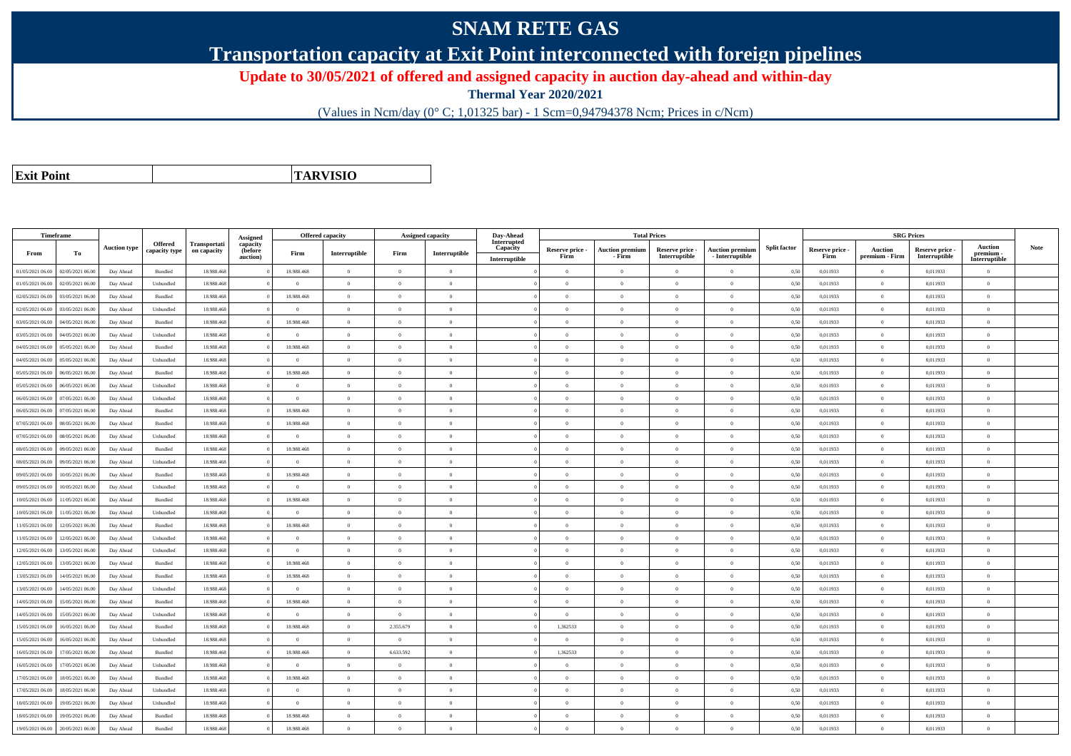# SNAM RETE GAS

## Transportation capacity at Exit Point interconnected with foreign pipelines

**Update to 30/05/2021 of offered and assigned capacity in auction day-ahead and within-day**

**Thermal Year 2020/2021**

(Values in Ncm/day (0° C; 1,01325 bar) - 1 Scm=0,94794378 Ncm; Prices in c/Ncm)

| Exit Point | TARVISIO |
|---|---|

| Timeframe | | Auction type | Offered capacity type | Transportation capacity | Assigned capacity (before auction) | Offered capacity | | Assigned capacity | | Day-Ahead Interrupted Capacity | Total Prices | | | | Split factor | SRG Prices | | | | Note |
|---|---|---|---|---|---|---|---|---|---|---|---|---|---|---|---|---|---|---|---|---|
| From | To | | | | | Firm | Interruptible | Firm | Interruptible | Interruptible | Reserve price - Firm | Auction premium - Firm | Reserve price - Interruptible | Auction premium - Interruptible | | Reserve price - Firm | Auction premium - Firm | Reserve price - Interruptible | Auction premium - Interruptible | |
| 01/05/2021 06.00 | 02/05/2021 06.00 | Day Ahead | Bundled | 18.988.468 | 0 | 18.988.468 | 0 | 0 | 0 | 0 | 0 | 0 | 0 | 0 | 0,50 | 0,011933 | 0 | 0,011933 | 0 | |
| 01/05/2021 06.00 | 02/05/2021 06.00 | Day Ahead | Unbundled | 18.988.468 | 0 | 0 | 0 | 0 | 0 | 0 | 0 | 0 | 0 | 0 | 0,50 | 0,011933 | 0 | 0,011933 | 0 | |
| 02/05/2021 06.00 | 03/05/2021 06.00 | Day Ahead | Bundled | 18.988.468 | 0 | 18.988.468 | 0 | 0 | 0 | 0 | 0 | 0 | 0 | 0 | 0,50 | 0,011933 | 0 | 0,011933 | 0 | |
| 02/05/2021 06.00 | 03/05/2021 06.00 | Day Ahead | Unbundled | 18.988.468 | 0 | 0 | 0 | 0 | 0 | 0 | 0 | 0 | 0 | 0 | 0,50 | 0,011933 | 0 | 0,011933 | 0 | |
| 03/05/2021 06.00 | 04/05/2021 06.00 | Day Ahead | Bundled | 18.988.468 | 0 | 18.988.468 | 0 | 0 | 0 | 0 | 0 | 0 | 0 | 0 | 0,50 | 0,011933 | 0 | 0,011933 | 0 | |
| 03/05/2021 06.00 | 04/05/2021 06.00 | Day Ahead | Unbundled | 18.988.468 | 0 | 0 | 0 | 0 | 0 | 0 | 0 | 0 | 0 | 0 | 0,50 | 0,011933 | 0 | 0,011933 | 0 | |
| 04/05/2021 06.00 | 05/05/2021 06.00 | Day Ahead | Bundled | 18.988.468 | 0 | 18.988.468 | 0 | 0 | 0 | 0 | 0 | 0 | 0 | 0 | 0,50 | 0,011933 | 0 | 0,011933 | 0 | |
| 04/05/2021 06.00 | 05/05/2021 06.00 | Day Ahead | Unbundled | 18.988.468 | 0 | 0 | 0 | 0 | 0 | 0 | 0 | 0 | 0 | 0 | 0,50 | 0,011933 | 0 | 0,011933 | 0 | |
| 05/05/2021 06.00 | 06/05/2021 06.00 | Day Ahead | Bundled | 18.988.468 | 0 | 18.988.468 | 0 | 0 | 0 | 0 | 0 | 0 | 0 | 0 | 0,50 | 0,011933 | 0 | 0,011933 | 0 | |
| 05/05/2021 06.00 | 06/05/2021 06.00 | Day Ahead | Unbundled | 18.988.468 | 0 | 0 | 0 | 0 | 0 | 0 | 0 | 0 | 0 | 0 | 0,50 | 0,011933 | 0 | 0,011933 | 0 | |
| 06/05/2021 06.00 | 07/05/2021 06.00 | Day Ahead | Unbundled | 18.988.468 | 0 | 0 | 0 | 0 | 0 | 0 | 0 | 0 | 0 | 0 | 0,50 | 0,011933 | 0 | 0,011933 | 0 | |
| 06/05/2021 06.00 | 07/05/2021 06.00 | Day Ahead | Bundled | 18.988.468 | 0 | 18.988.468 | 0 | 0 | 0 | 0 | 0 | 0 | 0 | 0 | 0,50 | 0,011933 | 0 | 0,011933 | 0 | |
| 07/05/2021 06.00 | 08/05/2021 06.00 | Day Ahead | Bundled | 18.988.468 | 0 | 18.988.468 | 0 | 0 | 0 | 0 | 0 | 0 | 0 | 0 | 0,50 | 0,011933 | 0 | 0,011933 | 0 | |
| 07/05/2021 06.00 | 08/05/2021 06.00 | Day Ahead | Unbundled | 18.988.468 | 0 | 0 | 0 | 0 | 0 | 0 | 0 | 0 | 0 | 0 | 0,50 | 0,011933 | 0 | 0,011933 | 0 | |
| 08/05/2021 06.00 | 09/05/2021 06.00 | Day Ahead | Bundled | 18.988.468 | 0 | 18.988.468 | 0 | 0 | 0 | 0 | 0 | 0 | 0 | 0 | 0,50 | 0,011933 | 0 | 0,011933 | 0 | |
| 08/05/2021 06.00 | 09/05/2021 06.00 | Day Ahead | Unbundled | 18.988.468 | 0 | 0 | 0 | 0 | 0 | 0 | 0 | 0 | 0 | 0 | 0,50 | 0,011933 | 0 | 0,011933 | 0 | |
| 09/05/2021 06.00 | 10/05/2021 06.00 | Day Ahead | Bundled | 18.988.468 | 0 | 18.988.468 | 0 | 0 | 0 | 0 | 0 | 0 | 0 | 0 | 0,50 | 0,011933 | 0 | 0,011933 | 0 | |
| 09/05/2021 06.00 | 10/05/2021 06.00 | Day Ahead | Unbundled | 18.988.468 | 0 | 0 | 0 | 0 | 0 | 0 | 0 | 0 | 0 | 0 | 0,50 | 0,011933 | 0 | 0,011933 | 0 | |
| 10/05/2021 06.00 | 11/05/2021 06.00 | Day Ahead | Bundled | 18.988.468 | 0 | 18.988.468 | 0 | 0 | 0 | 0 | 0 | 0 | 0 | 0 | 0,50 | 0,011933 | 0 | 0,011933 | 0 | |
| 10/05/2021 06.00 | 11/05/2021 06.00 | Day Ahead | Unbundled | 18.988.468 | 0 | 0 | 0 | 0 | 0 | 0 | 0 | 0 | 0 | 0 | 0,50 | 0,011933 | 0 | 0,011933 | 0 | |
| 11/05/2021 06.00 | 12/05/2021 06.00 | Day Ahead | Bundled | 18.988.468 | 0 | 18.988.468 | 0 | 0 | 0 | 0 | 0 | 0 | 0 | 0 | 0,50 | 0,011933 | 0 | 0,011933 | 0 | |
| 11/05/2021 06.00 | 12/05/2021 06.00 | Day Ahead | Unbundled | 18.988.468 | 0 | 0 | 0 | 0 | 0 | 0 | 0 | 0 | 0 | 0 | 0,50 | 0,011933 | 0 | 0,011933 | 0 | |
| 12/05/2021 06.00 | 13/05/2021 06.00 | Day Ahead | Unbundled | 18.988.468 | 0 | 0 | 0 | 0 | 0 | 0 | 0 | 0 | 0 | 0 | 0,50 | 0,011933 | 0 | 0,011933 | 0 | |
| 12/05/2021 06.00 | 13/05/2021 06.00 | Day Ahead | Bundled | 18.988.468 | 0 | 18.988.468 | 0 | 0 | 0 | 0 | 0 | 0 | 0 | 0 | 0,50 | 0,011933 | 0 | 0,011933 | 0 | |
| 13/05/2021 06.00 | 14/05/2021 06.00 | Day Ahead | Bundled | 18.988.468 | 0 | 18.988.468 | 0 | 0 | 0 | 0 | 0 | 0 | 0 | 0 | 0,50 | 0,011933 | 0 | 0,011933 | 0 | |
| 13/05/2021 06.00 | 14/05/2021 06.00 | Day Ahead | Unbundled | 18.988.468 | 0 | 0 | 0 | 0 | 0 | 0 | 0 | 0 | 0 | 0 | 0,50 | 0,011933 | 0 | 0,011933 | 0 | |
| 14/05/2021 06.00 | 15/05/2021 06.00 | Day Ahead | Bundled | 18.988.468 | 0 | 18.988.468 | 0 | 0 | 0 | 0 | 0 | 0 | 0 | 0 | 0,50 | 0,011933 | 0 | 0,011933 | 0 | |
| 14/05/2021 06.00 | 15/05/2021 06.00 | Day Ahead | Unbundled | 18.988.468 | 0 | 0 | 0 | 0 | 0 | 0 | 0 | 0 | 0 | 0 | 0,50 | 0,011933 | 0 | 0,011933 | 0 | |
| 15/05/2021 06.00 | 16/05/2021 06.00 | Day Ahead | Bundled | 18.988.468 | 0 | 18.988.468 | 0 | 2.355.679 | 0 | 0 | 1,362533 | 0 | 0 | 0 | 0,50 | 0,011933 | 0 | 0,011933 | 0 | |
| 15/05/2021 06.00 | 16/05/2021 06.00 | Day Ahead | Unbundled | 18.988.468 | 0 | 0 | 0 | 0 | 0 | 0 | 0 | 0 | 0 | 0 | 0,50 | 0,011933 | 0 | 0,011933 | 0 | |
| 16/05/2021 06.00 | 17/05/2021 06.00 | Day Ahead | Bundled | 18.988.468 | 0 | 18.988.468 | 0 | 6.633.592 | 0 | 0 | 1,362533 | 0 | 0 | 0 | 0,50 | 0,011933 | 0 | 0,011933 | 0 | |
| 16/05/2021 06.00 | 17/05/2021 06.00 | Day Ahead | Unbundled | 18.988.468 | 0 | 0 | 0 | 0 | 0 | 0 | 0 | 0 | 0 | 0 | 0,50 | 0,011933 | 0 | 0,011933 | 0 | |
| 17/05/2021 06.00 | 18/05/2021 06.00 | Day Ahead | Bundled | 18.988.468 | 0 | 18.988.468 | 0 | 0 | 0 | 0 | 0 | 0 | 0 | 0 | 0,50 | 0,011933 | 0 | 0,011933 | 0 | |
| 17/05/2021 06.00 | 18/05/2021 06.00 | Day Ahead | Unbundled | 18.988.468 | 0 | 0 | 0 | 0 | 0 | 0 | 0 | 0 | 0 | 0 | 0,50 | 0,011933 | 0 | 0,011933 | 0 | |
| 18/05/2021 06.00 | 19/05/2021 06.00 | Day Ahead | Unbundled | 18.988.468 | 0 | 0 | 0 | 0 | 0 | 0 | 0 | 0 | 0 | 0 | 0,50 | 0,011933 | 0 | 0,011933 | 0 | |
| 18/05/2021 06.00 | 19/05/2021 06.00 | Day Ahead | Bundled | 18.988.468 | 0 | 18.988.468 | 0 | 0 | 0 | 0 | 0 | 0 | 0 | 0 | 0,50 | 0,011933 | 0 | 0,011933 | 0 | |
| 19/05/2021 06.00 | 20/05/2021 06.00 | Day Ahead | Bundled | 18.988.468 | 0 | 18.988.468 | 0 | 0 | 0 | 0 | 0 | 0 | 0 | 0 | 0,50 | 0,011933 | 0 | 0,011933 | 0 | |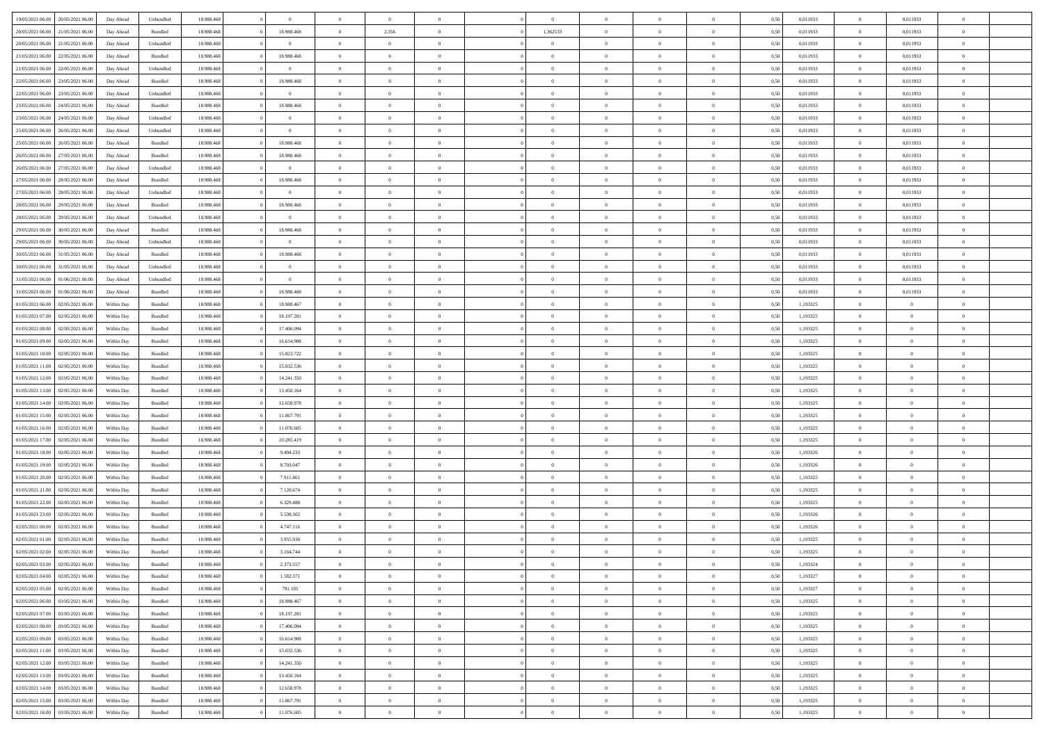| | | | | | | | | | | | | | | | | | | | | |
|---|---|---|---|---|---|---|---|---|---|---|---|---|---|---|---|---|---|---|---|---|
| 19/05/2021 06:00 | 20/05/2021 06:00 | Day Ahead | Unbundled | 18.988.468 | 0 | 0 | 0 | 0 | 0 | | 0 | 0 | 0 | 0 | 0,50 | 0,011933 | 0 | 0,011933 | 0 | |
| 20/05/2021 06:00 | 21/05/2021 06:00 | Day Ahead | Bundled | 18.988.468 | 0 | 18.988.468 | 0 | 2.356 | 0 | | 1,362533 | 0 | 0 | 0 | 0,50 | 0,011933 | 0 | 0,011933 | 0 | |
| 20/05/2021 06:00 | 21/05/2021 06:00 | Day Ahead | Unbundled | 18.988.468 | 0 | 0 | 0 | 0 | 0 | | 0 | 0 | 0 | 0 | 0,50 | 0,011933 | 0 | 0,011933 | 0 | |
| 21/05/2021 06:00 | 22/05/2021 06:00 | Day Ahead | Bundled | 18.988.468 | 0 | 18.988.468 | 0 | 0 | 0 | | 0 | 0 | 0 | 0 | 0,50 | 0,011933 | 0 | 0,011933 | 0 | |
| 21/05/2021 06:00 | 22/05/2021 06:00 | Day Ahead | Unbundled | 18.988.468 | 0 | 0 | 0 | 0 | 0 | | 0 | 0 | 0 | 0 | 0,50 | 0,011933 | 0 | 0,011933 | 0 | |
| 22/05/2021 06:00 | 23/05/2021 06:00 | Day Ahead | Bundled | 18.988.468 | 0 | 18.988.468 | 0 | 0 | 0 | | 0 | 0 | 0 | 0 | 0,50 | 0,011933 | 0 | 0,011933 | 0 | |
| 22/05/2021 06:00 | 23/05/2021 06:00 | Day Ahead | Unbundled | 18.988.468 | 0 | 0 | 0 | 0 | 0 | | 0 | 0 | 0 | 0 | 0,50 | 0,011933 | 0 | 0,011933 | 0 | |
| 23/05/2021 06:00 | 24/05/2021 06:00 | Day Ahead | Bundled | 18.988.468 | 0 | 18.988.468 | 0 | 0 | 0 | | 0 | 0 | 0 | 0 | 0,50 | 0,011933 | 0 | 0,011933 | 0 | |
| 23/05/2021 06:00 | 24/05/2021 06:00 | Day Ahead | Unbundled | 18.988.468 | 0 | 0 | 0 | 0 | 0 | | 0 | 0 | 0 | 0 | 0,50 | 0,011933 | 0 | 0,011933 | 0 | |
| 25/05/2021 06:00 | 26/05/2021 06:00 | Day Ahead | Unbundled | 18.988.468 | 0 | 0 | 0 | 0 | 0 | | 0 | 0 | 0 | 0 | 0,50 | 0,011933 | 0 | 0,011933 | 0 | |
| 25/05/2021 06:00 | 26/05/2021 06:00 | Day Ahead | Bundled | 18.988.468 | 0 | 18.988.468 | 0 | 0 | 0 | | 0 | 0 | 0 | 0 | 0,50 | 0,011933 | 0 | 0,011933 | 0 | |
| 26/05/2021 06:00 | 27/05/2021 06:00 | Day Ahead | Bundled | 18.988.468 | 0 | 18.988.468 | 0 | 0 | 0 | | 0 | 0 | 0 | 0 | 0,50 | 0,011933 | 0 | 0,011933 | 0 | |
| 26/05/2021 06:00 | 27/05/2021 06:00 | Day Ahead | Unbundled | 18.988.468 | 0 | 0 | 0 | 0 | 0 | | 0 | 0 | 0 | 0 | 0,50 | 0,011933 | 0 | 0,011933 | 0 | |
| 27/05/2021 06:00 | 28/05/2021 06:00 | Day Ahead | Bundled | 18.988.468 | 0 | 18.988.468 | 0 | 0 | 0 | | 0 | 0 | 0 | 0 | 0,50 | 0,011933 | 0 | 0,011933 | 0 | |
| 27/05/2021 06:00 | 28/05/2021 06:00 | Day Ahead | Unbundled | 18.988.468 | 0 | 0 | 0 | 0 | 0 | | 0 | 0 | 0 | 0 | 0,50 | 0,011933 | 0 | 0,011933 | 0 | |
| 28/05/2021 06:00 | 29/05/2021 06:00 | Day Ahead | Bundled | 18.988.468 | 0 | 18.988.468 | 0 | 0 | 0 | | 0 | 0 | 0 | 0 | 0,50 | 0,011933 | 0 | 0,011933 | 0 | |
| 28/05/2021 06:00 | 29/05/2021 06:00 | Day Ahead | Unbundled | 18.988.468 | 0 | 0 | 0 | 0 | 0 | | 0 | 0 | 0 | 0 | 0,50 | 0,011933 | 0 | 0,011933 | 0 | |
| 29/05/2021 06:00 | 30/05/2021 06:00 | Day Ahead | Bundled | 18.988.468 | 0 | 18.988.468 | 0 | 0 | 0 | | 0 | 0 | 0 | 0 | 0,50 | 0,011933 | 0 | 0,011933 | 0 | |
| 29/05/2021 06:00 | 30/05/2021 06:00 | Day Ahead | Unbundled | 18.988.468 | 0 | 0 | 0 | 0 | 0 | | 0 | 0 | 0 | 0 | 0,50 | 0,011933 | 0 | 0,011933 | 0 | |
| 30/05/2021 06:00 | 31/05/2021 06:00 | Day Ahead | Bundled | 18.988.468 | 0 | 18.988.468 | 0 | 0 | 0 | | 0 | 0 | 0 | 0 | 0,50 | 0,011933 | 0 | 0,011933 | 0 | |
| 30/05/2021 06:00 | 31/05/2021 06:00 | Day Ahead | Unbundled | 18.988.468 | 0 | 0 | 0 | 0 | 0 | | 0 | 0 | 0 | 0 | 0,50 | 0,011933 | 0 | 0,011933 | 0 | |
| 31/05/2021 06:00 | 01/06/2021 06:00 | Day Ahead | Unbundled | 18.988.468 | 0 | 0 | 0 | 0 | 0 | | 0 | 0 | 0 | 0 | 0,50 | 0,011933 | 0 | 0,011933 | 0 | |
| 31/05/2021 06:00 | 01/06/2021 06:00 | Day Ahead | Bundled | 18.988.468 | 0 | 18.988.468 | 0 | 0 | 0 | | 0 | 0 | 0 | 0 | 0,50 | 0,011933 | 0 | 0,011933 | 0 | |
| 01/05/2021 06:00 | 02/05/2021 06:00 | Within Day | Bundled | 18.988.468 | 0 | 18.988.467 | 0 | 0 | 0 | | 0 | 0 | 0 | 0 | 0,50 | 1,193325 | 0 | 0 | 0 | |
| 01/05/2021 07:00 | 02/05/2021 06:00 | Within Day | Bundled | 18.988.468 | 0 | 18.197.281 | 0 | 0 | 0 | | 0 | 0 | 0 | 0 | 0,50 | 1,193325 | 0 | 0 | 0 | |
| 01/05/2021 08:00 | 02/05/2021 06:00 | Within Day | Bundled | 18.988.468 | 0 | 17.406.094 | 0 | 0 | 0 | | 0 | 0 | 0 | 0 | 0,50 | 1,193325 | 0 | 0 | 0 | |
| 01/05/2021 09:00 | 02/05/2021 06:00 | Within Day | Bundled | 18.988.468 | 0 | 16.614.908 | 0 | 0 | 0 | | 0 | 0 | 0 | 0 | 0,50 | 1,193325 | 0 | 0 | 0 | |
| 01/05/2021 10:00 | 02/05/2021 06:00 | Within Day | Bundled | 18.988.468 | 0 | 15.823.722 | 0 | 0 | 0 | | 0 | 0 | 0 | 0 | 0,50 | 1,193325 | 0 | 0 | 0 | |
| 01/05/2021 11:00 | 02/05/2021 06:00 | Within Day | Bundled | 18.988.468 | 0 | 15.032.536 | 0 | 0 | 0 | | 0 | 0 | 0 | 0 | 0,50 | 1,193325 | 0 | 0 | 0 | |
| 01/05/2021 12:00 | 02/05/2021 06:00 | Within Day | Bundled | 18.988.468 | 0 | 14.241.350 | 0 | 0 | 0 | | 0 | 0 | 0 | 0 | 0,50 | 1,193325 | 0 | 0 | 0 | |
| 01/05/2021 13:00 | 02/05/2021 06:00 | Within Day | Bundled | 18.988.468 | 0 | 13.450.164 | 0 | 0 | 0 | | 0 | 0 | 0 | 0 | 0,50 | 1,193325 | 0 | 0 | 0 | |
| 01/05/2021 14:00 | 02/05/2021 06:00 | Within Day | Bundled | 18.988.468 | 0 | 12.658.978 | 0 | 0 | 0 | | 0 | 0 | 0 | 0 | 0,50 | 1,193325 | 0 | 0 | 0 | |
| 01/05/2021 15:00 | 02/05/2021 06:00 | Within Day | Bundled | 18.988.468 | 0 | 11.867.791 | 0 | 0 | 0 | | 0 | 0 | 0 | 0 | 0,50 | 1,193325 | 0 | 0 | 0 | |
| 01/05/2021 16:00 | 02/05/2021 06:00 | Within Day | Bundled | 18.988.468 | 0 | 11.076.605 | 0 | 0 | 0 | | 0 | 0 | 0 | 0 | 0,50 | 1,193325 | 0 | 0 | 0 | |
| 01/05/2021 17:00 | 02/05/2021 06:00 | Within Day | Bundled | 18.988.468 | 0 | 10.285.419 | 0 | 0 | 0 | | 0 | 0 | 0 | 0 | 0,50 | 1,193325 | 0 | 0 | 0 | |
| 01/05/2021 18:00 | 02/05/2021 06:00 | Within Day | Bundled | 18.988.468 | 0 | 9.494.233 | 0 | 0 | 0 | | 0 | 0 | 0 | 0 | 0,50 | 1,193326 | 0 | 0 | 0 | |
| 01/05/2021 19:00 | 02/05/2021 06:00 | Within Day | Bundled | 18.988.468 | 0 | 8.703.047 | 0 | 0 | 0 | | 0 | 0 | 0 | 0 | 0,50 | 1,193326 | 0 | 0 | 0 | |
| 01/05/2021 20:00 | 02/05/2021 06:00 | Within Day | Bundled | 18.988.468 | 0 | 7.911.861 | 0 | 0 | 0 | | 0 | 0 | 0 | 0 | 0,50 | 1,193325 | 0 | 0 | 0 | |
| 01/05/2021 21:00 | 02/05/2021 06:00 | Within Day | Bundled | 18.988.468 | 0 | 7.120.674 | 0 | 0 | 0 | | 0 | 0 | 0 | 0 | 0,50 | 1,193325 | 0 | 0 | 0 | |
| 01/05/2021 22:00 | 02/05/2021 06:00 | Within Day | Bundled | 18.988.468 | 0 | 6.329.488 | 0 | 0 | 0 | | 0 | 0 | 0 | 0 | 0,50 | 1,193325 | 0 | 0 | 0 | |
| 01/05/2021 23:00 | 02/05/2021 06:00 | Within Day | Bundled | 18.988.468 | 0 | 5.538.302 | 0 | 0 | 0 | | 0 | 0 | 0 | 0 | 0,50 | 1,193326 | 0 | 0 | 0 | |
| 02/05/2021 00:00 | 02/05/2021 06:00 | Within Day | Bundled | 18.988.468 | 0 | 4.747.116 | 0 | 0 | 0 | | 0 | 0 | 0 | 0 | 0,50 | 1,193326 | 0 | 0 | 0 | |
| 02/05/2021 01:00 | 02/05/2021 06:00 | Within Day | Bundled | 18.988.468 | 0 | 3.955.930 | 0 | 0 | 0 | | 0 | 0 | 0 | 0 | 0,50 | 1,193325 | 0 | 0 | 0 | |
| 02/05/2021 02:00 | 02/05/2021 06:00 | Within Day | Bundled | 18.988.468 | 0 | 3.164.744 | 0 | 0 | 0 | | 0 | 0 | 0 | 0 | 0,50 | 1,193325 | 0 | 0 | 0 | |
| 02/05/2021 03:00 | 02/05/2021 06:00 | Within Day | Bundled | 18.988.468 | 0 | 2.373.557 | 0 | 0 | 0 | | 0 | 0 | 0 | 0 | 0,50 | 1,193324 | 0 | 0 | 0 | |
| 02/05/2021 04:00 | 02/05/2021 06:00 | Within Day | Bundled | 18.988.468 | 0 | 1.582.371 | 0 | 0 | 0 | | 0 | 0 | 0 | 0 | 0,50 | 1,193327 | 0 | 0 | 0 | |
| 02/05/2021 05:00 | 02/05/2021 06:00 | Within Day | Bundled | 18.988.468 | 0 | 791.185 | 0 | 0 | 0 | | 0 | 0 | 0 | 0 | 0,50 | 1,193327 | 0 | 0 | 0 | |
| 02/05/2021 06:00 | 03/05/2021 06:00 | Within Day | Bundled | 18.988.468 | 0 | 18.988.467 | 0 | 0 | 0 | | 0 | 0 | 0 | 0 | 0,50 | 1,193325 | 0 | 0 | 0 | |
| 02/05/2021 07:00 | 03/05/2021 06:00 | Within Day | Bundled | 18.988.468 | 0 | 18.197.281 | 0 | 0 | 0 | | 0 | 0 | 0 | 0 | 0,50 | 1,193325 | 0 | 0 | 0 | |
| 02/05/2021 08:00 | 03/05/2021 06:00 | Within Day | Bundled | 18.988.468 | 0 | 17.406.094 | 0 | 0 | 0 | | 0 | 0 | 0 | 0 | 0,50 | 1,193325 | 0 | 0 | 0 | |
| 02/05/2021 09:00 | 03/05/2021 06:00 | Within Day | Bundled | 18.988.468 | 0 | 16.614.908 | 0 | 0 | 0 | | 0 | 0 | 0 | 0 | 0,50 | 1,193325 | 0 | 0 | 0 | |
| 02/05/2021 11:00 | 03/05/2021 06:00 | Within Day | Bundled | 18.988.468 | 0 | 15.032.536 | 0 | 0 | 0 | | 0 | 0 | 0 | 0 | 0,50 | 1,193325 | 0 | 0 | 0 | |
| 02/05/2021 12:00 | 03/05/2021 06:00 | Within Day | Bundled | 18.988.468 | 0 | 14.241.350 | 0 | 0 | 0 | | 0 | 0 | 0 | 0 | 0,50 | 1,193325 | 0 | 0 | 0 | |
| 02/05/2021 13:00 | 03/05/2021 06:00 | Within Day | Bundled | 18.988.468 | 0 | 13.450.164 | 0 | 0 | 0 | | 0 | 0 | 0 | 0 | 0,50 | 1,193325 | 0 | 0 | 0 | |
| 02/05/2021 14:00 | 03/05/2021 06:00 | Within Day | Bundled | 18.988.468 | 0 | 12.658.978 | 0 | 0 | 0 | | 0 | 0 | 0 | 0 | 0,50 | 1,193325 | 0 | 0 | 0 | |
| 02/05/2021 15:00 | 03/05/2021 06:00 | Within Day | Bundled | 18.988.468 | 0 | 11.867.791 | 0 | 0 | 0 | | 0 | 0 | 0 | 0 | 0,50 | 1,193325 | 0 | 0 | 0 | |
| 02/05/2021 16:00 | 03/05/2021 06:00 | Within Day | Bundled | 18.988.468 | 0 | 11.076.605 | 0 | 0 | 0 | | 0 | 0 | 0 | 0 | 0,50 | 1,193325 | 0 | 0 | 0 | |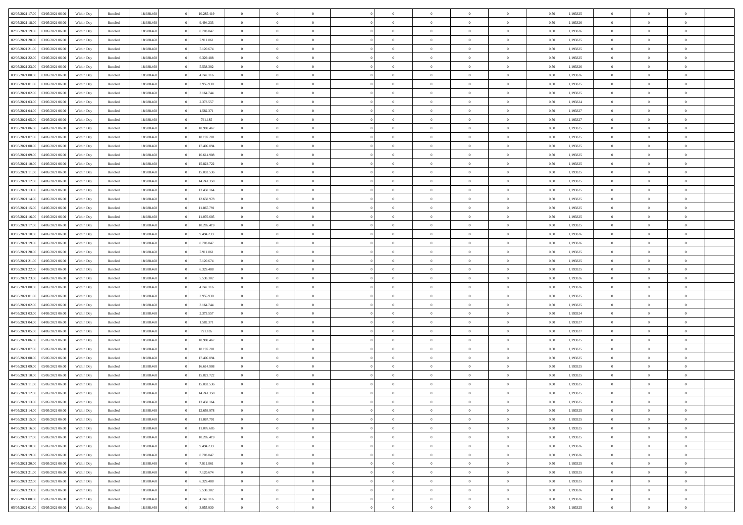| | | | | | | | | | | | | | | | | | | | | |
|---|---|---|---|---|---|---|---|---|---|---|---|---|---|---|---|---|---|---|---|---|
| 02/05/2021 17:00 | 03/05/2021 06:00 | Within Day | Bundled | 18.988.468 | 0 | 10.285.419 | 0 | 0 | 0 | 0 | 0 | 0 | 0 | 0 | 0,50 | 1,193325 | 0 | 0 | 0 | |
| 02/05/2021 18:00 | 03/05/2021 06:00 | Within Day | Bundled | 18.988.468 | 0 | 9.494.233 | 0 | 0 | 0 | 0 | 0 | 0 | 0 | 0 | 0,50 | 1,193326 | 0 | 0 | 0 | |
| 02/05/2021 19:00 | 03/05/2021 06:00 | Within Day | Bundled | 18.988.468 | 0 | 8.703.047 | 0 | 0 | 0 | 0 | 0 | 0 | 0 | 0 | 0,50 | 1,193326 | 0 | 0 | 0 | |
| 02/05/2021 20:00 | 03/05/2021 06:00 | Within Day | Bundled | 18.988.468 | 0 | 7.911.861 | 0 | 0 | 0 | 0 | 0 | 0 | 0 | 0 | 0,50 | 1,193325 | 0 | 0 | 0 | |
| 02/05/2021 21:00 | 03/05/2021 06:00 | Within Day | Bundled | 18.988.468 | 0 | 7.120.674 | 0 | 0 | 0 | 0 | 0 | 0 | 0 | 0 | 0,50 | 1,193325 | 0 | 0 | 0 | |
| 02/05/2021 22:00 | 03/05/2021 06:00 | Within Day | Bundled | 18.988.468 | 0 | 6.329.488 | 0 | 0 | 0 | 0 | 0 | 0 | 0 | 0 | 0,50 | 1,193325 | 0 | 0 | 0 | |
| 02/05/2021 23:00 | 03/05/2021 06:00 | Within Day | Bundled | 18.988.468 | 0 | 5.538.302 | 0 | 0 | 0 | 0 | 0 | 0 | 0 | 0 | 0,50 | 1,193326 | 0 | 0 | 0 | |
| 03/05/2021 00:00 | 03/05/2021 06:00 | Within Day | Bundled | 18.988.468 | 0 | 4.747.116 | 0 | 0 | 0 | 0 | 0 | 0 | 0 | 0 | 0,50 | 1,193326 | 0 | 0 | 0 | |
| 03/05/2021 01:00 | 03/05/2021 06:00 | Within Day | Bundled | 18.988.468 | 0 | 3.955.930 | 0 | 0 | 0 | 0 | 0 | 0 | 0 | 0 | 0,50 | 1,193325 | 0 | 0 | 0 | |
| 03/05/2021 02:00 | 03/05/2021 06:00 | Within Day | Bundled | 18.988.468 | 0 | 3.164.744 | 0 | 0 | 0 | 0 | 0 | 0 | 0 | 0 | 0,50 | 1,193325 | 0 | 0 | 0 | |
| 03/05/2021 03:00 | 03/05/2021 06:00 | Within Day | Bundled | 18.988.468 | 0 | 2.373.557 | 0 | 0 | 0 | 0 | 0 | 0 | 0 | 0 | 0,50 | 1,193324 | 0 | 0 | 0 | |
| 03/05/2021 04:00 | 03/05/2021 06:00 | Within Day | Bundled | 18.988.468 | 0 | 1.582.371 | 0 | 0 | 0 | 0 | 0 | 0 | 0 | 0 | 0,50 | 1,193327 | 0 | 0 | 0 | |
| 03/05/2021 05:00 | 03/05/2021 06:00 | Within Day | Bundled | 18.988.468 | 0 | 791.185 | 0 | 0 | 0 | 0 | 0 | 0 | 0 | 0 | 0,50 | 1,193327 | 0 | 0 | 0 | |
| 03/05/2021 06:00 | 04/05/2021 06:00 | Within Day | Bundled | 18.988.468 | 0 | 18.988.467 | 0 | 0 | 0 | 0 | 0 | 0 | 0 | 0 | 0,50 | 1,193325 | 0 | 0 | 0 | |
| 03/05/2021 07:00 | 04/05/2021 06:00 | Within Day | Bundled | 18.988.468 | 0 | 18.197.281 | 0 | 0 | 0 | 0 | 0 | 0 | 0 | 0 | 0,50 | 1,193325 | 0 | 0 | 0 | |
| 03/05/2021 08:00 | 04/05/2021 06:00 | Within Day | Bundled | 18.988.468 | 0 | 17.406.094 | 0 | 0 | 0 | 0 | 0 | 0 | 0 | 0 | 0,50 | 1,193325 | 0 | 0 | 0 | |
| 03/05/2021 09:00 | 04/05/2021 06:00 | Within Day | Bundled | 18.988.468 | 0 | 16.614.908 | 0 | 0 | 0 | 0 | 0 | 0 | 0 | 0 | 0,50 | 1,193325 | 0 | 0 | 0 | |
| 03/05/2021 10:00 | 04/05/2021 06:00 | Within Day | Bundled | 18.988.468 | 0 | 15.823.722 | 0 | 0 | 0 | 0 | 0 | 0 | 0 | 0 | 0,50 | 1,193325 | 0 | 0 | 0 | |
| 03/05/2021 11:00 | 04/05/2021 06:00 | Within Day | Bundled | 18.988.468 | 0 | 15.032.536 | 0 | 0 | 0 | 0 | 0 | 0 | 0 | 0 | 0,50 | 1,193325 | 0 | 0 | 0 | |
| 03/05/2021 12:00 | 04/05/2021 06:00 | Within Day | Bundled | 18.988.468 | 0 | 14.241.350 | 0 | 0 | 0 | 0 | 0 | 0 | 0 | 0 | 0,50 | 1,193325 | 0 | 0 | 0 | |
| 03/05/2021 13:00 | 04/05/2021 06:00 | Within Day | Bundled | 18.988.468 | 0 | 13.450.164 | 0 | 0 | 0 | 0 | 0 | 0 | 0 | 0 | 0,50 | 1,193325 | 0 | 0 | 0 | |
| 03/05/2021 14:00 | 04/05/2021 06:00 | Within Day | Bundled | 18.988.468 | 0 | 12.658.978 | 0 | 0 | 0 | 0 | 0 | 0 | 0 | 0 | 0,50 | 1,193325 | 0 | 0 | 0 | |
| 03/05/2021 15:00 | 04/05/2021 06:00 | Within Day | Bundled | 18.988.468 | 0 | 11.867.791 | 0 | 0 | 0 | 0 | 0 | 0 | 0 | 0 | 0,50 | 1,193325 | 0 | 0 | 0 | |
| 03/05/2021 16:00 | 04/05/2021 06:00 | Within Day | Bundled | 18.988.468 | 0 | 11.076.605 | 0 | 0 | 0 | 0 | 0 | 0 | 0 | 0 | 0,50 | 1,193325 | 0 | 0 | 0 | |
| 03/05/2021 17:00 | 04/05/2021 06:00 | Within Day | Bundled | 18.988.468 | 0 | 10.285.419 | 0 | 0 | 0 | 0 | 0 | 0 | 0 | 0 | 0,50 | 1,193325 | 0 | 0 | 0 | |
| 03/05/2021 18:00 | 04/05/2021 06:00 | Within Day | Bundled | 18.988.468 | 0 | 9.494.233 | 0 | 0 | 0 | 0 | 0 | 0 | 0 | 0 | 0,50 | 1,193326 | 0 | 0 | 0 | |
| 03/05/2021 19:00 | 04/05/2021 06:00 | Within Day | Bundled | 18.988.468 | 0 | 8.703.047 | 0 | 0 | 0 | 0 | 0 | 0 | 0 | 0 | 0,50 | 1,193326 | 0 | 0 | 0 | |
| 03/05/2021 20:00 | 04/05/2021 06:00 | Within Day | Bundled | 18.988.468 | 0 | 7.911.861 | 0 | 0 | 0 | 0 | 0 | 0 | 0 | 0 | 0,50 | 1,193325 | 0 | 0 | 0 | |
| 03/05/2021 21:00 | 04/05/2021 06:00 | Within Day | Bundled | 18.988.468 | 0 | 7.120.674 | 0 | 0 | 0 | 0 | 0 | 0 | 0 | 0 | 0,50 | 1,193325 | 0 | 0 | 0 | |
| 03/05/2021 22:00 | 04/05/2021 06:00 | Within Day | Bundled | 18.988.468 | 0 | 6.329.488 | 0 | 0 | 0 | 0 | 0 | 0 | 0 | 0 | 0,50 | 1,193325 | 0 | 0 | 0 | |
| 03/05/2021 23:00 | 04/05/2021 06:00 | Within Day | Bundled | 18.988.468 | 0 | 5.538.302 | 0 | 0 | 0 | 0 | 0 | 0 | 0 | 0 | 0,50 | 1,193326 | 0 | 0 | 0 | |
| 04/05/2021 00:00 | 04/05/2021 06:00 | Within Day | Bundled | 18.988.468 | 0 | 4.747.116 | 0 | 0 | 0 | 0 | 0 | 0 | 0 | 0 | 0,50 | 1,193326 | 0 | 0 | 0 | |
| 04/05/2021 01:00 | 04/05/2021 06:00 | Within Day | Bundled | 18.988.468 | 0 | 3.955.930 | 0 | 0 | 0 | 0 | 0 | 0 | 0 | 0 | 0,50 | 1,193325 | 0 | 0 | 0 | |
| 04/05/2021 02:00 | 04/05/2021 06:00 | Within Day | Bundled | 18.988.468 | 0 | 3.164.744 | 0 | 0 | 0 | 0 | 0 | 0 | 0 | 0 | 0,50 | 1,193325 | 0 | 0 | 0 | |
| 04/05/2021 03:00 | 04/05/2021 06:00 | Within Day | Bundled | 18.988.468 | 0 | 2.373.557 | 0 | 0 | 0 | 0 | 0 | 0 | 0 | 0 | 0,50 | 1,193324 | 0 | 0 | 0 | |
| 04/05/2021 04:00 | 04/05/2021 06:00 | Within Day | Bundled | 18.988.468 | 0 | 1.582.371 | 0 | 0 | 0 | 0 | 0 | 0 | 0 | 0 | 0,50 | 1,193327 | 0 | 0 | 0 | |
| 04/05/2021 05:00 | 04/05/2021 06:00 | Within Day | Bundled | 18.988.468 | 0 | 791.185 | 0 | 0 | 0 | 0 | 0 | 0 | 0 | 0 | 0,50 | 1,193327 | 0 | 0 | 0 | |
| 04/05/2021 06:00 | 05/05/2021 06:00 | Within Day | Bundled | 18.988.468 | 0 | 18.988.467 | 0 | 0 | 0 | 0 | 0 | 0 | 0 | 0 | 0,50 | 1,193325 | 0 | 0 | 0 | |
| 04/05/2021 07:00 | 05/05/2021 06:00 | Within Day | Bundled | 18.988.468 | 0 | 18.197.281 | 0 | 0 | 0 | 0 | 0 | 0 | 0 | 0 | 0,50 | 1,193325 | 0 | 0 | 0 | |
| 04/05/2021 08:00 | 05/05/2021 06:00 | Within Day | Bundled | 18.988.468 | 0 | 17.406.094 | 0 | 0 | 0 | 0 | 0 | 0 | 0 | 0 | 0,50 | 1,193325 | 0 | 0 | 0 | |
| 04/05/2021 09:00 | 05/05/2021 06:00 | Within Day | Bundled | 18.988.468 | 0 | 16.614.908 | 0 | 0 | 0 | 0 | 0 | 0 | 0 | 0 | 0,50 | 1,193325 | 0 | 0 | 0 | |
| 04/05/2021 10:00 | 05/05/2021 06:00 | Within Day | Bundled | 18.988.468 | 0 | 15.823.722 | 0 | 0 | 0 | 0 | 0 | 0 | 0 | 0 | 0,50 | 1,193325 | 0 | 0 | 0 | |
| 04/05/2021 11:00 | 05/05/2021 06:00 | Within Day | Bundled | 18.988.468 | 0 | 15.032.536 | 0 | 0 | 0 | 0 | 0 | 0 | 0 | 0 | 0,50 | 1,193325 | 0 | 0 | 0 | |
| 04/05/2021 12:00 | 05/05/2021 06:00 | Within Day | Bundled | 18.988.468 | 0 | 14.241.350 | 0 | 0 | 0 | 0 | 0 | 0 | 0 | 0 | 0,50 | 1,193325 | 0 | 0 | 0 | |
| 04/05/2021 13:00 | 05/05/2021 06:00 | Within Day | Bundled | 18.988.468 | 0 | 13.450.164 | 0 | 0 | 0 | 0 | 0 | 0 | 0 | 0 | 0,50 | 1,193325 | 0 | 0 | 0 | |
| 04/05/2021 14:00 | 05/05/2021 06:00 | Within Day | Bundled | 18.988.468 | 0 | 12.658.978 | 0 | 0 | 0 | 0 | 0 | 0 | 0 | 0 | 0,50 | 1,193325 | 0 | 0 | 0 | |
| 04/05/2021 15:00 | 05/05/2021 06:00 | Within Day | Bundled | 18.988.468 | 0 | 11.867.791 | 0 | 0 | 0 | 0 | 0 | 0 | 0 | 0 | 0,50 | 1,193325 | 0 | 0 | 0 | |
| 04/05/2021 16:00 | 05/05/2021 06:00 | Within Day | Bundled | 18.988.468 | 0 | 11.076.605 | 0 | 0 | 0 | 0 | 0 | 0 | 0 | 0 | 0,50 | 1,193325 | 0 | 0 | 0 | |
| 04/05/2021 17:00 | 05/05/2021 06:00 | Within Day | Bundled | 18.988.468 | 0 | 10.285.419 | 0 | 0 | 0 | 0 | 0 | 0 | 0 | 0 | 0,50 | 1,193325 | 0 | 0 | 0 | |
| 04/05/2021 18:00 | 05/05/2021 06:00 | Within Day | Bundled | 18.988.468 | 0 | 9.494.233 | 0 | 0 | 0 | 0 | 0 | 0 | 0 | 0 | 0,50 | 1,193326 | 0 | 0 | 0 | |
| 04/05/2021 19:00 | 05/05/2021 06:00 | Within Day | Bundled | 18.988.468 | 0 | 8.703.047 | 0 | 0 | 0 | 0 | 0 | 0 | 0 | 0 | 0,50 | 1,193326 | 0 | 0 | 0 | |
| 04/05/2021 20:00 | 05/05/2021 06:00 | Within Day | Bundled | 18.988.468 | 0 | 7.911.861 | 0 | 0 | 0 | 0 | 0 | 0 | 0 | 0 | 0,50 | 1,193325 | 0 | 0 | 0 | |
| 04/05/2021 21:00 | 05/05/2021 06:00 | Within Day | Bundled | 18.988.468 | 0 | 7.120.674 | 0 | 0 | 0 | 0 | 0 | 0 | 0 | 0 | 0,50 | 1,193325 | 0 | 0 | 0 | |
| 04/05/2021 22:00 | 05/05/2021 06:00 | Within Day | Bundled | 18.988.468 | 0 | 6.329.488 | 0 | 0 | 0 | 0 | 0 | 0 | 0 | 0 | 0,50 | 1,193325 | 0 | 0 | 0 | |
| 04/05/2021 23:00 | 05/05/2021 06:00 | Within Day | Bundled | 18.988.468 | 0 | 5.538.302 | 0 | 0 | 0 | 0 | 0 | 0 | 0 | 0 | 0,50 | 1,193326 | 0 | 0 | 0 | |
| 05/05/2021 00:00 | 05/05/2021 06:00 | Within Day | Bundled | 18.988.468 | 0 | 4.747.116 | 0 | 0 | 0 | 0 | 0 | 0 | 0 | 0 | 0,50 | 1,193326 | 0 | 0 | 0 | |
| 05/05/2021 01:00 | 05/05/2021 06:00 | Within Day | Bundled | 18.988.468 | 0 | 3.955.930 | 0 | 0 | 0 | 0 | 0 | 0 | 0 | 0 | 0,50 | 1,193325 | 0 | 0 | 0 | |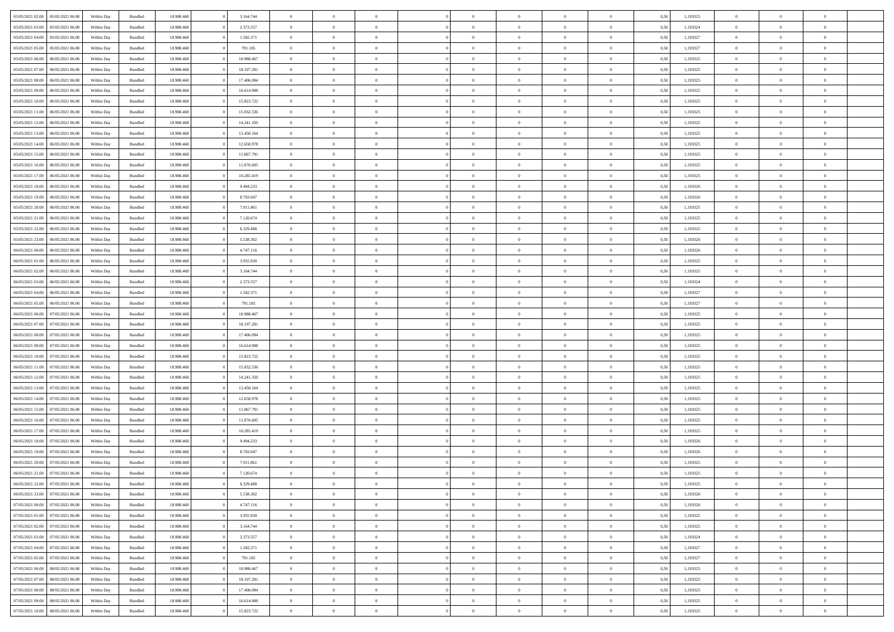| | | | | | | | | | | | | | | | | | | | | | |
|---|---|---|---|---|---|---|---|---|---|---|---|---|---|---|---|---|---|---|---|---|---|
| 05/05/2021 02:00 | 05/05/2021 06:00 | Within Day | Bundled | 18.988.468 | 0 | 3.164.744 | 0 | 0 | 0 | | 0 | 0 | 0 | 0 | 0 | 0,50 | 1,193325 | 0 | 0 | 0 | |
| 05/05/2021 03:00 | 05/05/2021 06:00 | Within Day | Bundled | 18.988.468 | 0 | 2.373.557 | 0 | 0 | 0 | | 0 | 0 | 0 | 0 | 0 | 0,50 | 1,193324 | 0 | 0 | 0 | |
| 05/05/2021 04:00 | 05/05/2021 06:00 | Within Day | Bundled | 18.988.468 | 0 | 1.582.371 | 0 | 0 | 0 | | 0 | 0 | 0 | 0 | 0 | 0,50 | 1,193327 | 0 | 0 | 0 | |
| 05/05/2021 05:00 | 05/05/2021 06:00 | Within Day | Bundled | 18.988.468 | 0 | 791.185 | 0 | 0 | 0 | | 0 | 0 | 0 | 0 | 0 | 0,50 | 1,193327 | 0 | 0 | 0 | |
| 05/05/2021 06:00 | 06/05/2021 06:00 | Within Day | Bundled | 18.988.468 | 0 | 18.988.467 | 0 | 0 | 0 | | 0 | 0 | 0 | 0 | 0 | 0,50 | 1,193325 | 0 | 0 | 0 | |
| 05/05/2021 07:00 | 06/05/2021 06:00 | Within Day | Bundled | 18.988.468 | 0 | 18.197.281 | 0 | 0 | 0 | | 0 | 0 | 0 | 0 | 0 | 0,50 | 1,193325 | 0 | 0 | 0 | |
| 05/05/2021 08:00 | 06/05/2021 06:00 | Within Day | Bundled | 18.988.468 | 0 | 17.406.094 | 0 | 0 | 0 | | 0 | 0 | 0 | 0 | 0 | 0,50 | 1,193325 | 0 | 0 | 0 | |
| 05/05/2021 09:00 | 06/05/2021 06:00 | Within Day | Bundled | 18.988.468 | 0 | 16.614.908 | 0 | 0 | 0 | | 0 | 0 | 0 | 0 | 0 | 0,50 | 1,193325 | 0 | 0 | 0 | |
| 05/05/2021 10:00 | 06/05/2021 06:00 | Within Day | Bundled | 18.988.468 | 0 | 15.823.722 | 0 | 0 | 0 | | 0 | 0 | 0 | 0 | 0 | 0,50 | 1,193325 | 0 | 0 | 0 | |
| 05/05/2021 11:00 | 06/05/2021 06:00 | Within Day | Bundled | 18.988.468 | 0 | 15.032.536 | 0 | 0 | 0 | | 0 | 0 | 0 | 0 | 0 | 0,50 | 1,193325 | 0 | 0 | 0 | |
| 05/05/2021 12:00 | 06/05/2021 06:00 | Within Day | Bundled | 18.988.468 | 0 | 14.241.350 | 0 | 0 | 0 | | 0 | 0 | 0 | 0 | 0 | 0,50 | 1,193325 | 0 | 0 | 0 | |
| 05/05/2021 13:00 | 06/05/2021 06:00 | Within Day | Bundled | 18.988.468 | 0 | 13.450.164 | 0 | 0 | 0 | | 0 | 0 | 0 | 0 | 0 | 0,50 | 1,193325 | 0 | 0 | 0 | |
| 05/05/2021 14:00 | 06/05/2021 06:00 | Within Day | Bundled | 18.988.468 | 0 | 12.658.978 | 0 | 0 | 0 | | 0 | 0 | 0 | 0 | 0 | 0,50 | 1,193325 | 0 | 0 | 0 | |
| 05/05/2021 15:00 | 06/05/2021 06:00 | Within Day | Bundled | 18.988.468 | 0 | 11.867.791 | 0 | 0 | 0 | | 0 | 0 | 0 | 0 | 0 | 0,50 | 1,193325 | 0 | 0 | 0 | |
| 05/05/2021 16:00 | 06/05/2021 06:00 | Within Day | Bundled | 18.988.468 | 0 | 11.076.605 | 0 | 0 | 0 | | 0 | 0 | 0 | 0 | 0 | 0,50 | 1,193325 | 0 | 0 | 0 | |
| 05/05/2021 17:00 | 06/05/2021 06:00 | Within Day | Bundled | 18.988.468 | 0 | 10.285.419 | 0 | 0 | 0 | | 0 | 0 | 0 | 0 | 0 | 0,50 | 1,193325 | 0 | 0 | 0 | |
| 05/05/2021 18:00 | 06/05/2021 06:00 | Within Day | Bundled | 18.988.468 | 0 | 9.494.233 | 0 | 0 | 0 | | 0 | 0 | 0 | 0 | 0 | 0,50 | 1,193326 | 0 | 0 | 0 | |
| 05/05/2021 19:00 | 06/05/2021 06:00 | Within Day | Bundled | 18.988.468 | 0 | 8.703.047 | 0 | 0 | 0 | | 0 | 0 | 0 | 0 | 0 | 0,50 | 1,193326 | 0 | 0 | 0 | |
| 05/05/2021 20:00 | 06/05/2021 06:00 | Within Day | Bundled | 18.988.468 | 0 | 7.911.861 | 0 | 0 | 0 | | 0 | 0 | 0 | 0 | 0 | 0,50 | 1,193325 | 0 | 0 | 0 | |
| 05/05/2021 21:00 | 06/05/2021 06:00 | Within Day | Bundled | 18.988.468 | 0 | 7.120.674 | 0 | 0 | 0 | | 0 | 0 | 0 | 0 | 0 | 0,50 | 1,193325 | 0 | 0 | 0 | |
| 05/05/2021 22:00 | 06/05/2021 06:00 | Within Day | Bundled | 18.988.468 | 0 | 6.329.488 | 0 | 0 | 0 | | 0 | 0 | 0 | 0 | 0 | 0,50 | 1,193325 | 0 | 0 | 0 | |
| 05/05/2021 23:00 | 06/05/2021 06:00 | Within Day | Bundled | 18.988.468 | 0 | 5.538.302 | 0 | 0 | 0 | | 0 | 0 | 0 | 0 | 0 | 0,50 | 1,193326 | 0 | 0 | 0 | |
| 06/05/2021 00:00 | 06/05/2021 06:00 | Within Day | Bundled | 18.988.468 | 0 | 4.747.116 | 0 | 0 | 0 | | 0 | 0 | 0 | 0 | 0 | 0,50 | 1,193326 | 0 | 0 | 0 | |
| 06/05/2021 01:00 | 06/05/2021 06:00 | Within Day | Bundled | 18.988.468 | 0 | 3.955.930 | 0 | 0 | 0 | | 0 | 0 | 0 | 0 | 0 | 0,50 | 1,193325 | 0 | 0 | 0 | |
| 06/05/2021 02:00 | 06/05/2021 06:00 | Within Day | Bundled | 18.988.468 | 0 | 3.164.744 | 0 | 0 | 0 | | 0 | 0 | 0 | 0 | 0 | 0,50 | 1,193325 | 0 | 0 | 0 | |
| 06/05/2021 03:00 | 06/05/2021 06:00 | Within Day | Bundled | 18.988.468 | 0 | 2.373.557 | 0 | 0 | 0 | | 0 | 0 | 0 | 0 | 0 | 0,50 | 1,193324 | 0 | 0 | 0 | |
| 06/05/2021 04:00 | 06/05/2021 06:00 | Within Day | Bundled | 18.988.468 | 0 | 1.582.371 | 0 | 0 | 0 | | 0 | 0 | 0 | 0 | 0 | 0,50 | 1,193327 | 0 | 0 | 0 | |
| 06/05/2021 05:00 | 06/05/2021 06:00 | Within Day | Bundled | 18.988.468 | 0 | 791.185 | 0 | 0 | 0 | | 0 | 0 | 0 | 0 | 0 | 0,50 | 1,193327 | 0 | 0 | 0 | |
| 06/05/2021 06:00 | 07/05/2021 06:00 | Within Day | Bundled | 18.988.468 | 0 | 18.988.467 | 0 | 0 | 0 | | 0 | 0 | 0 | 0 | 0 | 0,50 | 1,193325 | 0 | 0 | 0 | |
| 06/05/2021 07:00 | 07/05/2021 06:00 | Within Day | Bundled | 18.988.468 | 0 | 18.197.281 | 0 | 0 | 0 | | 0 | 0 | 0 | 0 | 0 | 0,50 | 1,193325 | 0 | 0 | 0 | |
| 06/05/2021 08:00 | 07/05/2021 06:00 | Within Day | Bundled | 18.988.468 | 0 | 17.406.094 | 0 | 0 | 0 | | 0 | 0 | 0 | 0 | 0 | 0,50 | 1,193325 | 0 | 0 | 0 | |
| 06/05/2021 09:00 | 07/05/2021 06:00 | Within Day | Bundled | 18.988.468 | 0 | 16.614.908 | 0 | 0 | 0 | | 0 | 0 | 0 | 0 | 0 | 0,50 | 1,193325 | 0 | 0 | 0 | |
| 06/05/2021 10:00 | 07/05/2021 06:00 | Within Day | Bundled | 18.988.468 | 0 | 15.823.722 | 0 | 0 | 0 | | 0 | 0 | 0 | 0 | 0 | 0,50 | 1,193325 | 0 | 0 | 0 | |
| 06/05/2021 11:00 | 07/05/2021 06:00 | Within Day | Bundled | 18.988.468 | 0 | 15.032.536 | 0 | 0 | 0 | | 0 | 0 | 0 | 0 | 0 | 0,50 | 1,193325 | 0 | 0 | 0 | |
| 06/05/2021 12:00 | 07/05/2021 06:00 | Within Day | Bundled | 18.988.468 | 0 | 14.241.350 | 0 | 0 | 0 | | 0 | 0 | 0 | 0 | 0 | 0,50 | 1,193325 | 0 | 0 | 0 | |
| 06/05/2021 13:00 | 07/05/2021 06:00 | Within Day | Bundled | 18.988.468 | 0 | 13.450.164 | 0 | 0 | 0 | | 0 | 0 | 0 | 0 | 0 | 0,50 | 1,193325 | 0 | 0 | 0 | |
| 06/05/2021 14:00 | 07/05/2021 06:00 | Within Day | Bundled | 18.988.468 | 0 | 12.658.978 | 0 | 0 | 0 | | 0 | 0 | 0 | 0 | 0 | 0,50 | 1,193325 | 0 | 0 | 0 | |
| 06/05/2021 15:00 | 07/05/2021 06:00 | Within Day | Bundled | 18.988.468 | 0 | 11.867.791 | 0 | 0 | 0 | | 0 | 0 | 0 | 0 | 0 | 0,50 | 1,193325 | 0 | 0 | 0 | |
| 06/05/2021 16:00 | 07/05/2021 06:00 | Within Day | Bundled | 18.988.468 | 0 | 11.076.605 | 0 | 0 | 0 | | 0 | 0 | 0 | 0 | 0 | 0,50 | 1,193325 | 0 | 0 | 0 | |
| 06/05/2021 17:00 | 07/05/2021 06:00 | Within Day | Bundled | 18.988.468 | 0 | 10.285.419 | 0 | 0 | 0 | | 0 | 0 | 0 | 0 | 0 | 0,50 | 1,193325 | 0 | 0 | 0 | |
| 06/05/2021 18:00 | 07/05/2021 06:00 | Within Day | Bundled | 18.988.468 | 0 | 9.494.233 | 0 | 0 | 0 | | 0 | 0 | 0 | 0 | 0 | 0,50 | 1,193326 | 0 | 0 | 0 | |
| 06/05/2021 19:00 | 07/05/2021 06:00 | Within Day | Bundled | 18.988.468 | 0 | 8.703.047 | 0 | 0 | 0 | | 0 | 0 | 0 | 0 | 0 | 0,50 | 1,193326 | 0 | 0 | 0 | |
| 06/05/2021 20:00 | 07/05/2021 06:00 | Within Day | Bundled | 18.988.468 | 0 | 7.911.861 | 0 | 0 | 0 | | 0 | 0 | 0 | 0 | 0 | 0,50 | 1,193325 | 0 | 0 | 0 | |
| 06/05/2021 21:00 | 07/05/2021 06:00 | Within Day | Bundled | 18.988.468 | 0 | 7.120.674 | 0 | 0 | 0 | | 0 | 0 | 0 | 0 | 0 | 0,50 | 1,193325 | 0 | 0 | 0 | |
| 06/05/2021 22:00 | 07/05/2021 06:00 | Within Day | Bundled | 18.988.468 | 0 | 6.329.488 | 0 | 0 | 0 | | 0 | 0 | 0 | 0 | 0 | 0,50 | 1,193325 | 0 | 0 | 0 | |
| 06/05/2021 23:00 | 07/05/2021 06:00 | Within Day | Bundled | 18.988.468 | 0 | 5.538.302 | 0 | 0 | 0 | | 0 | 0 | 0 | 0 | 0 | 0,50 | 1,193326 | 0 | 0 | 0 | |
| 07/05/2021 00:00 | 07/05/2021 06:00 | Within Day | Bundled | 18.988.468 | 0 | 4.747.116 | 0 | 0 | 0 | | 0 | 0 | 0 | 0 | 0 | 0,50 | 1,193326 | 0 | 0 | 0 | |
| 07/05/2021 01:00 | 07/05/2021 06:00 | Within Day | Bundled | 18.988.468 | 0 | 3.955.930 | 0 | 0 | 0 | | 0 | 0 | 0 | 0 | 0 | 0,50 | 1,193325 | 0 | 0 | 0 | |
| 07/05/2021 02:00 | 07/05/2021 06:00 | Within Day | Bundled | 18.988.468 | 0 | 3.164.744 | 0 | 0 | 0 | | 0 | 0 | 0 | 0 | 0 | 0,50 | 1,193325 | 0 | 0 | 0 | |
| 07/05/2021 03:00 | 07/05/2021 06:00 | Within Day | Bundled | 18.988.468 | 0 | 2.373.557 | 0 | 0 | 0 | | 0 | 0 | 0 | 0 | 0 | 0,50 | 1,193324 | 0 | 0 | 0 | |
| 07/05/2021 04:00 | 07/05/2021 06:00 | Within Day | Bundled | 18.988.468 | 0 | 1.582.371 | 0 | 0 | 0 | | 0 | 0 | 0 | 0 | 0 | 0,50 | 1,193327 | 0 | 0 | 0 | |
| 07/05/2021 05:00 | 07/05/2021 06:00 | Within Day | Bundled | 18.988.468 | 0 | 791.185 | 0 | 0 | 0 | | 0 | 0 | 0 | 0 | 0 | 0,50 | 1,193327 | 0 | 0 | 0 | |
| 07/05/2021 06:00 | 08/05/2021 06:00 | Within Day | Bundled | 18.988.468 | 0 | 18.988.467 | 0 | 0 | 0 | | 0 | 0 | 0 | 0 | 0 | 0,50 | 1,193325 | 0 | 0 | 0 | |
| 07/05/2021 07:00 | 08/05/2021 06:00 | Within Day | Bundled | 18.988.468 | 0 | 18.197.281 | 0 | 0 | 0 | | 0 | 0 | 0 | 0 | 0 | 0,50 | 1,193325 | 0 | 0 | 0 | |
| 07/05/2021 08:00 | 08/05/2021 06:00 | Within Day | Bundled | 18.988.468 | 0 | 17.406.094 | 0 | 0 | 0 | | 0 | 0 | 0 | 0 | 0 | 0,50 | 1,193325 | 0 | 0 | 0 | |
| 07/05/2021 09:00 | 08/05/2021 06:00 | Within Day | Bundled | 18.988.468 | 0 | 16.614.908 | 0 | 0 | 0 | | 0 | 0 | 0 | 0 | 0 | 0,50 | 1,193325 | 0 | 0 | 0 | |
| 07/05/2021 10:00 | 08/05/2021 06:00 | Within Day | Bundled | 18.988.468 | 0 | 15.823.722 | 0 | 0 | 0 | | 0 | 0 | 0 | 0 | 0 | 0,50 | 1,193325 | 0 | 0 | 0 | |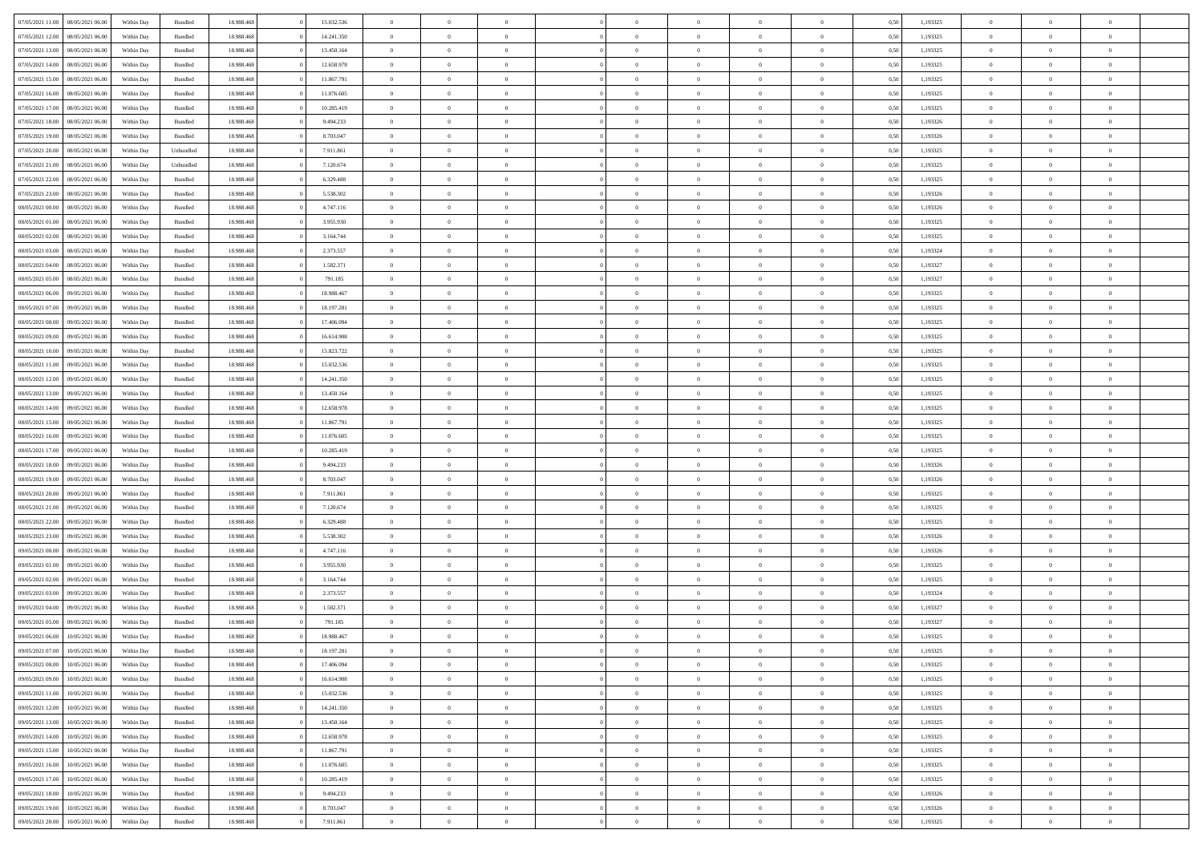| 07/05/2021 11:00 | 08/05/2021 06:00 | Within Day | Bundled | 18.988.468 | 0 | 15.032.536 | 0 | 0 | 0 | | 0 | 0 | 0 | 0 | 0,50 | 1,193325 | 0 | 0 | 0 | |
|---|---|---|---|---|---|---|---|---|---|---|---|---|---|---|---|---|---|---|---|---|
| 07/05/2021 12:00 | 08/05/2021 06:00 | Within Day | Bundled | 18.988.468 | 0 | 14.241.350 | 0 | 0 | 0 | | 0 | 0 | 0 | 0 | 0,50 | 1,193325 | 0 | 0 | 0 | |
| 07/05/2021 13:00 | 08/05/2021 06:00 | Within Day | Bundled | 18.988.468 | 0 | 13.450.164 | 0 | 0 | 0 | | 0 | 0 | 0 | 0 | 0,50 | 1,193325 | 0 | 0 | 0 | |
| 07/05/2021 14:00 | 08/05/2021 06:00 | Within Day | Bundled | 18.988.468 | 0 | 12.658.978 | 0 | 0 | 0 | | 0 | 0 | 0 | 0 | 0,50 | 1,193325 | 0 | 0 | 0 | |
| 07/05/2021 15:00 | 08/05/2021 06:00 | Within Day | Bundled | 18.988.468 | 0 | 11.867.791 | 0 | 0 | 0 | | 0 | 0 | 0 | 0 | 0,50 | 1,193325 | 0 | 0 | 0 | |
| 07/05/2021 16:00 | 08/05/2021 06:00 | Within Day | Bundled | 18.988.468 | 0 | 11.076.605 | 0 | 0 | 0 | | 0 | 0 | 0 | 0 | 0,50 | 1,193325 | 0 | 0 | 0 | |
| 07/05/2021 17:00 | 08/05/2021 06:00 | Within Day | Bundled | 18.988.468 | 0 | 10.285.419 | 0 | 0 | 0 | | 0 | 0 | 0 | 0 | 0,50 | 1,193325 | 0 | 0 | 0 | |
| 07/05/2021 18:00 | 08/05/2021 06:00 | Within Day | Bundled | 18.988.468 | 0 | 9.494.233 | 0 | 0 | 0 | | 0 | 0 | 0 | 0 | 0,50 | 1,193326 | 0 | 0 | 0 | |
| 07/05/2021 19:00 | 08/05/2021 06:00 | Within Day | Bundled | 18.988.468 | 0 | 8.703.047 | 0 | 0 | 0 | | 0 | 0 | 0 | 0 | 0,50 | 1,193326 | 0 | 0 | 0 | |
| 07/05/2021 20:00 | 08/05/2021 06:00 | Within Day | Unbundled | 18.988.468 | 0 | 7.911.861 | 0 | 0 | 0 | | 0 | 0 | 0 | 0 | 0,50 | 1,193325 | 0 | 0 | 0 | |
| 07/05/2021 21:00 | 08/05/2021 06:00 | Within Day | Unbundled | 18.988.468 | 0 | 7.120.674 | 0 | 0 | 0 | | 0 | 0 | 0 | 0 | 0,50 | 1,193325 | 0 | 0 | 0 | |
| 07/05/2021 22:00 | 08/05/2021 06:00 | Within Day | Bundled | 18.988.468 | 0 | 6.329.488 | 0 | 0 | 0 | | 0 | 0 | 0 | 0 | 0,50 | 1,193325 | 0 | 0 | 0 | |
| 07/05/2021 23:00 | 08/05/2021 06:00 | Within Day | Bundled | 18.988.468 | 0 | 5.538.302 | 0 | 0 | 0 | | 0 | 0 | 0 | 0 | 0,50 | 1,193326 | 0 | 0 | 0 | |
| 08/05/2021 00:00 | 08/05/2021 06:00 | Within Day | Bundled | 18.988.468 | 0 | 4.747.116 | 0 | 0 | 0 | | 0 | 0 | 0 | 0 | 0,50 | 1,193326 | 0 | 0 | 0 | |
| 08/05/2021 01:00 | 08/05/2021 06:00 | Within Day | Bundled | 18.988.468 | 0 | 3.955.930 | 0 | 0 | 0 | | 0 | 0 | 0 | 0 | 0,50 | 1,193325 | 0 | 0 | 0 | |
| 08/05/2021 02:00 | 08/05/2021 06:00 | Within Day | Bundled | 18.988.468 | 0 | 3.164.744 | 0 | 0 | 0 | | 0 | 0 | 0 | 0 | 0,50 | 1,193325 | 0 | 0 | 0 | |
| 08/05/2021 03:00 | 08/05/2021 06:00 | Within Day | Bundled | 18.988.468 | 0 | 2.373.557 | 0 | 0 | 0 | | 0 | 0 | 0 | 0 | 0,50 | 1,193324 | 0 | 0 | 0 | |
| 08/05/2021 04:00 | 08/05/2021 06:00 | Within Day | Bundled | 18.988.468 | 0 | 1.582.371 | 0 | 0 | 0 | | 0 | 0 | 0 | 0 | 0,50 | 1,193327 | 0 | 0 | 0 | |
| 08/05/2021 05:00 | 08/05/2021 06:00 | Within Day | Bundled | 18.988.468 | 0 | 791.185 | 0 | 0 | 0 | | 0 | 0 | 0 | 0 | 0,50 | 1,193327 | 0 | 0 | 0 | |
| 08/05/2021 06:00 | 09/05/2021 06:00 | Within Day | Bundled | 18.988.468 | 0 | 18.988.467 | 0 | 0 | 0 | | 0 | 0 | 0 | 0 | 0,50 | 1,193325 | 0 | 0 | 0 | |
| 08/05/2021 07:00 | 09/05/2021 06:00 | Within Day | Bundled | 18.988.468 | 0 | 18.197.281 | 0 | 0 | 0 | | 0 | 0 | 0 | 0 | 0,50 | 1,193325 | 0 | 0 | 0 | |
| 08/05/2021 08:00 | 09/05/2021 06:00 | Within Day | Bundled | 18.988.468 | 0 | 17.406.094 | 0 | 0 | 0 | | 0 | 0 | 0 | 0 | 0,50 | 1,193325 | 0 | 0 | 0 | |
| 08/05/2021 09:00 | 09/05/2021 06:00 | Within Day | Bundled | 18.988.468 | 0 | 16.614.908 | 0 | 0 | 0 | | 0 | 0 | 0 | 0 | 0,50 | 1,193325 | 0 | 0 | 0 | |
| 08/05/2021 10:00 | 09/05/2021 06:00 | Within Day | Bundled | 18.988.468 | 0 | 15.823.722 | 0 | 0 | 0 | | 0 | 0 | 0 | 0 | 0,50 | 1,193325 | 0 | 0 | 0 | |
| 08/05/2021 11:00 | 09/05/2021 06:00 | Within Day | Bundled | 18.988.468 | 0 | 15.032.536 | 0 | 0 | 0 | | 0 | 0 | 0 | 0 | 0,50 | 1,193325 | 0 | 0 | 0 | |
| 08/05/2021 12:00 | 09/05/2021 06:00 | Within Day | Bundled | 18.988.468 | 0 | 14.241.350 | 0 | 0 | 0 | | 0 | 0 | 0 | 0 | 0,50 | 1,193325 | 0 | 0 | 0 | |
| 08/05/2021 13:00 | 09/05/2021 06:00 | Within Day | Bundled | 18.988.468 | 0 | 13.450.164 | 0 | 0 | 0 | | 0 | 0 | 0 | 0 | 0,50 | 1,193325 | 0 | 0 | 0 | |
| 08/05/2021 14:00 | 09/05/2021 06:00 | Within Day | Bundled | 18.988.468 | 0 | 12.658.978 | 0 | 0 | 0 | | 0 | 0 | 0 | 0 | 0,50 | 1,193325 | 0 | 0 | 0 | |
| 08/05/2021 15:00 | 09/05/2021 06:00 | Within Day | Bundled | 18.988.468 | 0 | 11.867.791 | 0 | 0 | 0 | | 0 | 0 | 0 | 0 | 0,50 | 1,193325 | 0 | 0 | 0 | |
| 08/05/2021 16:00 | 09/05/2021 06:00 | Within Day | Bundled | 18.988.468 | 0 | 11.076.605 | 0 | 0 | 0 | | 0 | 0 | 0 | 0 | 0,50 | 1,193325 | 0 | 0 | 0 | |
| 08/05/2021 17:00 | 09/05/2021 06:00 | Within Day | Bundled | 18.988.468 | 0 | 10.285.419 | 0 | 0 | 0 | | 0 | 0 | 0 | 0 | 0,50 | 1,193325 | 0 | 0 | 0 | |
| 08/05/2021 18:00 | 09/05/2021 06:00 | Within Day | Bundled | 18.988.468 | 0 | 9.494.233 | 0 | 0 | 0 | | 0 | 0 | 0 | 0 | 0,50 | 1,193326 | 0 | 0 | 0 | |
| 08/05/2021 19:00 | 09/05/2021 06:00 | Within Day | Bundled | 18.988.468 | 0 | 8.703.047 | 0 | 0 | 0 | | 0 | 0 | 0 | 0 | 0,50 | 1,193326 | 0 | 0 | 0 | |
| 08/05/2021 20:00 | 09/05/2021 06:00 | Within Day | Bundled | 18.988.468 | 0 | 7.911.861 | 0 | 0 | 0 | | 0 | 0 | 0 | 0 | 0,50 | 1,193325 | 0 | 0 | 0 | |
| 08/05/2021 21:00 | 09/05/2021 06:00 | Within Day | Bundled | 18.988.468 | 0 | 7.120.674 | 0 | 0 | 0 | | 0 | 0 | 0 | 0 | 0,50 | 1,193325 | 0 | 0 | 0 | |
| 08/05/2021 22:00 | 09/05/2021 06:00 | Within Day | Bundled | 18.988.468 | 0 | 6.329.488 | 0 | 0 | 0 | | 0 | 0 | 0 | 0 | 0,50 | 1,193325 | 0 | 0 | 0 | |
| 08/05/2021 23:00 | 09/05/2021 06:00 | Within Day | Bundled | 18.988.468 | 0 | 5.538.302 | 0 | 0 | 0 | | 0 | 0 | 0 | 0 | 0,50 | 1,193326 | 0 | 0 | 0 | |
| 09/05/2021 00:00 | 09/05/2021 06:00 | Within Day | Bundled | 18.988.468 | 0 | 4.747.116 | 0 | 0 | 0 | | 0 | 0 | 0 | 0 | 0,50 | 1,193326 | 0 | 0 | 0 | |
| 09/05/2021 01:00 | 09/05/2021 06:00 | Within Day | Bundled | 18.988.468 | 0 | 3.955.930 | 0 | 0 | 0 | | 0 | 0 | 0 | 0 | 0,50 | 1,193325 | 0 | 0 | 0 | |
| 09/05/2021 02:00 | 09/05/2021 06:00 | Within Day | Bundled | 18.988.468 | 0 | 3.164.744 | 0 | 0 | 0 | | 0 | 0 | 0 | 0 | 0,50 | 1,193325 | 0 | 0 | 0 | |
| 09/05/2021 03:00 | 09/05/2021 06:00 | Within Day | Bundled | 18.988.468 | 0 | 2.373.557 | 0 | 0 | 0 | | 0 | 0 | 0 | 0 | 0,50 | 1,193324 | 0 | 0 | 0 | |
| 09/05/2021 04:00 | 09/05/2021 06:00 | Within Day | Bundled | 18.988.468 | 0 | 1.582.371 | 0 | 0 | 0 | | 0 | 0 | 0 | 0 | 0,50 | 1,193327 | 0 | 0 | 0 | |
| 09/05/2021 05:00 | 09/05/2021 06:00 | Within Day | Bundled | 18.988.468 | 0 | 791.185 | 0 | 0 | 0 | | 0 | 0 | 0 | 0 | 0,50 | 1,193327 | 0 | 0 | 0 | |
| 09/05/2021 06:00 | 10/05/2021 06:00 | Within Day | Bundled | 18.988.468 | 0 | 18.988.467 | 0 | 0 | 0 | | 0 | 0 | 0 | 0 | 0,50 | 1,193325 | 0 | 0 | 0 | |
| 09/05/2021 07:00 | 10/05/2021 06:00 | Within Day | Bundled | 18.988.468 | 0 | 18.197.281 | 0 | 0 | 0 | | 0 | 0 | 0 | 0 | 0,50 | 1,193325 | 0 | 0 | 0 | |
| 09/05/2021 08:00 | 10/05/2021 06:00 | Within Day | Bundled | 18.988.468 | 0 | 17.406.094 | 0 | 0 | 0 | | 0 | 0 | 0 | 0 | 0,50 | 1,193325 | 0 | 0 | 0 | |
| 09/05/2021 09:00 | 10/05/2021 06:00 | Within Day | Bundled | 18.988.468 | 0 | 16.614.908 | 0 | 0 | 0 | | 0 | 0 | 0 | 0 | 0,50 | 1,193325 | 0 | 0 | 0 | |
| 09/05/2021 11:00 | 10/05/2021 06:00 | Within Day | Bundled | 18.988.468 | 0 | 15.032.536 | 0 | 0 | 0 | | 0 | 0 | 0 | 0 | 0,50 | 1,193325 | 0 | 0 | 0 | |
| 09/05/2021 12:00 | 10/05/2021 06:00 | Within Day | Bundled | 18.988.468 | 0 | 14.241.350 | 0 | 0 | 0 | | 0 | 0 | 0 | 0 | 0,50 | 1,193325 | 0 | 0 | 0 | |
| 09/05/2021 13:00 | 10/05/2021 06:00 | Within Day | Bundled | 18.988.468 | 0 | 13.450.164 | 0 | 0 | 0 | | 0 | 0 | 0 | 0 | 0,50 | 1,193325 | 0 | 0 | 0 | |
| 09/05/2021 14:00 | 10/05/2021 06:00 | Within Day | Bundled | 18.988.468 | 0 | 12.658.978 | 0 | 0 | 0 | | 0 | 0 | 0 | 0 | 0,50 | 1,193325 | 0 | 0 | 0 | |
| 09/05/2021 15:00 | 10/05/2021 06:00 | Within Day | Bundled | 18.988.468 | 0 | 11.867.791 | 0 | 0 | 0 | | 0 | 0 | 0 | 0 | 0,50 | 1,193325 | 0 | 0 | 0 | |
| 09/05/2021 16:00 | 10/05/2021 06:00 | Within Day | Bundled | 18.988.468 | 0 | 11.076.605 | 0 | 0 | 0 | | 0 | 0 | 0 | 0 | 0,50 | 1,193325 | 0 | 0 | 0 | |
| 09/05/2021 17:00 | 10/05/2021 06:00 | Within Day | Bundled | 18.988.468 | 0 | 10.285.419 | 0 | 0 | 0 | | 0 | 0 | 0 | 0 | 0,50 | 1,193325 | 0 | 0 | 0 | |
| 09/05/2021 18:00 | 10/05/2021 06:00 | Within Day | Bundled | 18.988.468 | 0 | 9.494.233 | 0 | 0 | 0 | | 0 | 0 | 0 | 0 | 0,50 | 1,193326 | 0 | 0 | 0 | |
| 09/05/2021 19:00 | 10/05/2021 06:00 | Within Day | Bundled | 18.988.468 | 0 | 8.703.047 | 0 | 0 | 0 | | 0 | 0 | 0 | 0 | 0,50 | 1,193326 | 0 | 0 | 0 | |
| 09/05/2021 20:00 | 10/05/2021 06:00 | Within Day | Bundled | 18.988.468 | 0 | 7.911.861 | 0 | 0 | 0 | | 0 | 0 | 0 | 0 | 0,50 | 1,193325 | 0 | 0 | 0 | |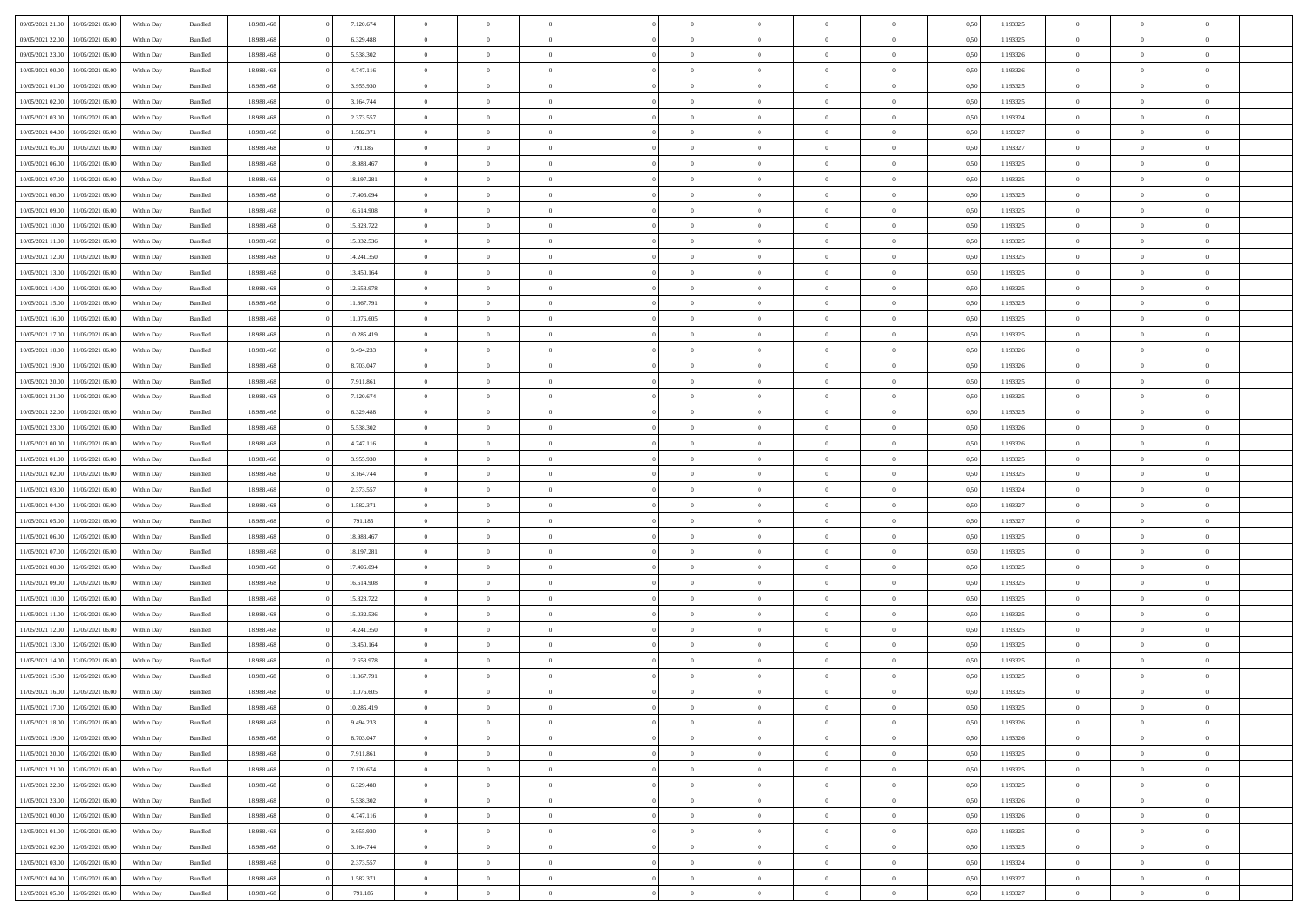| | | | | | | | | | | | | | | | | | | | | |
|---|---|---|---|---|---|---|---|---|---|---|---|---|---|---|---|---|---|---|---|---|
| 09/05/2021 21:00 | 10/05/2021 06:00 | Within Day | Bundled | 18.988.468 | 0 | 7.120.674 | 0 | 0 | 0 | | 0 | 0 | 0 | 0 | 0,50 | 1,193325 | 0 | 0 | 0 | |
| 09/05/2021 22:00 | 10/05/2021 06:00 | Within Day | Bundled | 18.988.468 | 0 | 6.329.488 | 0 | 0 | 0 | | 0 | 0 | 0 | 0 | 0,50 | 1,193325 | 0 | 0 | 0 | |
| 09/05/2021 23:00 | 10/05/2021 06:00 | Within Day | Bundled | 18.988.468 | 0 | 5.538.302 | 0 | 0 | 0 | | 0 | 0 | 0 | 0 | 0,50 | 1,193326 | 0 | 0 | 0 | |
| 10/05/2021 00:00 | 10/05/2021 06:00 | Within Day | Bundled | 18.988.468 | 0 | 4.747.116 | 0 | 0 | 0 | | 0 | 0 | 0 | 0 | 0,50 | 1,193326 | 0 | 0 | 0 | |
| 10/05/2021 01:00 | 10/05/2021 06:00 | Within Day | Bundled | 18.988.468 | 0 | 3.955.930 | 0 | 0 | 0 | | 0 | 0 | 0 | 0 | 0,50 | 1,193325 | 0 | 0 | 0 | |
| 10/05/2021 02:00 | 10/05/2021 06:00 | Within Day | Bundled | 18.988.468 | 0 | 3.164.744 | 0 | 0 | 0 | | 0 | 0 | 0 | 0 | 0,50 | 1,193325 | 0 | 0 | 0 | |
| 10/05/2021 03:00 | 10/05/2021 06:00 | Within Day | Bundled | 18.988.468 | 0 | 2.373.557 | 0 | 0 | 0 | | 0 | 0 | 0 | 0 | 0,50 | 1,193324 | 0 | 0 | 0 | |
| 10/05/2021 04:00 | 10/05/2021 06:00 | Within Day | Bundled | 18.988.468 | 0 | 1.582.371 | 0 | 0 | 0 | | 0 | 0 | 0 | 0 | 0,50 | 1,193327 | 0 | 0 | 0 | |
| 10/05/2021 05:00 | 10/05/2021 06:00 | Within Day | Bundled | 18.988.468 | 0 | 791.185 | 0 | 0 | 0 | | 0 | 0 | 0 | 0 | 0,50 | 1,193327 | 0 | 0 | 0 | |
| 10/05/2021 06:00 | 11/05/2021 06:00 | Within Day | Bundled | 18.988.468 | 0 | 18.988.467 | 0 | 0 | 0 | | 0 | 0 | 0 | 0 | 0,50 | 1,193325 | 0 | 0 | 0 | |
| 10/05/2021 07:00 | 11/05/2021 06:00 | Within Day | Bundled | 18.988.468 | 0 | 18.197.281 | 0 | 0 | 0 | | 0 | 0 | 0 | 0 | 0,50 | 1,193325 | 0 | 0 | 0 | |
| 10/05/2021 08:00 | 11/05/2021 06:00 | Within Day | Bundled | 18.988.468 | 0 | 17.406.094 | 0 | 0 | 0 | | 0 | 0 | 0 | 0 | 0,50 | 1,193325 | 0 | 0 | 0 | |
| 10/05/2021 09:00 | 11/05/2021 06:00 | Within Day | Bundled | 18.988.468 | 0 | 16.614.908 | 0 | 0 | 0 | | 0 | 0 | 0 | 0 | 0,50 | 1,193325 | 0 | 0 | 0 | |
| 10/05/2021 10:00 | 11/05/2021 06:00 | Within Day | Bundled | 18.988.468 | 0 | 15.823.722 | 0 | 0 | 0 | | 0 | 0 | 0 | 0 | 0,50 | 1,193325 | 0 | 0 | 0 | |
| 10/05/2021 11:00 | 11/05/2021 06:00 | Within Day | Bundled | 18.988.468 | 0 | 15.032.536 | 0 | 0 | 0 | | 0 | 0 | 0 | 0 | 0,50 | 1,193325 | 0 | 0 | 0 | |
| 10/05/2021 12:00 | 11/05/2021 06:00 | Within Day | Bundled | 18.988.468 | 0 | 14.241.350 | 0 | 0 | 0 | | 0 | 0 | 0 | 0 | 0,50 | 1,193325 | 0 | 0 | 0 | |
| 10/05/2021 13:00 | 11/05/2021 06:00 | Within Day | Bundled | 18.988.468 | 0 | 13.450.164 | 0 | 0 | 0 | | 0 | 0 | 0 | 0 | 0,50 | 1,193325 | 0 | 0 | 0 | |
| 10/05/2021 14:00 | 11/05/2021 06:00 | Within Day | Bundled | 18.988.468 | 0 | 12.658.978 | 0 | 0 | 0 | | 0 | 0 | 0 | 0 | 0,50 | 1,193325 | 0 | 0 | 0 | |
| 10/05/2021 15:00 | 11/05/2021 06:00 | Within Day | Bundled | 18.988.468 | 0 | 11.867.791 | 0 | 0 | 0 | | 0 | 0 | 0 | 0 | 0,50 | 1,193325 | 0 | 0 | 0 | |
| 10/05/2021 16:00 | 11/05/2021 06:00 | Within Day | Bundled | 18.988.468 | 0 | 11.076.605 | 0 | 0 | 0 | | 0 | 0 | 0 | 0 | 0,50 | 1,193325 | 0 | 0 | 0 | |
| 10/05/2021 17:00 | 11/05/2021 06:00 | Within Day | Bundled | 18.988.468 | 0 | 10.285.419 | 0 | 0 | 0 | | 0 | 0 | 0 | 0 | 0,50 | 1,193325 | 0 | 0 | 0 | |
| 10/05/2021 18:00 | 11/05/2021 06:00 | Within Day | Bundled | 18.988.468 | 0 | 9.494.233 | 0 | 0 | 0 | | 0 | 0 | 0 | 0 | 0,50 | 1,193326 | 0 | 0 | 0 | |
| 10/05/2021 19:00 | 11/05/2021 06:00 | Within Day | Bundled | 18.988.468 | 0 | 8.703.047 | 0 | 0 | 0 | | 0 | 0 | 0 | 0 | 0,50 | 1,193326 | 0 | 0 | 0 | |
| 10/05/2021 20:00 | 11/05/2021 06:00 | Within Day | Bundled | 18.988.468 | 0 | 7.911.861 | 0 | 0 | 0 | | 0 | 0 | 0 | 0 | 0,50 | 1,193325 | 0 | 0 | 0 | |
| 10/05/2021 21:00 | 11/05/2021 06:00 | Within Day | Bundled | 18.988.468 | 0 | 7.120.674 | 0 | 0 | 0 | | 0 | 0 | 0 | 0 | 0,50 | 1,193325 | 0 | 0 | 0 | |
| 10/05/2021 22:00 | 11/05/2021 06:00 | Within Day | Bundled | 18.988.468 | 0 | 6.329.488 | 0 | 0 | 0 | | 0 | 0 | 0 | 0 | 0,50 | 1,193325 | 0 | 0 | 0 | |
| 10/05/2021 23:00 | 11/05/2021 06:00 | Within Day | Bundled | 18.988.468 | 0 | 5.538.302 | 0 | 0 | 0 | | 0 | 0 | 0 | 0 | 0,50 | 1,193326 | 0 | 0 | 0 | |
| 11/05/2021 00:00 | 11/05/2021 06:00 | Within Day | Bundled | 18.988.468 | 0 | 4.747.116 | 0 | 0 | 0 | | 0 | 0 | 0 | 0 | 0,50 | 1,193326 | 0 | 0 | 0 | |
| 11/05/2021 01:00 | 11/05/2021 06:00 | Within Day | Bundled | 18.988.468 | 0 | 3.955.930 | 0 | 0 | 0 | | 0 | 0 | 0 | 0 | 0,50 | 1,193325 | 0 | 0 | 0 | |
| 11/05/2021 02:00 | 11/05/2021 06:00 | Within Day | Bundled | 18.988.468 | 0 | 3.164.744 | 0 | 0 | 0 | | 0 | 0 | 0 | 0 | 0,50 | 1,193325 | 0 | 0 | 0 | |
| 11/05/2021 03:00 | 11/05/2021 06:00 | Within Day | Bundled | 18.988.468 | 0 | 2.373.557 | 0 | 0 | 0 | | 0 | 0 | 0 | 0 | 0,50 | 1,193324 | 0 | 0 | 0 | |
| 11/05/2021 04:00 | 11/05/2021 06:00 | Within Day | Bundled | 18.988.468 | 0 | 1.582.371 | 0 | 0 | 0 | | 0 | 0 | 0 | 0 | 0,50 | 1,193327 | 0 | 0 | 0 | |
| 11/05/2021 05:00 | 11/05/2021 06:00 | Within Day | Bundled | 18.988.468 | 0 | 791.185 | 0 | 0 | 0 | | 0 | 0 | 0 | 0 | 0,50 | 1,193327 | 0 | 0 | 0 | |
| 11/05/2021 06:00 | 12/05/2021 06:00 | Within Day | Bundled | 18.988.468 | 0 | 18.988.467 | 0 | 0 | 0 | | 0 | 0 | 0 | 0 | 0,50 | 1,193325 | 0 | 0 | 0 | |
| 11/05/2021 07:00 | 12/05/2021 06:00 | Within Day | Bundled | 18.988.468 | 0 | 18.197.281 | 0 | 0 | 0 | | 0 | 0 | 0 | 0 | 0,50 | 1,193325 | 0 | 0 | 0 | |
| 11/05/2021 08:00 | 12/05/2021 06:00 | Within Day | Bundled | 18.988.468 | 0 | 17.406.094 | 0 | 0 | 0 | | 0 | 0 | 0 | 0 | 0,50 | 1,193325 | 0 | 0 | 0 | |
| 11/05/2021 09:00 | 12/05/2021 06:00 | Within Day | Bundled | 18.988.468 | 0 | 16.614.908 | 0 | 0 | 0 | | 0 | 0 | 0 | 0 | 0,50 | 1,193325 | 0 | 0 | 0 | |
| 11/05/2021 10:00 | 12/05/2021 06:00 | Within Day | Bundled | 18.988.468 | 0 | 15.823.722 | 0 | 0 | 0 | | 0 | 0 | 0 | 0 | 0,50 | 1,193325 | 0 | 0 | 0 | |
| 11/05/2021 11:00 | 12/05/2021 06:00 | Within Day | Bundled | 18.988.468 | 0 | 15.032.536 | 0 | 0 | 0 | | 0 | 0 | 0 | 0 | 0,50 | 1,193325 | 0 | 0 | 0 | |
| 11/05/2021 12:00 | 12/05/2021 06:00 | Within Day | Bundled | 18.988.468 | 0 | 14.241.350 | 0 | 0 | 0 | | 0 | 0 | 0 | 0 | 0,50 | 1,193325 | 0 | 0 | 0 | |
| 11/05/2021 13:00 | 12/05/2021 06:00 | Within Day | Bundled | 18.988.468 | 0 | 13.450.164 | 0 | 0 | 0 | | 0 | 0 | 0 | 0 | 0,50 | 1,193325 | 0 | 0 | 0 | |
| 11/05/2021 14:00 | 12/05/2021 06:00 | Within Day | Bundled | 18.988.468 | 0 | 12.658.978 | 0 | 0 | 0 | | 0 | 0 | 0 | 0 | 0,50 | 1,193325 | 0 | 0 | 0 | |
| 11/05/2021 15:00 | 12/05/2021 06:00 | Within Day | Bundled | 18.988.468 | 0 | 11.867.791 | 0 | 0 | 0 | | 0 | 0 | 0 | 0 | 0,50 | 1,193325 | 0 | 0 | 0 | |
| 11/05/2021 16:00 | 12/05/2021 06:00 | Within Day | Bundled | 18.988.468 | 0 | 11.076.605 | 0 | 0 | 0 | | 0 | 0 | 0 | 0 | 0,50 | 1,193325 | 0 | 0 | 0 | |
| 11/05/2021 17:00 | 12/05/2021 06:00 | Within Day | Bundled | 18.988.468 | 0 | 10.285.419 | 0 | 0 | 0 | | 0 | 0 | 0 | 0 | 0,50 | 1,193325 | 0 | 0 | 0 | |
| 11/05/2021 18:00 | 12/05/2021 06:00 | Within Day | Bundled | 18.988.468 | 0 | 9.494.233 | 0 | 0 | 0 | | 0 | 0 | 0 | 0 | 0,50 | 1,193326 | 0 | 0 | 0 | |
| 11/05/2021 19:00 | 12/05/2021 06:00 | Within Day | Bundled | 18.988.468 | 0 | 8.703.047 | 0 | 0 | 0 | | 0 | 0 | 0 | 0 | 0,50 | 1,193326 | 0 | 0 | 0 | |
| 11/05/2021 20:00 | 12/05/2021 06:00 | Within Day | Bundled | 18.988.468 | 0 | 7.911.861 | 0 | 0 | 0 | | 0 | 0 | 0 | 0 | 0,50 | 1,193325 | 0 | 0 | 0 | |
| 11/05/2021 21:00 | 12/05/2021 06:00 | Within Day | Bundled | 18.988.468 | 0 | 7.120.674 | 0 | 0 | 0 | | 0 | 0 | 0 | 0 | 0,50 | 1,193325 | 0 | 0 | 0 | |
| 11/05/2021 22:00 | 12/05/2021 06:00 | Within Day | Bundled | 18.988.468 | 0 | 6.329.488 | 0 | 0 | 0 | | 0 | 0 | 0 | 0 | 0,50 | 1,193325 | 0 | 0 | 0 | |
| 11/05/2021 23:00 | 12/05/2021 06:00 | Within Day | Bundled | 18.988.468 | 0 | 5.538.302 | 0 | 0 | 0 | | 0 | 0 | 0 | 0 | 0,50 | 1,193326 | 0 | 0 | 0 | |
| 12/05/2021 00:00 | 12/05/2021 06:00 | Within Day | Bundled | 18.988.468 | 0 | 4.747.116 | 0 | 0 | 0 | | 0 | 0 | 0 | 0 | 0,50 | 1,193326 | 0 | 0 | 0 | |
| 12/05/2021 01:00 | 12/05/2021 06:00 | Within Day | Bundled | 18.988.468 | 0 | 3.955.930 | 0 | 0 | 0 | | 0 | 0 | 0 | 0 | 0,50 | 1,193325 | 0 | 0 | 0 | |
| 12/05/2021 02:00 | 12/05/2021 06:00 | Within Day | Bundled | 18.988.468 | 0 | 3.164.744 | 0 | 0 | 0 | | 0 | 0 | 0 | 0 | 0,50 | 1,193325 | 0 | 0 | 0 | |
| 12/05/2021 03:00 | 12/05/2021 06:00 | Within Day | Bundled | 18.988.468 | 0 | 2.373.557 | 0 | 0 | 0 | | 0 | 0 | 0 | 0 | 0,50 | 1,193324 | 0 | 0 | 0 | |
| 12/05/2021 04:00 | 12/05/2021 06:00 | Within Day | Bundled | 18.988.468 | 0 | 1.582.371 | 0 | 0 | 0 | | 0 | 0 | 0 | 0 | 0,50 | 1,193327 | 0 | 0 | 0 | |
| 12/05/2021 05:00 | 12/05/2021 06:00 | Within Day | Bundled | 18.988.468 | 0 | 791.185 | 0 | 0 | 0 | | 0 | 0 | 0 | 0 | 0,50 | 1,193327 | 0 | 0 | 0 | |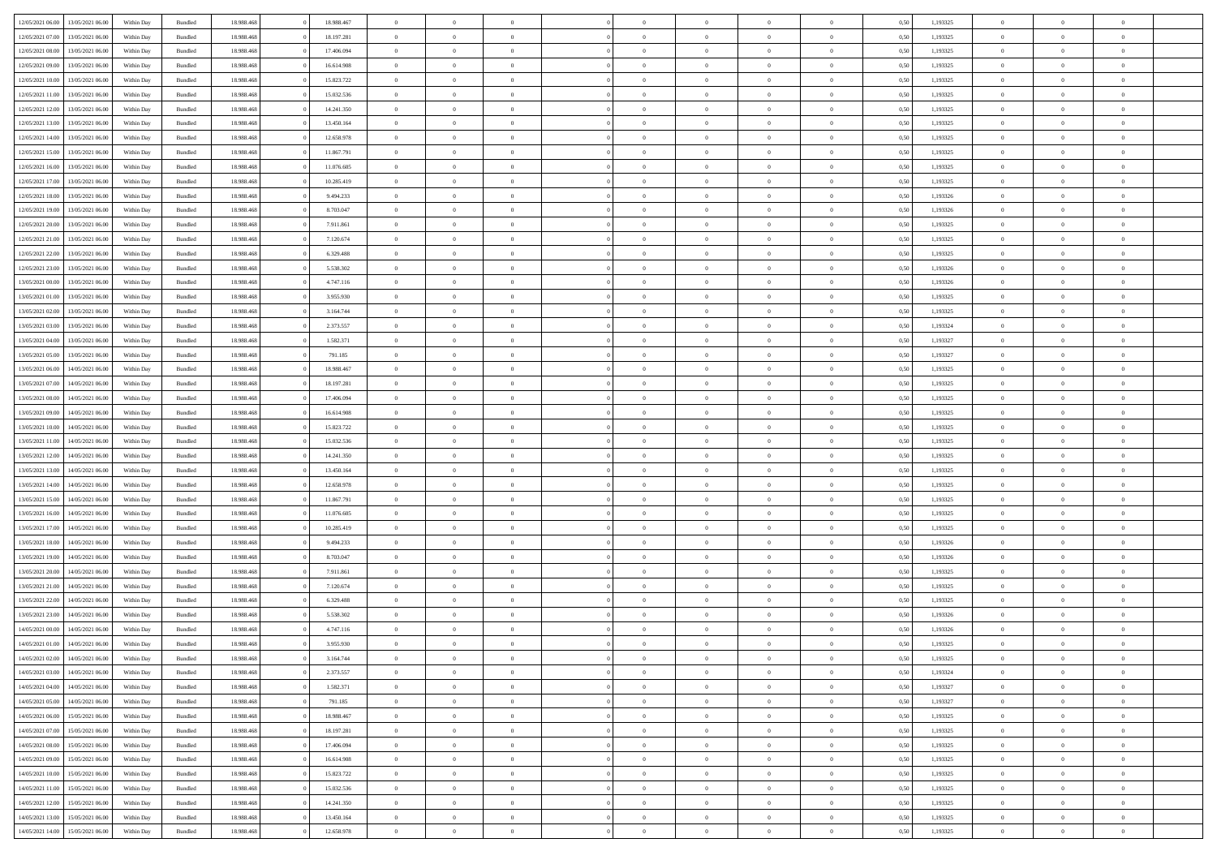| | | | | | | | | | | | | | | | | | | | | | |
|---|---|---|---|---|---|---|---|---|---|---|---|---|---|---|---|---|---|---|---|---|---|
| 12/05/2021 06:00 | 13/05/2021 06:00 | Within Day | Bundled | 18.988.468 | 0 | 18.988.467 | 0 | 0 | 0 | | 0 | 0 | 0 | 0 | 0 | 0,50 | 1,193325 | 0 | 0 | 0 | |
| 12/05/2021 07:00 | 13/05/2021 06:00 | Within Day | Bundled | 18.988.468 | 0 | 18.197.281 | 0 | 0 | 0 | | 0 | 0 | 0 | 0 | 0 | 0,50 | 1,193325 | 0 | 0 | 0 | |
| 12/05/2021 08:00 | 13/05/2021 06:00 | Within Day | Bundled | 18.988.468 | 0 | 17.406.094 | 0 | 0 | 0 | | 0 | 0 | 0 | 0 | 0 | 0,50 | 1,193325 | 0 | 0 | 0 | |
| 12/05/2021 09:00 | 13/05/2021 06:00 | Within Day | Bundled | 18.988.468 | 0 | 16.614.908 | 0 | 0 | 0 | | 0 | 0 | 0 | 0 | 0 | 0,50 | 1,193325 | 0 | 0 | 0 | |
| 12/05/2021 10:00 | 13/05/2021 06:00 | Within Day | Bundled | 18.988.468 | 0 | 15.823.722 | 0 | 0 | 0 | | 0 | 0 | 0 | 0 | 0 | 0,50 | 1,193325 | 0 | 0 | 0 | |
| 12/05/2021 11:00 | 13/05/2021 06:00 | Within Day | Bundled | 18.988.468 | 0 | 15.032.536 | 0 | 0 | 0 | | 0 | 0 | 0 | 0 | 0 | 0,50 | 1,193325 | 0 | 0 | 0 | |
| 12/05/2021 12:00 | 13/05/2021 06:00 | Within Day | Bundled | 18.988.468 | 0 | 14.241.350 | 0 | 0 | 0 | | 0 | 0 | 0 | 0 | 0 | 0,50 | 1,193325 | 0 | 0 | 0 | |
| 12/05/2021 13:00 | 13/05/2021 06:00 | Within Day | Bundled | 18.988.468 | 0 | 13.450.164 | 0 | 0 | 0 | | 0 | 0 | 0 | 0 | 0 | 0,50 | 1,193325 | 0 | 0 | 0 | |
| 12/05/2021 14:00 | 13/05/2021 06:00 | Within Day | Bundled | 18.988.468 | 0 | 12.658.978 | 0 | 0 | 0 | | 0 | 0 | 0 | 0 | 0 | 0,50 | 1,193325 | 0 | 0 | 0 | |
| 12/05/2021 15:00 | 13/05/2021 06:00 | Within Day | Bundled | 18.988.468 | 0 | 11.867.791 | 0 | 0 | 0 | | 0 | 0 | 0 | 0 | 0 | 0,50 | 1,193325 | 0 | 0 | 0 | |
| 12/05/2021 16:00 | 13/05/2021 06:00 | Within Day | Bundled | 18.988.468 | 0 | 11.076.605 | 0 | 0 | 0 | | 0 | 0 | 0 | 0 | 0 | 0,50 | 1,193325 | 0 | 0 | 0 | |
| 12/05/2021 17:00 | 13/05/2021 06:00 | Within Day | Bundled | 18.988.468 | 0 | 10.285.419 | 0 | 0 | 0 | | 0 | 0 | 0 | 0 | 0 | 0,50 | 1,193325 | 0 | 0 | 0 | |
| 12/05/2021 18:00 | 13/05/2021 06:00 | Within Day | Bundled | 18.988.468 | 0 | 9.494.233 | 0 | 0 | 0 | | 0 | 0 | 0 | 0 | 0 | 0,50 | 1,193326 | 0 | 0 | 0 | |
| 12/05/2021 19:00 | 13/05/2021 06:00 | Within Day | Bundled | 18.988.468 | 0 | 8.703.047 | 0 | 0 | 0 | | 0 | 0 | 0 | 0 | 0 | 0,50 | 1,193326 | 0 | 0 | 0 | |
| 12/05/2021 20:00 | 13/05/2021 06:00 | Within Day | Bundled | 18.988.468 | 0 | 7.911.861 | 0 | 0 | 0 | | 0 | 0 | 0 | 0 | 0 | 0,50 | 1,193325 | 0 | 0 | 0 | |
| 12/05/2021 21:00 | 13/05/2021 06:00 | Within Day | Bundled | 18.988.468 | 0 | 7.120.674 | 0 | 0 | 0 | | 0 | 0 | 0 | 0 | 0 | 0,50 | 1,193325 | 0 | 0 | 0 | |
| 12/05/2021 22:00 | 13/05/2021 06:00 | Within Day | Bundled | 18.988.468 | 0 | 6.329.488 | 0 | 0 | 0 | | 0 | 0 | 0 | 0 | 0 | 0,50 | 1,193325 | 0 | 0 | 0 | |
| 12/05/2021 23:00 | 13/05/2021 06:00 | Within Day | Bundled | 18.988.468 | 0 | 5.538.302 | 0 | 0 | 0 | | 0 | 0 | 0 | 0 | 0 | 0,50 | 1,193326 | 0 | 0 | 0 | |
| 13/05/2021 00:00 | 13/05/2021 06:00 | Within Day | Bundled | 18.988.468 | 0 | 4.747.116 | 0 | 0 | 0 | | 0 | 0 | 0 | 0 | 0 | 0,50 | 1,193326 | 0 | 0 | 0 | |
| 13/05/2021 01:00 | 13/05/2021 06:00 | Within Day | Bundled | 18.988.468 | 0 | 3.955.930 | 0 | 0 | 0 | | 0 | 0 | 0 | 0 | 0 | 0,50 | 1,193325 | 0 | 0 | 0 | |
| 13/05/2021 02:00 | 13/05/2021 06:00 | Within Day | Bundled | 18.988.468 | 0 | 3.164.744 | 0 | 0 | 0 | | 0 | 0 | 0 | 0 | 0 | 0,50 | 1,193325 | 0 | 0 | 0 | |
| 13/05/2021 03:00 | 13/05/2021 06:00 | Within Day | Bundled | 18.988.468 | 0 | 2.373.557 | 0 | 0 | 0 | | 0 | 0 | 0 | 0 | 0 | 0,50 | 1,193324 | 0 | 0 | 0 | |
| 13/05/2021 04:00 | 13/05/2021 06:00 | Within Day | Bundled | 18.988.468 | 0 | 1.582.371 | 0 | 0 | 0 | | 0 | 0 | 0 | 0 | 0 | 0,50 | 1,193327 | 0 | 0 | 0 | |
| 13/05/2021 05:00 | 13/05/2021 06:00 | Within Day | Bundled | 18.988.468 | 0 | 791.185 | 0 | 0 | 0 | | 0 | 0 | 0 | 0 | 0 | 0,50 | 1,193327 | 0 | 0 | 0 | |
| 13/05/2021 06:00 | 14/05/2021 06:00 | Within Day | Bundled | 18.988.468 | 0 | 18.988.467 | 0 | 0 | 0 | | 0 | 0 | 0 | 0 | 0 | 0,50 | 1,193325 | 0 | 0 | 0 | |
| 13/05/2021 07:00 | 14/05/2021 06:00 | Within Day | Bundled | 18.988.468 | 0 | 18.197.281 | 0 | 0 | 0 | | 0 | 0 | 0 | 0 | 0 | 0,50 | 1,193325 | 0 | 0 | 0 | |
| 13/05/2021 08:00 | 14/05/2021 06:00 | Within Day | Bundled | 18.988.468 | 0 | 17.406.094 | 0 | 0 | 0 | | 0 | 0 | 0 | 0 | 0 | 0,50 | 1,193325 | 0 | 0 | 0 | |
| 13/05/2021 09:00 | 14/05/2021 06:00 | Within Day | Bundled | 18.988.468 | 0 | 16.614.908 | 0 | 0 | 0 | | 0 | 0 | 0 | 0 | 0 | 0,50 | 1,193325 | 0 | 0 | 0 | |
| 13/05/2021 10:00 | 14/05/2021 06:00 | Within Day | Bundled | 18.988.468 | 0 | 15.823.722 | 0 | 0 | 0 | | 0 | 0 | 0 | 0 | 0 | 0,50 | 1,193325 | 0 | 0 | 0 | |
| 13/05/2021 11:00 | 14/05/2021 06:00 | Within Day | Bundled | 18.988.468 | 0 | 15.032.536 | 0 | 0 | 0 | | 0 | 0 | 0 | 0 | 0 | 0,50 | 1,193325 | 0 | 0 | 0 | |
| 13/05/2021 12:00 | 14/05/2021 06:00 | Within Day | Bundled | 18.988.468 | 0 | 14.241.350 | 0 | 0 | 0 | | 0 | 0 | 0 | 0 | 0 | 0,50 | 1,193325 | 0 | 0 | 0 | |
| 13/05/2021 13:00 | 14/05/2021 06:00 | Within Day | Bundled | 18.988.468 | 0 | 13.450.164 | 0 | 0 | 0 | | 0 | 0 | 0 | 0 | 0 | 0,50 | 1,193325 | 0 | 0 | 0 | |
| 13/05/2021 14:00 | 14/05/2021 06:00 | Within Day | Bundled | 18.988.468 | 0 | 12.658.978 | 0 | 0 | 0 | | 0 | 0 | 0 | 0 | 0 | 0,50 | 1,193325 | 0 | 0 | 0 | |
| 13/05/2021 15:00 | 14/05/2021 06:00 | Within Day | Bundled | 18.988.468 | 0 | 11.867.791 | 0 | 0 | 0 | | 0 | 0 | 0 | 0 | 0 | 0,50 | 1,193325 | 0 | 0 | 0 | |
| 13/05/2021 16:00 | 14/05/2021 06:00 | Within Day | Bundled | 18.988.468 | 0 | 11.076.605 | 0 | 0 | 0 | | 0 | 0 | 0 | 0 | 0 | 0,50 | 1,193325 | 0 | 0 | 0 | |
| 13/05/2021 17:00 | 14/05/2021 06:00 | Within Day | Bundled | 18.988.468 | 0 | 10.285.419 | 0 | 0 | 0 | | 0 | 0 | 0 | 0 | 0 | 0,50 | 1,193325 | 0 | 0 | 0 | |
| 13/05/2021 18:00 | 14/05/2021 06:00 | Within Day | Bundled | 18.988.468 | 0 | 9.494.233 | 0 | 0 | 0 | | 0 | 0 | 0 | 0 | 0 | 0,50 | 1,193326 | 0 | 0 | 0 | |
| 13/05/2021 19:00 | 14/05/2021 06:00 | Within Day | Bundled | 18.988.468 | 0 | 8.703.047 | 0 | 0 | 0 | | 0 | 0 | 0 | 0 | 0 | 0,50 | 1,193326 | 0 | 0 | 0 | |
| 13/05/2021 20:00 | 14/05/2021 06:00 | Within Day | Bundled | 18.988.468 | 0 | 7.911.861 | 0 | 0 | 0 | | 0 | 0 | 0 | 0 | 0 | 0,50 | 1,193325 | 0 | 0 | 0 | |
| 13/05/2021 21:00 | 14/05/2021 06:00 | Within Day | Bundled | 18.988.468 | 0 | 7.120.674 | 0 | 0 | 0 | | 0 | 0 | 0 | 0 | 0 | 0,50 | 1,193325 | 0 | 0 | 0 | |
| 13/05/2021 22:00 | 14/05/2021 06:00 | Within Day | Bundled | 18.988.468 | 0 | 6.329.488 | 0 | 0 | 0 | | 0 | 0 | 0 | 0 | 0 | 0,50 | 1,193325 | 0 | 0 | 0 | |
| 13/05/2021 23:00 | 14/05/2021 06:00 | Within Day | Bundled | 18.988.468 | 0 | 5.538.302 | 0 | 0 | 0 | | 0 | 0 | 0 | 0 | 0 | 0,50 | 1,193326 | 0 | 0 | 0 | |
| 14/05/2021 00:00 | 14/05/2021 06:00 | Within Day | Bundled | 18.988.468 | 0 | 4.747.116 | 0 | 0 | 0 | | 0 | 0 | 0 | 0 | 0 | 0,50 | 1,193326 | 0 | 0 | 0 | |
| 14/05/2021 01:00 | 14/05/2021 06:00 | Within Day | Bundled | 18.988.468 | 0 | 3.955.930 | 0 | 0 | 0 | | 0 | 0 | 0 | 0 | 0 | 0,50 | 1,193325 | 0 | 0 | 0 | |
| 14/05/2021 02:00 | 14/05/2021 06:00 | Within Day | Bundled | 18.988.468 | 0 | 3.164.744 | 0 | 0 | 0 | | 0 | 0 | 0 | 0 | 0 | 0,50 | 1,193325 | 0 | 0 | 0 | |
| 14/05/2021 03:00 | 14/05/2021 06:00 | Within Day | Bundled | 18.988.468 | 0 | 2.373.557 | 0 | 0 | 0 | | 0 | 0 | 0 | 0 | 0 | 0,50 | 1,193324 | 0 | 0 | 0 | |
| 14/05/2021 04:00 | 14/05/2021 06:00 | Within Day | Bundled | 18.988.468 | 0 | 1.582.371 | 0 | 0 | 0 | | 0 | 0 | 0 | 0 | 0 | 0,50 | 1,193327 | 0 | 0 | 0 | |
| 14/05/2021 05:00 | 14/05/2021 06:00 | Within Day | Bundled | 18.988.468 | 0 | 791.185 | 0 | 0 | 0 | | 0 | 0 | 0 | 0 | 0 | 0,50 | 1,193327 | 0 | 0 | 0 | |
| 14/05/2021 06:00 | 15/05/2021 06:00 | Within Day | Bundled | 18.988.468 | 0 | 18.988.467 | 0 | 0 | 0 | | 0 | 0 | 0 | 0 | 0 | 0,50 | 1,193325 | 0 | 0 | 0 | |
| 14/05/2021 07:00 | 15/05/2021 06:00 | Within Day | Bundled | 18.988.468 | 0 | 18.197.281 | 0 | 0 | 0 | | 0 | 0 | 0 | 0 | 0 | 0,50 | 1,193325 | 0 | 0 | 0 | |
| 14/05/2021 08:00 | 15/05/2021 06:00 | Within Day | Bundled | 18.988.468 | 0 | 17.406.094 | 0 | 0 | 0 | | 0 | 0 | 0 | 0 | 0 | 0,50 | 1,193325 | 0 | 0 | 0 | |
| 14/05/2021 09:00 | 15/05/2021 06:00 | Within Day | Bundled | 18.988.468 | 0 | 16.614.908 | 0 | 0 | 0 | | 0 | 0 | 0 | 0 | 0 | 0,50 | 1,193325 | 0 | 0 | 0 | |
| 14/05/2021 10:00 | 15/05/2021 06:00 | Within Day | Bundled | 18.988.468 | 0 | 15.823.722 | 0 | 0 | 0 | | 0 | 0 | 0 | 0 | 0 | 0,50 | 1,193325 | 0 | 0 | 0 | |
| 14/05/2021 11:00 | 15/05/2021 06:00 | Within Day | Bundled | 18.988.468 | 0 | 15.032.536 | 0 | 0 | 0 | | 0 | 0 | 0 | 0 | 0 | 0,50 | 1,193325 | 0 | 0 | 0 | |
| 14/05/2021 12:00 | 15/05/2021 06:00 | Within Day | Bundled | 18.988.468 | 0 | 14.241.350 | 0 | 0 | 0 | | 0 | 0 | 0 | 0 | 0 | 0,50 | 1,193325 | 0 | 0 | 0 | |
| 14/05/2021 13:00 | 15/05/2021 06:00 | Within Day | Bundled | 18.988.468 | 0 | 13.450.164 | 0 | 0 | 0 | | 0 | 0 | 0 | 0 | 0 | 0,50 | 1,193325 | 0 | 0 | 0 | |
| 14/05/2021 14:00 | 15/05/2021 06:00 | Within Day | Bundled | 18.988.468 | 0 | 12.658.978 | 0 | 0 | 0 | | 0 | 0 | 0 | 0 | 0 | 0,50 | 1,193325 | 0 | 0 | 0 | |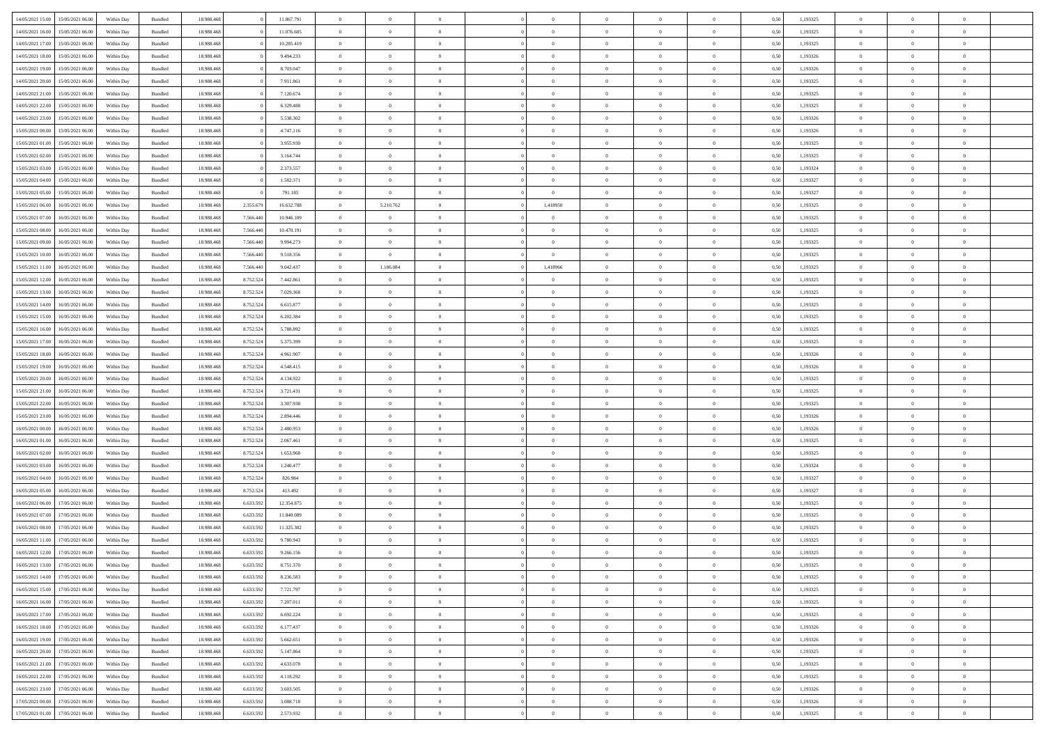| | | | | | | | | | | | | | | | | | | | | |
|---|---|---|---|---|---|---|---|---|---|---|---|---|---|---|---|---|---|---|---|---|
| 14/05/2021 15:00 | 15/05/2021 06:00 | Within Day | Bundled | 18.988.468 | 0 | 11.867.791 | 0 | 0 | 0 | | 0 | 0 | 0 | 0 | 0,50 | 1,193325 | 0 | 0 | 0 | |
| 14/05/2021 16:00 | 15/05/2021 06:00 | Within Day | Bundled | 18.988.468 | 0 | 11.076.605 | 0 | 0 | 0 | | 0 | 0 | 0 | 0 | 0,50 | 1,193325 | 0 | 0 | 0 | |
| 14/05/2021 17:00 | 15/05/2021 06:00 | Within Day | Bundled | 18.988.468 | 0 | 10.285.419 | 0 | 0 | 0 | | 0 | 0 | 0 | 0 | 0,50 | 1,193325 | 0 | 0 | 0 | |
| 14/05/2021 18:00 | 15/05/2021 06:00 | Within Day | Bundled | 18.988.468 | 0 | 9.494.233 | 0 | 0 | 0 | | 0 | 0 | 0 | 0 | 0,50 | 1,193326 | 0 | 0 | 0 | |
| 14/05/2021 19:00 | 15/05/2021 06:00 | Within Day | Bundled | 18.988.468 | 0 | 8.703.047 | 0 | 0 | 0 | | 0 | 0 | 0 | 0 | 0,50 | 1,193326 | 0 | 0 | 0 | |
| 14/05/2021 20:00 | 15/05/2021 06:00 | Within Day | Bundled | 18.988.468 | 0 | 7.911.861 | 0 | 0 | 0 | | 0 | 0 | 0 | 0 | 0,50 | 1,193325 | 0 | 0 | 0 | |
| 14/05/2021 21:00 | 15/05/2021 06:00 | Within Day | Bundled | 18.988.468 | 0 | 7.120.674 | 0 | 0 | 0 | | 0 | 0 | 0 | 0 | 0,50 | 1,193325 | 0 | 0 | 0 | |
| 14/05/2021 22:00 | 15/05/2021 06:00 | Within Day | Bundled | 18.988.468 | 0 | 6.329.488 | 0 | 0 | 0 | | 0 | 0 | 0 | 0 | 0,50 | 1,193325 | 0 | 0 | 0 | |
| 14/05/2021 23:00 | 15/05/2021 06:00 | Within Day | Bundled | 18.988.468 | 0 | 5.538.302 | 0 | 0 | 0 | | 0 | 0 | 0 | 0 | 0,50 | 1,193326 | 0 | 0 | 0 | |
| 15/05/2021 00:00 | 15/05/2021 06:00 | Within Day | Bundled | 18.988.468 | 0 | 4.747.116 | 0 | 0 | 0 | | 0 | 0 | 0 | 0 | 0,50 | 1,193326 | 0 | 0 | 0 | |
| 15/05/2021 01:00 | 15/05/2021 06:00 | Within Day | Bundled | 18.988.468 | 0 | 3.955.930 | 0 | 0 | 0 | | 0 | 0 | 0 | 0 | 0,50 | 1,193325 | 0 | 0 | 0 | |
| 15/05/2021 02:00 | 15/05/2021 06:00 | Within Day | Bundled | 18.988.468 | 0 | 3.164.744 | 0 | 0 | 0 | | 0 | 0 | 0 | 0 | 0,50 | 1,193325 | 0 | 0 | 0 | |
| 15/05/2021 03:00 | 15/05/2021 06:00 | Within Day | Bundled | 18.988.468 | 0 | 2.373.557 | 0 | 0 | 0 | | 0 | 0 | 0 | 0 | 0,50 | 1,193324 | 0 | 0 | 0 | |
| 15/05/2021 04:00 | 15/05/2021 06:00 | Within Day | Bundled | 18.988.468 | 0 | 1.582.371 | 0 | 0 | 0 | | 0 | 0 | 0 | 0 | 0,50 | 1,193327 | 0 | 0 | 0 | |
| 15/05/2021 05:00 | 15/05/2021 06:00 | Within Day | Bundled | 18.988.468 | 0 | 791.185 | 0 | 0 | 0 | | 0 | 0 | 0 | 0 | 0,50 | 1,193327 | 0 | 0 | 0 | |
| 15/05/2021 06:00 | 16/05/2021 06:00 | Within Day | Bundled | 18.988.468 | 2.355.679 | 16.632.788 | 0 | 5.210.762 | 0 | | 1,418950 | 0 | 0 | 0 | 0,50 | 1,193325 | 0 | 0 | 0 | |
| 15/05/2021 07:00 | 16/05/2021 06:00 | Within Day | Bundled | 18.988.468 | 7.566.440 | 10.946.109 | 0 | 0 | 0 | | 0 | 0 | 0 | 0 | 0,50 | 1,193325 | 0 | 0 | 0 | |
| 15/05/2021 08:00 | 16/05/2021 06:00 | Within Day | Bundled | 18.988.468 | 7.566.440 | 10.470.191 | 0 | 0 | 0 | | 0 | 0 | 0 | 0 | 0,50 | 1,193325 | 0 | 0 | 0 | |
| 15/05/2021 09:00 | 16/05/2021 06:00 | Within Day | Bundled | 18.988.468 | 7.566.440 | 9.994.273 | 0 | 0 | 0 | | 0 | 0 | 0 | 0 | 0,50 | 1,193325 | 0 | 0 | 0 | |
| 15/05/2021 10:00 | 16/05/2021 06:00 | Within Day | Bundled | 18.988.468 | 7.566.440 | 9.518.356 | 0 | 0 | 0 | | 0 | 0 | 0 | 0 | 0,50 | 1,193325 | 0 | 0 | 0 | |
| 15/05/2021 11:00 | 16/05/2021 06:00 | Within Day | Bundled | 18.988.468 | 7.566.440 | 9.042.437 | 0 | 1.186.084 | 0 | | 1,418966 | 0 | 0 | 0 | 0,50 | 1,193325 | 0 | 0 | 0 | |
| 15/05/2021 12:00 | 16/05/2021 06:00 | Within Day | Bundled | 18.988.468 | 8.752.524 | 7.442.861 | 0 | 0 | 0 | | 0 | 0 | 0 | 0 | 0,50 | 1,193325 | 0 | 0 | 0 | |
| 15/05/2021 13:00 | 16/05/2021 06:00 | Within Day | Bundled | 18.988.468 | 8.752.524 | 7.029.368 | 0 | 0 | 0 | | 0 | 0 | 0 | 0 | 0,50 | 1,193325 | 0 | 0 | 0 | |
| 15/05/2021 14:00 | 16/05/2021 06:00 | Within Day | Bundled | 18.988.468 | 8.752.524 | 6.615.877 | 0 | 0 | 0 | | 0 | 0 | 0 | 0 | 0,50 | 1,193325 | 0 | 0 | 0 | |
| 15/05/2021 15:00 | 16/05/2021 06:00 | Within Day | Bundled | 18.988.468 | 8.752.524 | 6.202.384 | 0 | 0 | 0 | | 0 | 0 | 0 | 0 | 0,50 | 1,193325 | 0 | 0 | 0 | |
| 15/05/2021 16:00 | 16/05/2021 06:00 | Within Day | Bundled | 18.988.468 | 8.752.524 | 5.788.892 | 0 | 0 | 0 | | 0 | 0 | 0 | 0 | 0,50 | 1,193325 | 0 | 0 | 0 | |
| 15/05/2021 17:00 | 16/05/2021 06:00 | Within Day | Bundled | 18.988.468 | 8.752.524 | 5.375.399 | 0 | 0 | 0 | | 0 | 0 | 0 | 0 | 0,50 | 1,193325 | 0 | 0 | 0 | |
| 15/05/2021 18:00 | 16/05/2021 06:00 | Within Day | Bundled | 18.988.468 | 8.752.524 | 4.961.907 | 0 | 0 | 0 | | 0 | 0 | 0 | 0 | 0,50 | 1,193326 | 0 | 0 | 0 | |
| 15/05/2021 19:00 | 16/05/2021 06:00 | Within Day | Bundled | 18.988.468 | 8.752.524 | 4.548.415 | 0 | 0 | 0 | | 0 | 0 | 0 | 0 | 0,50 | 1,193326 | 0 | 0 | 0 | |
| 15/05/2021 20:00 | 16/05/2021 06:00 | Within Day | Bundled | 18.988.468 | 8.752.524 | 4.134.922 | 0 | 0 | 0 | | 0 | 0 | 0 | 0 | 0,50 | 1,193325 | 0 | 0 | 0 | |
| 15/05/2021 21:00 | 16/05/2021 06:00 | Within Day | Bundled | 18.988.468 | 8.752.524 | 3.721.431 | 0 | 0 | 0 | | 0 | 0 | 0 | 0 | 0,50 | 1,193325 | 0 | 0 | 0 | |
| 15/05/2021 22:00 | 16/05/2021 06:00 | Within Day | Bundled | 18.988.468 | 8.752.524 | 3.307.938 | 0 | 0 | 0 | | 0 | 0 | 0 | 0 | 0,50 | 1,193325 | 0 | 0 | 0 | |
| 15/05/2021 23:00 | 16/05/2021 06:00 | Within Day | Bundled | 18.988.468 | 8.752.524 | 2.894.446 | 0 | 0 | 0 | | 0 | 0 | 0 | 0 | 0,50 | 1,193326 | 0 | 0 | 0 | |
| 16/05/2021 00:00 | 16/05/2021 06:00 | Within Day | Bundled | 18.988.468 | 8.752.524 | 2.480.953 | 0 | 0 | 0 | | 0 | 0 | 0 | 0 | 0,50 | 1,193326 | 0 | 0 | 0 | |
| 16/05/2021 01:00 | 16/05/2021 06:00 | Within Day | Bundled | 18.988.468 | 8.752.524 | 2.067.461 | 0 | 0 | 0 | | 0 | 0 | 0 | 0 | 0,50 | 1,193325 | 0 | 0 | 0 | |
| 16/05/2021 02:00 | 16/05/2021 06:00 | Within Day | Bundled | 18.988.468 | 8.752.524 | 1.653.968 | 0 | 0 | 0 | | 0 | 0 | 0 | 0 | 0,50 | 1,193325 | 0 | 0 | 0 | |
| 16/05/2021 03:00 | 16/05/2021 06:00 | Within Day | Bundled | 18.988.468 | 8.752.524 | 1.240.477 | 0 | 0 | 0 | | 0 | 0 | 0 | 0 | 0,50 | 1,193324 | 0 | 0 | 0 | |
| 16/05/2021 04:00 | 16/05/2021 06:00 | Within Day | Bundled | 18.988.468 | 8.752.524 | 826.984 | 0 | 0 | 0 | | 0 | 0 | 0 | 0 | 0,50 | 1,193327 | 0 | 0 | 0 | |
| 16/05/2021 05:00 | 16/05/2021 06:00 | Within Day | Bundled | 18.988.468 | 8.752.524 | 413.492 | 0 | 0 | 0 | | 0 | 0 | 0 | 0 | 0,50 | 1,193327 | 0 | 0 | 0 | |
| 16/05/2021 06:00 | 17/05/2021 06:00 | Within Day | Bundled | 18.988.468 | 6.633.592 | 12.354.875 | 0 | 0 | 0 | | 0 | 0 | 0 | 0 | 0,50 | 1,193325 | 0 | 0 | 0 | |
| 16/05/2021 07:00 | 17/05/2021 06:00 | Within Day | Bundled | 18.988.468 | 6.633.592 | 11.840.089 | 0 | 0 | 0 | | 0 | 0 | 0 | 0 | 0,50 | 1,193325 | 0 | 0 | 0 | |
| 16/05/2021 08:00 | 17/05/2021 06:00 | Within Day | Bundled | 18.988.468 | 6.633.592 | 11.325.302 | 0 | 0 | 0 | | 0 | 0 | 0 | 0 | 0,50 | 1,193325 | 0 | 0 | 0 | |
| 16/05/2021 11:00 | 17/05/2021 06:00 | Within Day | Bundled | 18.988.468 | 6.633.592 | 9.780.943 | 0 | 0 | 0 | | 0 | 0 | 0 | 0 | 0,50 | 1,193325 | 0 | 0 | 0 | |
| 16/05/2021 12:00 | 17/05/2021 06:00 | Within Day | Bundled | 18.988.468 | 6.633.592 | 9.266.156 | 0 | 0 | 0 | | 0 | 0 | 0 | 0 | 0,50 | 1,193325 | 0 | 0 | 0 | |
| 16/05/2021 13:00 | 17/05/2021 06:00 | Within Day | Bundled | 18.988.468 | 6.633.592 | 8.751.370 | 0 | 0 | 0 | | 0 | 0 | 0 | 0 | 0,50 | 1,193325 | 0 | 0 | 0 | |
| 16/05/2021 14:00 | 17/05/2021 06:00 | Within Day | Bundled | 18.988.468 | 6.633.592 | 8.236.583 | 0 | 0 | 0 | | 0 | 0 | 0 | 0 | 0,50 | 1,193325 | 0 | 0 | 0 | |
| 16/05/2021 15:00 | 17/05/2021 06:00 | Within Day | Bundled | 18.988.468 | 6.633.592 | 7.721.797 | 0 | 0 | 0 | | 0 | 0 | 0 | 0 | 0,50 | 1,193325 | 0 | 0 | 0 | |
| 16/05/2021 16:00 | 17/05/2021 06:00 | Within Day | Bundled | 18.988.468 | 6.633.592 | 7.207.011 | 0 | 0 | 0 | | 0 | 0 | 0 | 0 | 0,50 | 1,193325 | 0 | 0 | 0 | |
| 16/05/2021 17:00 | 17/05/2021 06:00 | Within Day | Bundled | 18.988.468 | 6.633.592 | 6.692.224 | 0 | 0 | 0 | | 0 | 0 | 0 | 0 | 0,50 | 1,193325 | 0 | 0 | 0 | |
| 16/05/2021 18:00 | 17/05/2021 06:00 | Within Day | Bundled | 18.988.468 | 6.633.592 | 6.177.437 | 0 | 0 | 0 | | 0 | 0 | 0 | 0 | 0,50 | 1,193326 | 0 | 0 | 0 | |
| 16/05/2021 19:00 | 17/05/2021 06:00 | Within Day | Bundled | 18.988.468 | 6.633.592 | 5.662.651 | 0 | 0 | 0 | | 0 | 0 | 0 | 0 | 0,50 | 1,193326 | 0 | 0 | 0 | |
| 16/05/2021 20:00 | 17/05/2021 06:00 | Within Day | Bundled | 18.988.468 | 6.633.592 | 5.147.864 | 0 | 0 | 0 | | 0 | 0 | 0 | 0 | 0,50 | 1,193325 | 0 | 0 | 0 | |
| 16/05/2021 21:00 | 17/05/2021 06:00 | Within Day | Bundled | 18.988.468 | 6.633.592 | 4.633.078 | 0 | 0 | 0 | | 0 | 0 | 0 | 0 | 0,50 | 1,193325 | 0 | 0 | 0 | |
| 16/05/2021 22:00 | 17/05/2021 06:00 | Within Day | Bundled | 18.988.468 | 6.633.592 | 4.118.292 | 0 | 0 | 0 | | 0 | 0 | 0 | 0 | 0,50 | 1,193325 | 0 | 0 | 0 | |
| 16/05/2021 23:00 | 17/05/2021 06:00 | Within Day | Bundled | 18.988.468 | 6.633.592 | 3.603.505 | 0 | 0 | 0 | | 0 | 0 | 0 | 0 | 0,50 | 1,193326 | 0 | 0 | 0 | |
| 17/05/2021 00:00 | 17/05/2021 06:00 | Within Day | Bundled | 18.988.468 | 6.633.592 | 3.088.718 | 0 | 0 | 0 | | 0 | 0 | 0 | 0 | 0,50 | 1,193326 | 0 | 0 | 0 | |
| 17/05/2021 01:00 | 17/05/2021 06:00 | Within Day | Bundled | 18.988.468 | 6.633.592 | 2.573.932 | 0 | 0 | 0 | | 0 | 0 | 0 | 0 | 0,50 | 1,193325 | 0 | 0 | 0 | |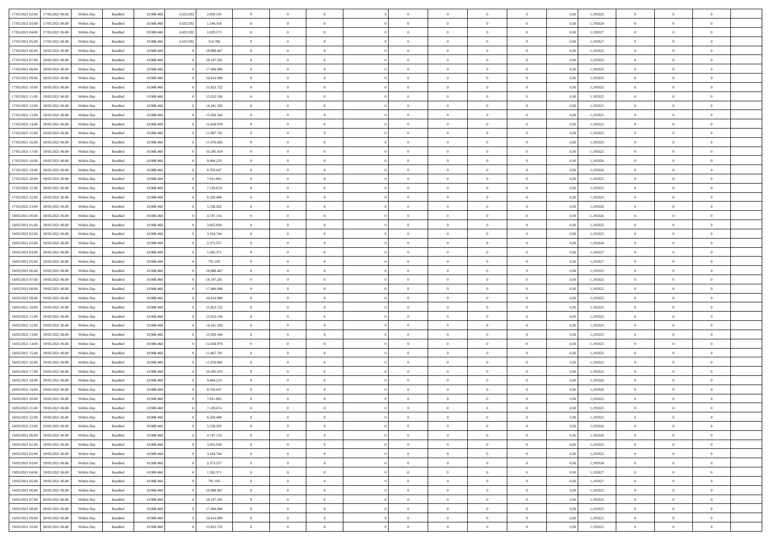| | | | | | | | | | | | | | | | | | | | | | |
|---|---|---|---|---|---|---|---|---|---|---|---|---|---|---|---|---|---|---|---|---|---|
| 17/05/2021 02:00 | 17/05/2021 06:00 | Within Day | Bundled | 18.988.468 | 6.633.592 | 2.059.145 | 0 | 0 | 0 | | 0 | 0 | 0 | 0 | 0 | 0,50 | 1,193325 | 0 | 0 | 0 | |
| 17/05/2021 03:00 | 17/05/2021 06:00 | Within Day | Bundled | 18.988.468 | 6.633.592 | 1.544.358 | 0 | 0 | 0 | | 0 | 0 | 0 | 0 | 0 | 0,50 | 1,193324 | 0 | 0 | 0 | |
| 17/05/2021 04:00 | 17/05/2021 06:00 | Within Day | Bundled | 18.988.468 | 6.633.592 | 1.029.573 | 0 | 0 | 0 | | 0 | 0 | 0 | 0 | 0 | 0,50 | 1,193327 | 0 | 0 | 0 | |
| 17/05/2021 05:00 | 17/05/2021 06:00 | Within Day | Bundled | 18.988.468 | 6.633.592 | 514.786 | 0 | 0 | 0 | | 0 | 0 | 0 | 0 | 0 | 0,50 | 1,193327 | 0 | 0 | 0 | |
| 17/05/2021 06:00 | 18/05/2021 06:00 | Within Day | Bundled | 18.988.468 | 0 | 18.988.467 | 0 | 0 | 0 | | 0 | 0 | 0 | 0 | 0 | 0,50 | 1,193325 | 0 | 0 | 0 | |
| 17/05/2021 07:00 | 18/05/2021 06:00 | Within Day | Bundled | 18.988.468 | 0 | 18.197.281 | 0 | 0 | 0 | | 0 | 0 | 0 | 0 | 0 | 0,50 | 1,193325 | 0 | 0 | 0 | |
| 17/05/2021 08:00 | 18/05/2021 06:00 | Within Day | Bundled | 18.988.468 | 0 | 17.406.094 | 0 | 0 | 0 | | 0 | 0 | 0 | 0 | 0 | 0,50 | 1,193325 | 0 | 0 | 0 | |
| 17/05/2021 09:00 | 18/05/2021 06:00 | Within Day | Bundled | 18.988.468 | 0 | 16.614.908 | 0 | 0 | 0 | | 0 | 0 | 0 | 0 | 0 | 0,50 | 1,193325 | 0 | 0 | 0 | |
| 17/05/2021 10:00 | 18/05/2021 06:00 | Within Day | Bundled | 18.988.468 | 0 | 15.823.722 | 0 | 0 | 0 | | 0 | 0 | 0 | 0 | 0 | 0,50 | 1,193325 | 0 | 0 | 0 | |
| 17/05/2021 11:00 | 18/05/2021 06:00 | Within Day | Bundled | 18.988.468 | 0 | 15.032.536 | 0 | 0 | 0 | | 0 | 0 | 0 | 0 | 0 | 0,50 | 1,193325 | 0 | 0 | 0 | |
| 17/05/2021 12:00 | 18/05/2021 06:00 | Within Day | Bundled | 18.988.468 | 0 | 14.241.350 | 0 | 0 | 0 | | 0 | 0 | 0 | 0 | 0 | 0,50 | 1,193325 | 0 | 0 | 0 | |
| 17/05/2021 13:00 | 18/05/2021 06:00 | Within Day | Bundled | 18.988.468 | 0 | 13.450.164 | 0 | 0 | 0 | | 0 | 0 | 0 | 0 | 0 | 0,50 | 1,193325 | 0 | 0 | 0 | |
| 17/05/2021 14:00 | 18/05/2021 06:00 | Within Day | Bundled | 18.988.468 | 0 | 12.658.978 | 0 | 0 | 0 | | 0 | 0 | 0 | 0 | 0 | 0,50 | 1,193325 | 0 | 0 | 0 | |
| 17/05/2021 15:00 | 18/05/2021 06:00 | Within Day | Bundled | 18.988.468 | 0 | 11.867.791 | 0 | 0 | 0 | | 0 | 0 | 0 | 0 | 0 | 0,50 | 1,193325 | 0 | 0 | 0 | |
| 17/05/2021 16:00 | 18/05/2021 06:00 | Within Day | Bundled | 18.988.468 | 0 | 11.076.605 | 0 | 0 | 0 | | 0 | 0 | 0 | 0 | 0 | 0,50 | 1,193325 | 0 | 0 | 0 | |
| 17/05/2021 17:00 | 18/05/2021 06:00 | Within Day | Bundled | 18.988.468 | 0 | 10.285.419 | 0 | 0 | 0 | | 0 | 0 | 0 | 0 | 0 | 0,50 | 1,193325 | 0 | 0 | 0 | |
| 17/05/2021 18:00 | 18/05/2021 06:00 | Within Day | Bundled | 18.988.468 | 0 | 9.494.233 | 0 | 0 | 0 | | 0 | 0 | 0 | 0 | 0 | 0,50 | 1,193326 | 0 | 0 | 0 | |
| 17/05/2021 19:00 | 18/05/2021 06:00 | Within Day | Bundled | 18.988.468 | 0 | 8.703.047 | 0 | 0 | 0 | | 0 | 0 | 0 | 0 | 0 | 0,50 | 1,193326 | 0 | 0 | 0 | |
| 17/05/2021 20:00 | 18/05/2021 06:00 | Within Day | Bundled | 18.988.468 | 0 | 7.911.861 | 0 | 0 | 0 | | 0 | 0 | 0 | 0 | 0 | 0,50 | 1,193325 | 0 | 0 | 0 | |
| 17/05/2021 21:00 | 18/05/2021 06:00 | Within Day | Bundled | 18.988.468 | 0 | 7.120.674 | 0 | 0 | 0 | | 0 | 0 | 0 | 0 | 0 | 0,50 | 1,193325 | 0 | 0 | 0 | |
| 17/05/2021 22:00 | 18/05/2021 06:00 | Within Day | Bundled | 18.988.468 | 0 | 6.329.488 | 0 | 0 | 0 | | 0 | 0 | 0 | 0 | 0 | 0,50 | 1,193325 | 0 | 0 | 0 | |
| 17/05/2021 23:00 | 18/05/2021 06:00 | Within Day | Bundled | 18.988.468 | 0 | 5.538.302 | 0 | 0 | 0 | | 0 | 0 | 0 | 0 | 0 | 0,50 | 1,193326 | 0 | 0 | 0 | |
| 18/05/2021 00:00 | 18/05/2021 06:00 | Within Day | Bundled | 18.988.468 | 0 | 4.747.116 | 0 | 0 | 0 | | 0 | 0 | 0 | 0 | 0 | 0,50 | 1,193326 | 0 | 0 | 0 | |
| 18/05/2021 01:00 | 18/05/2021 06:00 | Within Day | Bundled | 18.988.468 | 0 | 3.955.930 | 0 | 0 | 0 | | 0 | 0 | 0 | 0 | 0 | 0,50 | 1,193325 | 0 | 0 | 0 | |
| 18/05/2021 02:00 | 18/05/2021 06:00 | Within Day | Bundled | 18.988.468 | 0 | 3.164.744 | 0 | 0 | 0 | | 0 | 0 | 0 | 0 | 0 | 0,50 | 1,193325 | 0 | 0 | 0 | |
| 18/05/2021 03:00 | 18/05/2021 06:00 | Within Day | Bundled | 18.988.468 | 0 | 2.373.557 | 0 | 0 | 0 | | 0 | 0 | 0 | 0 | 0 | 0,50 | 1,193324 | 0 | 0 | 0 | |
| 18/05/2021 04:00 | 18/05/2021 06:00 | Within Day | Bundled | 18.988.468 | 0 | 1.582.371 | 0 | 0 | 0 | | 0 | 0 | 0 | 0 | 0 | 0,50 | 1,193327 | 0 | 0 | 0 | |
| 18/05/2021 05:00 | 18/05/2021 06:00 | Within Day | Bundled | 18.988.468 | 0 | 791.185 | 0 | 0 | 0 | | 0 | 0 | 0 | 0 | 0 | 0,50 | 1,193327 | 0 | 0 | 0 | |
| 18/05/2021 06:00 | 19/05/2021 06:00 | Within Day | Bundled | 18.988.468 | 0 | 18.988.467 | 0 | 0 | 0 | | 0 | 0 | 0 | 0 | 0 | 0,50 | 1,193325 | 0 | 0 | 0 | |
| 18/05/2021 07:00 | 19/05/2021 06:00 | Within Day | Bundled | 18.988.468 | 0 | 18.197.281 | 0 | 0 | 0 | | 0 | 0 | 0 | 0 | 0 | 0,50 | 1,193325 | 0 | 0 | 0 | |
| 18/05/2021 08:00 | 19/05/2021 06:00 | Within Day | Bundled | 18.988.468 | 0 | 17.406.094 | 0 | 0 | 0 | | 0 | 0 | 0 | 0 | 0 | 0,50 | 1,193325 | 0 | 0 | 0 | |
| 18/05/2021 09:00 | 19/05/2021 06:00 | Within Day | Bundled | 18.988.468 | 0 | 16.614.908 | 0 | 0 | 0 | | 0 | 0 | 0 | 0 | 0 | 0,50 | 1,193325 | 0 | 0 | 0 | |
| 18/05/2021 10:00 | 19/05/2021 06:00 | Within Day | Bundled | 18.988.468 | 0 | 15.823.722 | 0 | 0 | 0 | | 0 | 0 | 0 | 0 | 0 | 0,50 | 1,193325 | 0 | 0 | 0 | |
| 18/05/2021 11:00 | 19/05/2021 06:00 | Within Day | Bundled | 18.988.468 | 0 | 15.032.536 | 0 | 0 | 0 | | 0 | 0 | 0 | 0 | 0 | 0,50 | 1,193325 | 0 | 0 | 0 | |
| 18/05/2021 12:00 | 19/05/2021 06:00 | Within Day | Bundled | 18.988.468 | 0 | 14.241.350 | 0 | 0 | 0 | | 0 | 0 | 0 | 0 | 0 | 0,50 | 1,193325 | 0 | 0 | 0 | |
| 18/05/2021 13:00 | 19/05/2021 06:00 | Within Day | Bundled | 18.988.468 | 0 | 13.450.164 | 0 | 0 | 0 | | 0 | 0 | 0 | 0 | 0 | 0,50 | 1,193325 | 0 | 0 | 0 | |
| 18/05/2021 14:00 | 19/05/2021 06:00 | Within Day | Bundled | 18.988.468 | 0 | 12.658.978 | 0 | 0 | 0 | | 0 | 0 | 0 | 0 | 0 | 0,50 | 1,193325 | 0 | 0 | 0 | |
| 18/05/2021 15:00 | 19/05/2021 06:00 | Within Day | Bundled | 18.988.468 | 0 | 11.867.791 | 0 | 0 | 0 | | 0 | 0 | 0 | 0 | 0 | 0,50 | 1,193325 | 0 | 0 | 0 | |
| 18/05/2021 16:00 | 19/05/2021 06:00 | Within Day | Bundled | 18.988.468 | 0 | 11.076.605 | 0 | 0 | 0 | | 0 | 0 | 0 | 0 | 0 | 0,50 | 1,193325 | 0 | 0 | 0 | |
| 18/05/2021 17:00 | 19/05/2021 06:00 | Within Day | Bundled | 18.988.468 | 0 | 10.285.419 | 0 | 0 | 0 | | 0 | 0 | 0 | 0 | 0 | 0,50 | 1,193325 | 0 | 0 | 0 | |
| 18/05/2021 18:00 | 19/05/2021 06:00 | Within Day | Bundled | 18.988.468 | 0 | 9.494.233 | 0 | 0 | 0 | | 0 | 0 | 0 | 0 | 0 | 0,50 | 1,193326 | 0 | 0 | 0 | |
| 18/05/2021 19:00 | 19/05/2021 06:00 | Within Day | Bundled | 18.988.468 | 0 | 8.703.047 | 0 | 0 | 0 | | 0 | 0 | 0 | 0 | 0 | 0,50 | 1,193326 | 0 | 0 | 0 | |
| 18/05/2021 20:00 | 19/05/2021 06:00 | Within Day | Bundled | 18.988.468 | 0 | 7.911.861 | 0 | 0 | 0 | | 0 | 0 | 0 | 0 | 0 | 0,50 | 1,193325 | 0 | 0 | 0 | |
| 18/05/2021 21:00 | 19/05/2021 06:00 | Within Day | Bundled | 18.988.468 | 0 | 7.120.674 | 0 | 0 | 0 | | 0 | 0 | 0 | 0 | 0 | 0,50 | 1,193325 | 0 | 0 | 0 | |
| 18/05/2021 22:00 | 19/05/2021 06:00 | Within Day | Bundled | 18.988.468 | 0 | 6.329.488 | 0 | 0 | 0 | | 0 | 0 | 0 | 0 | 0 | 0,50 | 1,193325 | 0 | 0 | 0 | |
| 18/05/2021 23:00 | 19/05/2021 06:00 | Within Day | Bundled | 18.988.468 | 0 | 5.538.302 | 0 | 0 | 0 | | 0 | 0 | 0 | 0 | 0 | 0,50 | 1,193326 | 0 | 0 | 0 | |
| 19/05/2021 00:00 | 19/05/2021 06:00 | Within Day | Bundled | 18.988.468 | 0 | 4.747.116 | 0 | 0 | 0 | | 0 | 0 | 0 | 0 | 0 | 0,50 | 1,193326 | 0 | 0 | 0 | |
| 19/05/2021 01:00 | 19/05/2021 06:00 | Within Day | Bundled | 18.988.468 | 0 | 3.955.930 | 0 | 0 | 0 | | 0 | 0 | 0 | 0 | 0 | 0,50 | 1,193325 | 0 | 0 | 0 | |
| 19/05/2021 02:00 | 19/05/2021 06:00 | Within Day | Bundled | 18.988.468 | 0 | 3.164.744 | 0 | 0 | 0 | | 0 | 0 | 0 | 0 | 0 | 0,50 | 1,193325 | 0 | 0 | 0 | |
| 19/05/2021 03:00 | 19/05/2021 06:00 | Within Day | Bundled | 18.988.468 | 0 | 2.373.557 | 0 | 0 | 0 | | 0 | 0 | 0 | 0 | 0 | 0,50 | 1,193324 | 0 | 0 | 0 | |
| 19/05/2021 04:00 | 19/05/2021 06:00 | Within Day | Bundled | 18.988.468 | 0 | 1.582.371 | 0 | 0 | 0 | | 0 | 0 | 0 | 0 | 0 | 0,50 | 1,193327 | 0 | 0 | 0 | |
| 19/05/2021 05:00 | 19/05/2021 06:00 | Within Day | Bundled | 18.988.468 | 0 | 791.185 | 0 | 0 | 0 | | 0 | 0 | 0 | 0 | 0 | 0,50 | 1,193327 | 0 | 0 | 0 | |
| 19/05/2021 06:00 | 20/05/2021 06:00 | Within Day | Bundled | 18.988.468 | 0 | 18.988.467 | 0 | 0 | 0 | | 0 | 0 | 0 | 0 | 0 | 0,50 | 1,193325 | 0 | 0 | 0 | |
| 19/05/2021 07:00 | 20/05/2021 06:00 | Within Day | Bundled | 18.988.468 | 0 | 18.197.281 | 0 | 0 | 0 | | 0 | 0 | 0 | 0 | 0 | 0,50 | 1,193325 | 0 | 0 | 0 | |
| 19/05/2021 08:00 | 20/05/2021 06:00 | Within Day | Bundled | 18.988.468 | 0 | 17.406.094 | 0 | 0 | 0 | | 0 | 0 | 0 | 0 | 0 | 0,50 | 1,193325 | 0 | 0 | 0 | |
| 19/05/2021 09:00 | 20/05/2021 06:00 | Within Day | Bundled | 18.988.468 | 0 | 16.614.908 | 0 | 0 | 0 | | 0 | 0 | 0 | 0 | 0 | 0,50 | 1,193325 | 0 | 0 | 0 | |
| 19/05/2021 10:00 | 20/05/2021 06:00 | Within Day | Bundled | 18.988.468 | 0 | 15.823.722 | 0 | 0 | 0 | | 0 | 0 | 0 | 0 | 0 | 0,50 | 1,193325 | 0 | 0 | 0 | |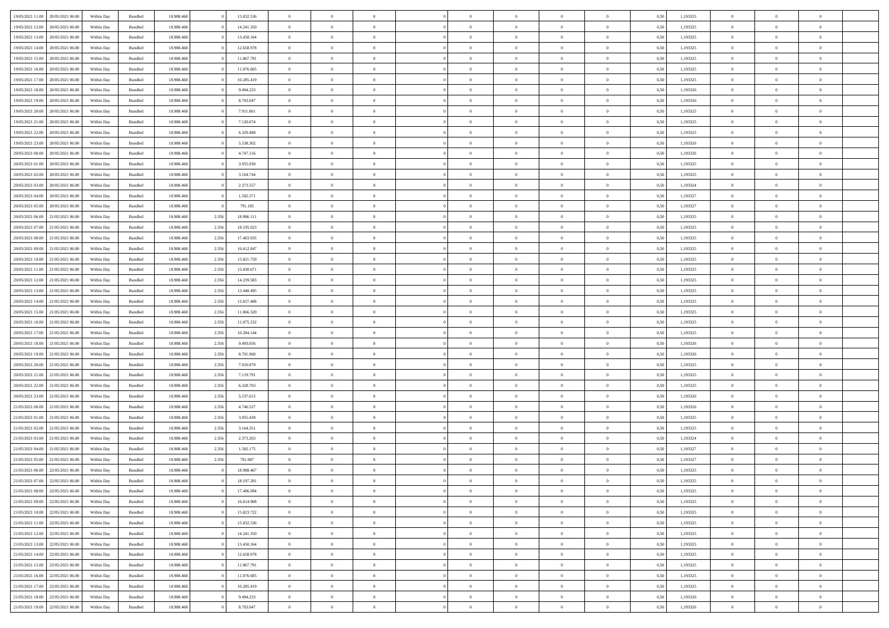| | | | | | | | | | | | | | | | | | | | | | |
|---|---|---|---|---|---|---|---|---|---|---|---|---|---|---|---|---|---|---|---|---|---|
| 19/05/2021 11:00 | 20/05/2021 06:00 | Within Day | Bundled | 18.988.468 | 0 | 15.032.536 | 0 | 0 | 0 | | 0 | 0 | 0 | 0 | 0,50 | 1,193325 | 0 | 0 | 0 | |
| 19/05/2021 12:00 | 20/05/2021 06:00 | Within Day | Bundled | 18.988.468 | 0 | 14.241.350 | 0 | 0 | 0 | | 0 | 0 | 0 | 0 | 0,50 | 1,193325 | 0 | 0 | 0 | |
| 19/05/2021 13:00 | 20/05/2021 06:00 | Within Day | Bundled | 18.988.468 | 0 | 13.450.164 | 0 | 0 | 0 | | 0 | 0 | 0 | 0 | 0,50 | 1,193325 | 0 | 0 | 0 | |
| 19/05/2021 14:00 | 20/05/2021 06:00 | Within Day | Bundled | 18.988.468 | 0 | 12.658.978 | 0 | 0 | 0 | | 0 | 0 | 0 | 0 | 0,50 | 1,193325 | 0 | 0 | 0 | |
| 19/05/2021 15:00 | 20/05/2021 06:00 | Within Day | Bundled | 18.988.468 | 0 | 11.867.791 | 0 | 0 | 0 | | 0 | 0 | 0 | 0 | 0,50 | 1,193325 | 0 | 0 | 0 | |
| 19/05/2021 16:00 | 20/05/2021 06:00 | Within Day | Bundled | 18.988.468 | 0 | 11.076.605 | 0 | 0 | 0 | | 0 | 0 | 0 | 0 | 0,50 | 1,193325 | 0 | 0 | 0 | |
| 19/05/2021 17:00 | 20/05/2021 06:00 | Within Day | Bundled | 18.988.468 | 0 | 10.285.419 | 0 | 0 | 0 | | 0 | 0 | 0 | 0 | 0,50 | 1,193325 | 0 | 0 | 0 | |
| 19/05/2021 18:00 | 20/05/2021 06:00 | Within Day | Bundled | 18.988.468 | 0 | 9.494.233 | 0 | 0 | 0 | | 0 | 0 | 0 | 0 | 0,50 | 1,193326 | 0 | 0 | 0 | |
| 19/05/2021 19:00 | 20/05/2021 06:00 | Within Day | Bundled | 18.988.468 | 0 | 8.703.047 | 0 | 0 | 0 | | 0 | 0 | 0 | 0 | 0,50 | 1,193326 | 0 | 0 | 0 | |
| 19/05/2021 20:00 | 20/05/2021 06:00 | Within Day | Bundled | 18.988.468 | 0 | 7.911.861 | 0 | 0 | 0 | | 0 | 0 | 0 | 0 | 0,50 | 1,193325 | 0 | 0 | 0 | |
| 19/05/2021 21:00 | 20/05/2021 06:00 | Within Day | Bundled | 18.988.468 | 0 | 7.120.674 | 0 | 0 | 0 | | 0 | 0 | 0 | 0 | 0,50 | 1,193325 | 0 | 0 | 0 | |
| 19/05/2021 22:00 | 20/05/2021 06:00 | Within Day | Bundled | 18.988.468 | 0 | 6.329.488 | 0 | 0 | 0 | | 0 | 0 | 0 | 0 | 0,50 | 1,193325 | 0 | 0 | 0 | |
| 19/05/2021 23:00 | 20/05/2021 06:00 | Within Day | Bundled | 18.988.468 | 0 | 5.538.302 | 0 | 0 | 0 | | 0 | 0 | 0 | 0 | 0,50 | 1,193326 | 0 | 0 | 0 | |
| 20/05/2021 00:00 | 20/05/2021 06:00 | Within Day | Bundled | 18.988.468 | 0 | 4.747.116 | 0 | 0 | 0 | | 0 | 0 | 0 | 0 | 0,50 | 1,193326 | 0 | 0 | 0 | |
| 20/05/2021 01:00 | 20/05/2021 06:00 | Within Day | Bundled | 18.988.468 | 0 | 3.955.930 | 0 | 0 | 0 | | 0 | 0 | 0 | 0 | 0,50 | 1,193325 | 0 | 0 | 0 | |
| 20/05/2021 02:00 | 20/05/2021 06:00 | Within Day | Bundled | 18.988.468 | 0 | 3.164.744 | 0 | 0 | 0 | | 0 | 0 | 0 | 0 | 0,50 | 1,193325 | 0 | 0 | 0 | |
| 20/05/2021 03:00 | 20/05/2021 06:00 | Within Day | Bundled | 18.988.468 | 0 | 2.373.557 | 0 | 0 | 0 | | 0 | 0 | 0 | 0 | 0,50 | 1,193324 | 0 | 0 | 0 | |
| 20/05/2021 04:00 | 20/05/2021 06:00 | Within Day | Bundled | 18.988.468 | 0 | 1.582.371 | 0 | 0 | 0 | | 0 | 0 | 0 | 0 | 0,50 | 1,193327 | 0 | 0 | 0 | |
| 20/05/2021 05:00 | 20/05/2021 06:00 | Within Day | Bundled | 18.988.468 | 0 | 791.185 | 0 | 0 | 0 | | 0 | 0 | 0 | 0 | 0,50 | 1,193327 | 0 | 0 | 0 | |
| 20/05/2021 06:00 | 21/05/2021 06:00 | Within Day | Bundled | 18.988.468 | 2.356 | 18.986.111 | 0 | 0 | 0 | | 0 | 0 | 0 | 0 | 0,50 | 1,193325 | 0 | 0 | 0 | |
| 20/05/2021 07:00 | 21/05/2021 06:00 | Within Day | Bundled | 18.988.468 | 2.356 | 18.195.023 | 0 | 0 | 0 | | 0 | 0 | 0 | 0 | 0,50 | 1,193325 | 0 | 0 | 0 | |
| 20/05/2021 08:00 | 21/05/2021 06:00 | Within Day | Bundled | 18.988.468 | 2.356 | 17.403.935 | 0 | 0 | 0 | | 0 | 0 | 0 | 0 | 0,50 | 1,193325 | 0 | 0 | 0 | |
| 20/05/2021 09:00 | 21/05/2021 06:00 | Within Day | Bundled | 18.988.468 | 2.356 | 16.612.847 | 0 | 0 | 0 | | 0 | 0 | 0 | 0 | 0,50 | 1,193325 | 0 | 0 | 0 | |
| 20/05/2021 10:00 | 21/05/2021 06:00 | Within Day | Bundled | 18.988.468 | 2.356 | 15.821.759 | 0 | 0 | 0 | | 0 | 0 | 0 | 0 | 0,50 | 1,193325 | 0 | 0 | 0 | |
| 20/05/2021 11:00 | 21/05/2021 06:00 | Within Day | Bundled | 18.988.468 | 2.356 | 15.030.671 | 0 | 0 | 0 | | 0 | 0 | 0 | 0 | 0,50 | 1,193325 | 0 | 0 | 0 | |
| 20/05/2021 12:00 | 21/05/2021 06:00 | Within Day | Bundled | 18.988.468 | 2.356 | 14.239.583 | 0 | 0 | 0 | | 0 | 0 | 0 | 0 | 0,50 | 1,193325 | 0 | 0 | 0 | |
| 20/05/2021 13:00 | 21/05/2021 06:00 | Within Day | Bundled | 18.988.468 | 2.356 | 13.448.495 | 0 | 0 | 0 | | 0 | 0 | 0 | 0 | 0,50 | 1,193325 | 0 | 0 | 0 | |
| 20/05/2021 14:00 | 21/05/2021 06:00 | Within Day | Bundled | 18.988.468 | 2.356 | 12.657.408 | 0 | 0 | 0 | | 0 | 0 | 0 | 0 | 0,50 | 1,193325 | 0 | 0 | 0 | |
| 20/05/2021 15:00 | 21/05/2021 06:00 | Within Day | Bundled | 18.988.468 | 2.356 | 11.866.320 | 0 | 0 | 0 | | 0 | 0 | 0 | 0 | 0,50 | 1,193325 | 0 | 0 | 0 | |
| 20/05/2021 16:00 | 21/05/2021 06:00 | Within Day | Bundled | 18.988.468 | 2.356 | 11.075.232 | 0 | 0 | 0 | | 0 | 0 | 0 | 0 | 0,50 | 1,193325 | 0 | 0 | 0 | |
| 20/05/2021 17:00 | 21/05/2021 06:00 | Within Day | Bundled | 18.988.468 | 2.356 | 10.284.144 | 0 | 0 | 0 | | 0 | 0 | 0 | 0 | 0,50 | 1,193325 | 0 | 0 | 0 | |
| 20/05/2021 18:00 | 21/05/2021 06:00 | Within Day | Bundled | 18.988.468 | 2.356 | 9.493.056 | 0 | 0 | 0 | | 0 | 0 | 0 | 0 | 0,50 | 1,193326 | 0 | 0 | 0 | |
| 20/05/2021 19:00 | 21/05/2021 06:00 | Within Day | Bundled | 18.988.468 | 2.356 | 8.701.968 | 0 | 0 | 0 | | 0 | 0 | 0 | 0 | 0,50 | 1,193326 | 0 | 0 | 0 | |
| 20/05/2021 20:00 | 21/05/2021 06:00 | Within Day | Bundled | 18.988.468 | 2.356 | 7.910.879 | 0 | 0 | 0 | | 0 | 0 | 0 | 0 | 0,50 | 1,193325 | 0 | 0 | 0 | |
| 20/05/2021 21:00 | 21/05/2021 06:00 | Within Day | Bundled | 18.988.468 | 2.356 | 7.119.791 | 0 | 0 | 0 | | 0 | 0 | 0 | 0 | 0,50 | 1,193325 | 0 | 0 | 0 | |
| 20/05/2021 22:00 | 21/05/2021 06:00 | Within Day | Bundled | 18.988.468 | 2.356 | 6.328.703 | 0 | 0 | 0 | | 0 | 0 | 0 | 0 | 0,50 | 1,193325 | 0 | 0 | 0 | |
| 20/05/2021 23:00 | 21/05/2021 06:00 | Within Day | Bundled | 18.988.468 | 2.356 | 5.537.615 | 0 | 0 | 0 | | 0 | 0 | 0 | 0 | 0,50 | 1,193326 | 0 | 0 | 0 | |
| 21/05/2021 00:00 | 21/05/2021 06:00 | Within Day | Bundled | 18.988.468 | 2.356 | 4.746.527 | 0 | 0 | 0 | | 0 | 0 | 0 | 0 | 0,50 | 1,193326 | 0 | 0 | 0 | |
| 21/05/2021 01:00 | 21/05/2021 06:00 | Within Day | Bundled | 18.988.468 | 2.356 | 3.955.439 | 0 | 0 | 0 | | 0 | 0 | 0 | 0 | 0,50 | 1,193325 | 0 | 0 | 0 | |
| 21/05/2021 02:00 | 21/05/2021 06:00 | Within Day | Bundled | 18.988.468 | 2.356 | 3.164.351 | 0 | 0 | 0 | | 0 | 0 | 0 | 0 | 0,50 | 1,193325 | 0 | 0 | 0 | |
| 21/05/2021 03:00 | 21/05/2021 06:00 | Within Day | Bundled | 18.988.468 | 2.356 | 2.373.263 | 0 | 0 | 0 | | 0 | 0 | 0 | 0 | 0,50 | 1,193324 | 0 | 0 | 0 | |
| 21/05/2021 04:00 | 21/05/2021 06:00 | Within Day | Bundled | 18.988.468 | 2.356 | 1.582.175 | 0 | 0 | 0 | | 0 | 0 | 0 | 0 | 0,50 | 1,193327 | 0 | 0 | 0 | |
| 21/05/2021 05:00 | 21/05/2021 06:00 | Within Day | Bundled | 18.988.468 | 2.356 | 791.087 | 0 | 0 | 0 | | 0 | 0 | 0 | 0 | 0,50 | 1,193327 | 0 | 0 | 0 | |
| 21/05/2021 06:00 | 22/05/2021 06:00 | Within Day | Bundled | 18.988.468 | 0 | 18.988.467 | 0 | 0 | 0 | | 0 | 0 | 0 | 0 | 0,50 | 1,193325 | 0 | 0 | 0 | |
| 21/05/2021 07:00 | 22/05/2021 06:00 | Within Day | Bundled | 18.988.468 | 0 | 18.197.281 | 0 | 0 | 0 | | 0 | 0 | 0 | 0 | 0,50 | 1,193325 | 0 | 0 | 0 | |
| 21/05/2021 08:00 | 22/05/2021 06:00 | Within Day | Bundled | 18.988.468 | 0 | 17.406.094 | 0 | 0 | 0 | | 0 | 0 | 0 | 0 | 0,50 | 1,193325 | 0 | 0 | 0 | |
| 21/05/2021 09:00 | 22/05/2021 06:00 | Within Day | Bundled | 18.988.468 | 0 | 16.614.908 | 0 | 0 | 0 | | 0 | 0 | 0 | 0 | 0,50 | 1,193325 | 0 | 0 | 0 | |
| 21/05/2021 10:00 | 22/05/2021 06:00 | Within Day | Bundled | 18.988.468 | 0 | 15.823.722 | 0 | 0 | 0 | | 0 | 0 | 0 | 0 | 0,50 | 1,193325 | 0 | 0 | 0 | |
| 21/05/2021 11:00 | 22/05/2021 06:00 | Within Day | Bundled | 18.988.468 | 0 | 15.032.536 | 0 | 0 | 0 | | 0 | 0 | 0 | 0 | 0,50 | 1,193325 | 0 | 0 | 0 | |
| 21/05/2021 12:00 | 22/05/2021 06:00 | Within Day | Bundled | 18.988.468 | 0 | 14.241.350 | 0 | 0 | 0 | | 0 | 0 | 0 | 0 | 0,50 | 1,193325 | 0 | 0 | 0 | |
| 21/05/2021 13:00 | 22/05/2021 06:00 | Within Day | Bundled | 18.988.468 | 0 | 13.450.164 | 0 | 0 | 0 | | 0 | 0 | 0 | 0 | 0,50 | 1,193325 | 0 | 0 | 0 | |
| 21/05/2021 14:00 | 22/05/2021 06:00 | Within Day | Bundled | 18.988.468 | 0 | 12.658.978 | 0 | 0 | 0 | | 0 | 0 | 0 | 0 | 0,50 | 1,193325 | 0 | 0 | 0 | |
| 21/05/2021 15:00 | 22/05/2021 06:00 | Within Day | Bundled | 18.988.468 | 0 | 11.867.791 | 0 | 0 | 0 | | 0 | 0 | 0 | 0 | 0,50 | 1,193325 | 0 | 0 | 0 | |
| 21/05/2021 16:00 | 22/05/2021 06:00 | Within Day | Bundled | 18.988.468 | 0 | 11.076.605 | 0 | 0 | 0 | | 0 | 0 | 0 | 0 | 0,50 | 1,193325 | 0 | 0 | 0 | |
| 21/05/2021 17:00 | 22/05/2021 06:00 | Within Day | Bundled | 18.988.468 | 0 | 10.285.419 | 0 | 0 | 0 | | 0 | 0 | 0 | 0 | 0,50 | 1,193325 | 0 | 0 | 0 | |
| 21/05/2021 18:00 | 22/05/2021 06:00 | Within Day | Bundled | 18.988.468 | 0 | 9.494.233 | 0 | 0 | 0 | | 0 | 0 | 0 | 0 | 0,50 | 1,193326 | 0 | 0 | 0 | |
| 21/05/2021 19:00 | 22/05/2021 06:00 | Within Day | Bundled | 18.988.468 | 0 | 8.703.047 | 0 | 0 | 0 | | 0 | 0 | 0 | 0 | 0,50 | 1,193326 | 0 | 0 | 0 | |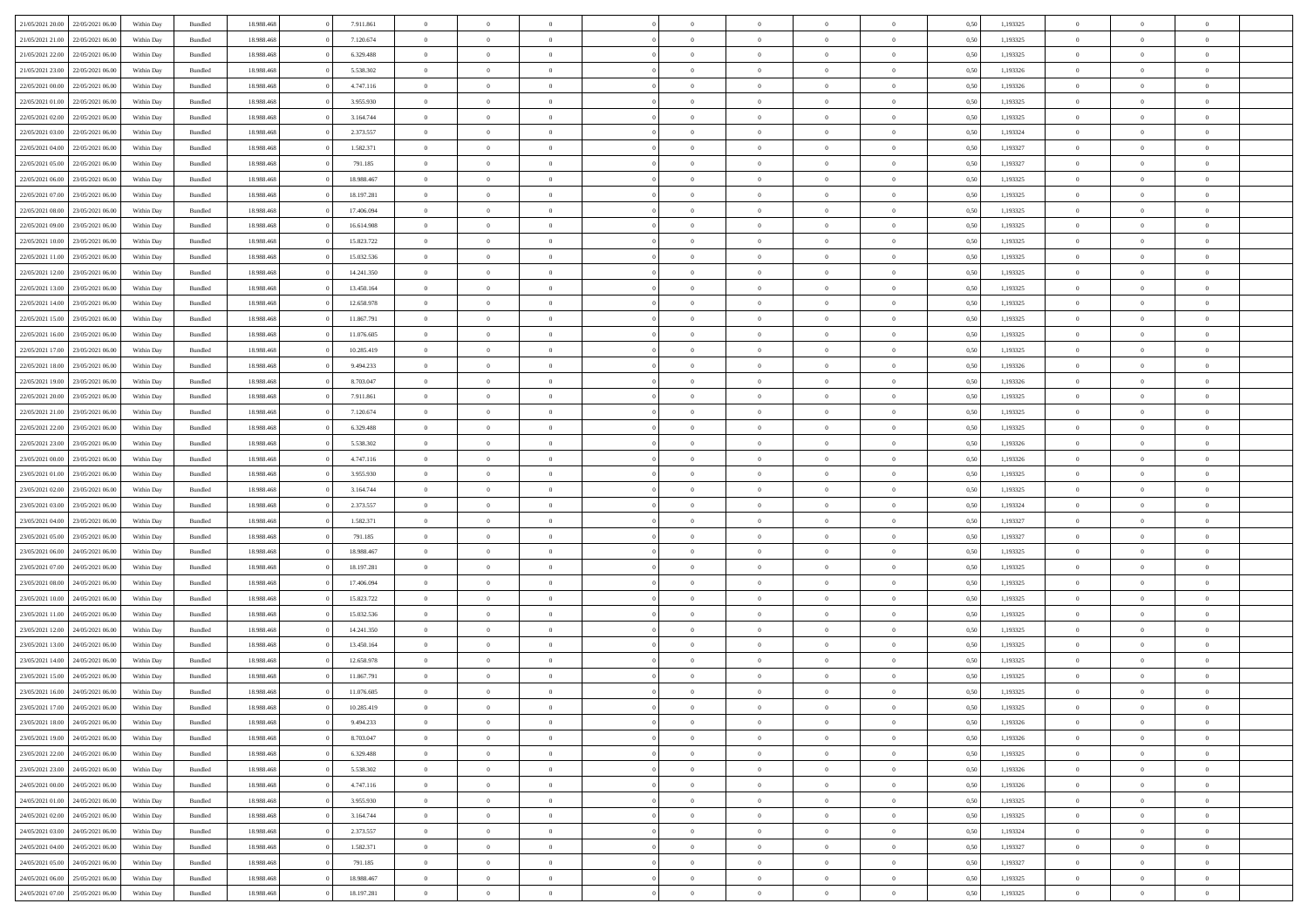| | | | | | | | | | | | | | | | | | | | | | |
|---|---|---|---|---|---|---|---|---|---|---|---|---|---|---|---|---|---|---|---|---|---|
| 21/05/2021 20:00 | 22/05/2021 06:00 | Within Day | Bundled | 18.988.468 | 0 | 7.911.861 | 0 | 0 | 0 | | 0 | 0 | 0 | 0 | 0 | 0,50 | 1,193325 | 0 | 0 | 0 | |
| 21/05/2021 21:00 | 22/05/2021 06:00 | Within Day | Bundled | 18.988.468 | 0 | 7.120.674 | 0 | 0 | 0 | | 0 | 0 | 0 | 0 | 0 | 0,50 | 1,193325 | 0 | 0 | 0 | |
| 21/05/2021 22:00 | 22/05/2021 06:00 | Within Day | Bundled | 18.988.468 | 0 | 6.329.488 | 0 | 0 | 0 | | 0 | 0 | 0 | 0 | 0 | 0,50 | 1,193325 | 0 | 0 | 0 | |
| 21/05/2021 23:00 | 22/05/2021 06:00 | Within Day | Bundled | 18.988.468 | 0 | 5.538.302 | 0 | 0 | 0 | | 0 | 0 | 0 | 0 | 0 | 0,50 | 1,193326 | 0 | 0 | 0 | |
| 22/05/2021 00:00 | 22/05/2021 06:00 | Within Day | Bundled | 18.988.468 | 0 | 4.747.116 | 0 | 0 | 0 | | 0 | 0 | 0 | 0 | 0 | 0,50 | 1,193326 | 0 | 0 | 0 | |
| 22/05/2021 01:00 | 22/05/2021 06:00 | Within Day | Bundled | 18.988.468 | 0 | 3.955.930 | 0 | 0 | 0 | | 0 | 0 | 0 | 0 | 0 | 0,50 | 1,193325 | 0 | 0 | 0 | |
| 22/05/2021 02:00 | 22/05/2021 06:00 | Within Day | Bundled | 18.988.468 | 0 | 3.164.744 | 0 | 0 | 0 | | 0 | 0 | 0 | 0 | 0 | 0,50 | 1,193325 | 0 | 0 | 0 | |
| 22/05/2021 03:00 | 22/05/2021 06:00 | Within Day | Bundled | 18.988.468 | 0 | 2.373.557 | 0 | 0 | 0 | | 0 | 0 | 0 | 0 | 0 | 0,50 | 1,193324 | 0 | 0 | 0 | |
| 22/05/2021 04:00 | 22/05/2021 06:00 | Within Day | Bundled | 18.988.468 | 0 | 1.582.371 | 0 | 0 | 0 | | 0 | 0 | 0 | 0 | 0 | 0,50 | 1,193327 | 0 | 0 | 0 | |
| 22/05/2021 05:00 | 22/05/2021 06:00 | Within Day | Bundled | 18.988.468 | 0 | 791.185 | 0 | 0 | 0 | | 0 | 0 | 0 | 0 | 0 | 0,50 | 1,193327 | 0 | 0 | 0 | |
| 22/05/2021 06:00 | 23/05/2021 06:00 | Within Day | Bundled | 18.988.468 | 0 | 18.988.467 | 0 | 0 | 0 | | 0 | 0 | 0 | 0 | 0 | 0,50 | 1,193325 | 0 | 0 | 0 | |
| 22/05/2021 07:00 | 23/05/2021 06:00 | Within Day | Bundled | 18.988.468 | 0 | 18.197.281 | 0 | 0 | 0 | | 0 | 0 | 0 | 0 | 0 | 0,50 | 1,193325 | 0 | 0 | 0 | |
| 22/05/2021 08:00 | 23/05/2021 06:00 | Within Day | Bundled | 18.988.468 | 0 | 17.406.094 | 0 | 0 | 0 | | 0 | 0 | 0 | 0 | 0 | 0,50 | 1,193325 | 0 | 0 | 0 | |
| 22/05/2021 09:00 | 23/05/2021 06:00 | Within Day | Bundled | 18.988.468 | 0 | 16.614.908 | 0 | 0 | 0 | | 0 | 0 | 0 | 0 | 0 | 0,50 | 1,193325 | 0 | 0 | 0 | |
| 22/05/2021 10:00 | 23/05/2021 06:00 | Within Day | Bundled | 18.988.468 | 0 | 15.823.722 | 0 | 0 | 0 | | 0 | 0 | 0 | 0 | 0 | 0,50 | 1,193325 | 0 | 0 | 0 | |
| 22/05/2021 11:00 | 23/05/2021 06:00 | Within Day | Bundled | 18.988.468 | 0 | 15.032.536 | 0 | 0 | 0 | | 0 | 0 | 0 | 0 | 0 | 0,50 | 1,193325 | 0 | 0 | 0 | |
| 22/05/2021 12:00 | 23/05/2021 06:00 | Within Day | Bundled | 18.988.468 | 0 | 14.241.350 | 0 | 0 | 0 | | 0 | 0 | 0 | 0 | 0 | 0,50 | 1,193325 | 0 | 0 | 0 | |
| 22/05/2021 13:00 | 23/05/2021 06:00 | Within Day | Bundled | 18.988.468 | 0 | 13.450.164 | 0 | 0 | 0 | | 0 | 0 | 0 | 0 | 0 | 0,50 | 1,193325 | 0 | 0 | 0 | |
| 22/05/2021 14:00 | 23/05/2021 06:00 | Within Day | Bundled | 18.988.468 | 0 | 12.658.978 | 0 | 0 | 0 | | 0 | 0 | 0 | 0 | 0 | 0,50 | 1,193325 | 0 | 0 | 0 | |
| 22/05/2021 15:00 | 23/05/2021 06:00 | Within Day | Bundled | 18.988.468 | 0 | 11.867.791 | 0 | 0 | 0 | | 0 | 0 | 0 | 0 | 0 | 0,50 | 1,193325 | 0 | 0 | 0 | |
| 22/05/2021 16:00 | 23/05/2021 06:00 | Within Day | Bundled | 18.988.468 | 0 | 11.076.605 | 0 | 0 | 0 | | 0 | 0 | 0 | 0 | 0 | 0,50 | 1,193325 | 0 | 0 | 0 | |
| 22/05/2021 17:00 | 23/05/2021 06:00 | Within Day | Bundled | 18.988.468 | 0 | 10.285.419 | 0 | 0 | 0 | | 0 | 0 | 0 | 0 | 0 | 0,50 | 1,193325 | 0 | 0 | 0 | |
| 22/05/2021 18:00 | 23/05/2021 06:00 | Within Day | Bundled | 18.988.468 | 0 | 9.494.233 | 0 | 0 | 0 | | 0 | 0 | 0 | 0 | 0 | 0,50 | 1,193326 | 0 | 0 | 0 | |
| 22/05/2021 19:00 | 23/05/2021 06:00 | Within Day | Bundled | 18.988.468 | 0 | 8.703.047 | 0 | 0 | 0 | | 0 | 0 | 0 | 0 | 0 | 0,50 | 1,193326 | 0 | 0 | 0 | |
| 22/05/2021 20:00 | 23/05/2021 06:00 | Within Day | Bundled | 18.988.468 | 0 | 7.911.861 | 0 | 0 | 0 | | 0 | 0 | 0 | 0 | 0 | 0,50 | 1,193325 | 0 | 0 | 0 | |
| 22/05/2021 21:00 | 23/05/2021 06:00 | Within Day | Bundled | 18.988.468 | 0 | 7.120.674 | 0 | 0 | 0 | | 0 | 0 | 0 | 0 | 0 | 0,50 | 1,193325 | 0 | 0 | 0 | |
| 22/05/2021 22:00 | 23/05/2021 06:00 | Within Day | Bundled | 18.988.468 | 0 | 6.329.488 | 0 | 0 | 0 | | 0 | 0 | 0 | 0 | 0 | 0,50 | 1,193325 | 0 | 0 | 0 | |
| 22/05/2021 23:00 | 23/05/2021 06:00 | Within Day | Bundled | 18.988.468 | 0 | 5.538.302 | 0 | 0 | 0 | | 0 | 0 | 0 | 0 | 0 | 0,50 | 1,193326 | 0 | 0 | 0 | |
| 23/05/2021 00:00 | 23/05/2021 06:00 | Within Day | Bundled | 18.988.468 | 0 | 4.747.116 | 0 | 0 | 0 | | 0 | 0 | 0 | 0 | 0 | 0,50 | 1,193326 | 0 | 0 | 0 | |
| 23/05/2021 01:00 | 23/05/2021 06:00 | Within Day | Bundled | 18.988.468 | 0 | 3.955.930 | 0 | 0 | 0 | | 0 | 0 | 0 | 0 | 0 | 0,50 | 1,193325 | 0 | 0 | 0 | |
| 23/05/2021 02:00 | 23/05/2021 06:00 | Within Day | Bundled | 18.988.468 | 0 | 3.164.744 | 0 | 0 | 0 | | 0 | 0 | 0 | 0 | 0 | 0,50 | 1,193325 | 0 | 0 | 0 | |
| 23/05/2021 03:00 | 23/05/2021 06:00 | Within Day | Bundled | 18.988.468 | 0 | 2.373.557 | 0 | 0 | 0 | | 0 | 0 | 0 | 0 | 0 | 0,50 | 1,193324 | 0 | 0 | 0 | |
| 23/05/2021 04:00 | 23/05/2021 06:00 | Within Day | Bundled | 18.988.468 | 0 | 1.582.371 | 0 | 0 | 0 | | 0 | 0 | 0 | 0 | 0 | 0,50 | 1,193327 | 0 | 0 | 0 | |
| 23/05/2021 05:00 | 23/05/2021 06:00 | Within Day | Bundled | 18.988.468 | 0 | 791.185 | 0 | 0 | 0 | | 0 | 0 | 0 | 0 | 0 | 0,50 | 1,193327 | 0 | 0 | 0 | |
| 23/05/2021 06:00 | 24/05/2021 06:00 | Within Day | Bundled | 18.988.468 | 0 | 18.988.467 | 0 | 0 | 0 | | 0 | 0 | 0 | 0 | 0 | 0,50 | 1,193325 | 0 | 0 | 0 | |
| 23/05/2021 07:00 | 24/05/2021 06:00 | Within Day | Bundled | 18.988.468 | 0 | 18.197.281 | 0 | 0 | 0 | | 0 | 0 | 0 | 0 | 0 | 0,50 | 1,193325 | 0 | 0 | 0 | |
| 23/05/2021 08:00 | 24/05/2021 06:00 | Within Day | Bundled | 18.988.468 | 0 | 17.406.094 | 0 | 0 | 0 | | 0 | 0 | 0 | 0 | 0 | 0,50 | 1,193325 | 0 | 0 | 0 | |
| 23/05/2021 10:00 | 24/05/2021 06:00 | Within Day | Bundled | 18.988.468 | 0 | 15.823.722 | 0 | 0 | 0 | | 0 | 0 | 0 | 0 | 0 | 0,50 | 1,193325 | 0 | 0 | 0 | |
| 23/05/2021 11:00 | 24/05/2021 06:00 | Within Day | Bundled | 18.988.468 | 0 | 15.032.536 | 0 | 0 | 0 | | 0 | 0 | 0 | 0 | 0 | 0,50 | 1,193325 | 0 | 0 | 0 | |
| 23/05/2021 12:00 | 24/05/2021 06:00 | Within Day | Bundled | 18.988.468 | 0 | 14.241.350 | 0 | 0 | 0 | | 0 | 0 | 0 | 0 | 0 | 0,50 | 1,193325 | 0 | 0 | 0 | |
| 23/05/2021 13:00 | 24/05/2021 06:00 | Within Day | Bundled | 18.988.468 | 0 | 13.450.164 | 0 | 0 | 0 | | 0 | 0 | 0 | 0 | 0 | 0,50 | 1,193325 | 0 | 0 | 0 | |
| 23/05/2021 14:00 | 24/05/2021 06:00 | Within Day | Bundled | 18.988.468 | 0 | 12.658.978 | 0 | 0 | 0 | | 0 | 0 | 0 | 0 | 0 | 0,50 | 1,193325 | 0 | 0 | 0 | |
| 23/05/2021 15:00 | 24/05/2021 06:00 | Within Day | Bundled | 18.988.468 | 0 | 11.867.791 | 0 | 0 | 0 | | 0 | 0 | 0 | 0 | 0 | 0,50 | 1,193325 | 0 | 0 | 0 | |
| 23/05/2021 16:00 | 24/05/2021 06:00 | Within Day | Bundled | 18.988.468 | 0 | 11.076.605 | 0 | 0 | 0 | | 0 | 0 | 0 | 0 | 0 | 0,50 | 1,193325 | 0 | 0 | 0 | |
| 23/05/2021 17:00 | 24/05/2021 06:00 | Within Day | Bundled | 18.988.468 | 0 | 10.285.419 | 0 | 0 | 0 | | 0 | 0 | 0 | 0 | 0 | 0,50 | 1,193325 | 0 | 0 | 0 | |
| 23/05/2021 18:00 | 24/05/2021 06:00 | Within Day | Bundled | 18.988.468 | 0 | 9.494.233 | 0 | 0 | 0 | | 0 | 0 | 0 | 0 | 0 | 0,50 | 1,193326 | 0 | 0 | 0 | |
| 23/05/2021 19:00 | 24/05/2021 06:00 | Within Day | Bundled | 18.988.468 | 0 | 8.703.047 | 0 | 0 | 0 | | 0 | 0 | 0 | 0 | 0 | 0,50 | 1,193326 | 0 | 0 | 0 | |
| 23/05/2021 22:00 | 24/05/2021 06:00 | Within Day | Bundled | 18.988.468 | 0 | 6.329.488 | 0 | 0 | 0 | | 0 | 0 | 0 | 0 | 0 | 0,50 | 1,193325 | 0 | 0 | 0 | |
| 23/05/2021 23:00 | 24/05/2021 06:00 | Within Day | Bundled | 18.988.468 | 0 | 5.538.302 | 0 | 0 | 0 | | 0 | 0 | 0 | 0 | 0 | 0,50 | 1,193326 | 0 | 0 | 0 | |
| 24/05/2021 00:00 | 24/05/2021 06:00 | Within Day | Bundled | 18.988.468 | 0 | 4.747.116 | 0 | 0 | 0 | | 0 | 0 | 0 | 0 | 0 | 0,50 | 1,193326 | 0 | 0 | 0 | |
| 24/05/2021 01:00 | 24/05/2021 06:00 | Within Day | Bundled | 18.988.468 | 0 | 3.955.930 | 0 | 0 | 0 | | 0 | 0 | 0 | 0 | 0 | 0,50 | 1,193325 | 0 | 0 | 0 | |
| 24/05/2021 02:00 | 24/05/2021 06:00 | Within Day | Bundled | 18.988.468 | 0 | 3.164.744 | 0 | 0 | 0 | | 0 | 0 | 0 | 0 | 0 | 0,50 | 1,193325 | 0 | 0 | 0 | |
| 24/05/2021 03:00 | 24/05/2021 06:00 | Within Day | Bundled | 18.988.468 | 0 | 2.373.557 | 0 | 0 | 0 | | 0 | 0 | 0 | 0 | 0 | 0,50 | 1,193324 | 0 | 0 | 0 | |
| 24/05/2021 04:00 | 24/05/2021 06:00 | Within Day | Bundled | 18.988.468 | 0 | 1.582.371 | 0 | 0 | 0 | | 0 | 0 | 0 | 0 | 0 | 0,50 | 1,193327 | 0 | 0 | 0 | |
| 24/05/2021 05:00 | 24/05/2021 06:00 | Within Day | Bundled | 18.988.468 | 0 | 791.185 | 0 | 0 | 0 | | 0 | 0 | 0 | 0 | 0 | 0,50 | 1,193327 | 0 | 0 | 0 | |
| 24/05/2021 06:00 | 25/05/2021 06:00 | Within Day | Bundled | 18.988.468 | 0 | 18.988.467 | 0 | 0 | 0 | | 0 | 0 | 0 | 0 | 0 | 0,50 | 1,193325 | 0 | 0 | 0 | |
| 24/05/2021 07:00 | 25/05/2021 06:00 | Within Day | Bundled | 18.988.468 | 0 | 18.197.281 | 0 | 0 | 0 | | 0 | 0 | 0 | 0 | 0 | 0,50 | 1,193325 | 0 | 0 | 0 | |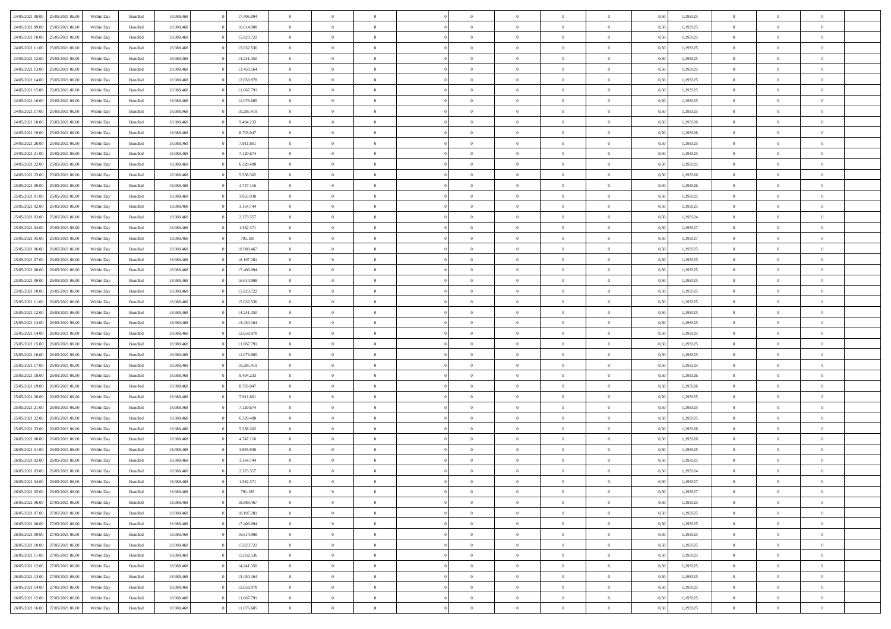| | | | | | | | | | | | | | | | | | | | | | |
|---|---|---|---|---|---|---|---|---|---|---|---|---|---|---|---|---|---|---|---|---|---|
| 24/05/2021 08:00 | 25/05/2021 06:00 | Within Day | Bundled | 18.988.468 | 0 | 17.406.094 | 0 | 0 | 0 | | 0 | 0 | 0 | 0 | 0 | 0,50 | 1,193325 | 0 | 0 | 0 | |
| 24/05/2021 09:00 | 25/05/2021 06:00 | Within Day | Bundled | 18.988.468 | 0 | 16.614.908 | 0 | 0 | 0 | | 0 | 0 | 0 | 0 | 0 | 0,50 | 1,193325 | 0 | 0 | 0 | |
| 24/05/2021 10:00 | 25/05/2021 06:00 | Within Day | Bundled | 18.988.468 | 0 | 15.823.722 | 0 | 0 | 0 | | 0 | 0 | 0 | 0 | 0 | 0,50 | 1,193325 | 0 | 0 | 0 | |
| 24/05/2021 11:00 | 25/05/2021 06:00 | Within Day | Bundled | 18.988.468 | 0 | 15.032.536 | 0 | 0 | 0 | | 0 | 0 | 0 | 0 | 0 | 0,50 | 1,193325 | 0 | 0 | 0 | |
| 24/05/2021 12:00 | 25/05/2021 06:00 | Within Day | Bundled | 18.988.468 | 0 | 14.241.350 | 0 | 0 | 0 | | 0 | 0 | 0 | 0 | 0 | 0,50 | 1,193325 | 0 | 0 | 0 | |
| 24/05/2021 13:00 | 25/05/2021 06:00 | Within Day | Bundled | 18.988.468 | 0 | 13.450.164 | 0 | 0 | 0 | | 0 | 0 | 0 | 0 | 0 | 0,50 | 1,193325 | 0 | 0 | 0 | |
| 24/05/2021 14:00 | 25/05/2021 06:00 | Within Day | Bundled | 18.988.468 | 0 | 12.658.978 | 0 | 0 | 0 | | 0 | 0 | 0 | 0 | 0 | 0,50 | 1,193325 | 0 | 0 | 0 | |
| 24/05/2021 15:00 | 25/05/2021 06:00 | Within Day | Bundled | 18.988.468 | 0 | 11.867.791 | 0 | 0 | 0 | | 0 | 0 | 0 | 0 | 0 | 0,50 | 1,193325 | 0 | 0 | 0 | |
| 24/05/2021 16:00 | 25/05/2021 06:00 | Within Day | Bundled | 18.988.468 | 0 | 11.076.605 | 0 | 0 | 0 | | 0 | 0 | 0 | 0 | 0 | 0,50 | 1,193325 | 0 | 0 | 0 | |
| 24/05/2021 17:00 | 25/05/2021 06:00 | Within Day | Bundled | 18.988.468 | 0 | 10.285.419 | 0 | 0 | 0 | | 0 | 0 | 0 | 0 | 0 | 0,50 | 1,193325 | 0 | 0 | 0 | |
| 24/05/2021 18:00 | 25/05/2021 06:00 | Within Day | Bundled | 18.988.468 | 0 | 9.494.233 | 0 | 0 | 0 | | 0 | 0 | 0 | 0 | 0 | 0,50 | 1,193326 | 0 | 0 | 0 | |
| 24/05/2021 19:00 | 25/05/2021 06:00 | Within Day | Bundled | 18.988.468 | 0 | 8.703.047 | 0 | 0 | 0 | | 0 | 0 | 0 | 0 | 0 | 0,50 | 1,193326 | 0 | 0 | 0 | |
| 24/05/2021 20:00 | 25/05/2021 06:00 | Within Day | Bundled | 18.988.468 | 0 | 7.911.861 | 0 | 0 | 0 | | 0 | 0 | 0 | 0 | 0 | 0,50 | 1,193325 | 0 | 0 | 0 | |
| 24/05/2021 21:00 | 25/05/2021 06:00 | Within Day | Bundled | 18.988.468 | 0 | 7.120.674 | 0 | 0 | 0 | | 0 | 0 | 0 | 0 | 0 | 0,50 | 1,193325 | 0 | 0 | 0 | |
| 24/05/2021 22:00 | 25/05/2021 06:00 | Within Day | Bundled | 18.988.468 | 0 | 6.329.488 | 0 | 0 | 0 | | 0 | 0 | 0 | 0 | 0 | 0,50 | 1,193325 | 0 | 0 | 0 | |
| 24/05/2021 23:00 | 25/05/2021 06:00 | Within Day | Bundled | 18.988.468 | 0 | 5.538.302 | 0 | 0 | 0 | | 0 | 0 | 0 | 0 | 0 | 0,50 | 1,193326 | 0 | 0 | 0 | |
| 25/05/2021 00:00 | 25/05/2021 06:00 | Within Day | Bundled | 18.988.468 | 0 | 4.747.116 | 0 | 0 | 0 | | 0 | 0 | 0 | 0 | 0 | 0,50 | 1,193326 | 0 | 0 | 0 | |
| 25/05/2021 01:00 | 25/05/2021 06:00 | Within Day | Bundled | 18.988.468 | 0 | 3.955.930 | 0 | 0 | 0 | | 0 | 0 | 0 | 0 | 0 | 0,50 | 1,193325 | 0 | 0 | 0 | |
| 25/05/2021 02:00 | 25/05/2021 06:00 | Within Day | Bundled | 18.988.468 | 0 | 3.164.744 | 0 | 0 | 0 | | 0 | 0 | 0 | 0 | 0 | 0,50 | 1,193325 | 0 | 0 | 0 | |
| 25/05/2021 03:00 | 25/05/2021 06:00 | Within Day | Bundled | 18.988.468 | 0 | 2.373.557 | 0 | 0 | 0 | | 0 | 0 | 0 | 0 | 0 | 0,50 | 1,193324 | 0 | 0 | 0 | |
| 25/05/2021 04:00 | 25/05/2021 06:00 | Within Day | Bundled | 18.988.468 | 0 | 1.582.371 | 0 | 0 | 0 | | 0 | 0 | 0 | 0 | 0 | 0,50 | 1,193327 | 0 | 0 | 0 | |
| 25/05/2021 05:00 | 25/05/2021 06:00 | Within Day | Bundled | 18.988.468 | 0 | 791.185 | 0 | 0 | 0 | | 0 | 0 | 0 | 0 | 0 | 0,50 | 1,193327 | 0 | 0 | 0 | |
| 25/05/2021 06:00 | 26/05/2021 06:00 | Within Day | Bundled | 18.988.468 | 0 | 18.988.467 | 0 | 0 | 0 | | 0 | 0 | 0 | 0 | 0 | 0,50 | 1,193325 | 0 | 0 | 0 | |
| 25/05/2021 07:00 | 26/05/2021 06:00 | Within Day | Bundled | 18.988.468 | 0 | 18.197.281 | 0 | 0 | 0 | | 0 | 0 | 0 | 0 | 0 | 0,50 | 1,193325 | 0 | 0 | 0 | |
| 25/05/2021 08:00 | 26/05/2021 06:00 | Within Day | Bundled | 18.988.468 | 0 | 17.406.094 | 0 | 0 | 0 | | 0 | 0 | 0 | 0 | 0 | 0,50 | 1,193325 | 0 | 0 | 0 | |
| 25/05/2021 09:00 | 26/05/2021 06:00 | Within Day | Bundled | 18.988.468 | 0 | 16.614.908 | 0 | 0 | 0 | | 0 | 0 | 0 | 0 | 0 | 0,50 | 1,193325 | 0 | 0 | 0 | |
| 25/05/2021 10:00 | 26/05/2021 06:00 | Within Day | Bundled | 18.988.468 | 0 | 15.823.722 | 0 | 0 | 0 | | 0 | 0 | 0 | 0 | 0 | 0,50 | 1,193325 | 0 | 0 | 0 | |
| 25/05/2021 11:00 | 26/05/2021 06:00 | Within Day | Bundled | 18.988.468 | 0 | 15.032.536 | 0 | 0 | 0 | | 0 | 0 | 0 | 0 | 0 | 0,50 | 1,193325 | 0 | 0 | 0 | |
| 25/05/2021 12:00 | 26/05/2021 06:00 | Within Day | Bundled | 18.988.468 | 0 | 14.241.350 | 0 | 0 | 0 | | 0 | 0 | 0 | 0 | 0 | 0,50 | 1,193325 | 0 | 0 | 0 | |
| 25/05/2021 13:00 | 26/05/2021 06:00 | Within Day | Bundled | 18.988.468 | 0 | 13.450.164 | 0 | 0 | 0 | | 0 | 0 | 0 | 0 | 0 | 0,50 | 1,193325 | 0 | 0 | 0 | |
| 25/05/2021 14:00 | 26/05/2021 06:00 | Within Day | Bundled | 18.988.468 | 0 | 12.658.978 | 0 | 0 | 0 | | 0 | 0 | 0 | 0 | 0 | 0,50 | 1,193325 | 0 | 0 | 0 | |
| 25/05/2021 15:00 | 26/05/2021 06:00 | Within Day | Bundled | 18.988.468 | 0 | 11.867.791 | 0 | 0 | 0 | | 0 | 0 | 0 | 0 | 0 | 0,50 | 1,193325 | 0 | 0 | 0 | |
| 25/05/2021 16:00 | 26/05/2021 06:00 | Within Day | Bundled | 18.988.468 | 0 | 11.076.605 | 0 | 0 | 0 | | 0 | 0 | 0 | 0 | 0 | 0,50 | 1,193325 | 0 | 0 | 0 | |
| 25/05/2021 17:00 | 26/05/2021 06:00 | Within Day | Bundled | 18.988.468 | 0 | 10.285.419 | 0 | 0 | 0 | | 0 | 0 | 0 | 0 | 0 | 0,50 | 1,193325 | 0 | 0 | 0 | |
| 25/05/2021 18:00 | 26/05/2021 06:00 | Within Day | Bundled | 18.988.468 | 0 | 9.494.233 | 0 | 0 | 0 | | 0 | 0 | 0 | 0 | 0 | 0,50 | 1,193326 | 0 | 0 | 0 | |
| 25/05/2021 19:00 | 26/05/2021 06:00 | Within Day | Bundled | 18.988.468 | 0 | 8.703.047 | 0 | 0 | 0 | | 0 | 0 | 0 | 0 | 0 | 0,50 | 1,193326 | 0 | 0 | 0 | |
| 25/05/2021 20:00 | 26/05/2021 06:00 | Within Day | Bundled | 18.988.468 | 0 | 7.911.861 | 0 | 0 | 0 | | 0 | 0 | 0 | 0 | 0 | 0,50 | 1,193325 | 0 | 0 | 0 | |
| 25/05/2021 21:00 | 26/05/2021 06:00 | Within Day | Bundled | 18.988.468 | 0 | 7.120.674 | 0 | 0 | 0 | | 0 | 0 | 0 | 0 | 0 | 0,50 | 1,193325 | 0 | 0 | 0 | |
| 25/05/2021 22:00 | 26/05/2021 06:00 | Within Day | Bundled | 18.988.468 | 0 | 6.329.488 | 0 | 0 | 0 | | 0 | 0 | 0 | 0 | 0 | 0,50 | 1,193325 | 0 | 0 | 0 | |
| 25/05/2021 23:00 | 26/05/2021 06:00 | Within Day | Bundled | 18.988.468 | 0 | 5.538.302 | 0 | 0 | 0 | | 0 | 0 | 0 | 0 | 0 | 0,50 | 1,193326 | 0 | 0 | 0 | |
| 26/05/2021 00:00 | 26/05/2021 06:00 | Within Day | Bundled | 18.988.468 | 0 | 4.747.116 | 0 | 0 | 0 | | 0 | 0 | 0 | 0 | 0 | 0,50 | 1,193326 | 0 | 0 | 0 | |
| 26/05/2021 01:00 | 26/05/2021 06:00 | Within Day | Bundled | 18.988.468 | 0 | 3.955.930 | 0 | 0 | 0 | | 0 | 0 | 0 | 0 | 0 | 0,50 | 1,193325 | 0 | 0 | 0 | |
| 26/05/2021 02:00 | 26/05/2021 06:00 | Within Day | Bundled | 18.988.468 | 0 | 3.164.744 | 0 | 0 | 0 | | 0 | 0 | 0 | 0 | 0 | 0,50 | 1,193325 | 0 | 0 | 0 | |
| 26/05/2021 03:00 | 26/05/2021 06:00 | Within Day | Bundled | 18.988.468 | 0 | 2.373.557 | 0 | 0 | 0 | | 0 | 0 | 0 | 0 | 0 | 0,50 | 1,193324 | 0 | 0 | 0 | |
| 26/05/2021 04:00 | 26/05/2021 06:00 | Within Day | Bundled | 18.988.468 | 0 | 1.582.371 | 0 | 0 | 0 | | 0 | 0 | 0 | 0 | 0 | 0,50 | 1,193327 | 0 | 0 | 0 | |
| 26/05/2021 05:00 | 26/05/2021 06:00 | Within Day | Bundled | 18.988.468 | 0 | 791.185 | 0 | 0 | 0 | | 0 | 0 | 0 | 0 | 0 | 0,50 | 1,193327 | 0 | 0 | 0 | |
| 26/05/2021 06:00 | 27/05/2021 06:00 | Within Day | Bundled | 18.988.468 | 0 | 18.988.467 | 0 | 0 | 0 | | 0 | 0 | 0 | 0 | 0 | 0,50 | 1,193325 | 0 | 0 | 0 | |
| 26/05/2021 07:00 | 27/05/2021 06:00 | Within Day | Bundled | 18.988.468 | 0 | 18.197.281 | 0 | 0 | 0 | | 0 | 0 | 0 | 0 | 0 | 0,50 | 1,193325 | 0 | 0 | 0 | |
| 26/05/2021 08:00 | 27/05/2021 06:00 | Within Day | Bundled | 18.988.468 | 0 | 17.406.094 | 0 | 0 | 0 | | 0 | 0 | 0 | 0 | 0 | 0,50 | 1,193325 | 0 | 0 | 0 | |
| 26/05/2021 09:00 | 27/05/2021 06:00 | Within Day | Bundled | 18.988.468 | 0 | 16.614.908 | 0 | 0 | 0 | | 0 | 0 | 0 | 0 | 0 | 0,50 | 1,193325 | 0 | 0 | 0 | |
| 26/05/2021 10:00 | 27/05/2021 06:00 | Within Day | Bundled | 18.988.468 | 0 | 15.823.722 | 0 | 0 | 0 | | 0 | 0 | 0 | 0 | 0 | 0,50 | 1,193325 | 0 | 0 | 0 | |
| 26/05/2021 11:00 | 27/05/2021 06:00 | Within Day | Bundled | 18.988.468 | 0 | 15.032.536 | 0 | 0 | 0 | | 0 | 0 | 0 | 0 | 0 | 0,50 | 1,193325 | 0 | 0 | 0 | |
| 26/05/2021 12:00 | 27/05/2021 06:00 | Within Day | Bundled | 18.988.468 | 0 | 14.241.350 | 0 | 0 | 0 | | 0 | 0 | 0 | 0 | 0 | 0,50 | 1,193325 | 0 | 0 | 0 | |
| 26/05/2021 13:00 | 27/05/2021 06:00 | Within Day | Bundled | 18.988.468 | 0 | 13.450.164 | 0 | 0 | 0 | | 0 | 0 | 0 | 0 | 0 | 0,50 | 1,193325 | 0 | 0 | 0 | |
| 26/05/2021 14:00 | 27/05/2021 06:00 | Within Day | Bundled | 18.988.468 | 0 | 12.658.978 | 0 | 0 | 0 | | 0 | 0 | 0 | 0 | 0 | 0,50 | 1,193325 | 0 | 0 | 0 | |
| 26/05/2021 15:00 | 27/05/2021 06:00 | Within Day | Bundled | 18.988.468 | 0 | 11.867.791 | 0 | 0 | 0 | | 0 | 0 | 0 | 0 | 0 | 0,50 | 1,193325 | 0 | 0 | 0 | |
| 26/05/2021 16:00 | 27/05/2021 06:00 | Within Day | Bundled | 18.988.468 | 0 | 11.076.605 | 0 | 0 | 0 | | 0 | 0 | 0 | 0 | 0 | 0,50 | 1,193325 | 0 | 0 | 0 | |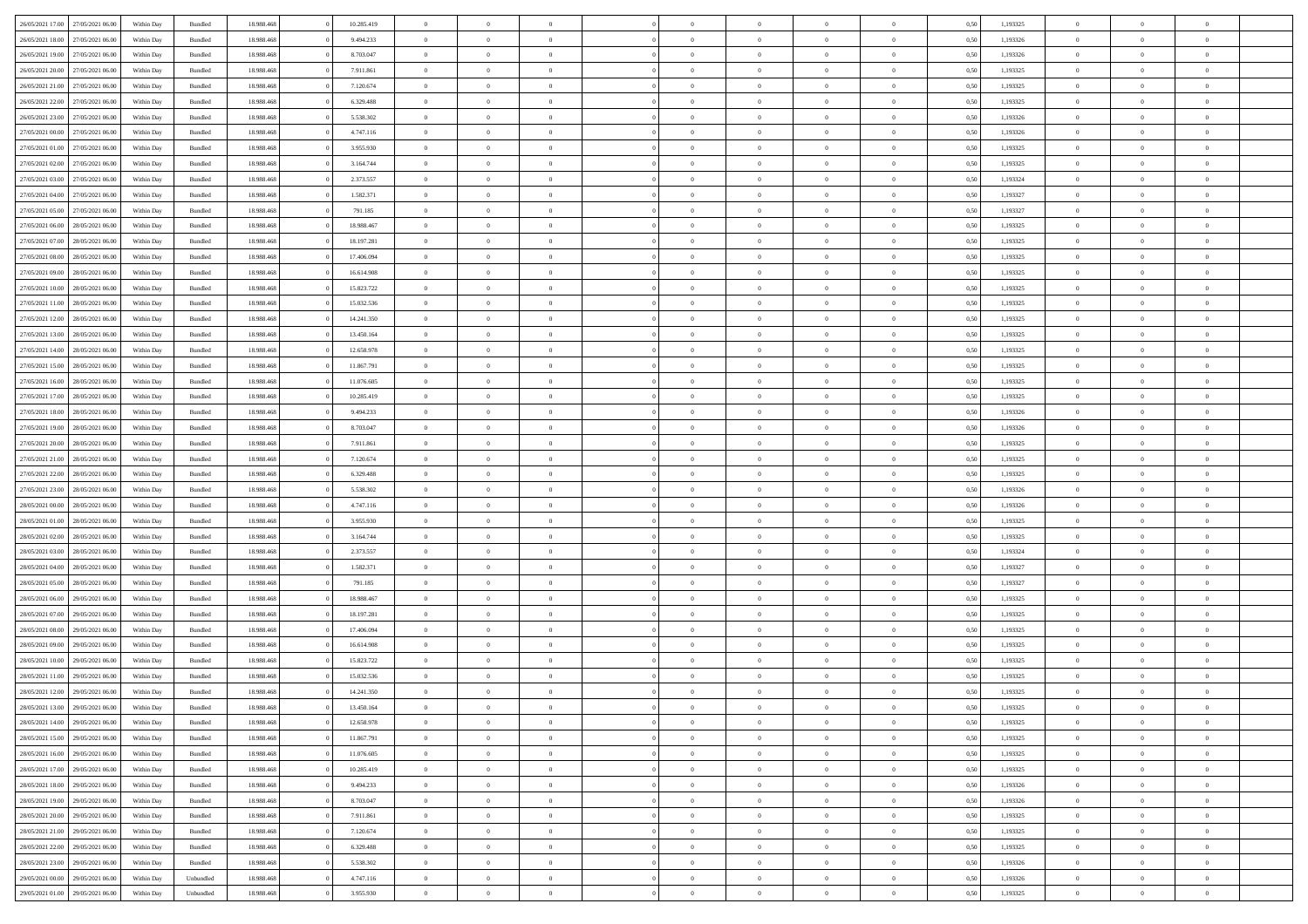| 26/05/2021 17:00 | 27/05/2021 06:00 | Within Day | Bundled | 18.988.468 | 0 | 10.285.419 | 0 | 0 | 0 | | 0 | 0 | 0 | 0 | 0,50 | 1,193325 | 0 | 0 | 0 | |
|---|---|---|---|---|---|---|---|---|---|---|---|---|---|---|---|---|---|---|---|---|
| 26/05/2021 18:00 | 27/05/2021 06:00 | Within Day | Bundled | 18.988.468 | 0 | 9.494.233 | 0 | 0 | 0 | | 0 | 0 | 0 | 0 | 0,50 | 1,193326 | 0 | 0 | 0 | |
| 26/05/2021 19:00 | 27/05/2021 06:00 | Within Day | Bundled | 18.988.468 | 0 | 8.703.047 | 0 | 0 | 0 | | 0 | 0 | 0 | 0 | 0,50 | 1,193326 | 0 | 0 | 0 | |
| 26/05/2021 20:00 | 27/05/2021 06:00 | Within Day | Bundled | 18.988.468 | 0 | 7.911.861 | 0 | 0 | 0 | | 0 | 0 | 0 | 0 | 0,50 | 1,193325 | 0 | 0 | 0 | |
| 26/05/2021 21:00 | 27/05/2021 06:00 | Within Day | Bundled | 18.988.468 | 0 | 7.120.674 | 0 | 0 | 0 | | 0 | 0 | 0 | 0 | 0,50 | 1,193325 | 0 | 0 | 0 | |
| 26/05/2021 22:00 | 27/05/2021 06:00 | Within Day | Bundled | 18.988.468 | 0 | 6.329.488 | 0 | 0 | 0 | | 0 | 0 | 0 | 0 | 0,50 | 1,193325 | 0 | 0 | 0 | |
| 26/05/2021 23:00 | 27/05/2021 06:00 | Within Day | Bundled | 18.988.468 | 0 | 5.538.302 | 0 | 0 | 0 | | 0 | 0 | 0 | 0 | 0,50 | 1,193326 | 0 | 0 | 0 | |
| 27/05/2021 00:00 | 27/05/2021 06:00 | Within Day | Bundled | 18.988.468 | 0 | 4.747.116 | 0 | 0 | 0 | | 0 | 0 | 0 | 0 | 0,50 | 1,193326 | 0 | 0 | 0 | |
| 27/05/2021 01:00 | 27/05/2021 06:00 | Within Day | Bundled | 18.988.468 | 0 | 3.955.930 | 0 | 0 | 0 | | 0 | 0 | 0 | 0 | 0,50 | 1,193325 | 0 | 0 | 0 | |
| 27/05/2021 02:00 | 27/05/2021 06:00 | Within Day | Bundled | 18.988.468 | 0 | 3.164.744 | 0 | 0 | 0 | | 0 | 0 | 0 | 0 | 0,50 | 1,193325 | 0 | 0 | 0 | |
| 27/05/2021 03:00 | 27/05/2021 06:00 | Within Day | Bundled | 18.988.468 | 0 | 2.373.557 | 0 | 0 | 0 | | 0 | 0 | 0 | 0 | 0,50 | 1,193324 | 0 | 0 | 0 | |
| 27/05/2021 04:00 | 27/05/2021 06:00 | Within Day | Bundled | 18.988.468 | 0 | 1.582.371 | 0 | 0 | 0 | | 0 | 0 | 0 | 0 | 0,50 | 1,193327 | 0 | 0 | 0 | |
| 27/05/2021 05:00 | 27/05/2021 06:00 | Within Day | Bundled | 18.988.468 | 0 | 791.185 | 0 | 0 | 0 | | 0 | 0 | 0 | 0 | 0,50 | 1,193327 | 0 | 0 | 0 | |
| 27/05/2021 06:00 | 28/05/2021 06:00 | Within Day | Bundled | 18.988.468 | 0 | 18.988.467 | 0 | 0 | 0 | | 0 | 0 | 0 | 0 | 0,50 | 1,193325 | 0 | 0 | 0 | |
| 27/05/2021 07:00 | 28/05/2021 06:00 | Within Day | Bundled | 18.988.468 | 0 | 18.197.281 | 0 | 0 | 0 | | 0 | 0 | 0 | 0 | 0,50 | 1,193325 | 0 | 0 | 0 | |
| 27/05/2021 08:00 | 28/05/2021 06:00 | Within Day | Bundled | 18.988.468 | 0 | 17.406.094 | 0 | 0 | 0 | | 0 | 0 | 0 | 0 | 0,50 | 1,193325 | 0 | 0 | 0 | |
| 27/05/2021 09:00 | 28/05/2021 06:00 | Within Day | Bundled | 18.988.468 | 0 | 16.614.908 | 0 | 0 | 0 | | 0 | 0 | 0 | 0 | 0,50 | 1,193325 | 0 | 0 | 0 | |
| 27/05/2021 10:00 | 28/05/2021 06:00 | Within Day | Bundled | 18.988.468 | 0 | 15.823.722 | 0 | 0 | 0 | | 0 | 0 | 0 | 0 | 0,50 | 1,193325 | 0 | 0 | 0 | |
| 27/05/2021 11:00 | 28/05/2021 06:00 | Within Day | Bundled | 18.988.468 | 0 | 15.032.536 | 0 | 0 | 0 | | 0 | 0 | 0 | 0 | 0,50 | 1,193325 | 0 | 0 | 0 | |
| 27/05/2021 12:00 | 28/05/2021 06:00 | Within Day | Bundled | 18.988.468 | 0 | 14.241.350 | 0 | 0 | 0 | | 0 | 0 | 0 | 0 | 0,50 | 1,193325 | 0 | 0 | 0 | |
| 27/05/2021 13:00 | 28/05/2021 06:00 | Within Day | Bundled | 18.988.468 | 0 | 13.450.164 | 0 | 0 | 0 | | 0 | 0 | 0 | 0 | 0,50 | 1,193325 | 0 | 0 | 0 | |
| 27/05/2021 14:00 | 28/05/2021 06:00 | Within Day | Bundled | 18.988.468 | 0 | 12.658.978 | 0 | 0 | 0 | | 0 | 0 | 0 | 0 | 0,50 | 1,193325 | 0 | 0 | 0 | |
| 27/05/2021 15:00 | 28/05/2021 06:00 | Within Day | Bundled | 18.988.468 | 0 | 11.867.791 | 0 | 0 | 0 | | 0 | 0 | 0 | 0 | 0,50 | 1,193325 | 0 | 0 | 0 | |
| 27/05/2021 16:00 | 28/05/2021 06:00 | Within Day | Bundled | 18.988.468 | 0 | 11.076.605 | 0 | 0 | 0 | | 0 | 0 | 0 | 0 | 0,50 | 1,193325 | 0 | 0 | 0 | |
| 27/05/2021 17:00 | 28/05/2021 06:00 | Within Day | Bundled | 18.988.468 | 0 | 10.285.419 | 0 | 0 | 0 | | 0 | 0 | 0 | 0 | 0,50 | 1,193325 | 0 | 0 | 0 | |
| 27/05/2021 18:00 | 28/05/2021 06:00 | Within Day | Bundled | 18.988.468 | 0 | 9.494.233 | 0 | 0 | 0 | | 0 | 0 | 0 | 0 | 0,50 | 1,193326 | 0 | 0 | 0 | |
| 27/05/2021 19:00 | 28/05/2021 06:00 | Within Day | Bundled | 18.988.468 | 0 | 8.703.047 | 0 | 0 | 0 | | 0 | 0 | 0 | 0 | 0,50 | 1,193326 | 0 | 0 | 0 | |
| 27/05/2021 20:00 | 28/05/2021 06:00 | Within Day | Bundled | 18.988.468 | 0 | 7.911.861 | 0 | 0 | 0 | | 0 | 0 | 0 | 0 | 0,50 | 1,193325 | 0 | 0 | 0 | |
| 27/05/2021 21:00 | 28/05/2021 06:00 | Within Day | Bundled | 18.988.468 | 0 | 7.120.674 | 0 | 0 | 0 | | 0 | 0 | 0 | 0 | 0,50 | 1,193325 | 0 | 0 | 0 | |
| 27/05/2021 22:00 | 28/05/2021 06:00 | Within Day | Bundled | 18.988.468 | 0 | 6.329.488 | 0 | 0 | 0 | | 0 | 0 | 0 | 0 | 0,50 | 1,193325 | 0 | 0 | 0 | |
| 27/05/2021 23:00 | 28/05/2021 06:00 | Within Day | Bundled | 18.988.468 | 0 | 5.538.302 | 0 | 0 | 0 | | 0 | 0 | 0 | 0 | 0,50 | 1,193326 | 0 | 0 | 0 | |
| 28/05/2021 00:00 | 28/05/2021 06:00 | Within Day | Bundled | 18.988.468 | 0 | 4.747.116 | 0 | 0 | 0 | | 0 | 0 | 0 | 0 | 0,50 | 1,193326 | 0 | 0 | 0 | |
| 28/05/2021 01:00 | 28/05/2021 06:00 | Within Day | Bundled | 18.988.468 | 0 | 3.955.930 | 0 | 0 | 0 | | 0 | 0 | 0 | 0 | 0,50 | 1,193325 | 0 | 0 | 0 | |
| 28/05/2021 02:00 | 28/05/2021 06:00 | Within Day | Bundled | 18.988.468 | 0 | 3.164.744 | 0 | 0 | 0 | | 0 | 0 | 0 | 0 | 0,50 | 1,193325 | 0 | 0 | 0 | |
| 28/05/2021 03:00 | 28/05/2021 06:00 | Within Day | Bundled | 18.988.468 | 0 | 2.373.557 | 0 | 0 | 0 | | 0 | 0 | 0 | 0 | 0,50 | 1,193324 | 0 | 0 | 0 | |
| 28/05/2021 04:00 | 28/05/2021 06:00 | Within Day | Bundled | 18.988.468 | 0 | 1.582.371 | 0 | 0 | 0 | | 0 | 0 | 0 | 0 | 0,50 | 1,193327 | 0 | 0 | 0 | |
| 28/05/2021 05:00 | 28/05/2021 06:00 | Within Day | Bundled | 18.988.468 | 0 | 791.185 | 0 | 0 | 0 | | 0 | 0 | 0 | 0 | 0,50 | 1,193327 | 0 | 0 | 0 | |
| 28/05/2021 06:00 | 29/05/2021 06:00 | Within Day | Bundled | 18.988.468 | 0 | 18.988.467 | 0 | 0 | 0 | | 0 | 0 | 0 | 0 | 0,50 | 1,193325 | 0 | 0 | 0 | |
| 28/05/2021 07:00 | 29/05/2021 06:00 | Within Day | Bundled | 18.988.468 | 0 | 18.197.281 | 0 | 0 | 0 | | 0 | 0 | 0 | 0 | 0,50 | 1,193325 | 0 | 0 | 0 | |
| 28/05/2021 08:00 | 29/05/2021 06:00 | Within Day | Bundled | 18.988.468 | 0 | 17.406.094 | 0 | 0 | 0 | | 0 | 0 | 0 | 0 | 0,50 | 1,193325 | 0 | 0 | 0 | |
| 28/05/2021 09:00 | 29/05/2021 06:00 | Within Day | Bundled | 18.988.468 | 0 | 16.614.908 | 0 | 0 | 0 | | 0 | 0 | 0 | 0 | 0,50 | 1,193325 | 0 | 0 | 0 | |
| 28/05/2021 10:00 | 29/05/2021 06:00 | Within Day | Bundled | 18.988.468 | 0 | 15.823.722 | 0 | 0 | 0 | | 0 | 0 | 0 | 0 | 0,50 | 1,193325 | 0 | 0 | 0 | |
| 28/05/2021 11:00 | 29/05/2021 06:00 | Within Day | Bundled | 18.988.468 | 0 | 15.032.536 | 0 | 0 | 0 | | 0 | 0 | 0 | 0 | 0,50 | 1,193325 | 0 | 0 | 0 | |
| 28/05/2021 12:00 | 29/05/2021 06:00 | Within Day | Bundled | 18.988.468 | 0 | 14.241.350 | 0 | 0 | 0 | | 0 | 0 | 0 | 0 | 0,50 | 1,193325 | 0 | 0 | 0 | |
| 28/05/2021 13:00 | 29/05/2021 06:00 | Within Day | Bundled | 18.988.468 | 0 | 13.450.164 | 0 | 0 | 0 | | 0 | 0 | 0 | 0 | 0,50 | 1,193325 | 0 | 0 | 0 | |
| 28/05/2021 14:00 | 29/05/2021 06:00 | Within Day | Bundled | 18.988.468 | 0 | 12.658.978 | 0 | 0 | 0 | | 0 | 0 | 0 | 0 | 0,50 | 1,193325 | 0 | 0 | 0 | |
| 28/05/2021 15:00 | 29/05/2021 06:00 | Within Day | Bundled | 18.988.468 | 0 | 11.867.791 | 0 | 0 | 0 | | 0 | 0 | 0 | 0 | 0,50 | 1,193325 | 0 | 0 | 0 | |
| 28/05/2021 16:00 | 29/05/2021 06:00 | Within Day | Bundled | 18.988.468 | 0 | 11.076.605 | 0 | 0 | 0 | | 0 | 0 | 0 | 0 | 0,50 | 1,193325 | 0 | 0 | 0 | |
| 28/05/2021 17:00 | 29/05/2021 06:00 | Within Day | Bundled | 18.988.468 | 0 | 10.285.419 | 0 | 0 | 0 | | 0 | 0 | 0 | 0 | 0,50 | 1,193325 | 0 | 0 | 0 | |
| 28/05/2021 18:00 | 29/05/2021 06:00 | Within Day | Bundled | 18.988.468 | 0 | 9.494.233 | 0 | 0 | 0 | | 0 | 0 | 0 | 0 | 0,50 | 1,193326 | 0 | 0 | 0 | |
| 28/05/2021 19:00 | 29/05/2021 06:00 | Within Day | Bundled | 18.988.468 | 0 | 8.703.047 | 0 | 0 | 0 | | 0 | 0 | 0 | 0 | 0,50 | 1,193326 | 0 | 0 | 0 | |
| 28/05/2021 20:00 | 29/05/2021 06:00 | Within Day | Bundled | 18.988.468 | 0 | 7.911.861 | 0 | 0 | 0 | | 0 | 0 | 0 | 0 | 0,50 | 1,193325 | 0 | 0 | 0 | |
| 28/05/2021 21:00 | 29/05/2021 06:00 | Within Day | Bundled | 18.988.468 | 0 | 7.120.674 | 0 | 0 | 0 | | 0 | 0 | 0 | 0 | 0,50 | 1,193325 | 0 | 0 | 0 | |
| 28/05/2021 22:00 | 29/05/2021 06:00 | Within Day | Bundled | 18.988.468 | 0 | 6.329.488 | 0 | 0 | 0 | | 0 | 0 | 0 | 0 | 0,50 | 1,193325 | 0 | 0 | 0 | |
| 28/05/2021 23:00 | 29/05/2021 06:00 | Within Day | Bundled | 18.988.468 | 0 | 5.538.302 | 0 | 0 | 0 | | 0 | 0 | 0 | 0 | 0,50 | 1,193326 | 0 | 0 | 0 | |
| 29/05/2021 00:00 | 29/05/2021 06:00 | Within Day | Unbundled | 18.988.468 | 0 | 4.747.116 | 0 | 0 | 0 | | 0 | 0 | 0 | 0 | 0,50 | 1,193326 | 0 | 0 | 0 | |
| 29/05/2021 01:00 | 29/05/2021 06:00 | Within Day | Unbundled | 18.988.468 | 0 | 3.955.930 | 0 | 0 | 0 | | 0 | 0 | 0 | 0 | 0,50 | 1,193325 | 0 | 0 | 0 | |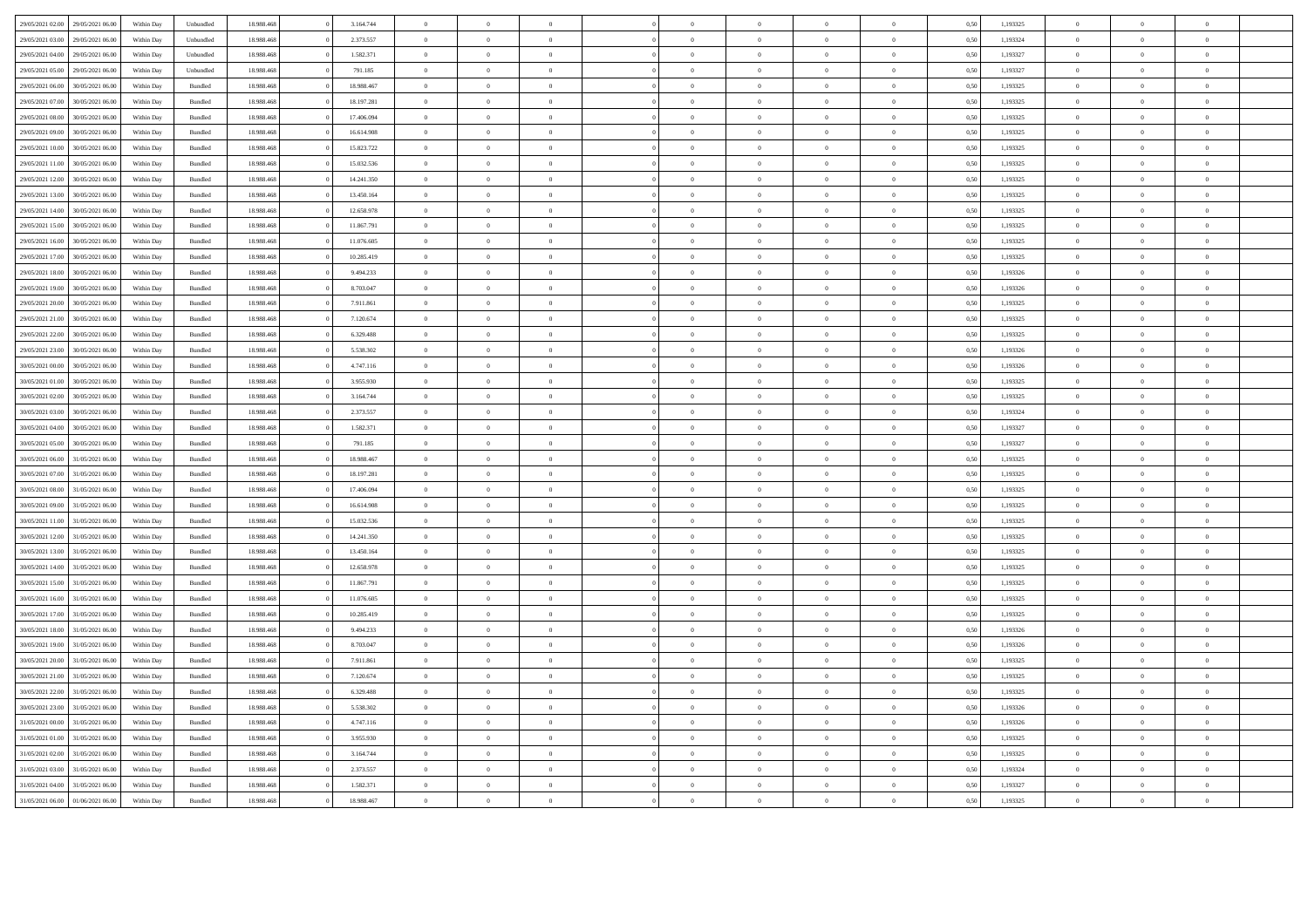| | | | | | | | | | | | | | | | | | | | | | | |
|---|---|---|---|---|---|---|---|---|---|---|---|---|---|---|---|---|---|---|---|---|---|---|
| 29/05/2021 02:00 | 29/05/2021 06:00 | Within Day | Unbundled | 18.988.468 | 0 | 3.164.744 | 0 | 0 | 0 | | 0 | 0 | 0 | 0 | 0 | 0,50 | 1,193325 | 0 | 0 | 0 | |
| 29/05/2021 03:00 | 29/05/2021 06:00 | Within Day | Unbundled | 18.988.468 | 0 | 2.373.557 | 0 | 0 | 0 | | 0 | 0 | 0 | 0 | 0 | 0,50 | 1,193324 | 0 | 0 | 0 | |
| 29/05/2021 04:00 | 29/05/2021 06:00 | Within Day | Unbundled | 18.988.468 | 0 | 1.582.371 | 0 | 0 | 0 | | 0 | 0 | 0 | 0 | 0 | 0,50 | 1,193327 | 0 | 0 | 0 | |
| 29/05/2021 05:00 | 29/05/2021 06:00 | Within Day | Unbundled | 18.988.468 | 0 | 791.185 | 0 | 0 | 0 | | 0 | 0 | 0 | 0 | 0 | 0,50 | 1,193327 | 0 | 0 | 0 | |
| 29/05/2021 06:00 | 30/05/2021 06:00 | Within Day | Bundled | 18.988.468 | 0 | 18.988.467 | 0 | 0 | 0 | | 0 | 0 | 0 | 0 | 0 | 0,50 | 1,193325 | 0 | 0 | 0 | |
| 29/05/2021 07:00 | 30/05/2021 06:00 | Within Day | Bundled | 18.988.468 | 0 | 18.197.281 | 0 | 0 | 0 | | 0 | 0 | 0 | 0 | 0 | 0,50 | 1,193325 | 0 | 0 | 0 | |
| 29/05/2021 08:00 | 30/05/2021 06:00 | Within Day | Bundled | 18.988.468 | 0 | 17.406.094 | 0 | 0 | 0 | | 0 | 0 | 0 | 0 | 0 | 0,50 | 1,193325 | 0 | 0 | 0 | |
| 29/05/2021 09:00 | 30/05/2021 06:00 | Within Day | Bundled | 18.988.468 | 0 | 16.614.908 | 0 | 0 | 0 | | 0 | 0 | 0 | 0 | 0 | 0,50 | 1,193325 | 0 | 0 | 0 | |
| 29/05/2021 10:00 | 30/05/2021 06:00 | Within Day | Bundled | 18.988.468 | 0 | 15.823.722 | 0 | 0 | 0 | | 0 | 0 | 0 | 0 | 0 | 0,50 | 1,193325 | 0 | 0 | 0 | |
| 29/05/2021 11:00 | 30/05/2021 06:00 | Within Day | Bundled | 18.988.468 | 0 | 15.032.536 | 0 | 0 | 0 | | 0 | 0 | 0 | 0 | 0 | 0,50 | 1,193325 | 0 | 0 | 0 | |
| 29/05/2021 12:00 | 30/05/2021 06:00 | Within Day | Bundled | 18.988.468 | 0 | 14.241.350 | 0 | 0 | 0 | | 0 | 0 | 0 | 0 | 0 | 0,50 | 1,193325 | 0 | 0 | 0 | |
| 29/05/2021 13:00 | 30/05/2021 06:00 | Within Day | Bundled | 18.988.468 | 0 | 13.450.164 | 0 | 0 | 0 | | 0 | 0 | 0 | 0 | 0 | 0,50 | 1,193325 | 0 | 0 | 0 | |
| 29/05/2021 14:00 | 30/05/2021 06:00 | Within Day | Bundled | 18.988.468 | 0 | 12.658.978 | 0 | 0 | 0 | | 0 | 0 | 0 | 0 | 0 | 0,50 | 1,193325 | 0 | 0 | 0 | |
| 29/05/2021 15:00 | 30/05/2021 06:00 | Within Day | Bundled | 18.988.468 | 0 | 11.867.791 | 0 | 0 | 0 | | 0 | 0 | 0 | 0 | 0 | 0,50 | 1,193325 | 0 | 0 | 0 | |
| 29/05/2021 16:00 | 30/05/2021 06:00 | Within Day | Bundled | 18.988.468 | 0 | 11.076.605 | 0 | 0 | 0 | | 0 | 0 | 0 | 0 | 0 | 0,50 | 1,193325 | 0 | 0 | 0 | |
| 29/05/2021 17:00 | 30/05/2021 06:00 | Within Day | Bundled | 18.988.468 | 0 | 10.285.419 | 0 | 0 | 0 | | 0 | 0 | 0 | 0 | 0 | 0,50 | 1,193325 | 0 | 0 | 0 | |
| 29/05/2021 18:00 | 30/05/2021 06:00 | Within Day | Bundled | 18.988.468 | 0 | 9.494.233 | 0 | 0 | 0 | | 0 | 0 | 0 | 0 | 0 | 0,50 | 1,193326 | 0 | 0 | 0 | |
| 29/05/2021 19:00 | 30/05/2021 06:00 | Within Day | Bundled | 18.988.468 | 0 | 8.703.047 | 0 | 0 | 0 | | 0 | 0 | 0 | 0 | 0 | 0,50 | 1,193326 | 0 | 0 | 0 | |
| 29/05/2021 20:00 | 30/05/2021 06:00 | Within Day | Bundled | 18.988.468 | 0 | 7.911.861 | 0 | 0 | 0 | | 0 | 0 | 0 | 0 | 0 | 0,50 | 1,193325 | 0 | 0 | 0 | |
| 29/05/2021 21:00 | 30/05/2021 06:00 | Within Day | Bundled | 18.988.468 | 0 | 7.120.674 | 0 | 0 | 0 | | 0 | 0 | 0 | 0 | 0 | 0,50 | 1,193325 | 0 | 0 | 0 | |
| 29/05/2021 22:00 | 30/05/2021 06:00 | Within Day | Bundled | 18.988.468 | 0 | 6.329.488 | 0 | 0 | 0 | | 0 | 0 | 0 | 0 | 0 | 0,50 | 1,193325 | 0 | 0 | 0 | |
| 29/05/2021 23:00 | 30/05/2021 06:00 | Within Day | Bundled | 18.988.468 | 0 | 5.538.302 | 0 | 0 | 0 | | 0 | 0 | 0 | 0 | 0 | 0,50 | 1,193326 | 0 | 0 | 0 | |
| 30/05/2021 00:00 | 30/05/2021 06:00 | Within Day | Bundled | 18.988.468 | 0 | 4.747.116 | 0 | 0 | 0 | | 0 | 0 | 0 | 0 | 0 | 0,50 | 1,193326 | 0 | 0 | 0 | |
| 30/05/2021 01:00 | 30/05/2021 06:00 | Within Day | Bundled | 18.988.468 | 0 | 3.955.930 | 0 | 0 | 0 | | 0 | 0 | 0 | 0 | 0 | 0,50 | 1,193325 | 0 | 0 | 0 | |
| 30/05/2021 02:00 | 30/05/2021 06:00 | Within Day | Bundled | 18.988.468 | 0 | 3.164.744 | 0 | 0 | 0 | | 0 | 0 | 0 | 0 | 0 | 0,50 | 1,193325 | 0 | 0 | 0 | |
| 30/05/2021 03:00 | 30/05/2021 06:00 | Within Day | Bundled | 18.988.468 | 0 | 2.373.557 | 0 | 0 | 0 | | 0 | 0 | 0 | 0 | 0 | 0,50 | 1,193324 | 0 | 0 | 0 | |
| 30/05/2021 04:00 | 30/05/2021 06:00 | Within Day | Bundled | 18.988.468 | 0 | 1.582.371 | 0 | 0 | 0 | | 0 | 0 | 0 | 0 | 0 | 0,50 | 1,193327 | 0 | 0 | 0 | |
| 30/05/2021 05:00 | 30/05/2021 06:00 | Within Day | Bundled | 18.988.468 | 0 | 791.185 | 0 | 0 | 0 | | 0 | 0 | 0 | 0 | 0 | 0,50 | 1,193327 | 0 | 0 | 0 | |
| 30/05/2021 06:00 | 31/05/2021 06:00 | Within Day | Bundled | 18.988.468 | 0 | 18.988.467 | 0 | 0 | 0 | | 0 | 0 | 0 | 0 | 0 | 0,50 | 1,193325 | 0 | 0 | 0 | |
| 30/05/2021 07:00 | 31/05/2021 06:00 | Within Day | Bundled | 18.988.468 | 0 | 18.197.281 | 0 | 0 | 0 | | 0 | 0 | 0 | 0 | 0 | 0,50 | 1,193325 | 0 | 0 | 0 | |
| 30/05/2021 08:00 | 31/05/2021 06:00 | Within Day | Bundled | 18.988.468 | 0 | 17.406.094 | 0 | 0 | 0 | | 0 | 0 | 0 | 0 | 0 | 0,50 | 1,193325 | 0 | 0 | 0 | |
| 30/05/2021 09:00 | 31/05/2021 06:00 | Within Day | Bundled | 18.988.468 | 0 | 16.614.908 | 0 | 0 | 0 | | 0 | 0 | 0 | 0 | 0 | 0,50 | 1,193325 | 0 | 0 | 0 | |
| 30/05/2021 11:00 | 31/05/2021 06:00 | Within Day | Bundled | 18.988.468 | 0 | 15.032.536 | 0 | 0 | 0 | | 0 | 0 | 0 | 0 | 0 | 0,50 | 1,193325 | 0 | 0 | 0 | |
| 30/05/2021 12:00 | 31/05/2021 06:00 | Within Day | Bundled | 18.988.468 | 0 | 14.241.350 | 0 | 0 | 0 | | 0 | 0 | 0 | 0 | 0 | 0,50 | 1,193325 | 0 | 0 | 0 | |
| 30/05/2021 13:00 | 31/05/2021 06:00 | Within Day | Bundled | 18.988.468 | 0 | 13.450.164 | 0 | 0 | 0 | | 0 | 0 | 0 | 0 | 0 | 0,50 | 1,193325 | 0 | 0 | 0 | |
| 30/05/2021 14:00 | 31/05/2021 06:00 | Within Day | Bundled | 18.988.468 | 0 | 12.658.978 | 0 | 0 | 0 | | 0 | 0 | 0 | 0 | 0 | 0,50 | 1,193325 | 0 | 0 | 0 | |
| 30/05/2021 15:00 | 31/05/2021 06:00 | Within Day | Bundled | 18.988.468 | 0 | 11.867.791 | 0 | 0 | 0 | | 0 | 0 | 0 | 0 | 0 | 0,50 | 1,193325 | 0 | 0 | 0 | |
| 30/05/2021 16:00 | 31/05/2021 06:00 | Within Day | Bundled | 18.988.468 | 0 | 11.076.605 | 0 | 0 | 0 | | 0 | 0 | 0 | 0 | 0 | 0,50 | 1,193325 | 0 | 0 | 0 | |
| 30/05/2021 17:00 | 31/05/2021 06:00 | Within Day | Bundled | 18.988.468 | 0 | 10.285.419 | 0 | 0 | 0 | | 0 | 0 | 0 | 0 | 0 | 0,50 | 1,193325 | 0 | 0 | 0 | |
| 30/05/2021 18:00 | 31/05/2021 06:00 | Within Day | Bundled | 18.988.468 | 0 | 9.494.233 | 0 | 0 | 0 | | 0 | 0 | 0 | 0 | 0 | 0,50 | 1,193326 | 0 | 0 | 0 | |
| 30/05/2021 19:00 | 31/05/2021 06:00 | Within Day | Bundled | 18.988.468 | 0 | 8.703.047 | 0 | 0 | 0 | | 0 | 0 | 0 | 0 | 0 | 0,50 | 1,193326 | 0 | 0 | 0 | |
| 30/05/2021 20:00 | 31/05/2021 06:00 | Within Day | Bundled | 18.988.468 | 0 | 7.911.861 | 0 | 0 | 0 | | 0 | 0 | 0 | 0 | 0 | 0,50 | 1,193325 | 0 | 0 | 0 | |
| 30/05/2021 21:00 | 31/05/2021 06:00 | Within Day | Bundled | 18.988.468 | 0 | 7.120.674 | 0 | 0 | 0 | | 0 | 0 | 0 | 0 | 0 | 0,50 | 1,193325 | 0 | 0 | 0 | |
| 30/05/2021 22:00 | 31/05/2021 06:00 | Within Day | Bundled | 18.988.468 | 0 | 6.329.488 | 0 | 0 | 0 | | 0 | 0 | 0 | 0 | 0 | 0,50 | 1,193325 | 0 | 0 | 0 | |
| 30/05/2021 23:00 | 31/05/2021 06:00 | Within Day | Bundled | 18.988.468 | 0 | 5.538.302 | 0 | 0 | 0 | | 0 | 0 | 0 | 0 | 0 | 0,50 | 1,193326 | 0 | 0 | 0 | |
| 31/05/2021 00:00 | 31/05/2021 06:00 | Within Day | Bundled | 18.988.468 | 0 | 4.747.116 | 0 | 0 | 0 | | 0 | 0 | 0 | 0 | 0 | 0,50 | 1,193326 | 0 | 0 | 0 | |
| 31/05/2021 01:00 | 31/05/2021 06:00 | Within Day | Bundled | 18.988.468 | 0 | 3.955.930 | 0 | 0 | 0 | | 0 | 0 | 0 | 0 | 0 | 0,50 | 1,193325 | 0 | 0 | 0 | |
| 31/05/2021 02:00 | 31/05/2021 06:00 | Within Day | Bundled | 18.988.468 | 0 | 3.164.744 | 0 | 0 | 0 | | 0 | 0 | 0 | 0 | 0 | 0,50 | 1,193325 | 0 | 0 | 0 | |
| 31/05/2021 03:00 | 31/05/2021 06:00 | Within Day | Bundled | 18.988.468 | 0 | 2.373.557 | 0 | 0 | 0 | | 0 | 0 | 0 | 0 | 0 | 0,50 | 1,193324 | 0 | 0 | 0 | |
| 31/05/2021 04:00 | 31/05/2021 06:00 | Within Day | Bundled | 18.988.468 | 0 | 1.582.371 | 0 | 0 | 0 | | 0 | 0 | 0 | 0 | 0 | 0,50 | 1,193327 | 0 | 0 | 0 | |
| 31/05/2021 06:00 | 01/06/2021 06:00 | Within Day | Bundled | 18.988.468 | 0 | 18.988.467 | 0 | 0 | 0 | | 0 | 0 | 0 | 0 | 0 | 0,50 | 1,193325 | 0 | 0 | 0 | |